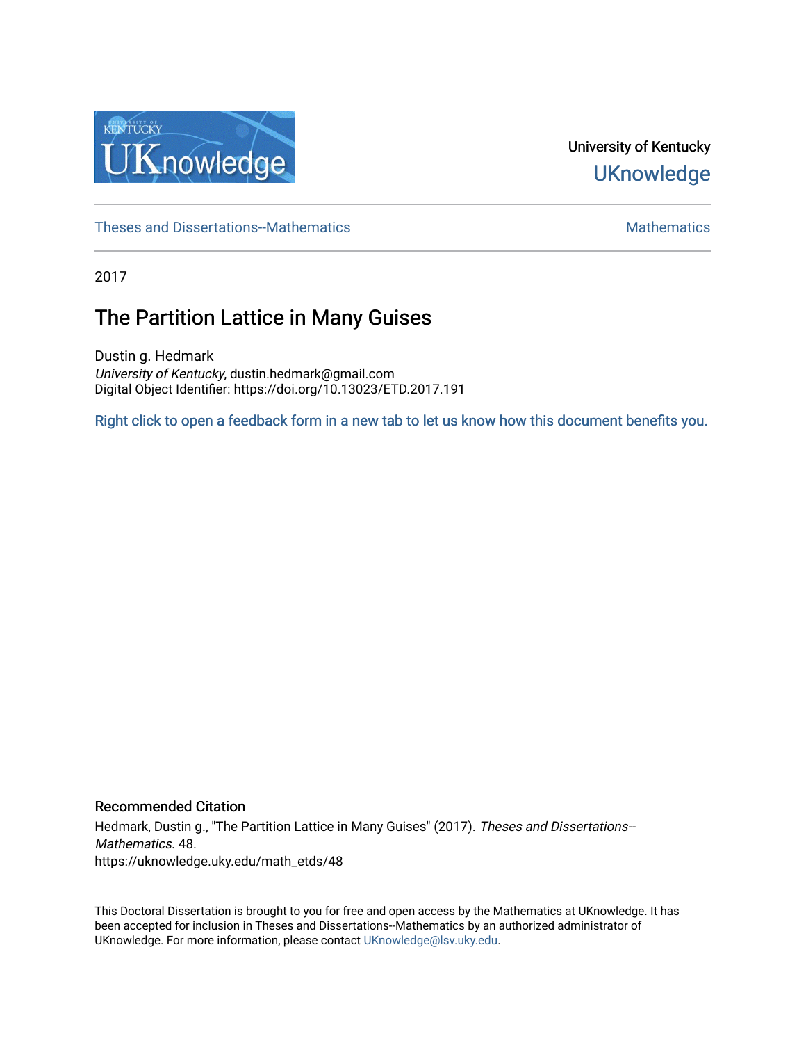University of Kentucky

UKnowledge

Theses and Dissertations--Mathematics

Mathematics

2017

# The Partition Lattice in Many Guises

Dustin g. Hedmark

*University of Kentucky*, dustin.hedmark@gmail.com

Digital Object Identifier: https://doi.org/10.13023/ETD.2017.191

Right click to open a feedback form in a new tab to let us know how this document benefits you.

## Recommended Citation

Hedmark, Dustin g., "The Partition Lattice in Many Guises" (2017). *Theses and Dissertations--Mathematics*. 48.
https://uknowledge.uky.edu/math_etds/48

This Doctoral Dissertation is brought to you for free and open access by the Mathematics at UKnowledge. It has been accepted for inclusion in Theses and Dissertations--Mathematics by an authorized administrator of UKnowledge. For more information, please contact UKnowledge@lsv.uky.edu.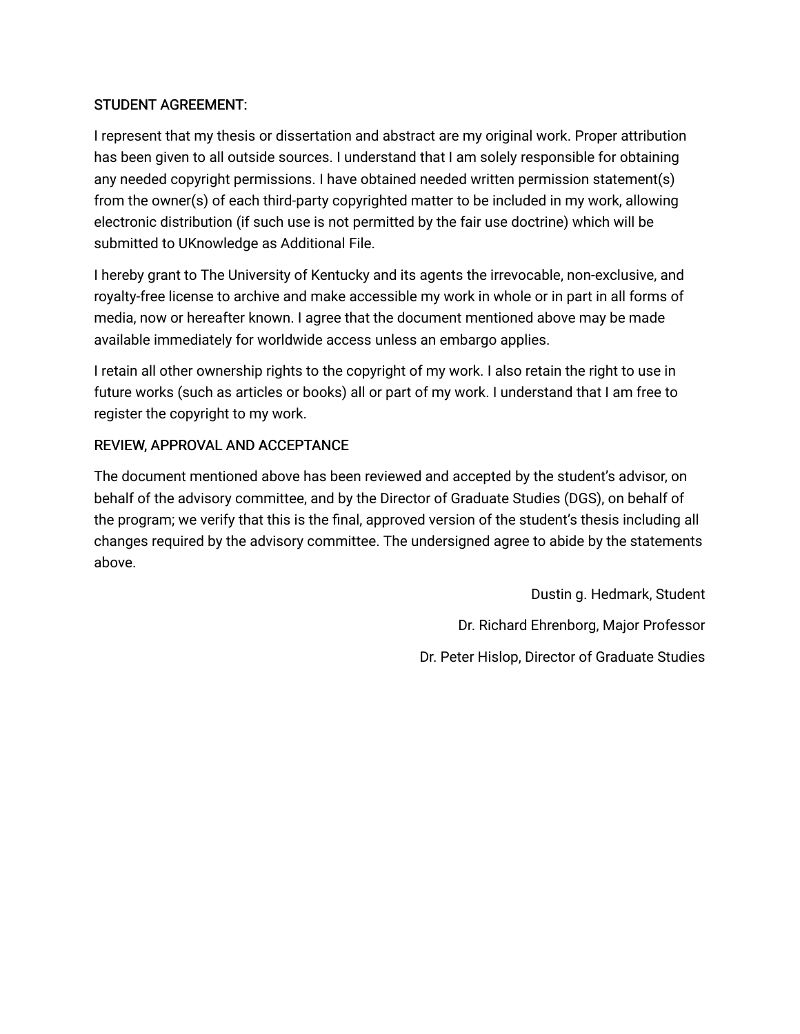STUDENT AGREEMENT:

I represent that my thesis or dissertation and abstract are my original work. Proper attribution has been given to all outside sources. I understand that I am solely responsible for obtaining any needed copyright permissions. I have obtained needed written permission statement(s) from the owner(s) of each third-party copyrighted matter to be included in my work, allowing electronic distribution (if such use is not permitted by the fair use doctrine) which will be submitted to UKnowledge as Additional File.

I hereby grant to The University of Kentucky and its agents the irrevocable, non-exclusive, and royalty-free license to archive and make accessible my work in whole or in part in all forms of media, now or hereafter known. I agree that the document mentioned above may be made available immediately for worldwide access unless an embargo applies.

I retain all other ownership rights to the copyright of my work. I also retain the right to use in future works (such as articles or books) all or part of my work. I understand that I am free to register the copyright to my work.

REVIEW, APPROVAL AND ACCEPTANCE

The document mentioned above has been reviewed and accepted by the student's advisor, on behalf of the advisory committee, and by the Director of Graduate Studies (DGS), on behalf of the program; we verify that this is the final, approved version of the student's thesis including all changes required by the advisory committee. The undersigned agree to abide by the statements above.

Dustin g. Hedmark, Student

Dr. Richard Ehrenborg, Major Professor

Dr. Peter Hislop, Director of Graduate Studies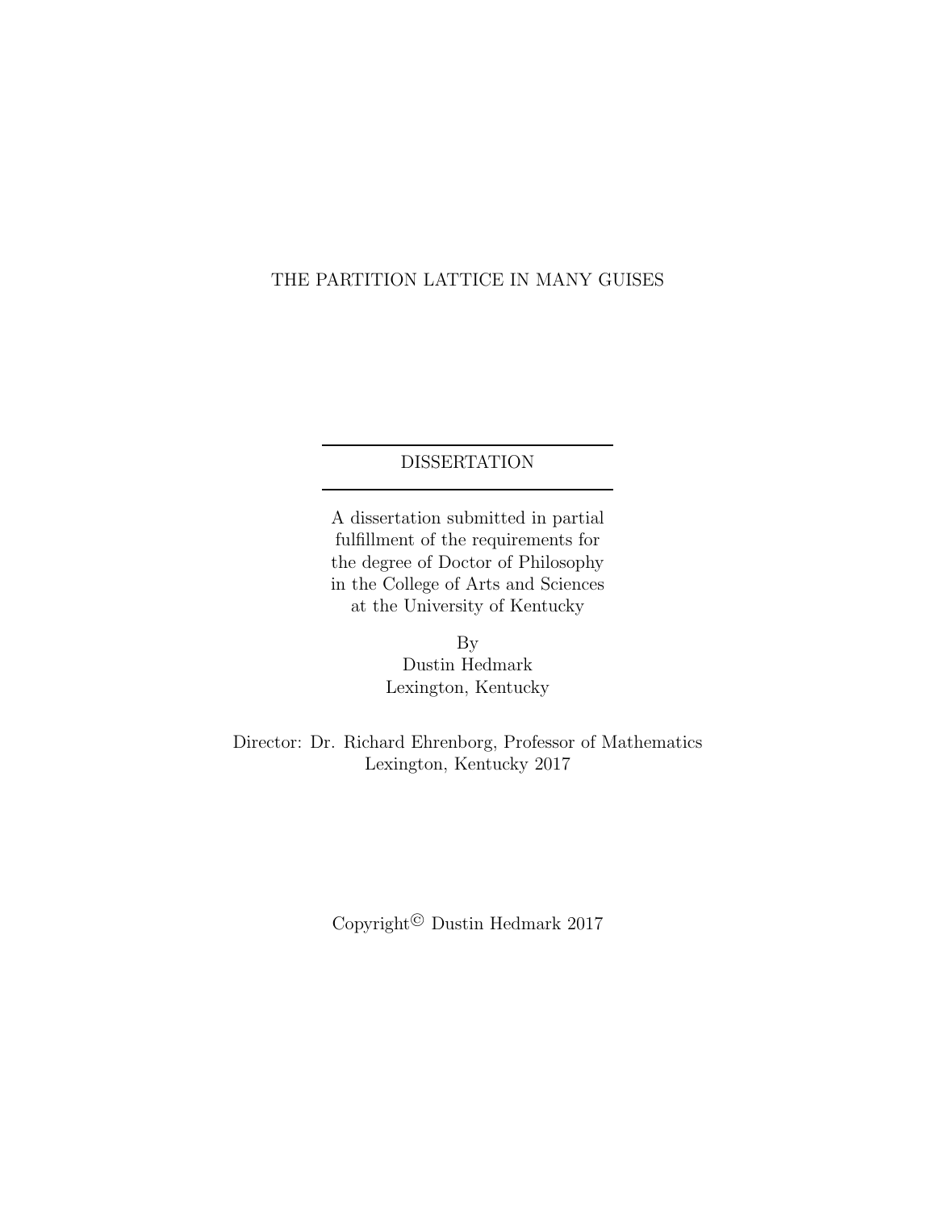THE PARTITION LATTICE IN MANY GUISES

---

DISSERTATION

---

A dissertation submitted in partial fulfillment of the requirements for the degree of Doctor of Philosophy in the College of Arts and Sciences at the University of Kentucky

By
Dustin Hedmark
Lexington, Kentucky

Director: Dr. Richard Ehrenborg, Professor of Mathematics
Lexington, Kentucky 2017

Copyright© Dustin Hedmark 2017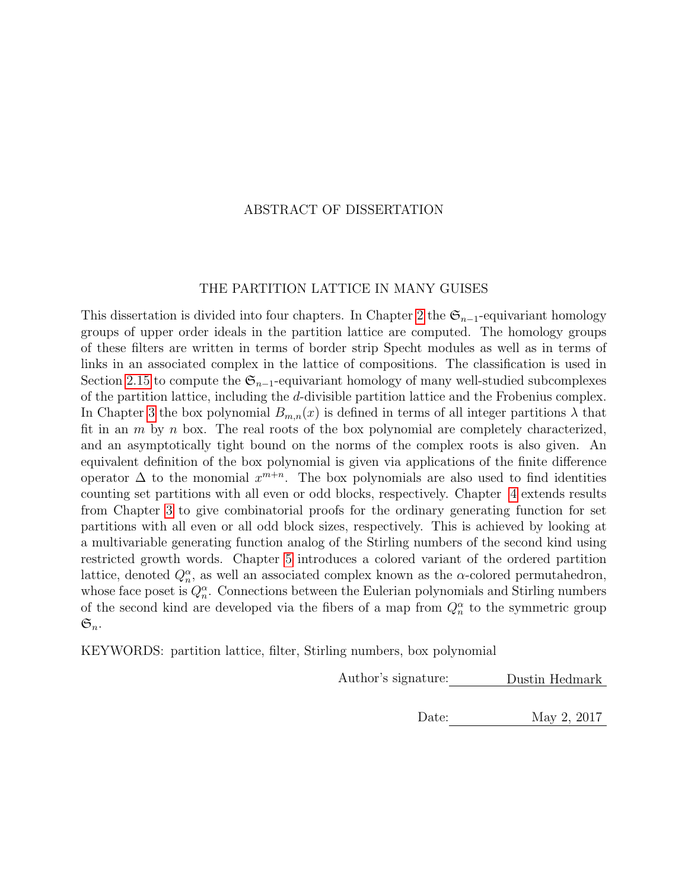# ABSTRACT OF DISSERTATION

## THE PARTITION LATTICE IN MANY GUISES

This dissertation is divided into four chapters. In Chapter 2 the $\mathfrak{S}_{n-1}$-equivariant homology groups of upper order ideals in the partition lattice are computed. The homology groups of these filters are written in terms of border strip Specht modules as well as in terms of links in an associated complex in the lattice of compositions. The classification is used in Section 2.15 to compute the $\mathfrak{S}_{n-1}$-equivariant homology of many well-studied subcomplexes of the partition lattice, including the $d$-divisible partition lattice and the Frobenius complex. In Chapter 3 the box polynomial $B_{m,n}(x)$ is defined in terms of all integer partitions $\lambda$ that fit in an $m$ by $n$ box. The real roots of the box polynomial are completely characterized, and an asymptotically tight bound on the norms of the complex roots is also given. An equivalent definition of the box polynomial is given via applications of the finite difference operator $\Delta$ to the monomial $x^{m+n}$. The box polynomials are also used to find identities counting set partitions with all even or odd blocks, respectively. Chapter 4 extends results from Chapter 3 to give combinatorial proofs for the ordinary generating function for set partitions with all even or all odd block sizes, respectively. This is achieved by looking at a multivariable generating function analog of the Stirling numbers of the second kind using restricted growth words. Chapter 5 introduces a colored variant of the ordered partition lattice, denoted $Q_n^\alpha$, as well an associated complex known as the $\alpha$-colored permutahedron, whose face poset is $Q_n^\alpha$. Connections between the Eulerian polynomials and Stirling numbers of the second kind are developed via the fibers of a map from $Q_n^\alpha$ to the symmetric group $\mathfrak{S}_n$.

KEYWORDS: partition lattice, filter, Stirling numbers, box polynomial

Author's signature: Dustin Hedmark

Date: May 2, 2017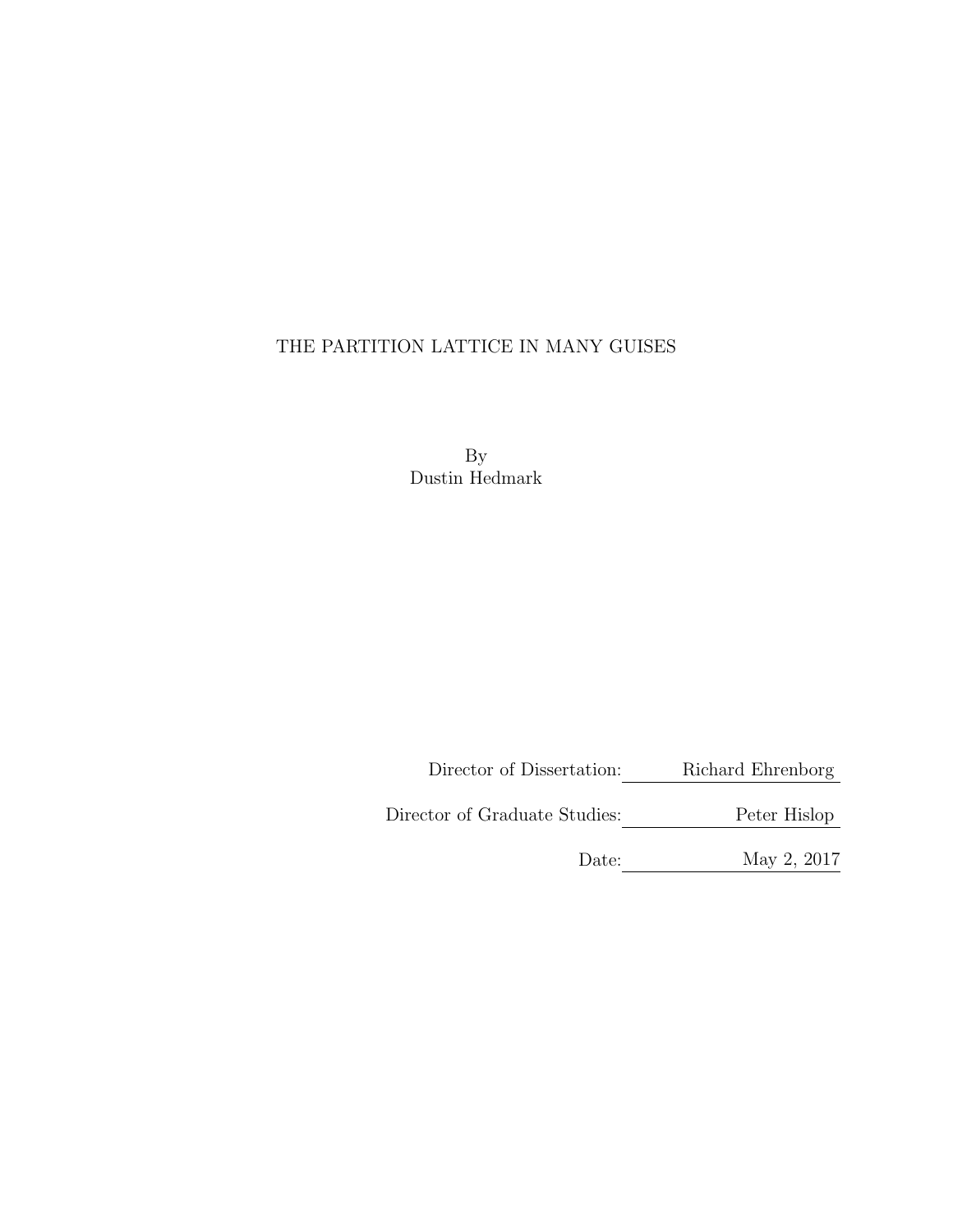THE PARTITION LATTICE IN MANY GUISES

By
Dustin Hedmark

Director of Dissertation: Richard Ehrenborg

Director of Graduate Studies: Peter Hislop

Date: May 2, 2017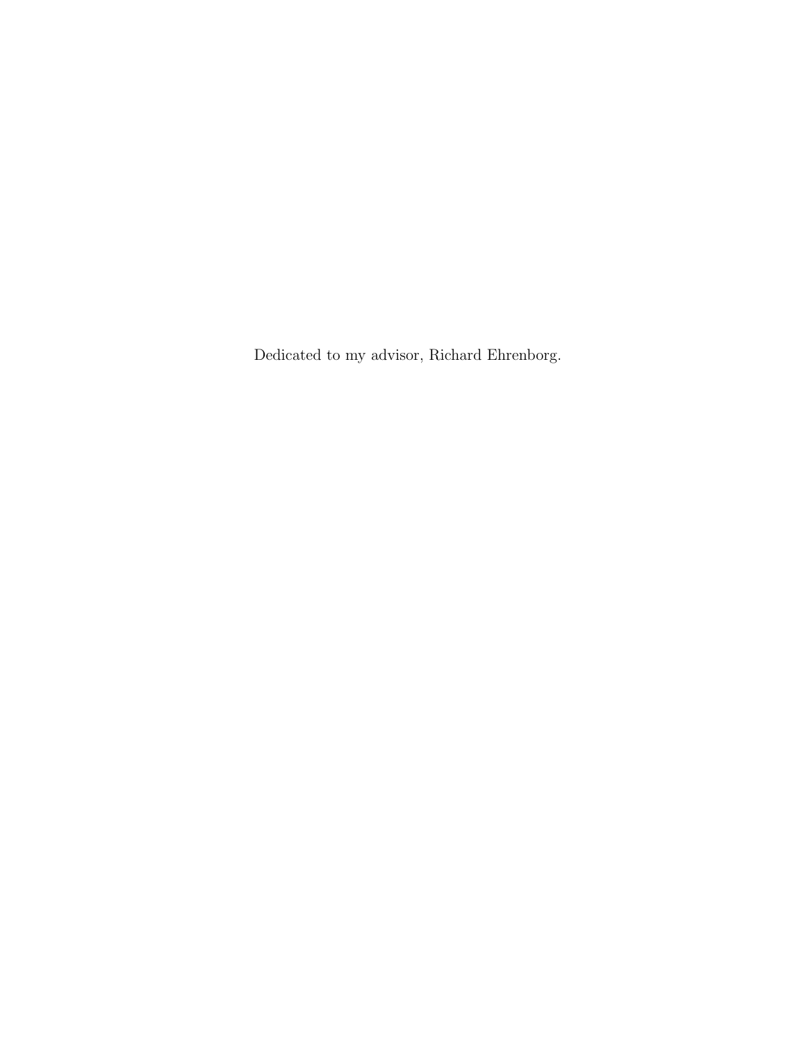Dedicated to my advisor, Richard Ehrenborg.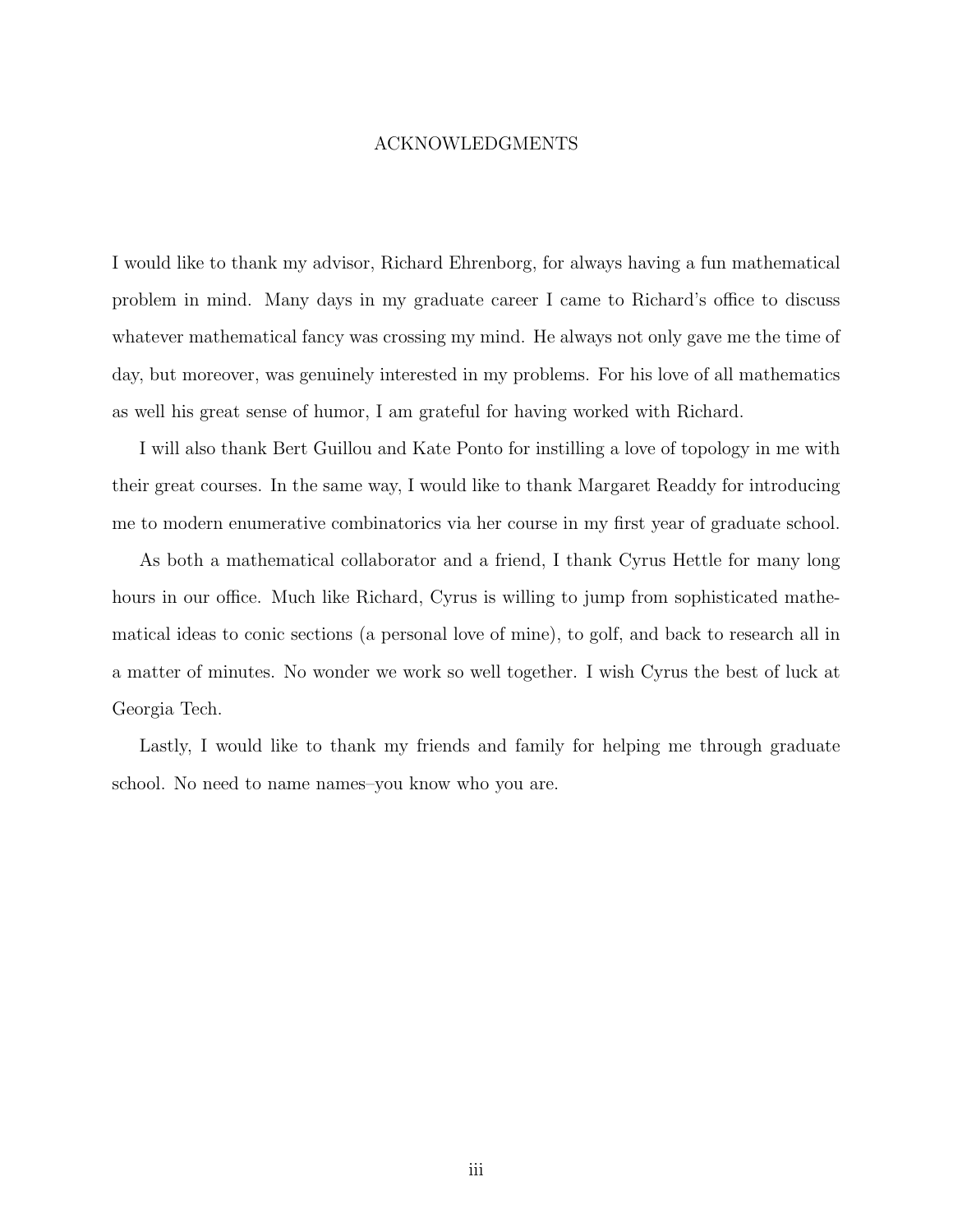# ACKNOWLEDGMENTS

I would like to thank my advisor, Richard Ehrenborg, for always having a fun mathematical problem in mind. Many days in my graduate career I came to Richard's office to discuss whatever mathematical fancy was crossing my mind. He always not only gave me the time of day, but moreover, was genuinely interested in my problems. For his love of all mathematics as well his great sense of humor, I am grateful for having worked with Richard.

I will also thank Bert Guillou and Kate Ponto for instilling a love of topology in me with their great courses. In the same way, I would like to thank Margaret Readdy for introducing me to modern enumerative combinatorics via her course in my first year of graduate school.

As both a mathematical collaborator and a friend, I thank Cyrus Hettle for many long hours in our office. Much like Richard, Cyrus is willing to jump from sophisticated mathematical ideas to conic sections (a personal love of mine), to golf, and back to research all in a matter of minutes. No wonder we work so well together. I wish Cyrus the best of luck at Georgia Tech.

Lastly, I would like to thank my friends and family for helping me through graduate school. No need to name names–you know who you are.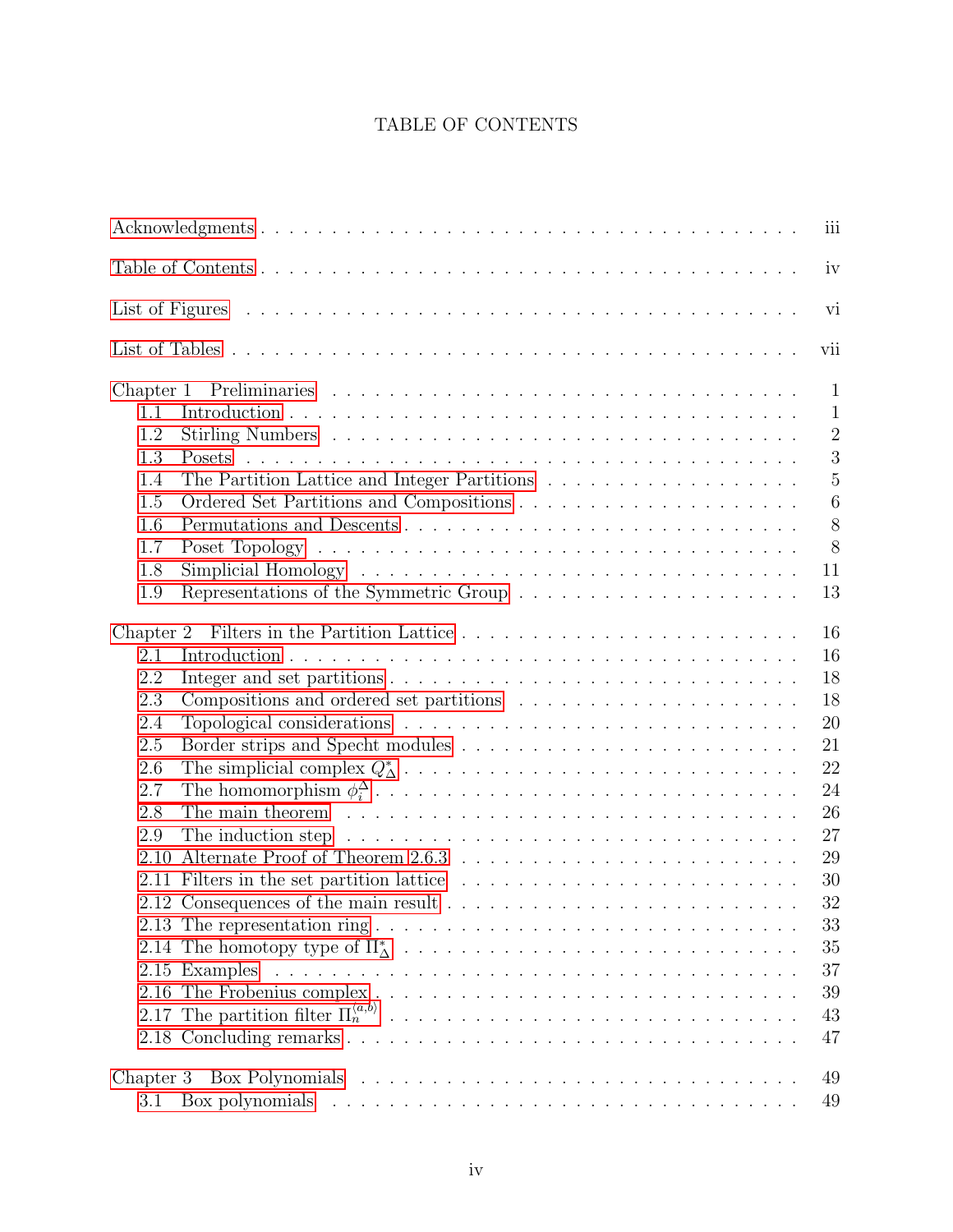# TABLE OF CONTENTS

Acknowledgments . . . . . . . . . . . . . . . . . . . . . . . . . . . . . . . . . iii

Table of Contents . . . . . . . . . . . . . . . . . . . . . . . . . . . . . . . . iv

List of Figures . . . . . . . . . . . . . . . . . . . . . . . . . . . . . . . . . vi

List of Tables . . . . . . . . . . . . . . . . . . . . . . . . . . . . . . . . . vii

Chapter 1 Preliminaries . . . . . . . . . . . . . . . . . . . . . . . . . . . . 1
- 1.1 Introduction . . . . . . . . . . . . . . . . . . . . . . . . . . . . . . 1
- 1.2 Stirling Numbers . . . . . . . . . . . . . . . . . . . . . . . . . . . . 2
- 1.3 Posets . . . . . . . . . . . . . . . . . . . . . . . . . . . . . . . . . 3
- 1.4 The Partition Lattice and Integer Partitions . . . . . . . . . . . . . . . 5
- 1.5 Ordered Set Partitions and Compositions . . . . . . . . . . . . . . . . . 6
- 1.6 Permutations and Descents . . . . . . . . . . . . . . . . . . . . . . . . 8
- 1.7 Poset Topology . . . . . . . . . . . . . . . . . . . . . . . . . . . . . . 8
- 1.8 Simplicial Homology . . . . . . . . . . . . . . . . . . . . . . . . . . . 11
- 1.9 Representations of the Symmetric Group . . . . . . . . . . . . . . . . . 13

Chapter 2 Filters in the Partition Lattice . . . . . . . . . . . . . . . . . . 16
- 2.1 Introduction . . . . . . . . . . . . . . . . . . . . . . . . . . . . . . 16
- 2.2 Integer and set partitions . . . . . . . . . . . . . . . . . . . . . . . . 18
- 2.3 Compositions and ordered set partitions . . . . . . . . . . . . . . . . . 18
- 2.4 Topological considerations . . . . . . . . . . . . . . . . . . . . . . . . 20
- 2.5 Border strips and Specht modules . . . . . . . . . . . . . . . . . . . . . 21
- 2.6 The simplicial complex $Q^*_\Delta$ . . . . . . . . . . . . . . . . . . . . 22
- 2.7 The homomorphism $\phi^\Delta_i$ . . . . . . . . . . . . . . . . . . . . . . 24
- 2.8 The main theorem . . . . . . . . . . . . . . . . . . . . . . . . . . . . . 26
- 2.9 The induction step . . . . . . . . . . . . . . . . . . . . . . . . . . . . 27
- 2.10 Alternate Proof of Theorem 2.6.3 . . . . . . . . . . . . . . . . . . . . 29
- 2.11 Filters in the set partition lattice . . . . . . . . . . . . . . . . . . . 30
- 2.12 Consequences of the main result . . . . . . . . . . . . . . . . . . . . . 32
- 2.13 The representation ring . . . . . . . . . . . . . . . . . . . . . . . . . 33
- 2.14 The homotopy type of $\Pi^*_\Delta$ . . . . . . . . . . . . . . . . . . . . 35
- 2.15 Examples . . . . . . . . . . . . . . . . . . . . . . . . . . . . . . . . . 37
- 2.16 The Frobenius complex . . . . . . . . . . . . . . . . . . . . . . . . . . 39
- 2.17 The partition filter $\Pi^{\langle a,b \rangle}_n$ . . . . . . . . . . . . . . . 43
- 2.18 Concluding remarks . . . . . . . . . . . . . . . . . . . . . . . . . . . . 47

Chapter 3 Box Polynomials . . . . . . . . . . . . . . . . . . . . . . . . . . . 49
- 3.1 Box polynomials . . . . . . . . . . . . . . . . . . . . . . . . . . . . . 49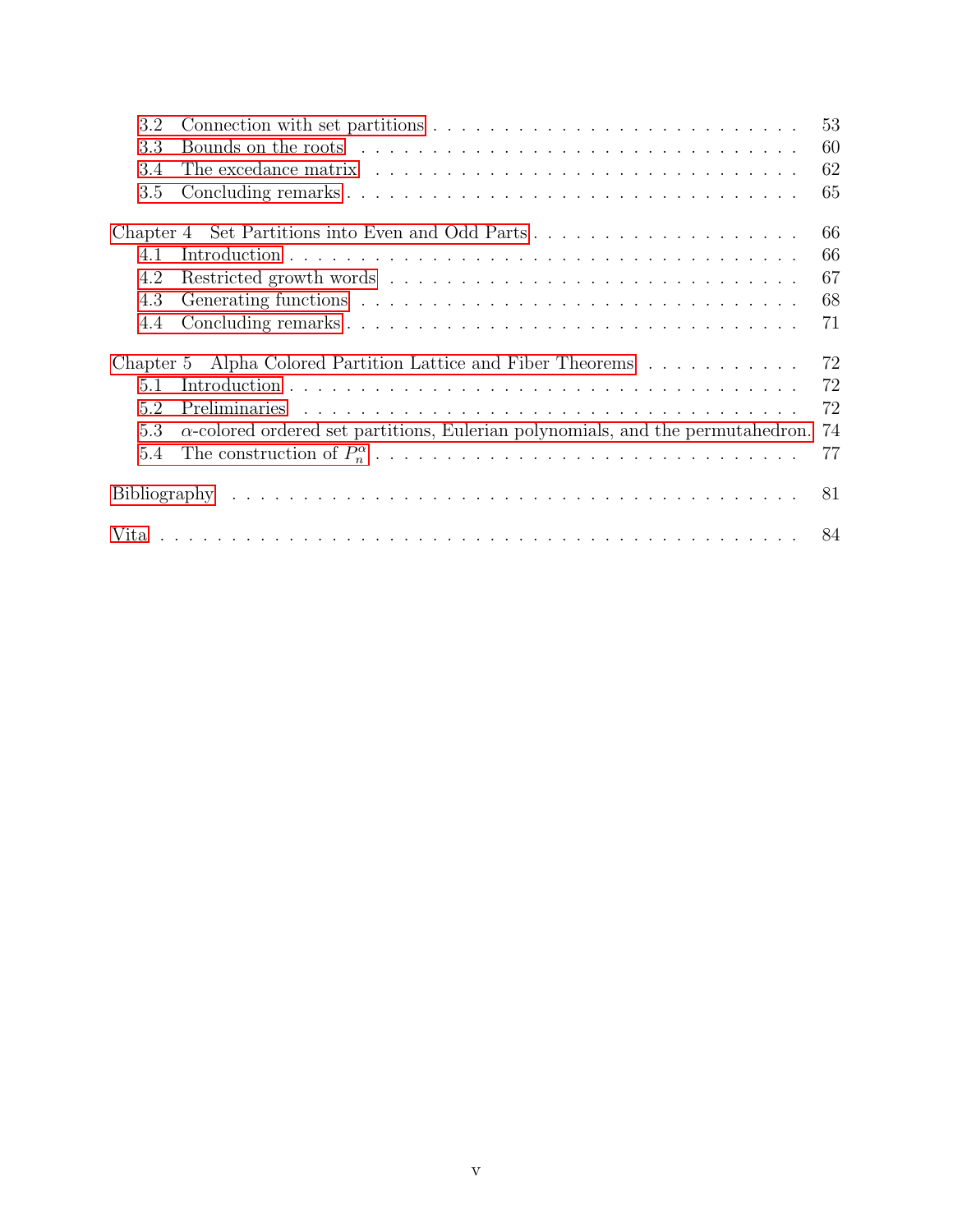3.2 Connection with set partitions . . . . . . . . . . . . . . . . . . . . . . . . . . 53
3.3 Bounds on the roots . . . . . . . . . . . . . . . . . . . . . . . . . . . . . . 60
3.4 The excedance matrix . . . . . . . . . . . . . . . . . . . . . . . . . . . . . 62
3.5 Concluding remarks . . . . . . . . . . . . . . . . . . . . . . . . . . . . . . 65

Chapter 4 Set Partitions into Even and Odd Parts . . . . . . . . . . . . . . . . . . 66
4.1 Introduction . . . . . . . . . . . . . . . . . . . . . . . . . . . . . . . . . . 66
4.2 Restricted growth words . . . . . . . . . . . . . . . . . . . . . . . . . . . . 67
4.3 Generating functions . . . . . . . . . . . . . . . . . . . . . . . . . . . . . . 68
4.4 Concluding remarks . . . . . . . . . . . . . . . . . . . . . . . . . . . . . . 71

Chapter 5 Alpha Colored Partition Lattice and Fiber Theorems . . . . . . . . . . . . 72
5.1 Introduction . . . . . . . . . . . . . . . . . . . . . . . . . . . . . . . . . . 72
5.2 Preliminaries . . . . . . . . . . . . . . . . . . . . . . . . . . . . . . . . . . 72
5.3 $\alpha$-colored ordered set partitions, Eulerian polynomials, and the permutahedron. 74
5.4 The construction of $P_n^\alpha$ . . . . . . . . . . . . . . . . . . . . . . . . . . . . 77

Bibliography . . . . . . . . . . . . . . . . . . . . . . . . . . . . . . . . . . . . 81

Vita . . . . . . . . . . . . . . . . . . . . . . . . . . . . . . . . . . . . . . . . 84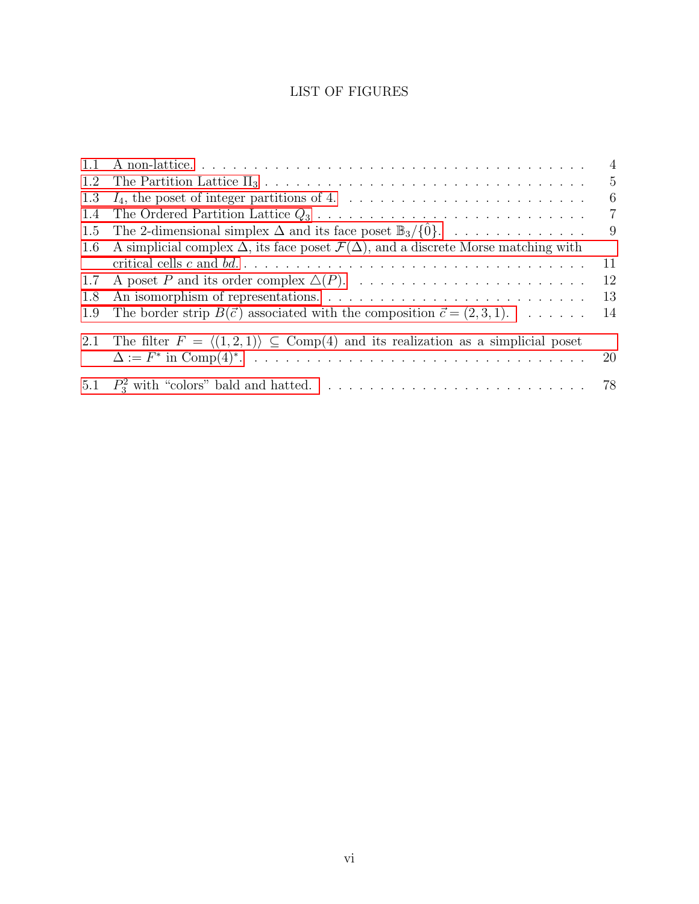# LIST OF FIGURES

1.1 A non-lattice. . . . . . . . . . . . . . . . . . . . . . . . . . . . . . . . . . . . . . . 4
1.2 The Partition Lattice $\Pi_3$ . . . . . . . . . . . . . . . . . . . . . . . . . . . . . . . . . . 5
1.3 $I_4$, the poset of integer partitions of 4. . . . . . . . . . . . . . . . . . . . . . . . . . 6
1.4 The Ordered Partition Lattice $Q_3$ . . . . . . . . . . . . . . . . . . . . . . . . . . . . 7
1.5 The 2-dimensional simplex $\Delta$ and its face poset $\mathbb{B}_3/\{\hat{0}\}$. . . . . . . . . . . . . . 9
1.6 A simplicial complex $\Delta$, its face poset $\mathcal{F}(\Delta)$, and a discrete Morse matching with critical cells $c$ and $bd$. . . . . . . . . . . . . . . . . . . . . . . . . . . . . . . . . . . 11
1.7 A poset $P$ and its order complex $\triangle(P)$. . . . . . . . . . . . . . . . . . . . . . . . 12
1.8 An isomorphism of representations. . . . . . . . . . . . . . . . . . . . . . . . . . . 13
1.9 The border strip $B(\vec{c})$ associated with the composition $\vec{c} = (2, 3, 1)$. . . . . . . 14

2.1 The filter $F = \langle(1, 2, 1)\rangle \subseteq \text{Comp}(4)$ and its realization as a simplicial poset $\Delta := F^*$ in $\text{Comp}(4)^*$. . . . . . . . . . . . . . . . . . . . . . . . . . . . . . . . . 20

5.1 $P_3^2$ with "colors" bald and hatted. . . . . . . . . . . . . . . . . . . . . . . . . . . 78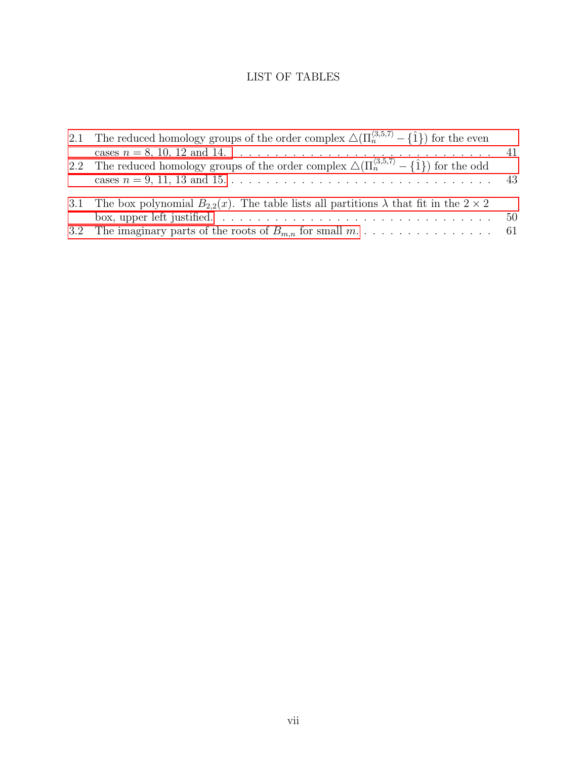# LIST OF TABLES

2.1 The reduced homology groups of the order complex $\triangle(\Pi_n^{\langle 3,5,7\rangle} - \{\hat{1}\})$ for the even cases $n = 8$, 10, 12 and 14. . . . . . . . . . . . . . . . . . . . . . . . . . . . . . . . . 41

2.2 The reduced homology groups of the order complex $\triangle(\Pi_n^{\langle 3,5,7\rangle} - \{\hat{1}\})$ for the odd cases $n = 9$, 11, 13 and 15. . . . . . . . . . . . . . . . . . . . . . . . . . . . . . . . . 43

3.1 The box polynomial $B_{2,2}(x)$. The table lists all partitions $\lambda$ that fit in the $2 \times 2$ box, upper left justified. . . . . . . . . . . . . . . . . . . . . . . . . . . . . . . . . . 50

3.2 The imaginary parts of the roots of $B_{m,n}$ for small $m$. . . . . . . . . . . . . . . . . 61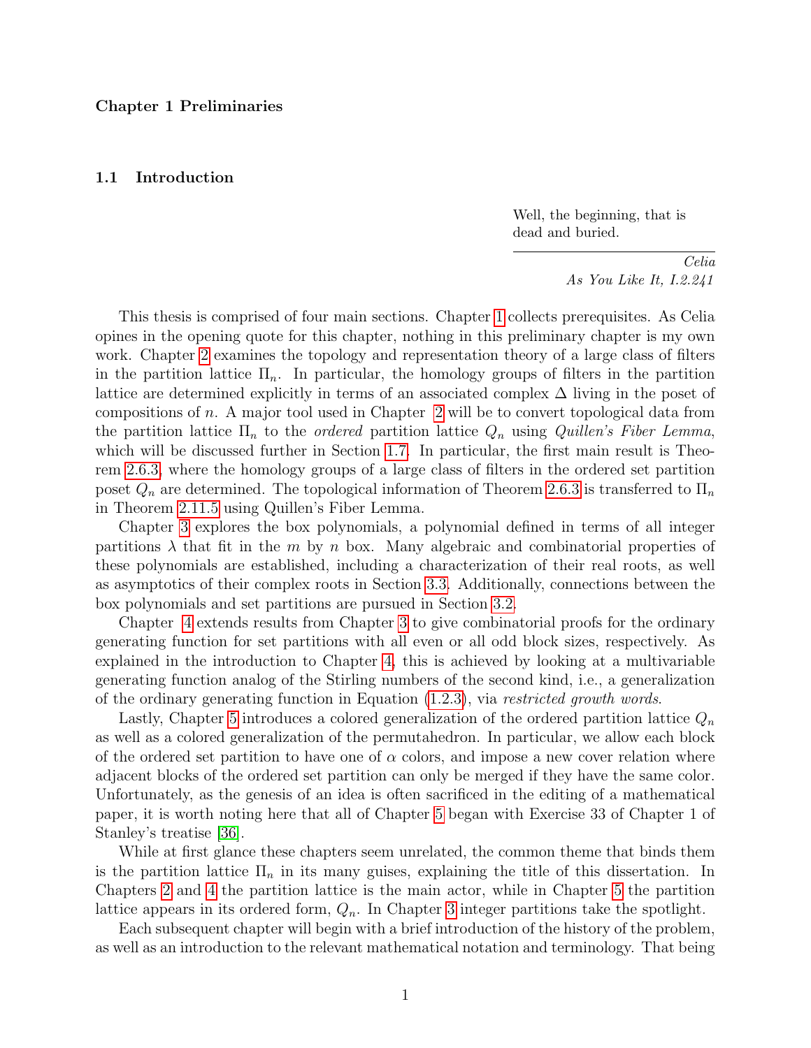# Chapter 1 Preliminaries

## 1.1 Introduction

> Well, the beginning, that is dead and buried.
>
> *Celia*
> *As You Like It, I.2.241*

This thesis is comprised of four main sections. Chapter 1 collects prerequisites. As Celia opines in the opening quote for this chapter, nothing in this preliminary chapter is my own work. Chapter 2 examines the topology and representation theory of a large class of filters in the partition lattice $\Pi_n$. In particular, the homology groups of filters in the partition lattice are determined explicitly in terms of an associated complex $\Delta$ living in the poset of compositions of $n$. A major tool used in Chapter 2 will be to convert topological data from the partition lattice $\Pi_n$ to the *ordered* partition lattice $Q_n$ using *Quillen's Fiber Lemma*, which will be discussed further in Section 1.7. In particular, the first main result is Theorem 2.6.3, where the homology groups of a large class of filters in the ordered set partition poset $Q_n$ are determined. The topological information of Theorem 2.6.3 is transferred to $\Pi_n$ in Theorem 2.11.5 using Quillen's Fiber Lemma.

Chapter 3 explores the box polynomials, a polynomial defined in terms of all integer partitions $\lambda$ that fit in the $m$ by $n$ box. Many algebraic and combinatorial properties of these polynomials are established, including a characterization of their real roots, as well as asymptotics of their complex roots in Section 3.3. Additionally, connections between the box polynomials and set partitions are pursued in Section 3.2.

Chapter 4 extends results from Chapter 3 to give combinatorial proofs for the ordinary generating function for set partitions with all even or all odd block sizes, respectively. As explained in the introduction to Chapter 4, this is achieved by looking at a multivariable generating function analog of the Stirling numbers of the second kind, i.e., a generalization of the ordinary generating function in Equation (1.2.3), via *restricted growth words*.

Lastly, Chapter 5 introduces a colored generalization of the ordered partition lattice $Q_n$ as well as a colored generalization of the permutahedron. In particular, we allow each block of the ordered set partition to have one of $\alpha$ colors, and impose a new cover relation where adjacent blocks of the ordered set partition can only be merged if they have the same color. Unfortunately, as the genesis of an idea is often sacrificed in the editing of a mathematical paper, it is worth noting here that all of Chapter 5 began with Exercise 33 of Chapter 1 of Stanley's treatise [36].

While at first glance these chapters seem unrelated, the common theme that binds them is the partition lattice $\Pi_n$ in its many guises, explaining the title of this dissertation. In Chapters 2 and 4 the partition lattice is the main actor, while in Chapter 5 the partition lattice appears in its ordered form, $Q_n$. In Chapter 3 integer partitions take the spotlight.

Each subsequent chapter will begin with a brief introduction of the history of the problem, as well as an introduction to the relevant mathematical notation and terminology. That being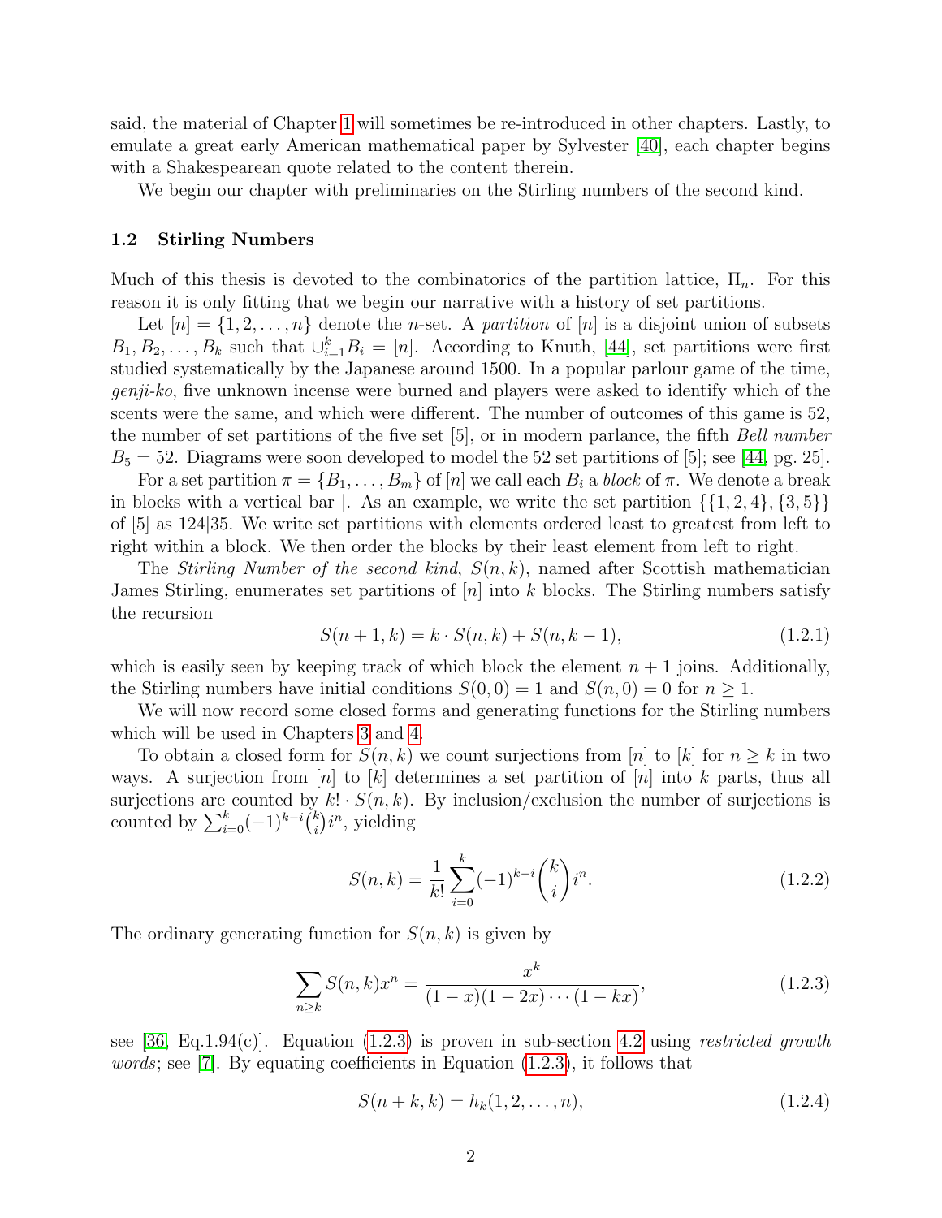said, the material of Chapter 1 will sometimes be re-introduced in other chapters. Lastly, to emulate a great early American mathematical paper by Sylvester [40], each chapter begins with a Shakespearean quote related to the content therein.

We begin our chapter with preliminaries on the Stirling numbers of the second kind.

### 1.2 Stirling Numbers

Much of this thesis is devoted to the combinatorics of the partition lattice, $\Pi_n$. For this reason it is only fitting that we begin our narrative with a history of set partitions.

Let $[n] = \{1, 2, \ldots, n\}$ denote the $n$-set. A *partition* of $[n]$ is a disjoint union of subsets $B_1, B_2, \ldots, B_k$ such that $\cup_{i=1}^{k} B_i = [n]$. According to Knuth, [44], set partitions were first studied systematically by the Japanese around 1500. In a popular parlour game of the time, *genji-ko*, five unknown incense were burned and players were asked to identify which of the scents were the same, and which were different. The number of outcomes of this game is 52, the number of set partitions of the five set [5], or in modern parlance, the fifth *Bell number* $B_5 = 52$. Diagrams were soon developed to model the 52 set partitions of [5]; see [44, pg. 25].

For a set partition $\pi = \{B_1, \ldots, B_m\}$ of $[n]$ we call each $B_i$ a *block* of $\pi$. We denote a break in blocks with a vertical bar $|$. As an example, we write the set partition $\{\{1, 2, 4\}, \{3, 5\}\}$ of [5] as $124|35$. We write set partitions with elements ordered least to greatest from left to right within a block. We then order the blocks by their least element from left to right.

The *Stirling Number of the second kind*, $S(n, k)$, named after Scottish mathematician James Stirling, enumerates set partitions of $[n]$ into $k$ blocks. The Stirling numbers satisfy the recursion

$$S(n + 1, k) = k \cdot S(n, k) + S(n, k - 1), \tag{1.2.1}$$

which is easily seen by keeping track of which block the element $n + 1$ joins. Additionally, the Stirling numbers have initial conditions $S(0, 0) = 1$ and $S(n, 0) = 0$ for $n \geq 1$.

We will now record some closed forms and generating functions for the Stirling numbers which will be used in Chapters 3 and 4.

To obtain a closed form for $S(n, k)$ we count surjections from $[n]$ to $[k]$ for $n \geq k$ in two ways. A surjection from $[n]$ to $[k]$ determines a set partition of $[n]$ into $k$ parts, thus all surjections are counted by $k! \cdot S(n, k)$. By inclusion/exclusion the number of surjections is counted by $\sum_{i=0}^{k} (-1)^{k-i} \binom{k}{i} i^n$, yielding

$$S(n, k) = \frac{1}{k!} \sum_{i=0}^{k} (-1)^{k-i} \binom{k}{i} i^n. \tag{1.2.2}$$

The ordinary generating function for $S(n, k)$ is given by

$$\sum_{n \geq k} S(n, k) x^n = \frac{x^k}{(1 - x)(1 - 2x) \cdots (1 - kx)}, \tag{1.2.3}$$

see [36, Eq.1.94(c)]. Equation (1.2.3) is proven in sub-section 4.2 using *restricted growth words*; see [7]. By equating coefficients in Equation (1.2.3), it follows that

$$S(n + k, k) = h_k(1, 2, \ldots, n), \tag{1.2.4}$$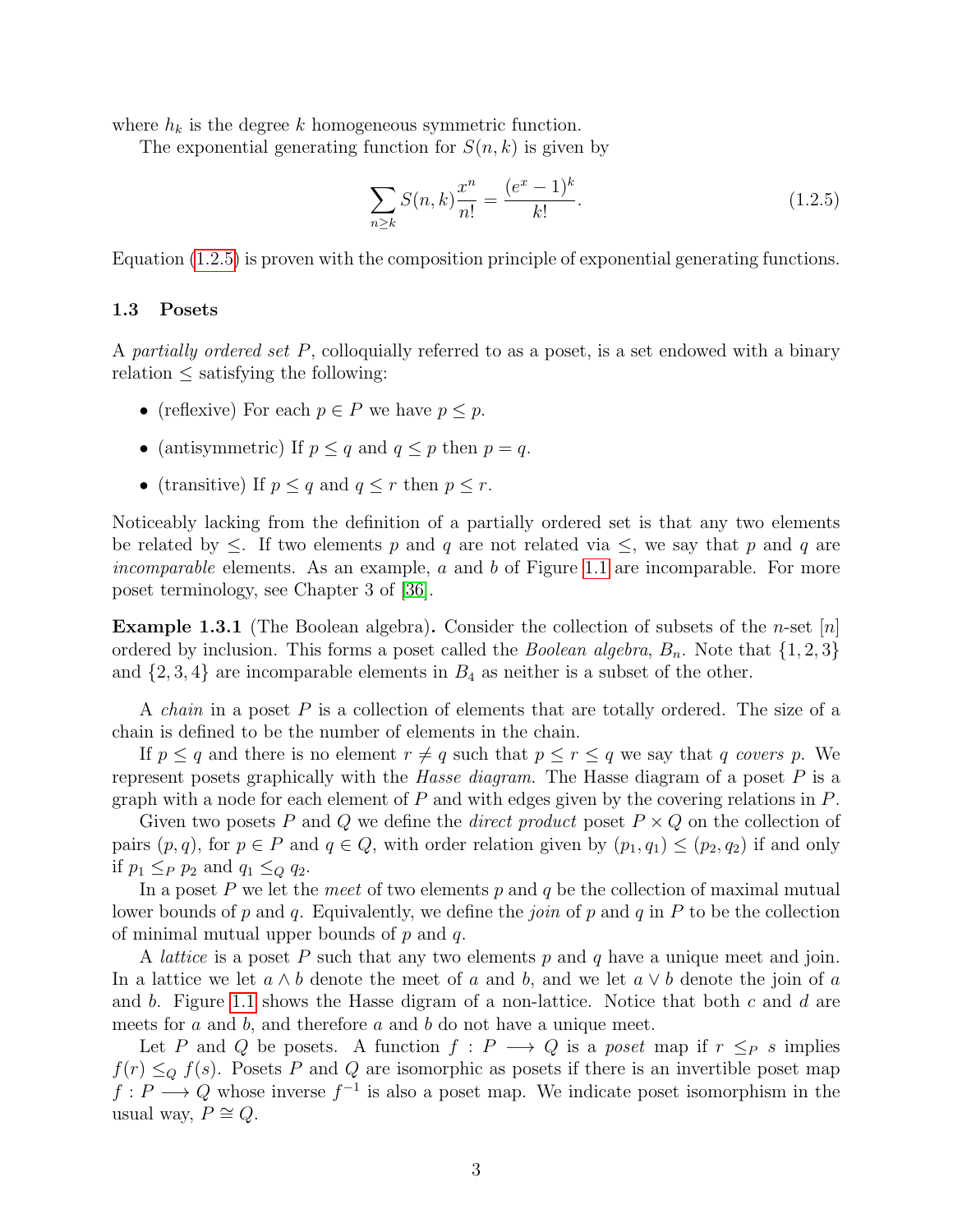where $h_k$ is the degree $k$ homogeneous symmetric function.

The exponential generating function for $S(n,k)$ is given by

$$\sum_{n \geq k} S(n,k) \frac{x^n}{n!} = \frac{(e^x - 1)^k}{k!}. \tag{1.2.5}$$

Equation (1.2.5) is proven with the composition principle of exponential generating functions.

### 1.3 Posets

A *partially ordered set* $P$, colloquially referred to as a poset, is a set endowed with a binary relation $\leq$ satisfying the following:

- (reflexive) For each $p \in P$ we have $p \leq p$.
- (antisymmetric) If $p \leq q$ and $q \leq p$ then $p = q$.
- (transitive) If $p \leq q$ and $q \leq r$ then $p \leq r$.

Noticeably lacking from the definition of a partially ordered set is that any two elements be related by $\leq$. If two elements $p$ and $q$ are not related via $\leq$, we say that $p$ and $q$ are *incomparable* elements. As an example, $a$ and $b$ of Figure 1.1 are incomparable. For more poset terminology, see Chapter 3 of [36].

**Example 1.3.1** (The Boolean algebra)**.** Consider the collection of subsets of the $n$-set $[n]$ ordered by inclusion. This forms a poset called the *Boolean algebra*, $B_n$. Note that $\{1,2,3\}$ and $\{2,3,4\}$ are incomparable elements in $B_4$ as neither is a subset of the other.

A *chain* in a poset $P$ is a collection of elements that are totally ordered. The size of a chain is defined to be the number of elements in the chain.

If $p \leq q$ and there is no element $r \neq q$ such that $p \leq r \leq q$ we say that $q$ *covers* $p$. We represent posets graphically with the *Hasse diagram*. The Hasse diagram of a poset $P$ is a graph with a node for each element of $P$ and with edges given by the covering relations in $P$.

Given two posets $P$ and $Q$ we define the *direct product* poset $P \times Q$ on the collection of pairs $(p,q)$, for $p \in P$ and $q \in Q$, with order relation given by $(p_1, q_1) \leq (p_2, q_2)$ if and only if $p_1 \leq_P p_2$ and $q_1 \leq_Q q_2$.

In a poset $P$ we let the *meet* of two elements $p$ and $q$ be the collection of maximal mutual lower bounds of $p$ and $q$. Equivalently, we define the *join* of $p$ and $q$ in $P$ to be the collection of minimal mutual upper bounds of $p$ and $q$.

A *lattice* is a poset $P$ such that any two elements $p$ and $q$ have a unique meet and join. In a lattice we let $a \wedge b$ denote the meet of $a$ and $b$, and we let $a \vee b$ denote the join of $a$ and $b$. Figure 1.1 shows the Hasse digram of a non-lattice. Notice that both $c$ and $d$ are meets for $a$ and $b$, and therefore $a$ and $b$ do not have a unique meet.

Let $P$ and $Q$ be posets. A function $f : P \longrightarrow Q$ is a *poset* map if $r \leq_P s$ implies $f(r) \leq_Q f(s)$. Posets $P$ and $Q$ are isomorphic as posets if there is an invertible poset map $f : P \longrightarrow Q$ whose inverse $f^{-1}$ is also a poset map. We indicate poset isomorphism in the usual way, $P \cong Q$.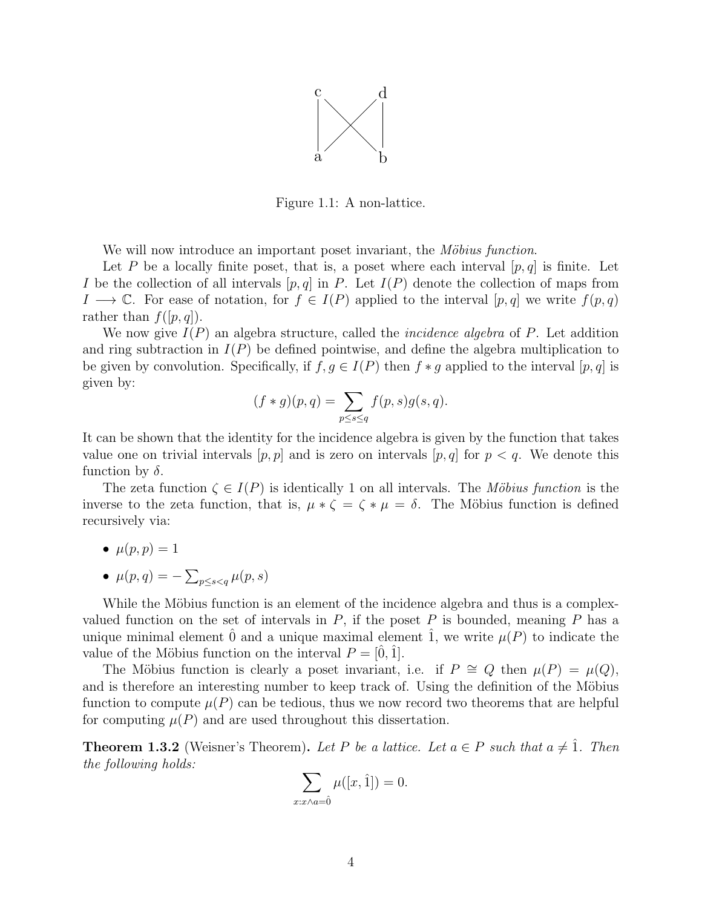Figure 1.1: A non-lattice.

We will now introduce an important poset invariant, the *Möbius function*.

Let $P$ be a locally finite poset, that is, a poset where each interval $[p,q]$ is finite. Let $I$ be the collection of all intervals $[p,q]$ in $P$. Let $I(P)$ denote the collection of maps from $I \longrightarrow \mathbb{C}$. For ease of notation, for $f \in I(P)$ applied to the interval $[p,q]$ we write $f(p,q)$ rather than $f([p,q])$.

We now give $I(P)$ an algebra structure, called the *incidence algebra* of $P$. Let addition and ring subtraction in $I(P)$ be defined pointwise, and define the algebra multiplication to be given by convolution. Specifically, if $f, g \in I(P)$ then $f * g$ applied to the interval $[p,q]$ is given by:

$$(f * g)(p,q) = \sum_{p \leq s \leq q} f(p,s)g(s,q).$$

It can be shown that the identity for the incidence algebra is given by the function that takes value one on trivial intervals $[p,p]$ and is zero on intervals $[p,q]$ for $p < q$. We denote this function by $\delta$.

The zeta function $\zeta \in I(P)$ is identically 1 on all intervals. The *Möbius function* is the inverse to the zeta function, that is, $\mu * \zeta = \zeta * \mu = \delta$. The Möbius function is defined recursively via:

- $\mu(p,p) = 1$
- $\mu(p,q) = -\sum_{p \leq s < q} \mu(p,s)$

While the Möbius function is an element of the incidence algebra and thus is a complex-valued function on the set of intervals in $P$, if the poset $P$ is bounded, meaning $P$ has a unique minimal element $\hat{0}$ and a unique maximal element $\hat{1}$, we write $\mu(P)$ to indicate the value of the Möbius function on the interval $P = [\hat{0}, \hat{1}]$.

The Möbius function is clearly a poset invariant, i.e. if $P \cong Q$ then $\mu(P) = \mu(Q)$, and is therefore an interesting number to keep track of. Using the definition of the Möbius function to compute $\mu(P)$ can be tedious, thus we now record two theorems that are helpful for computing $\mu(P)$ and are used throughout this dissertation.

**Theorem 1.3.2** (Weisner's Theorem)**.** *Let $P$ be a lattice. Let $a \in P$ such that $a \neq \hat{1}$. Then the following holds:*

$$\sum_{x : x \wedge a = \hat{0}} \mu([x, \hat{1}]) = 0.$$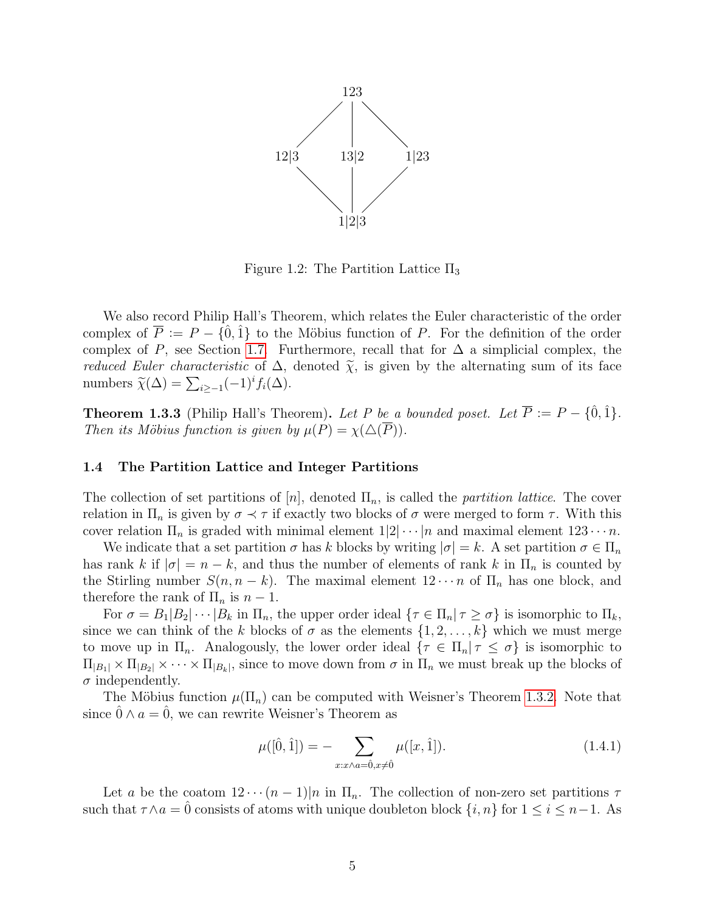Figure 1.2: The Partition Lattice $\Pi_3$

We also record Philip Hall's Theorem, which relates the Euler characteristic of the order complex of $\overline{P} := P - \{\hat{0}, \hat{1}\}$ to the Möbius function of $P$. For the definition of the order complex of $P$, see Section 1.7. Furthermore, recall that for $\Delta$ a simplicial complex, the *reduced Euler characteristic* of $\Delta$, denoted $\widetilde{\chi}$, is given by the alternating sum of its face numbers $\widetilde{\chi}(\Delta) = \sum_{i \geq -1} (-1)^i f_i(\Delta)$.

**Theorem 1.3.3** (Philip Hall's Theorem)**.** *Let $P$ be a bounded poset. Let $\overline{P} := P - \{\hat{0}, \hat{1}\}$. Then its Möbius function is given by $\mu(P) = \chi(\triangle(\overline{P}))$.*

### 1.4 The Partition Lattice and Integer Partitions

The collection of set partitions of $[n]$, denoted $\Pi_n$, is called the *partition lattice*. The cover relation in $\Pi_n$ is given by $\sigma \prec \tau$ if exactly two blocks of $\sigma$ were merged to form $\tau$. With this cover relation $\Pi_n$ is graded with minimal element $1|2|\cdots|n$ and maximal element $123\cdots n$.

We indicate that a set partition $\sigma$ has $k$ blocks by writing $|\sigma| = k$. A set partition $\sigma \in \Pi_n$ has rank $k$ if $|\sigma| = n - k$, and thus the number of elements of rank $k$ in $\Pi_n$ is counted by the Stirling number $S(n, n-k)$. The maximal element $12\cdots n$ of $\Pi_n$ has one block, and therefore the rank of $\Pi_n$ is $n - 1$.

For $\sigma = B_1|B_2|\cdots|B_k$ in $\Pi_n$, the upper order ideal $\{\tau \in \Pi_n | \, \tau \geq \sigma\}$ is isomorphic to $\Pi_k$, since we can think of the $k$ blocks of $\sigma$ as the elements $\{1, 2, \ldots, k\}$ which we must merge to move up in $\Pi_n$. Analogously, the lower order ideal $\{\tau \in \Pi_n | \, \tau \leq \sigma\}$ is isomorphic to $\Pi_{|B_1|} \times \Pi_{|B_2|} \times \cdots \times \Pi_{|B_k|}$, since to move down from $\sigma$ in $\Pi_n$ we must break up the blocks of $\sigma$ independently.

The Möbius function $\mu(\Pi_n)$ can be computed with Weisner's Theorem 1.3.2. Note that since $\hat{0} \wedge a = \hat{0}$, we can rewrite Weisner's Theorem as

$$\mu([\hat{0}, \hat{1}]) = - \sum_{x : x \wedge a = \hat{0}, x \neq \hat{0}} \mu([x, \hat{1}]). \tag{1.4.1}$$

Let $a$ be the coatom $12\cdots(n-1)|n$ in $\Pi_n$. The collection of non-zero set partitions $\tau$ such that $\tau \wedge a = \hat{0}$ consists of atoms with unique doubleton block $\{i, n\}$ for $1 \leq i \leq n-1$. As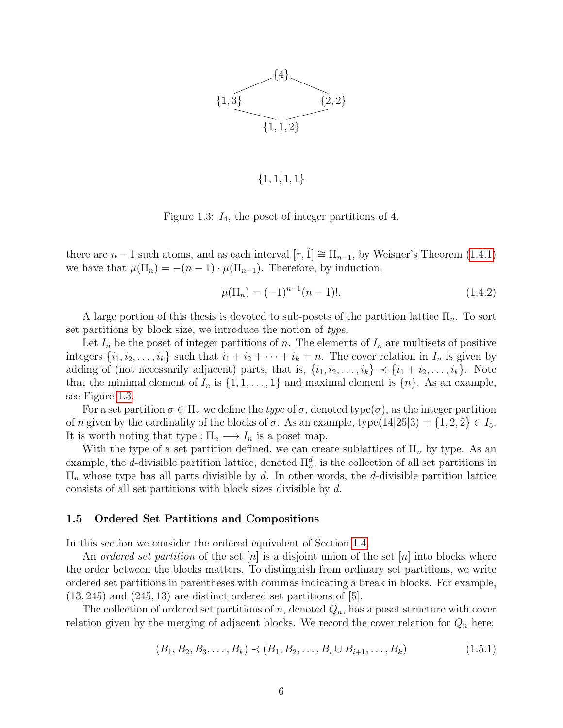Figure 1.3: $I_4$, the poset of integer partitions of 4.

there are $n-1$ such atoms, and as each interval $[\tau, \hat{1}] \cong \Pi_{n-1}$, by Weisner's Theorem (1.4.1) we have that $\mu(\Pi_n) = -(n-1) \cdot \mu(\Pi_{n-1})$. Therefore, by induction,

$$\mu(\Pi_n) = (-1)^{n-1}(n-1)!. \tag{1.4.2}$$

A large portion of this thesis is devoted to sub-posets of the partition lattice $\Pi_n$. To sort set partitions by block size, we introduce the notion of *type*.

Let $I_n$ be the poset of integer partitions of $n$. The elements of $I_n$ are multisets of positive integers $\{i_1, i_2, \ldots, i_k\}$ such that $i_1 + i_2 + \cdots + i_k = n$. The cover relation in $I_n$ is given by adding of (not necessarily adjacent) parts, that is, $\{i_1, i_2, \ldots, i_k\} \prec \{i_1 + i_2, \ldots, i_k\}$. Note that the minimal element of $I_n$ is $\{1, 1, \ldots, 1\}$ and maximal element is $\{n\}$. As an example, see Figure 1.3.

For a set partition $\sigma \in \Pi_n$ we define the *type* of $\sigma$, denoted $\text{type}(\sigma)$, as the integer partition of $n$ given by the cardinality of the blocks of $\sigma$. As an example, $\text{type}(14|25|3) = \{1, 2, 2\} \in I_5$. It is worth noting that $\text{type} : \Pi_n \longrightarrow I_n$ is a poset map.

With the type of a set partition defined, we can create sublattices of $\Pi_n$ by type. As an example, the $d$-divisible partition lattice, denoted $\Pi_n^d$, is the collection of all set partitions in $\Pi_n$ whose type has all parts divisible by $d$. In other words, the $d$-divisible partition lattice consists of all set partitions with block sizes divisible by $d$.

### 1.5 Ordered Set Partitions and Compositions

In this section we consider the ordered equivalent of Section 1.4.

An *ordered set partition* of the set $[n]$ is a disjoint union of the set $[n]$ into blocks where the order between the blocks matters. To distinguish from ordinary set partitions, we write ordered set partitions in parentheses with commas indicating a break in blocks. For example, $(13, 245)$ and $(245, 13)$ are distinct ordered set partitions of $[5]$.

The collection of ordered set partitions of $n$, denoted $Q_n$, has a poset structure with cover relation given by the merging of adjacent blocks. We record the cover relation for $Q_n$ here:

$$(B_1, B_2, B_3, \ldots, B_k) \prec (B_1, B_2, \ldots, B_i \cup B_{i+1}, \ldots, B_k) \tag{1.5.1}$$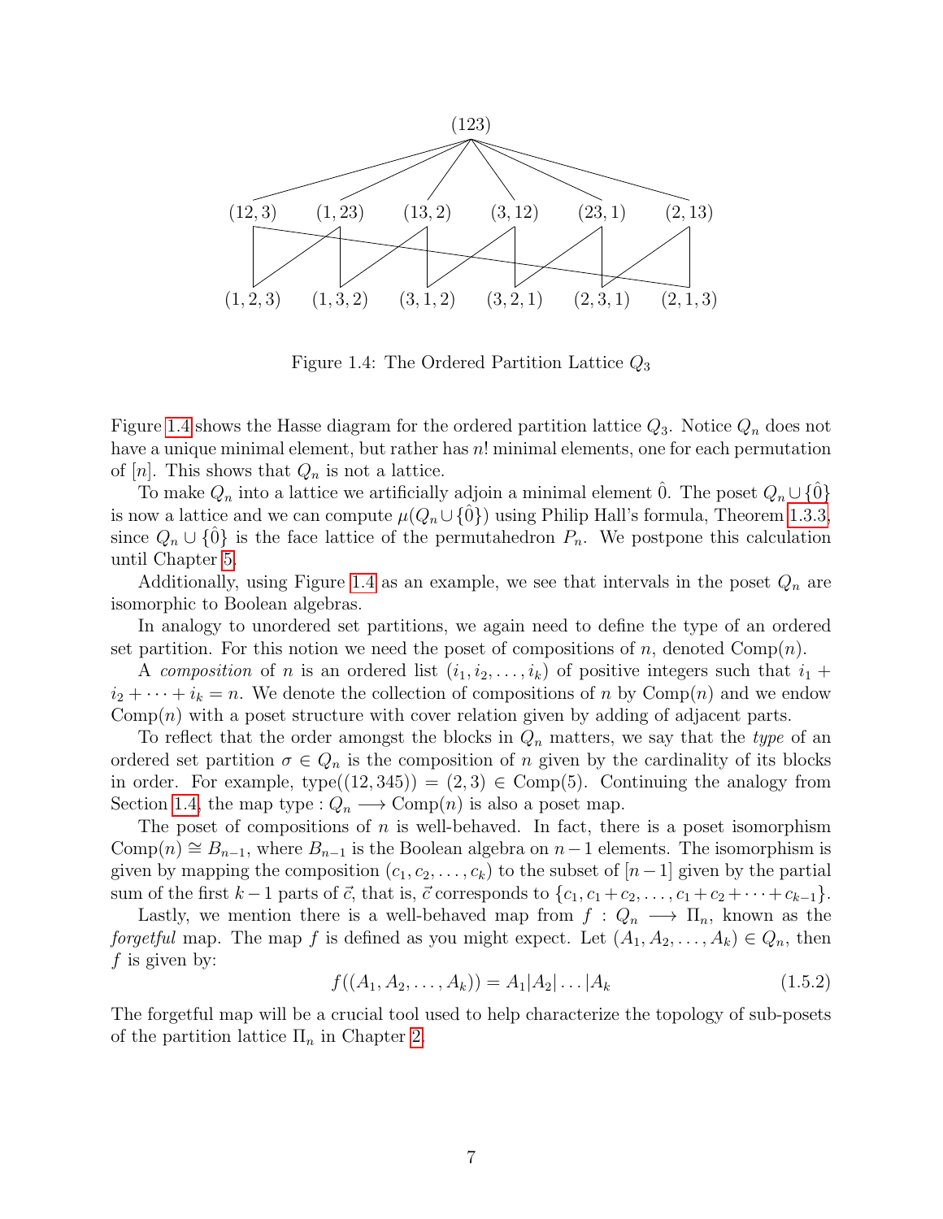Figure 1.4: The Ordered Partition Lattice $Q_3$

Figure 1.4 shows the Hasse diagram for the ordered partition lattice $Q_3$. Notice $Q_n$ does not have a unique minimal element, but rather has $n!$ minimal elements, one for each permutation of $[n]$. This shows that $Q_n$ is not a lattice.

To make $Q_n$ into a lattice we artificially adjoin a minimal element $\hat{0}$. The poset $Q_n \cup \{\hat{0}\}$ is now a lattice and we can compute $\mu(Q_n \cup \{\hat{0}\})$ using Philip Hall's formula, Theorem 1.3.3, since $Q_n \cup \{\hat{0}\}$ is the face lattice of the permutahedron $P_n$. We postpone this calculation until Chapter 5.

Additionally, using Figure 1.4 as an example, we see that intervals in the poset $Q_n$ are isomorphic to Boolean algebras.

In analogy to unordered set partitions, we again need to define the type of an ordered set partition. For this notion we need the poset of compositions of $n$, denoted $\text{Comp}(n)$.

A *composition* of $n$ is an ordered list $(i_1, i_2, \ldots, i_k)$ of positive integers such that $i_1 + i_2 + \cdots + i_k = n$. We denote the collection of compositions of $n$ by $\text{Comp}(n)$ and we endow $\text{Comp}(n)$ with a poset structure with cover relation given by adding of adjacent parts.

To reflect that the order amongst the blocks in $Q_n$ matters, we say that the *type* of an ordered set partition $\sigma \in Q_n$ is the composition of $n$ given by the cardinality of its blocks in order. For example, $\text{type}((12, 345)) = (2, 3) \in \text{Comp}(5)$. Continuing the analogy from Section 1.4, the map $\text{type} : Q_n \longrightarrow \text{Comp}(n)$ is also a poset map.

The poset of compositions of $n$ is well-behaved. In fact, there is a poset isomorphism $\text{Comp}(n) \cong B_{n-1}$, where $B_{n-1}$ is the Boolean algebra on $n-1$ elements. The isomorphism is given by mapping the composition $(c_1, c_2, \ldots, c_k)$ to the subset of $[n-1]$ given by the partial sum of the first $k-1$ parts of $\vec{c}$, that is, $\vec{c}$ corresponds to $\{c_1, c_1 + c_2, \ldots, c_1 + c_2 + \cdots + c_{k-1}\}$.

Lastly, we mention there is a well-behaved map from $f : Q_n \longrightarrow \Pi_n$, known as the *forgetful* map. The map $f$ is defined as you might expect. Let $(A_1, A_2, \ldots, A_k) \in Q_n$, then $f$ is given by:

$$f((A_1, A_2, \ldots, A_k)) = A_1 | A_2 | \ldots | A_k \tag{1.5.2}$$

The forgetful map will be a crucial tool used to help characterize the topology of sub-posets of the partition lattice $\Pi_n$ in Chapter 2.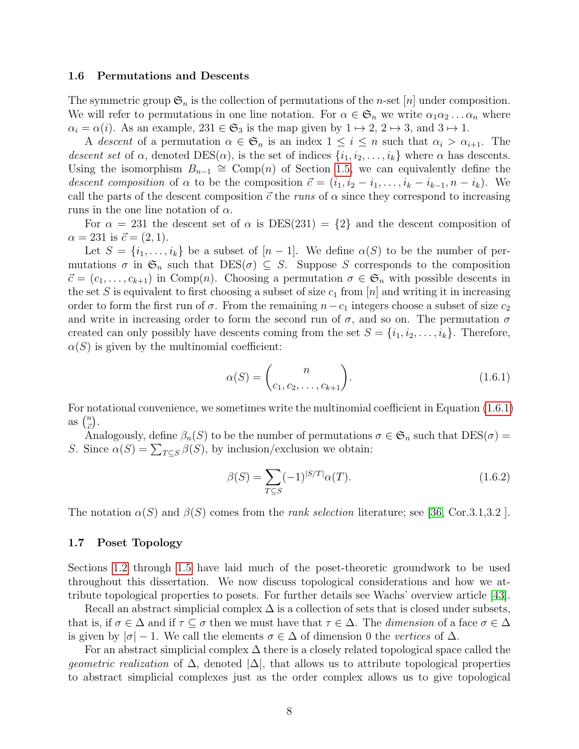### 1.6 Permutations and Descents

The symmetric group $\mathfrak{S}_n$ is the collection of permutations of the $n$-set $[n]$ under composition. We will refer to permutations in one line notation. For $\alpha \in \mathfrak{S}_n$ we write $\alpha_1\alpha_2\ldots\alpha_n$ where $\alpha_i = \alpha(i)$. As an example, $231 \in \mathfrak{S}_3$ is the map given by $1 \mapsto 2$, $2 \mapsto 3$, and $3 \mapsto 1$.

A *descent* of a permutation $\alpha \in \mathfrak{S}_n$ is an index $1 \leq i \leq n$ such that $\alpha_i > \alpha_{i+1}$. The *descent set* of $\alpha$, denoted $\mathrm{DES}(\alpha)$, is the set of indices $\{i_1, i_2, \ldots, i_k\}$ where $\alpha$ has descents. Using the isomorphism $B_{n-1} \cong \mathrm{Comp}(n)$ of Section 1.5, we can equivalently define the *descent composition* of $\alpha$ to be the composition $\vec{c} = (i_1, i_2 - i_1, \ldots, i_k - i_{k-1}, n - i_k)$. We call the parts of the descent composition $\vec{c}$ the *runs* of $\alpha$ since they correspond to increasing runs in the one line notation of $\alpha$.

For $\alpha = 231$ the descent set of $\alpha$ is $\mathrm{DES}(231) = \{2\}$ and the descent composition of $\alpha = 231$ is $\vec{c} = (2, 1)$.

Let $S = \{i_1, \ldots, i_k\}$ be a subset of $[n-1]$. We define $\alpha(S)$ to be the number of permutations $\sigma$ in $\mathfrak{S}_n$ such that $\mathrm{DES}(\sigma) \subseteq S$. Suppose $S$ corresponds to the composition $\vec{c} = (c_1, \ldots, c_{k+1})$ in $\mathrm{Comp}(n)$. Choosing a permutation $\sigma \in \mathfrak{S}_n$ with possible descents in the set $S$ is equivalent to first choosing a subset of size $c_1$ from $[n]$ and writing it in increasing order to form the first run of $\sigma$. From the remaining $n - c_1$ integers choose a subset of size $c_2$ and write in increasing order to form the second run of $\sigma$, and so on. The permutation $\sigma$ created can only possibly have descents coming from the set $S = \{i_1, i_2, \ldots, i_k\}$. Therefore, $\alpha(S)$ is given by the multinomial coefficient:

$$\alpha(S) = \binom{n}{c_1, c_2, \ldots, c_{k+1}}. \tag{1.6.1}$$

For notational convenience, we sometimes write the multinomial coefficient in Equation (1.6.1) as $\binom{n}{\vec{c}}$.

Analogously, define $\beta_n(S)$ to be the number of permutations $\sigma \in \mathfrak{S}_n$ such that $\mathrm{DES}(\sigma) = S$. Since $\alpha(S) = \sum_{T \subseteq S} \beta(S)$, by inclusion/exclusion we obtain:

$$\beta(S) = \sum_{T \subseteq S} (-1)^{|S/T|} \alpha(T). \tag{1.6.2}$$

The notation $\alpha(S)$ and $\beta(S)$ comes from the *rank selection* literature; see [36, Cor.3.1,3.2 ].

### 1.7 Poset Topology

Sections 1.2 through 1.5 have laid much of the poset-theoretic groundwork to be used throughout this dissertation. We now discuss topological considerations and how we attribute topological properties to posets. For further details see Wachs' overview article [43].

Recall an abstract simplicial complex $\Delta$ is a collection of sets that is closed under subsets, that is, if $\sigma \in \Delta$ and if $\tau \subseteq \sigma$ then we must have that $\tau \in \Delta$. The *dimension* of a face $\sigma \in \Delta$ is given by $|\sigma| - 1$. We call the elements $\sigma \in \Delta$ of dimension 0 the *vertices* of $\Delta$.

For an abstract simplicial complex $\Delta$ there is a closely related topological space called the *geometric realization* of $\Delta$, denoted $|\Delta|$, that allows us to attribute topological properties to abstract simplicial complexes just as the order complex allows us to give topological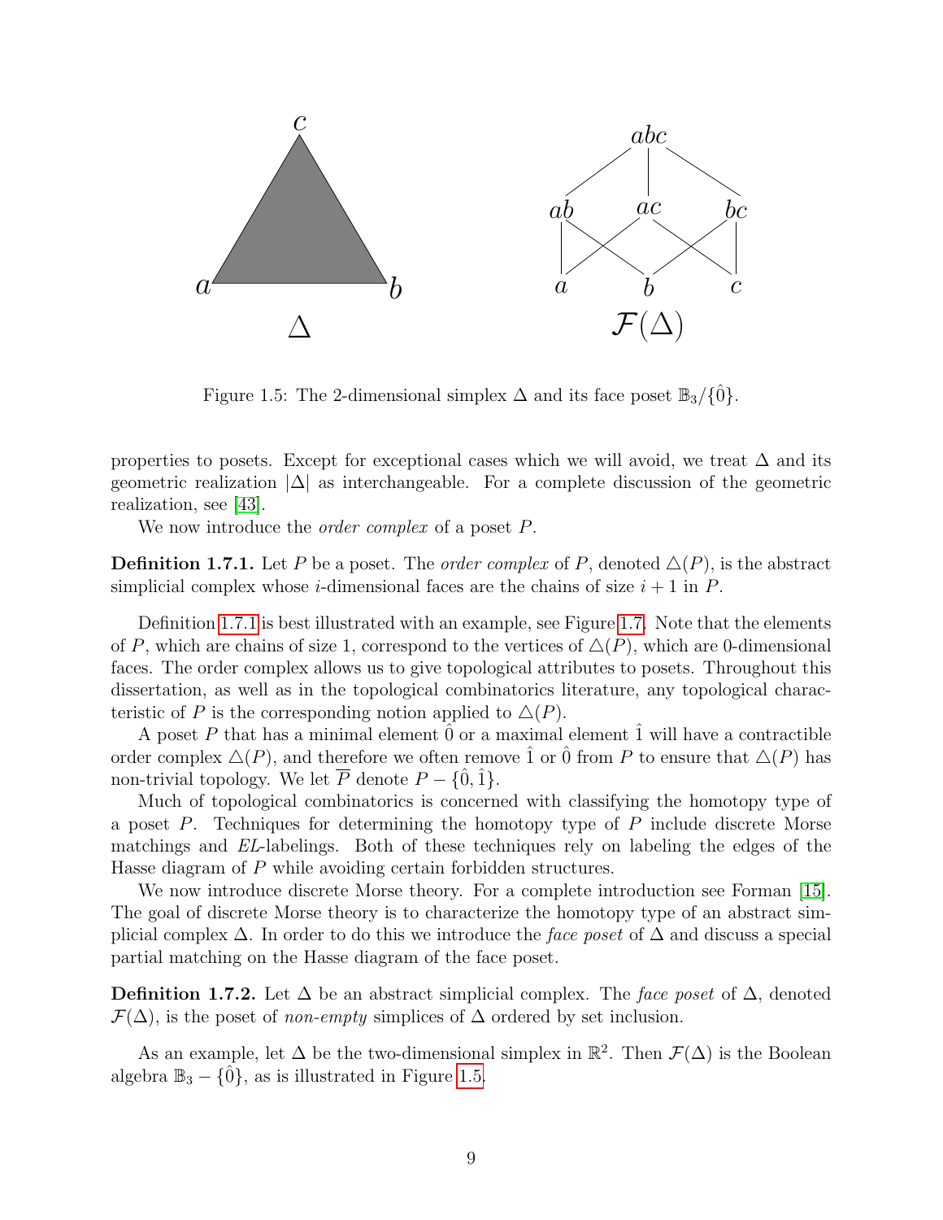Figure 1.5: The 2-dimensional simplex $\Delta$ and its face poset $\mathbb{B}_3/\{\hat{0}\}$.

properties to posets. Except for exceptional cases which we will avoid, we treat $\Delta$ and its geometric realization $|\Delta|$ as interchangeable. For a complete discussion of the geometric realization, see [43].

We now introduce the *order complex* of a poset $P$.

**Definition 1.7.1.** Let $P$ be a poset. The *order complex* of $P$, denoted $\triangle(P)$, is the abstract simplicial complex whose $i$-dimensional faces are the chains of size $i+1$ in $P$.

Definition 1.7.1 is best illustrated with an example, see Figure 1.7. Note that the elements of $P$, which are chains of size 1, correspond to the vertices of $\triangle(P)$, which are 0-dimensional faces. The order complex allows us to give topological attributes to posets. Throughout this dissertation, as well as in the topological combinatorics literature, any topological characteristic of $P$ is the corresponding notion applied to $\triangle(P)$.

A poset $P$ that has a minimal element $\hat{0}$ or a maximal element $\hat{1}$ will have a contractible order complex $\triangle(P)$, and therefore we often remove $\hat{1}$ or $\hat{0}$ from $P$ to ensure that $\triangle(P)$ has non-trivial topology. We let $\overline{P}$ denote $P - \{\hat{0}, \hat{1}\}$.

Much of topological combinatorics is concerned with classifying the homotopy type of a poset $P$. Techniques for determining the homotopy type of $P$ include discrete Morse matchings and *EL*-labelings. Both of these techniques rely on labeling the edges of the Hasse diagram of $P$ while avoiding certain forbidden structures.

We now introduce discrete Morse theory. For a complete introduction see Forman [15]. The goal of discrete Morse theory is to characterize the homotopy type of an abstract simplicial complex $\Delta$. In order to do this we introduce the *face poset* of $\Delta$ and discuss a special partial matching on the Hasse diagram of the face poset.

**Definition 1.7.2.** Let $\Delta$ be an abstract simplicial complex. The *face poset* of $\Delta$, denoted $\mathcal{F}(\Delta)$, is the poset of *non-empty* simplices of $\Delta$ ordered by set inclusion.

As an example, let $\Delta$ be the two-dimensional simplex in $\mathbb{R}^2$. Then $\mathcal{F}(\Delta)$ is the Boolean algebra $\mathbb{B}_3 - \{\hat{0}\}$, as is illustrated in Figure 1.5.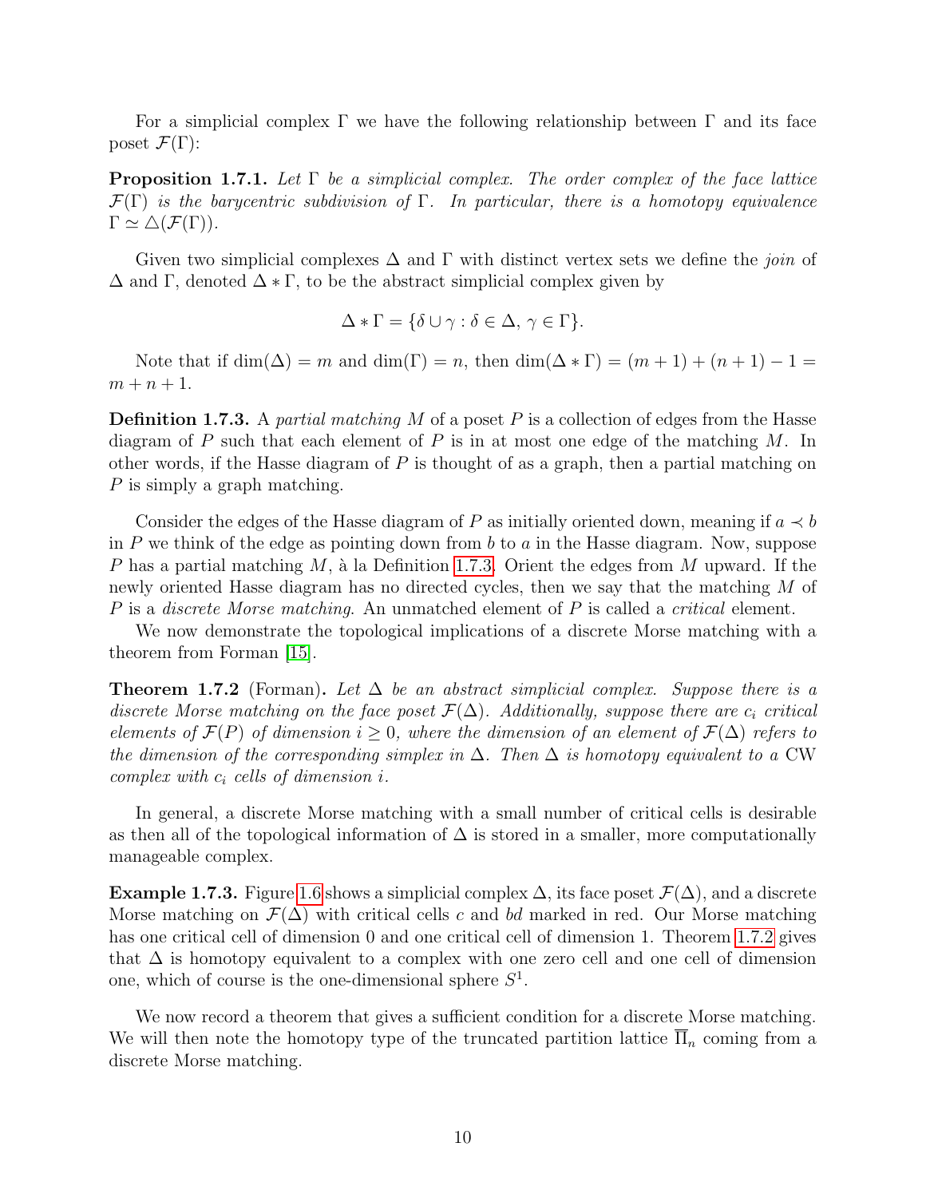For a simplicial complex $\Gamma$ we have the following relationship between $\Gamma$ and its face poset $\mathcal{F}(\Gamma)$:

**Proposition 1.7.1.** *Let $\Gamma$ be a simplicial complex. The order complex of the face lattice $\mathcal{F}(\Gamma)$ is the barycentric subdivision of $\Gamma$. In particular, there is a homotopy equivalence $\Gamma \simeq \triangle(\mathcal{F}(\Gamma))$.*

Given two simplicial complexes $\Delta$ and $\Gamma$ with distinct vertex sets we define the *join* of $\Delta$ and $\Gamma$, denoted $\Delta * \Gamma$, to be the abstract simplicial complex given by

$$\Delta * \Gamma = \{\delta \cup \gamma : \delta \in \Delta,\, \gamma \in \Gamma\}.$$

Note that if $\dim(\Delta) = m$ and $\dim(\Gamma) = n$, then $\dim(\Delta * \Gamma) = (m+1) + (n+1) - 1 = m + n + 1$.

**Definition 1.7.3.** A *partial matching* $M$ of a poset $P$ is a collection of edges from the Hasse diagram of $P$ such that each element of $P$ is in at most one edge of the matching $M$. In other words, if the Hasse diagram of $P$ is thought of as a graph, then a partial matching on $P$ is simply a graph matching.

Consider the edges of the Hasse diagram of $P$ as initially oriented down, meaning if $a \prec b$ in $P$ we think of the edge as pointing down from $b$ to $a$ in the Hasse diagram. Now, suppose $P$ has a partial matching $M$, à la Definition 1.7.3. Orient the edges from $M$ upward. If the newly oriented Hasse diagram has no directed cycles, then we say that the matching $M$ of $P$ is a *discrete Morse matching*. An unmatched element of $P$ is called a *critical* element.

We now demonstrate the topological implications of a discrete Morse matching with a theorem from Forman [15].

**Theorem 1.7.2** (Forman)**.** *Let $\Delta$ be an abstract simplicial complex. Suppose there is a discrete Morse matching on the face poset $\mathcal{F}(\Delta)$. Additionally, suppose there are $c_i$ critical elements of $\mathcal{F}(P)$ of dimension $i \geq 0$, where the dimension of an element of $\mathcal{F}(\Delta)$ refers to the dimension of the corresponding simplex in $\Delta$. Then $\Delta$ is homotopy equivalent to a* CW *complex with $c_i$ cells of dimension $i$.*

In general, a discrete Morse matching with a small number of critical cells is desirable as then all of the topological information of $\Delta$ is stored in a smaller, more computationally manageable complex.

**Example 1.7.3.** Figure 1.6 shows a simplicial complex $\Delta$, its face poset $\mathcal{F}(\Delta)$, and a discrete Morse matching on $\mathcal{F}(\Delta)$ with critical cells $c$ and $bd$ marked in red. Our Morse matching has one critical cell of dimension 0 and one critical cell of dimension 1. Theorem 1.7.2 gives that $\Delta$ is homotopy equivalent to a complex with one zero cell and one cell of dimension one, which of course is the one-dimensional sphere $S^1$.

We now record a theorem that gives a sufficient condition for a discrete Morse matching. We will then note the homotopy type of the truncated partition lattice $\overline{\Pi}_n$ coming from a discrete Morse matching.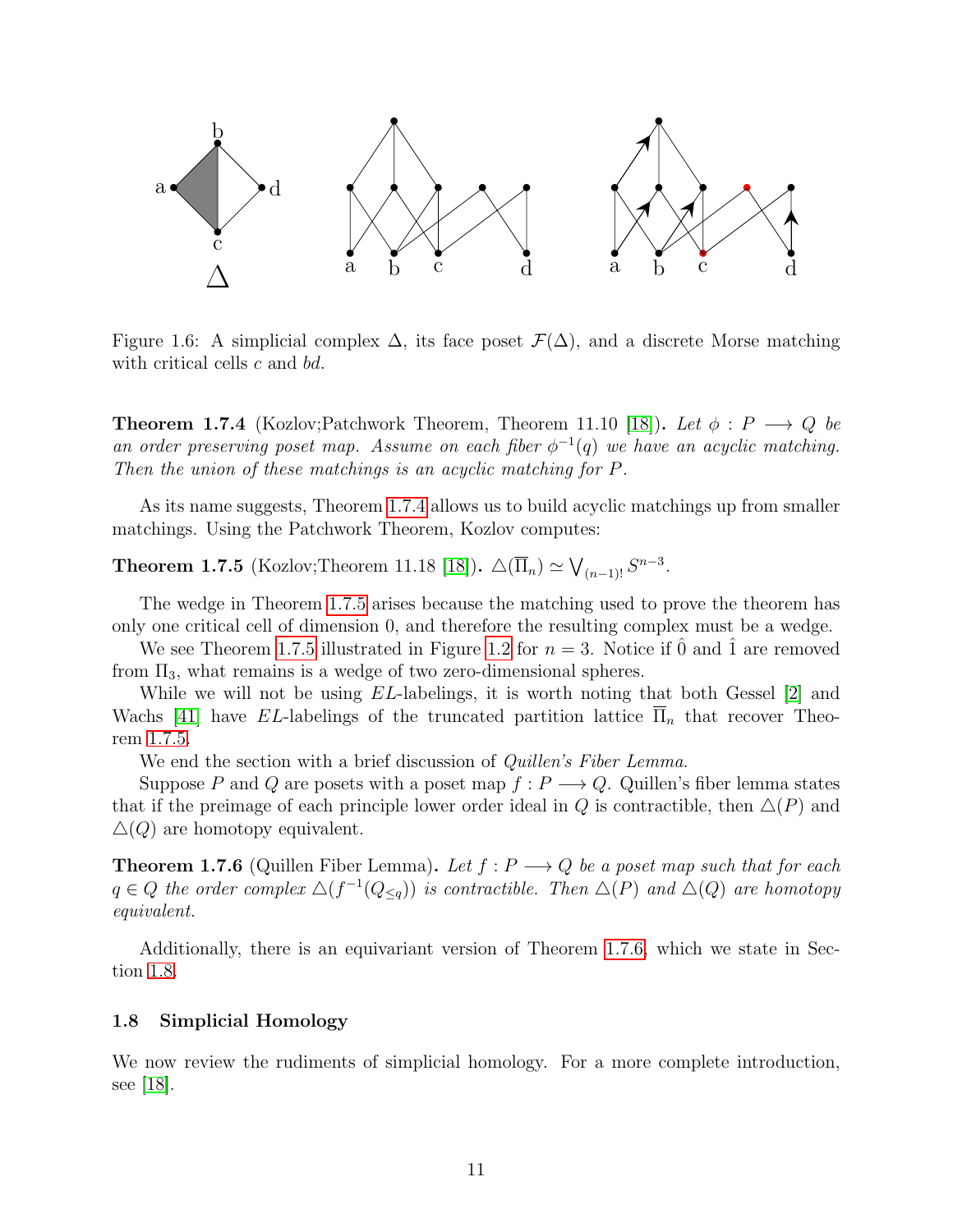Figure 1.6: A simplicial complex $\Delta$, its face poset $\mathcal{F}(\Delta)$, and a discrete Morse matching with critical cells $c$ and $bd$.

**Theorem 1.7.4** (Kozlov;Patchwork Theorem, Theorem 11.10 [18]). *Let $\phi : P \longrightarrow Q$ be an order preserving poset map. Assume on each fiber $\phi^{-1}(q)$ we have an acyclic matching. Then the union of these matchings is an acyclic matching for $P$.*

As its name suggests, Theorem 1.7.4 allows us to build acyclic matchings up from smaller matchings. Using the Patchwork Theorem, Kozlov computes:

**Theorem 1.7.5** (Kozlov;Theorem 11.18 [18]). $\triangle(\overline{\Pi}_n) \simeq \bigvee_{(n-1)!} S^{n-3}$.

The wedge in Theorem 1.7.5 arises because the matching used to prove the theorem has only one critical cell of dimension 0, and therefore the resulting complex must be a wedge.

We see Theorem 1.7.5 illustrated in Figure 1.2 for $n = 3$. Notice if $\hat{0}$ and $\hat{1}$ are removed from $\Pi_3$, what remains is a wedge of two zero-dimensional spheres.

While we will not be using $EL$-labelings, it is worth noting that both Gessel [2] and Wachs [41] have $EL$-labelings of the truncated partition lattice $\overline{\Pi}_n$ that recover Theorem 1.7.5.

We end the section with a brief discussion of *Quillen's Fiber Lemma*.

Suppose $P$ and $Q$ are posets with a poset map $f : P \longrightarrow Q$. Quillen's fiber lemma states that if the preimage of each principle lower order ideal in $Q$ is contractible, then $\triangle(P)$ and $\triangle(Q)$ are homotopy equivalent.

**Theorem 1.7.6** (Quillen Fiber Lemma). *Let $f : P \longrightarrow Q$ be a poset map such that for each $q \in Q$ the order complex $\triangle(f^{-1}(Q_{\leq q}))$ is contractible. Then $\triangle(P)$ and $\triangle(Q)$ are homotopy equivalent.*

Additionally, there is an equivariant version of Theorem 1.7.6, which we state in Section 1.8.

### 1.8 Simplicial Homology

We now review the rudiments of simplicial homology. For a more complete introduction, see [18].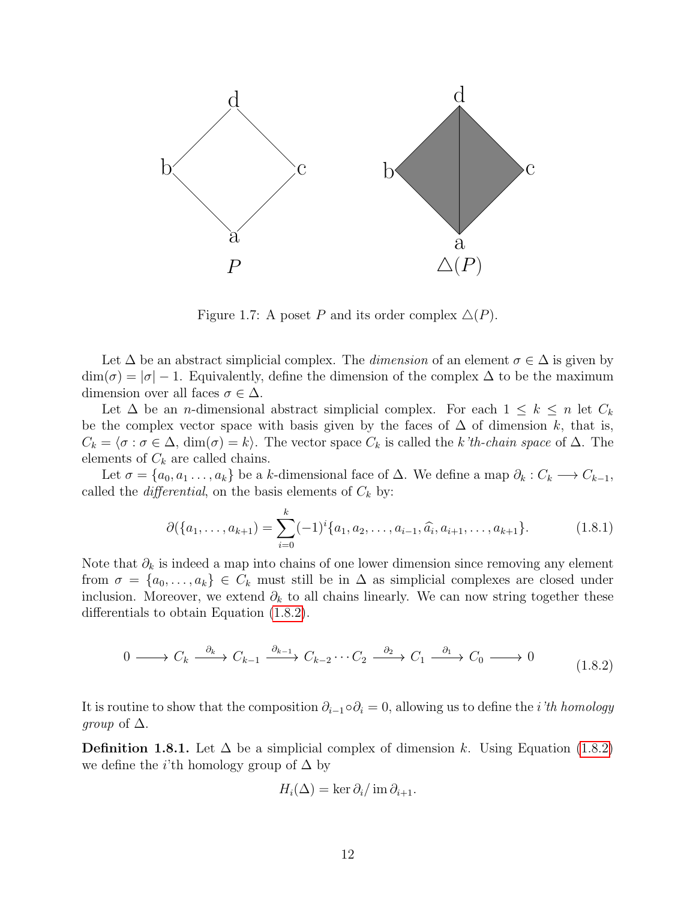Figure 1.7: A poset $P$ and its order complex $\triangle(P)$.

Let $\Delta$ be an abstract simplicial complex. The *dimension* of an element $\sigma \in \Delta$ is given by $\dim(\sigma) = |\sigma| - 1$. Equivalently, define the dimension of the complex $\Delta$ to be the maximum dimension over all faces $\sigma \in \Delta$.

Let $\Delta$ be an $n$-dimensional abstract simplicial complex. For each $1 \leq k \leq n$ let $C_k$ be the complex vector space with basis given by the faces of $\Delta$ of dimension $k$, that is, $C_k = \langle \sigma : \sigma \in \Delta, \dim(\sigma) = k \rangle$. The vector space $C_k$ is called the *k'th-chain space* of $\Delta$. The elements of $C_k$ are called chains.

Let $\sigma = \{a_0, a_1 \ldots, a_k\}$ be a $k$-dimensional face of $\Delta$. We define a map $\partial_k : C_k \longrightarrow C_{k-1}$, called the *differential*, on the basis elements of $C_k$ by:

$$\partial(\{a_1, \ldots, a_{k+1}\}) = \sum_{i=0}^{k} (-1)^i \{a_1, a_2, \ldots, a_{i-1}, \widehat{a_i}, a_{i+1}, \ldots, a_{k+1}\}. \tag{1.8.1}$$

Note that $\partial_k$ is indeed a map into chains of one lower dimension since removing any element from $\sigma = \{a_0, \ldots, a_k\} \in C_k$ must still be in $\Delta$ as simplicial complexes are closed under inclusion. Moreover, we extend $\partial_k$ to all chains linearly. We can now string together these differentials to obtain Equation (1.8.2).

$$0 \longrightarrow C_k \xrightarrow{\partial_k} C_{k-1} \xrightarrow{\partial_{k-1}} C_{k-2} \cdots C_2 \xrightarrow{\partial_2} C_1 \xrightarrow{\partial_1} C_0 \longrightarrow 0 \tag{1.8.2}$$

It is routine to show that the composition $\partial_{i-1} \circ \partial_i = 0$, allowing us to define the *i'th homology group* of $\Delta$.

**Definition 1.8.1.** Let $\Delta$ be a simplicial complex of dimension $k$. Using Equation (1.8.2) we define the $i$'th homology group of $\Delta$ by

$$H_i(\Delta) = \ker \partial_i / \operatorname{im} \partial_{i+1}.$$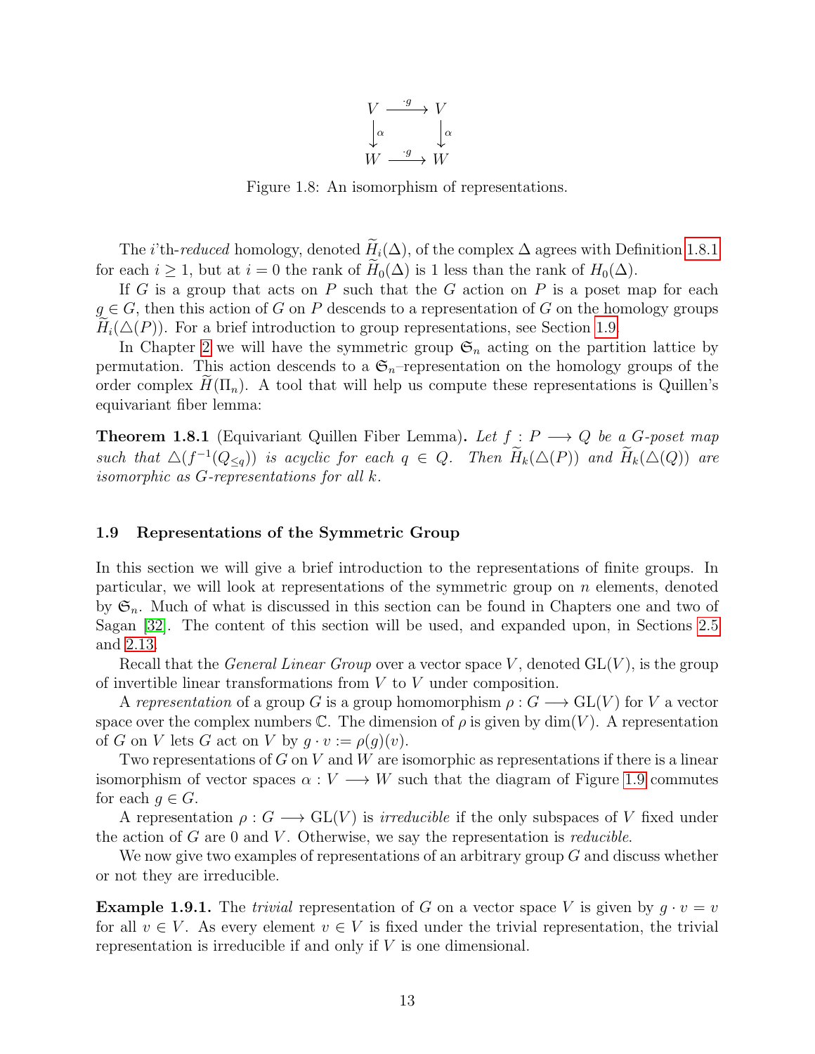$$
\begin{array}{ccc}
V & \xrightarrow{\cdot g} & V \\
\downarrow \alpha & & \downarrow \alpha \\
W & \xrightarrow{\cdot g} & W
\end{array}
$$

Figure 1.8: An isomorphism of representations.

The $i$'th-*reduced* homology, denoted $\widetilde{H}_i(\Delta)$, of the complex $\Delta$ agrees with Definition 1.8.1 for each $i \geq 1$, but at $i = 0$ the rank of $\widetilde{H}_0(\Delta)$ is 1 less than the rank of $H_0(\Delta)$.

If $G$ is a group that acts on $P$ such that the $G$ action on $P$ is a poset map for each $g \in G$, then this action of $G$ on $P$ descends to a representation of $G$ on the homology groups $\widetilde{H}_i(\triangle(P))$. For a brief introduction to group representations, see Section 1.9.

In Chapter 2 we will have the symmetric group $\mathfrak{S}_n$ acting on the partition lattice by permutation. This action descends to a $\mathfrak{S}_n$–representation on the homology groups of the order complex $\widetilde{H}(\Pi_n)$. A tool that will help us compute these representations is Quillen's equivariant fiber lemma:

**Theorem 1.8.1** (Equivariant Quillen Fiber Lemma). *Let $f : P \longrightarrow Q$ be a $G$-poset map such that $\triangle(f^{-1}(Q_{\leq q}))$ is acyclic for each $q \in Q$. Then $\widetilde{H}_k(\triangle(P))$ and $\widetilde{H}_k(\triangle(Q))$ are isomorphic as $G$-representations for all $k$.*

### 1.9 Representations of the Symmetric Group

In this section we will give a brief introduction to the representations of finite groups. In particular, we will look at representations of the symmetric group on $n$ elements, denoted by $\mathfrak{S}_n$. Much of what is discussed in this section can be found in Chapters one and two of Sagan [32]. The content of this section will be used, and expanded upon, in Sections 2.5 and 2.13.

Recall that the *General Linear Group* over a vector space $V$, denoted $\mathrm{GL}(V)$, is the group of invertible linear transformations from $V$ to $V$ under composition.

A *representation* of a group $G$ is a group homomorphism $\rho : G \longrightarrow \mathrm{GL}(V)$ for $V$ a vector space over the complex numbers $\mathbb{C}$. The dimension of $\rho$ is given by $\dim(V)$. A representation of $G$ on $V$ lets $G$ act on $V$ by $g \cdot v := \rho(g)(v)$.

Two representations of $G$ on $V$ and $W$ are isomorphic as representations if there is a linear isomorphism of vector spaces $\alpha : V \longrightarrow W$ such that the diagram of Figure 1.9 commutes for each $g \in G$.

A representation $\rho : G \longrightarrow \mathrm{GL}(V)$ is *irreducible* if the only subspaces of $V$ fixed under the action of $G$ are $0$ and $V$. Otherwise, we say the representation is *reducible*.

We now give two examples of representations of an arbitrary group $G$ and discuss whether or not they are irreducible.

**Example 1.9.1.** The *trivial* representation of $G$ on a vector space $V$ is given by $g \cdot v = v$ for all $v \in V$. As every element $v \in V$ is fixed under the trivial representation, the trivial representation is irreducible if and only if $V$ is one dimensional.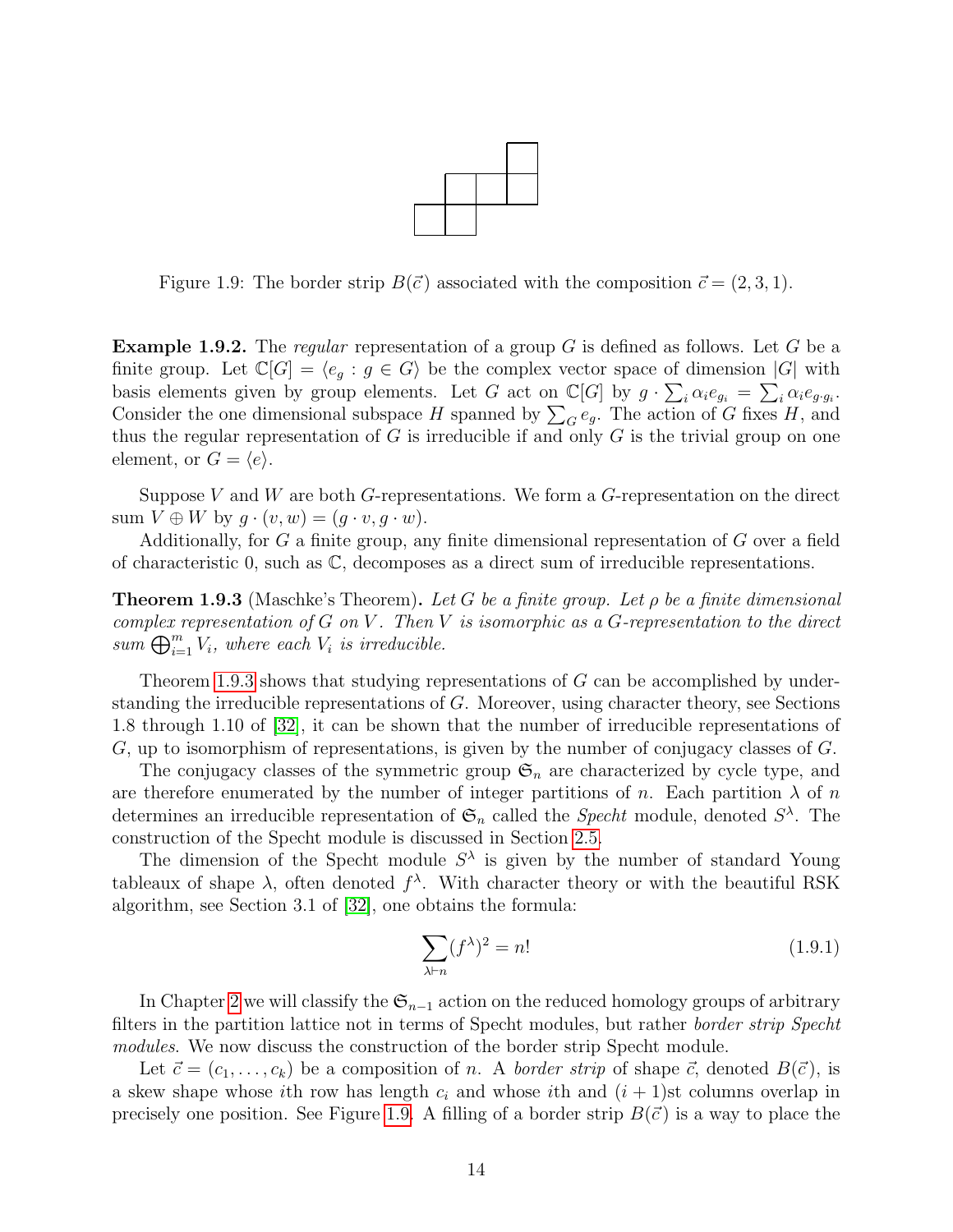Figure 1.9: The border strip $B(\vec{c})$ associated with the composition $\vec{c} = (2, 3, 1)$.

**Example 1.9.2.** The *regular* representation of a group $G$ is defined as follows. Let $G$ be a finite group. Let $\mathbb{C}[G] = \langle e_g : g \in G \rangle$ be the complex vector space of dimension $|G|$ with basis elements given by group elements. Let $G$ act on $\mathbb{C}[G]$ by $g \cdot \sum_i \alpha_i e_{g_i} = \sum_i \alpha_i e_{g \cdot g_i}$. Consider the one dimensional subspace $H$ spanned by $\sum_G e_g$. The action of $G$ fixes $H$, and thus the regular representation of $G$ is irreducible if and only $G$ is the trivial group on one element, or $G = \langle e \rangle$.

Suppose $V$ and $W$ are both $G$-representations. We form a $G$-representation on the direct sum $V \oplus W$ by $g \cdot (v, w) = (g \cdot v, g \cdot w)$.

Additionally, for $G$ a finite group, any finite dimensional representation of $G$ over a field of characteristic 0, such as $\mathbb{C}$, decomposes as a direct sum of irreducible representations.

**Theorem 1.9.3** (Maschke's Theorem)**.** *Let $G$ be a finite group. Let $\rho$ be a finite dimensional complex representation of $G$ on $V$. Then $V$ is isomorphic as a $G$-representation to the direct sum $\bigoplus_{i=1}^m V_i$, where each $V_i$ is irreducible.*

Theorem 1.9.3 shows that studying representations of $G$ can be accomplished by understanding the irreducible representations of $G$. Moreover, using character theory, see Sections 1.8 through 1.10 of [32], it can be shown that the number of irreducible representations of $G$, up to isomorphism of representations, is given by the number of conjugacy classes of $G$.

The conjugacy classes of the symmetric group $\mathfrak{S}_n$ are characterized by cycle type, and are therefore enumerated by the number of integer partitions of $n$. Each partition $\lambda$ of $n$ determines an irreducible representation of $\mathfrak{S}_n$ called the *Specht* module, denoted $S^\lambda$. The construction of the Specht module is discussed in Section 2.5.

The dimension of the Specht module $S^\lambda$ is given by the number of standard Young tableaux of shape $\lambda$, often denoted $f^\lambda$. With character theory or with the beautiful RSK algorithm, see Section 3.1 of [32], one obtains the formula:

$$\sum_{\lambda \vdash n} (f^\lambda)^2 = n! \tag{1.9.1}$$

In Chapter 2 we will classify the $\mathfrak{S}_{n-1}$ action on the reduced homology groups of arbitrary filters in the partition lattice not in terms of Specht modules, but rather *border strip Specht modules*. We now discuss the construction of the border strip Specht module.

Let $\vec{c} = (c_1, \ldots, c_k)$ be a composition of $n$. A *border strip* of shape $\vec{c}$, denoted $B(\vec{c})$, is a skew shape whose $i$th row has length $c_i$ and whose $i$th and $(i+1)$st columns overlap in precisely one position. See Figure 1.9. A filling of a border strip $B(\vec{c})$ is a way to place the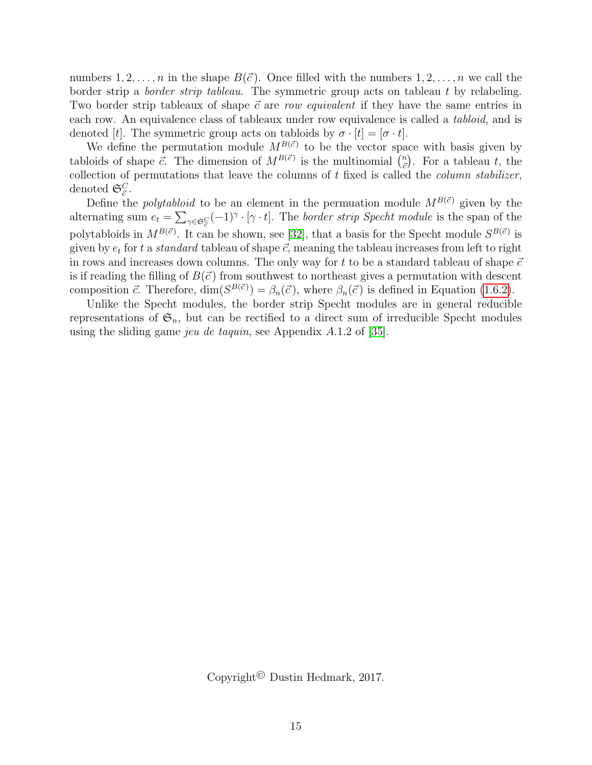numbers $1, 2, \ldots, n$ in the shape $B(\vec{c})$. Once filled with the numbers $1, 2, \ldots, n$ we call the border strip a *border strip tableau*. The symmetric group acts on tableau $t$ by relabeling. Two border strip tableaux of shape $\vec{c}$ are *row equivalent* if they have the same entries in each row. An equivalence class of tableaux under row equivalence is called a *tabloid*, and is denoted $[t]$. The symmetric group acts on tabloids by $\sigma \cdot [t] = [\sigma \cdot t]$.

We define the permutation module $M^{B(\vec{c})}$ to be the vector space with basis given by tabloids of shape $\vec{c}$. The dimension of $M^{B(\vec{c})}$ is the multinomial $\binom{n}{\vec{c}}$. For a tableau $t$, the collection of permutations that leave the columns of $t$ fixed is called the *column stabilizer*, denoted $\mathfrak{S}^C_{\vec{c}}$.

Define the *polytabloid* to be an element in the permuation module $M^{B(\vec{c})}$ given by the alternating sum $e_t = \sum_{\gamma \in \mathfrak{S}^C_{\vec{c}}} (-1)^{\gamma} \cdot [\gamma \cdot t]$. The *border strip Specht module* is the span of the polytabloids in $M^{B(\vec{c})}$. It can be shown, see [32], that a basis for the Specht module $S^{B(\vec{c})}$ is given by $e_t$ for $t$ a *standard* tableau of shape $\vec{c}$, meaning the tableau increases from left to right in rows and increases down columns. The only way for $t$ to be a standard tableau of shape $\vec{c}$ is if reading the filling of $B(\vec{c})$ from southwest to northeast gives a permutation with descent composition $\vec{c}$. Therefore, $\dim(S^{B(\vec{c})}) = \beta_n(\vec{c})$, where $\beta_n(\vec{c})$ is defined in Equation (1.6.2).

Unlike the Specht modules, the border strip Specht modules are in general reducible representations of $\mathfrak{S}_n$, but can be rectified to a direct sum of irreducible Specht modules using the sliding game *jeu de taquin*, see Appendix $A$.1.2 of [35].

Copyright© Dustin Hedmark, 2017.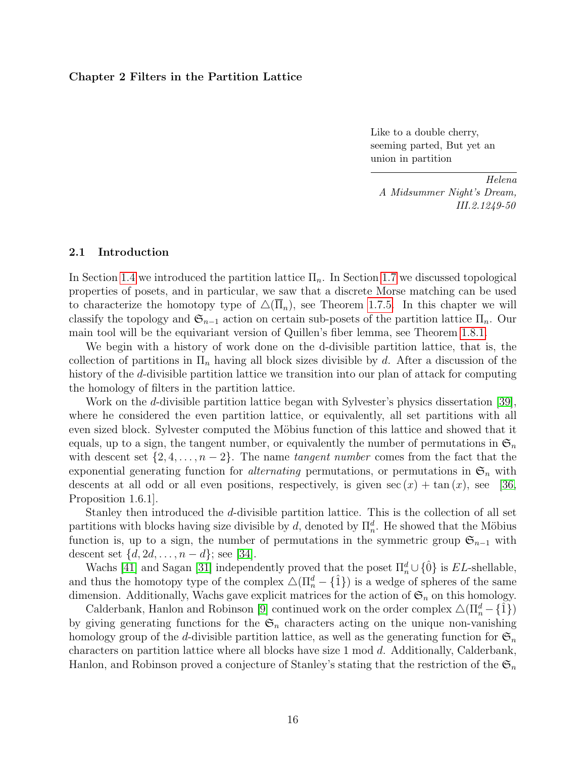# Chapter 2 Filters in the Partition Lattice

> Like to a double cherry, seeming parted, But yet an union in partition
>
> *Helena*
> *A Midsummer Night's Dream, III.2.1249-50*

## 2.1 Introduction

In Section 1.4 we introduced the partition lattice $\Pi_n$. In Section 1.7 we discussed topological properties of posets, and in particular, we saw that a discrete Morse matching can be used to characterize the homotopy type of $\triangle(\overline{\Pi}_n)$, see Theorem 1.7.5. In this chapter we will classify the topology and $\mathfrak{S}_{n-1}$ action on certain sub-posets of the partition lattice $\Pi_n$. Our main tool will be the equivariant version of Quillen's fiber lemma, see Theorem 1.8.1.

We begin with a history of work done on the d-divisible partition lattice, that is, the collection of partitions in $\Pi_n$ having all block sizes divisible by $d$. After a discussion of the history of the $d$-divisible partition lattice we transition into our plan of attack for computing the homology of filters in the partition lattice.

Work on the $d$-divisible partition lattice began with Sylvester's physics dissertation [39], where he considered the even partition lattice, or equivalently, all set partitions with all even sized block. Sylvester computed the Möbius function of this lattice and showed that it equals, up to a sign, the tangent number, or equivalently the number of permutations in $\mathfrak{S}_n$ with descent set $\{2, 4, \ldots, n-2\}$. The name *tangent number* comes from the fact that the exponential generating function for *alternating* permutations, or permutations in $\mathfrak{S}_n$ with descents at all odd or all even positions, respectively, is given $\sec(x) + \tan(x)$, see [36, Proposition 1.6.1].

Stanley then introduced the $d$-divisible partition lattice. This is the collection of all set partitions with blocks having size divisible by $d$, denoted by $\Pi_n^d$. He showed that the Möbius function is, up to a sign, the number of permutations in the symmetric group $\mathfrak{S}_{n-1}$ with descent set $\{d, 2d, \ldots, n-d\}$; see [34].

Wachs [41] and Sagan [31] independently proved that the poset $\Pi_n^d \cup \{\hat{0}\}$ is $EL$-shellable, and thus the homotopy type of the complex $\triangle(\Pi_n^d - \{\hat{1}\})$ is a wedge of spheres of the same dimension. Additionally, Wachs gave explicit matrices for the action of $\mathfrak{S}_n$ on this homology.

Calderbank, Hanlon and Robinson [9] continued work on the order complex $\triangle(\Pi_n^d - \{\hat{1}\})$ by giving generating functions for the $\mathfrak{S}_n$ characters acting on the unique non-vanishing homology group of the $d$-divisible partition lattice, as well as the generating function for $\mathfrak{S}_n$ characters on partition lattice where all blocks have size 1 mod $d$. Additionally, Calderbank, Hanlon, and Robinson proved a conjecture of Stanley's stating that the restriction of the $\mathfrak{S}_n$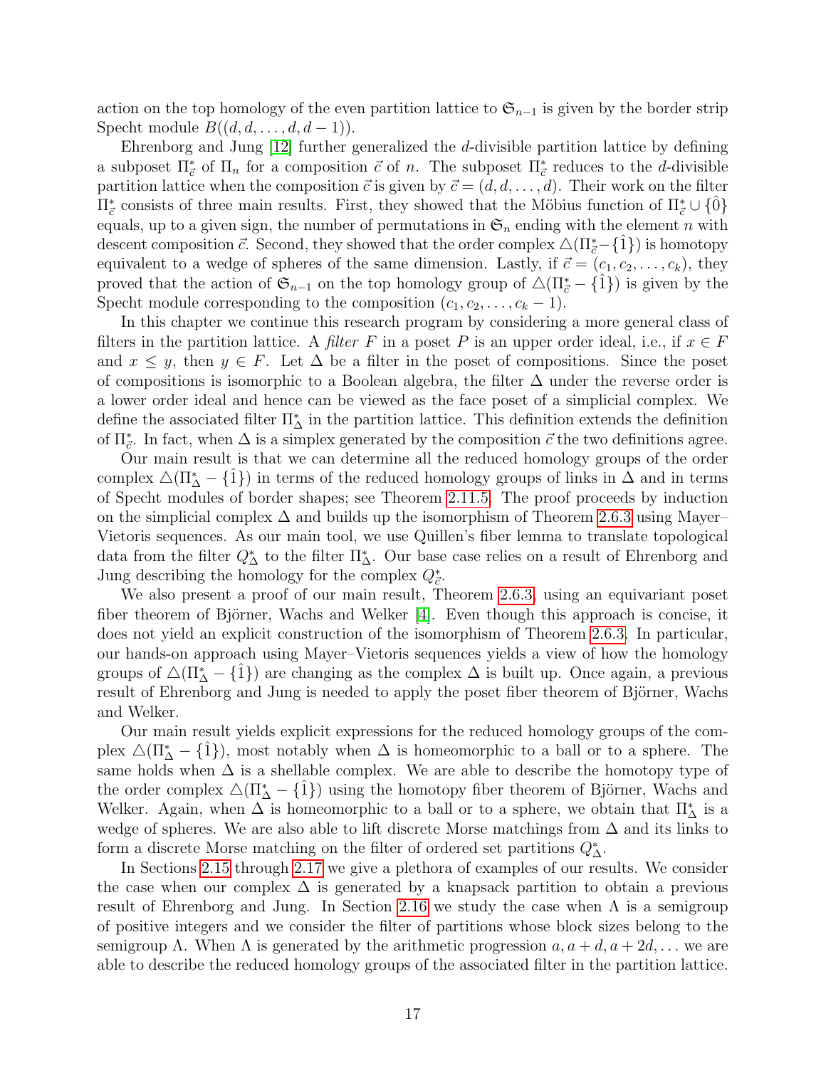action on the top homology of the even partition lattice to $\mathfrak{S}_{n-1}$ is given by the border strip Specht module $B((d, d, \ldots, d, d-1))$.

Ehrenborg and Jung [12] further generalized the $d$-divisible partition lattice by defining a subposet $\Pi^*_{\vec{c}}$ of $\Pi_n$ for a composition $\vec{c}$ of $n$. The subposet $\Pi^*_{\vec{c}}$ reduces to the $d$-divisible partition lattice when the composition $\vec{c}$ is given by $\vec{c} = (d, d, \ldots, d)$. Their work on the filter $\Pi^*_{\vec{c}}$ consists of three main results. First, they showed that the Möbius function of $\Pi^*_{\vec{c}} \cup \{\hat{0}\}$ equals, up to a given sign, the number of permutations in $\mathfrak{S}_n$ ending with the element $n$ with descent composition $\vec{c}$. Second, they showed that the order complex $\triangle(\Pi^*_{\vec{c}} - \{\hat{1}\})$ is homotopy equivalent to a wedge of spheres of the same dimension. Lastly, if $\vec{c} = (c_1, c_2, \ldots, c_k)$, they proved that the action of $\mathfrak{S}_{n-1}$ on the top homology group of $\triangle(\Pi^*_{\vec{c}} - \{\hat{1}\})$ is given by the Specht module corresponding to the composition $(c_1, c_2, \ldots, c_k - 1)$.

In this chapter we continue this research program by considering a more general class of filters in the partition lattice. A *filter* $F$ in a poset $P$ is an upper order ideal, i.e., if $x \in F$ and $x \leq y$, then $y \in F$. Let $\Delta$ be a filter in the poset of compositions. Since the poset of compositions is isomorphic to a Boolean algebra, the filter $\Delta$ under the reverse order is a lower order ideal and hence can be viewed as the face poset of a simplicial complex. We define the associated filter $\Pi^*_\Delta$ in the partition lattice. This definition extends the definition of $\Pi^*_{\vec{c}}$. In fact, when $\Delta$ is a simplex generated by the composition $\vec{c}$ the two definitions agree.

Our main result is that we can determine all the reduced homology groups of the order complex $\triangle(\Pi^*_\Delta - \{\hat{1}\})$ in terms of the reduced homology groups of links in $\Delta$ and in terms of Specht modules of border shapes; see Theorem 2.11.5. The proof proceeds by induction on the simplicial complex $\Delta$ and builds up the isomorphism of Theorem 2.6.3 using Mayer–Vietoris sequences. As our main tool, we use Quillen's fiber lemma to translate topological data from the filter $Q^*_\Delta$ to the filter $\Pi^*_\Delta$. Our base case relies on a result of Ehrenborg and Jung describing the homology for the complex $Q^*_{\vec{c}}$.

We also present a proof of our main result, Theorem 2.6.3, using an equivariant poset fiber theorem of Björner, Wachs and Welker [4]. Even though this approach is concise, it does not yield an explicit construction of the isomorphism of Theorem 2.6.3. In particular, our hands-on approach using Mayer–Vietoris sequences yields a view of how the homology groups of $\triangle(\Pi^*_\Delta - \{\hat{1}\})$ are changing as the complex $\Delta$ is built up. Once again, a previous result of Ehrenborg and Jung is needed to apply the poset fiber theorem of Björner, Wachs and Welker.

Our main result yields explicit expressions for the reduced homology groups of the complex $\triangle(\Pi^*_\Delta - \{\hat{1}\})$, most notably when $\Delta$ is homeomorphic to a ball or to a sphere. The same holds when $\Delta$ is a shellable complex. We are able to describe the homotopy type of the order complex $\triangle(\Pi^*_\Delta - \{\hat{1}\})$ using the homotopy fiber theorem of Björner, Wachs and Welker. Again, when $\Delta$ is homeomorphic to a ball or to a sphere, we obtain that $\Pi^*_\Delta$ is a wedge of spheres. We are also able to lift discrete Morse matchings from $\Delta$ and its links to form a discrete Morse matching on the filter of ordered set partitions $Q^*_\Delta$.

In Sections 2.15 through 2.17 we give a plethora of examples of our results. We consider the case when our complex $\Delta$ is generated by a knapsack partition to obtain a previous result of Ehrenborg and Jung. In Section 2.16 we study the case when $\Lambda$ is a semigroup of positive integers and we consider the filter of partitions whose block sizes belong to the semigroup $\Lambda$. When $\Lambda$ is generated by the arithmetic progression $a, a+d, a+2d, \ldots$ we are able to describe the reduced homology groups of the associated filter in the partition lattice.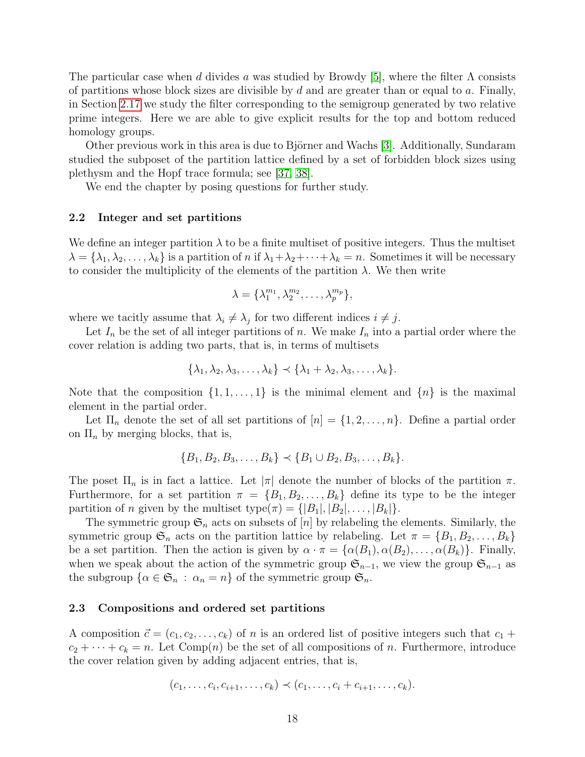The particular case when $d$ divides $a$ was studied by Browdy [5], where the filter $\Lambda$ consists of partitions whose block sizes are divisible by $d$ and are greater than or equal to $a$. Finally, in Section 2.17 we study the filter corresponding to the semigroup generated by two relative prime integers. Here we are able to give explicit results for the top and bottom reduced homology groups.

Other previous work in this area is due to Björner and Wachs [3]. Additionally, Sundaram studied the subposet of the partition lattice defined by a set of forbidden block sizes using plethysm and the Hopf trace formula; see [37, 38].

We end the chapter by posing questions for further study.

### 2.2 Integer and set partitions

We define an integer partition $\lambda$ to be a finite multiset of positive integers. Thus the multiset $\lambda = \{\lambda_1, \lambda_2, \ldots, \lambda_k\}$ is a partition of $n$ if $\lambda_1 + \lambda_2 + \cdots + \lambda_k = n$. Sometimes it will be necessary to consider the multiplicity of the elements of the partition $\lambda$. We then write

$$\lambda = \{\lambda_1^{m_1}, \lambda_2^{m_2}, \ldots, \lambda_p^{m_p}\},$$

where we tacitly assume that $\lambda_i \neq \lambda_j$ for two different indices $i \neq j$.

Let $I_n$ be the set of all integer partitions of $n$. We make $I_n$ into a partial order where the cover relation is adding two parts, that is, in terms of multisets

$$\{\lambda_1, \lambda_2, \lambda_3, \ldots, \lambda_k\} \prec \{\lambda_1 + \lambda_2, \lambda_3, \ldots, \lambda_k\}.$$

Note that the composition $\{1, 1, \ldots, 1\}$ is the minimal element and $\{n\}$ is the maximal element in the partial order.

Let $\Pi_n$ denote the set of all set partitions of $[n] = \{1, 2, \ldots, n\}$. Define a partial order on $\Pi_n$ by merging blocks, that is,

$$\{B_1, B_2, B_3, \ldots, B_k\} \prec \{B_1 \cup B_2, B_3, \ldots, B_k\}.$$

The poset $\Pi_n$ is in fact a lattice. Let $|\pi|$ denote the number of blocks of the partition $\pi$. Furthermore, for a set partition $\pi = \{B_1, B_2, \ldots, B_k\}$ define its type to be the integer partition of $n$ given by the multiset $\text{type}(\pi) = \{|B_1|, |B_2|, \ldots, |B_k|\}$.

The symmetric group $\mathfrak{S}_n$ acts on subsets of $[n]$ by relabeling the elements. Similarly, the symmetric group $\mathfrak{S}_n$ acts on the partition lattice by relabeling. Let $\pi = \{B_1, B_2, \ldots, B_k\}$ be a set partition. Then the action is given by $\alpha \cdot \pi = \{\alpha(B_1), \alpha(B_2), \ldots, \alpha(B_k)\}$. Finally, when we speak about the action of the symmetric group $\mathfrak{S}_{n-1}$, we view the group $\mathfrak{S}_{n-1}$ as the subgroup $\{\alpha \in \mathfrak{S}_n : \alpha_n = n\}$ of the symmetric group $\mathfrak{S}_n$.

### 2.3 Compositions and ordered set partitions

A composition $\vec{c} = (c_1, c_2, \ldots, c_k)$ of $n$ is an ordered list of positive integers such that $c_1 + c_2 + \cdots + c_k = n$. Let $\text{Comp}(n)$ be the set of all compositions of $n$. Furthermore, introduce the cover relation given by adding adjacent entries, that is,

$$(c_1, \ldots, c_i, c_{i+1}, \ldots, c_k) \prec (c_1, \ldots, c_i + c_{i+1}, \ldots, c_k).$$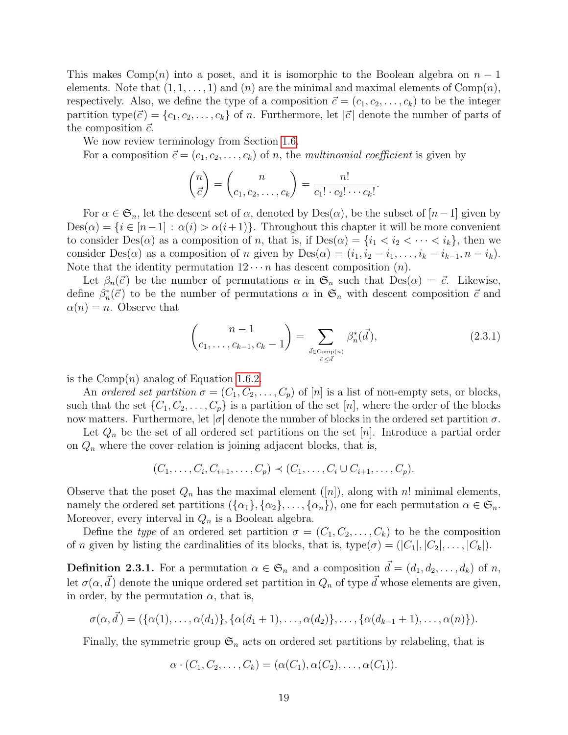This makes Comp($n$) into a poset, and it is isomorphic to the Boolean algebra on $n-1$ elements. Note that $(1, 1, \ldots, 1)$ and $(n)$ are the minimal and maximal elements of Comp($n$), respectively. Also, we define the type of a composition $\vec{c} = (c_1, c_2, \ldots, c_k)$ to be the integer partition type$(\vec{c}) = \{c_1, c_2, \ldots, c_k\}$ of $n$. Furthermore, let $|\vec{c}|$ denote the number of parts of the composition $\vec{c}$.

We now review terminology from Section 1.6.

For a composition $\vec{c} = (c_1, c_2, \ldots, c_k)$ of $n$, the *multinomial coefficient* is given by

$$\binom{n}{\vec{c}} = \binom{n}{c_1, c_2, \ldots, c_k} = \frac{n!}{c_1! \cdot c_2! \cdots c_k!}.$$

For $\alpha \in \mathfrak{S}_n$, let the descent set of $\alpha$, denoted by $\mathrm{Des}(\alpha)$, be the subset of $[n-1]$ given by $\mathrm{Des}(\alpha) = \{i \in [n-1] : \alpha(i) > \alpha(i+1)\}$. Throughout this chapter it will be more convenient to consider $\mathrm{Des}(\alpha)$ as a composition of $n$, that is, if $\mathrm{Des}(\alpha) = \{i_1 < i_2 < \cdots < i_k\}$, then we consider $\mathrm{Des}(\alpha)$ as a composition of $n$ given by $\mathrm{Des}(\alpha) = (i_1, i_2 - i_1, \ldots, i_k - i_{k-1}, n - i_k)$. Note that the identity permutation $12 \cdots n$ has descent composition $(n)$.

Let $\beta_n(\vec{c})$ be the number of permutations $\alpha$ in $\mathfrak{S}_n$ such that $\mathrm{Des}(\alpha) = \vec{c}$. Likewise, define $\beta_n^*(\vec{c})$ to be the number of permutations $\alpha$ in $\mathfrak{S}_n$ with descent composition $\vec{c}$ and $\alpha(n) = n$. Observe that

$$\binom{n-1}{c_1, \ldots, c_{k-1}, c_k - 1} = \sum_{\substack{\vec{d} \in \mathrm{Comp}(n) \\ \vec{c} \leq \vec{d}}} \beta_n^*(\vec{d}), \tag{2.3.1}$$

is the Comp($n$) analog of Equation 1.6.2.

An *ordered set partition* $\sigma = (C_1, C_2, \ldots, C_p)$ of $[n]$ is a list of non-empty sets, or blocks, such that the set $\{C_1, C_2, \ldots, C_p\}$ is a partition of the set $[n]$, where the order of the blocks now matters. Furthermore, let $|\sigma|$ denote the number of blocks in the ordered set partition $\sigma$.

Let $Q_n$ be the set of all ordered set partitions on the set $[n]$. Introduce a partial order on $Q_n$ where the cover relation is joining adjacent blocks, that is,

$$(C_1, \ldots, C_i, C_{i+1}, \ldots, C_p) \prec (C_1, \ldots, C_i \cup C_{i+1}, \ldots, C_p).$$

Observe that the poset $Q_n$ has the maximal element $([n])$, along with $n!$ minimal elements, namely the ordered set partitions $(\{\alpha_1\}, \{\alpha_2\}, \ldots, \{\alpha_n\})$, one for each permutation $\alpha \in \mathfrak{S}_n$. Moreover, every interval in $Q_n$ is a Boolean algebra.

Define the *type* of an ordered set partition $\sigma = (C_1, C_2, \ldots, C_k)$ to be the composition of $n$ given by listing the cardinalities of its blocks, that is, type$(\sigma) = (|C_1|, |C_2|, \ldots, |C_k|)$.

**Definition 2.3.1.** For a permutation $\alpha \in \mathfrak{S}_n$ and a composition $\vec{d} = (d_1, d_2, \ldots, d_k)$ of $n$, let $\sigma(\alpha, \vec{d})$ denote the unique ordered set partition in $Q_n$ of type $\vec{d}$ whose elements are given, in order, by the permutation $\alpha$, that is,

$$\sigma(\alpha, \vec{d}) = (\{\alpha(1), \ldots, \alpha(d_1)\}, \{\alpha(d_1 + 1), \ldots, \alpha(d_2)\}, \ldots, \{\alpha(d_{k-1} + 1), \ldots, \alpha(n)\}).$$

Finally, the symmetric group $\mathfrak{S}_n$ acts on ordered set partitions by relabeling, that is

$$\alpha \cdot (C_1, C_2, \ldots, C_k) = (\alpha(C_1), \alpha(C_2), \ldots, \alpha(C_1)).$$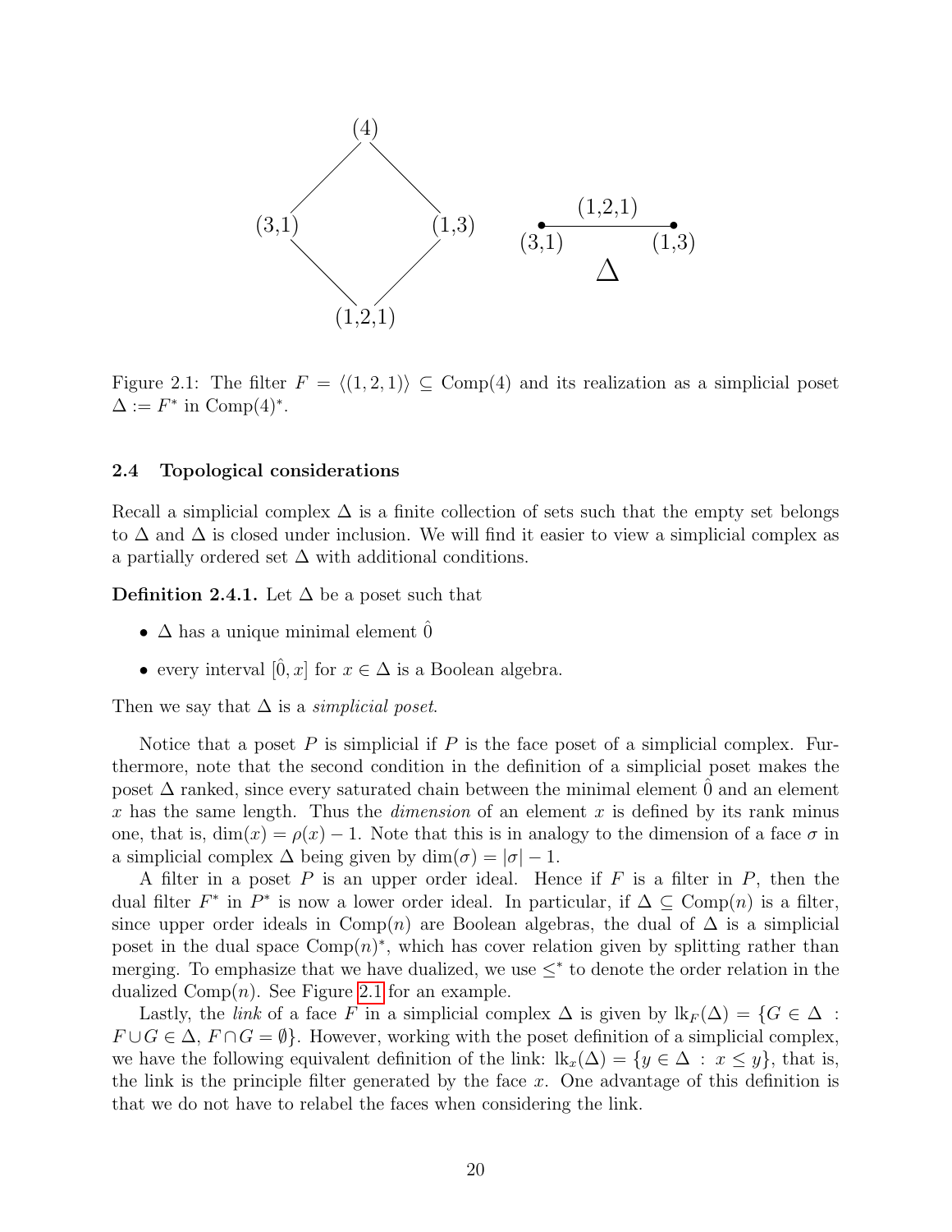Figure 2.1: The filter $F = \langle(1, 2, 1)\rangle \subseteq \text{Comp}(4)$ and its realization as a simplicial poset $\Delta := F^*$ in $\text{Comp}(4)^*$.

### 2.4 Topological considerations

Recall a simplicial complex $\Delta$ is a finite collection of sets such that the empty set belongs to $\Delta$ and $\Delta$ is closed under inclusion. We will find it easier to view a simplicial complex as a partially ordered set $\Delta$ with additional conditions.

**Definition 2.4.1.** Let $\Delta$ be a poset such that

- $\Delta$ has a unique minimal element $\hat{0}$
- every interval $[\hat{0}, x]$ for $x \in \Delta$ is a Boolean algebra.

Then we say that $\Delta$ is a *simplicial poset*.

Notice that a poset $P$ is simplicial if $P$ is the face poset of a simplicial complex. Furthermore, note that the second condition in the definition of a simplicial poset makes the poset $\Delta$ ranked, since every saturated chain between the minimal element $\hat{0}$ and an element $x$ has the same length. Thus the *dimension* of an element $x$ is defined by its rank minus one, that is, $\dim(x) = \rho(x) - 1$. Note that this is in analogy to the dimension of a face $\sigma$ in a simplicial complex $\Delta$ being given by $\dim(\sigma) = |\sigma| - 1$.

A filter in a poset $P$ is an upper order ideal. Hence if $F$ is a filter in $P$, then the dual filter $F^*$ in $P^*$ is now a lower order ideal. In particular, if $\Delta \subseteq \text{Comp}(n)$ is a filter, since upper order ideals in $\text{Comp}(n)$ are Boolean algebras, the dual of $\Delta$ is a simplicial poset in the dual space $\text{Comp}(n)^*$, which has cover relation given by splitting rather than merging. To emphasize that we have dualized, we use $\leq^*$ to denote the order relation in the dualized $\text{Comp}(n)$. See Figure 2.1 for an example.

Lastly, the *link* of a face $F$ in a simplicial complex $\Delta$ is given by $\text{lk}_F(\Delta) = \{G \in \Delta : F \cup G \in \Delta, F \cap G = \emptyset\}$. However, working with the poset definition of a simplicial complex, we have the following equivalent definition of the link: $\text{lk}_x(\Delta) = \{y \in \Delta : x \leq y\}$, that is, the link is the principle filter generated by the face $x$. One advantage of this definition is that we do not have to relabel the faces when considering the link.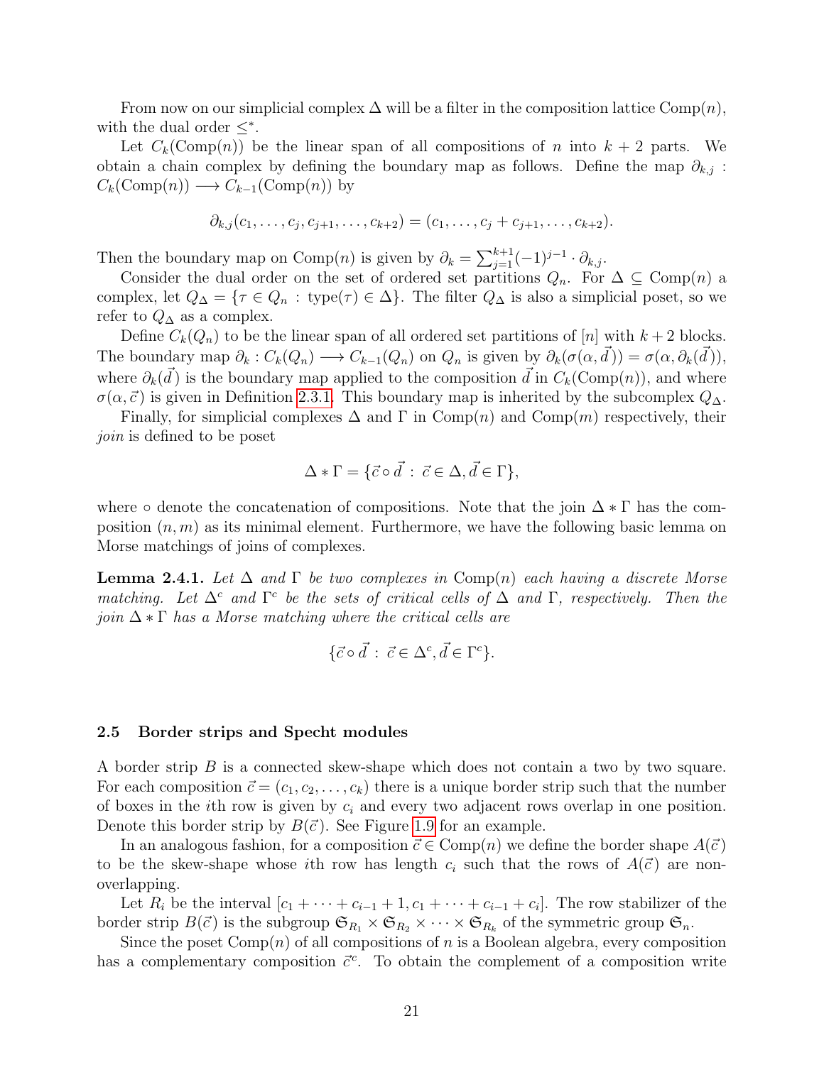From now on our simplicial complex $\Delta$ will be a filter in the composition lattice $\text{Comp}(n)$, with the dual order $\leq^*$.

Let $C_k(\text{Comp}(n))$ be the linear span of all compositions of $n$ into $k+2$ parts. We obtain a chain complex by defining the boundary map as follows. Define the map $\partial_{k,j} : C_k(\text{Comp}(n)) \longrightarrow C_{k-1}(\text{Comp}(n))$ by

$$\partial_{k,j}(c_1, \ldots, c_j, c_{j+1}, \ldots, c_{k+2}) = (c_1, \ldots, c_j + c_{j+1}, \ldots, c_{k+2}).$$

Then the boundary map on $\text{Comp}(n)$ is given by $\partial_k = \sum_{j=1}^{k+1} (-1)^{j-1} \cdot \partial_{k,j}$.

Consider the dual order on the set of ordered set partitions $Q_n$. For $\Delta \subseteq \text{Comp}(n)$ a complex, let $Q_\Delta = \{\tau \in Q_n : \text{type}(\tau) \in \Delta\}$. The filter $Q_\Delta$ is also a simplicial poset, so we refer to $Q_\Delta$ as a complex.

Define $C_k(Q_n)$ to be the linear span of all ordered set partitions of $[n]$ with $k+2$ blocks. The boundary map $\partial_k : C_k(Q_n) \longrightarrow C_{k-1}(Q_n)$ on $Q_n$ is given by $\partial_k(\sigma(\alpha, \vec{d})) = \sigma(\alpha, \partial_k(\vec{d}))$, where $\partial_k(\vec{d})$ is the boundary map applied to the composition $\vec{d}$ in $C_k(\text{Comp}(n))$, and where $\sigma(\alpha, \vec{c})$ is given in Definition 2.3.1. This boundary map is inherited by the subcomplex $Q_\Delta$.

Finally, for simplicial complexes $\Delta$ and $\Gamma$ in $\text{Comp}(n)$ and $\text{Comp}(m)$ respectively, their *join* is defined to be poset

$$\Delta * \Gamma = \{\vec{c} \circ \vec{d} \, : \, \vec{c} \in \Delta, \vec{d} \in \Gamma\},$$

where $\circ$ denote the concatenation of compositions. Note that the join $\Delta * \Gamma$ has the composition $(n, m)$ as its minimal element. Furthermore, we have the following basic lemma on Morse matchings of joins of complexes.

**Lemma 2.4.1.** *Let $\Delta$ and $\Gamma$ be two complexes in $\text{Comp}(n)$ each having a discrete Morse matching. Let $\Delta^c$ and $\Gamma^c$ be the sets of critical cells of $\Delta$ and $\Gamma$, respectively. Then the join $\Delta * \Gamma$ has a Morse matching where the critical cells are*

$$\{\vec{c} \circ \vec{d} \, : \, \vec{c} \in \Delta^c, \vec{d} \in \Gamma^c\}.$$

### 2.5 Border strips and Specht modules

A border strip $B$ is a connected skew-shape which does not contain a two by two square. For each composition $\vec{c} = (c_1, c_2, \ldots, c_k)$ there is a unique border strip such that the number of boxes in the $i$th row is given by $c_i$ and every two adjacent rows overlap in one position. Denote this border strip by $B(\vec{c})$. See Figure 1.9 for an example.

In an analogous fashion, for a composition $\vec{c} \in \text{Comp}(n)$ we define the border shape $A(\vec{c})$ to be the skew-shape whose $i$th row has length $c_i$ such that the rows of $A(\vec{c})$ are non-overlapping.

Let $R_i$ be the interval $[c_1 + \cdots + c_{i-1} + 1, c_1 + \cdots + c_{i-1} + c_i]$. The row stabilizer of the border strip $B(\vec{c})$ is the subgroup $\mathfrak{S}_{R_1} \times \mathfrak{S}_{R_2} \times \cdots \times \mathfrak{S}_{R_k}$ of the symmetric group $\mathfrak{S}_n$.

Since the poset $\text{Comp}(n)$ of all compositions of $n$ is a Boolean algebra, every composition has a complementary composition $\vec{c}^c$. To obtain the complement of a composition write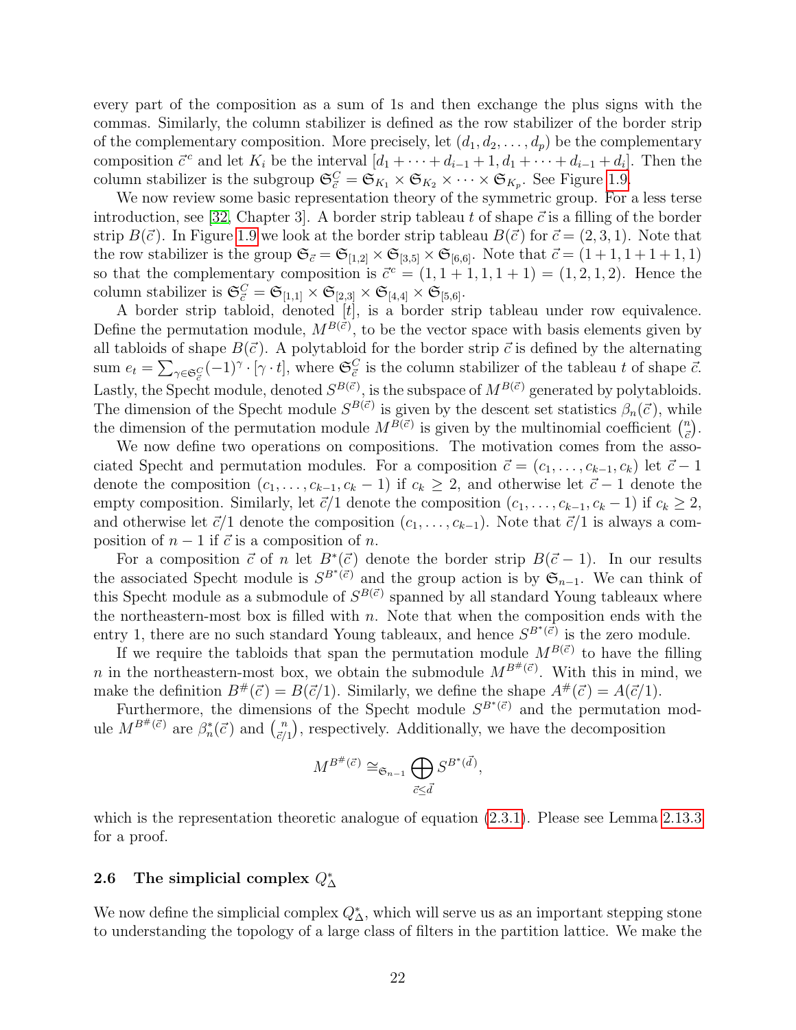every part of the composition as a sum of 1s and then exchange the plus signs with the commas. Similarly, the column stabilizer is defined as the row stabilizer of the border strip of the complementary composition. More precisely, let $(d_1, d_2, \ldots, d_p)$ be the complementary composition $\vec{c}^c$ and let $K_i$ be the interval $[d_1 + \cdots + d_{i-1} + 1, d_1 + \cdots + d_{i-1} + d_i]$. Then the column stabilizer is the subgroup $\mathfrak{S}^C_{\vec{c}} = \mathfrak{S}_{K_1} \times \mathfrak{S}_{K_2} \times \cdots \times \mathfrak{S}_{K_p}$. See Figure 1.9.

We now review some basic representation theory of the symmetric group. For a less terse introduction, see [32, Chapter 3]. A border strip tableau $t$ of shape $\vec{c}$ is a filling of the border strip $B(\vec{c})$. In Figure 1.9 we look at the border strip tableau $B(\vec{c})$ for $\vec{c} = (2, 3, 1)$. Note that the row stabilizer is the group $\mathfrak{S}_{\vec{c}} = \mathfrak{S}_{[1,2]} \times \mathfrak{S}_{[3,5]} \times \mathfrak{S}_{[6,6]}$. Note that $\vec{c} = (1 + 1, 1 + 1 + 1, 1)$ so that the complementary composition is $\vec{c}^c = (1, 1 + 1, 1, 1 + 1) = (1, 2, 1, 2)$. Hence the column stabilizer is $\mathfrak{S}^C_{\vec{c}} = \mathfrak{S}_{[1,1]} \times \mathfrak{S}_{[2,3]} \times \mathfrak{S}_{[4,4]} \times \mathfrak{S}_{[5,6]}$.

A border strip tabloid, denoted $[t]$, is a border strip tableau under row equivalence. Define the permutation module, $M^{B(\vec{c})}$, to be the vector space with basis elements given by all tabloids of shape $B(\vec{c})$. A polytabloid for the border strip $\vec{c}$ is defined by the alternating sum $e_t = \sum_{\gamma \in \mathfrak{S}^C_{\vec{c}}} (-1)^\gamma \cdot [\gamma \cdot t]$, where $\mathfrak{S}^C_{\vec{c}}$ is the column stabilizer of the tableau $t$ of shape $\vec{c}$. Lastly, the Specht module, denoted $S^{B(\vec{c})}$, is the subspace of $M^{B(\vec{c})}$ generated by polytabloids. The dimension of the Specht module $S^{B(\vec{c})}$ is given by the descent set statistics $\beta_n(\vec{c})$, while the dimension of the permutation module $M^{B(\vec{c})}$ is given by the multinomial coefficient $\binom{n}{\vec{c}}$.

We now define two operations on compositions. The motivation comes from the associated Specht and permutation modules. For a composition $\vec{c} = (c_1, \ldots, c_{k-1}, c_k)$ let $\vec{c} - 1$ denote the composition $(c_1, \ldots, c_{k-1}, c_k - 1)$ if $c_k \geq 2$, and otherwise let $\vec{c} - 1$ denote the empty composition. Similarly, let $\vec{c}/1$ denote the composition $(c_1, \ldots, c_{k-1}, c_k - 1)$ if $c_k \geq 2$, and otherwise let $\vec{c}/1$ denote the composition $(c_1, \ldots, c_{k-1})$. Note that $\vec{c}/1$ is always a composition of $n - 1$ if $\vec{c}$ is a composition of $n$.

For a composition $\vec{c}$ of $n$ let $B^*(\vec{c})$ denote the border strip $B(\vec{c} - 1)$. In our results the associated Specht module is $S^{B^*(\vec{c})}$ and the group action is by $\mathfrak{S}_{n-1}$. We can think of this Specht module as a submodule of $S^{B(\vec{c})}$ spanned by all standard Young tableaux where the northeastern-most box is filled with $n$. Note that when the composition ends with the entry 1, there are no such standard Young tableaux, and hence $S^{B^*(\vec{c})}$ is the zero module.

If we require the tabloids that span the permutation module $M^{B(\vec{c})}$ to have the filling $n$ in the northeastern-most box, we obtain the submodule $M^{B^\#(\vec{c})}$. With this in mind, we make the definition $B^\#(\vec{c}) = B(\vec{c}/1)$. Similarly, we define the shape $A^\#(\vec{c}) = A(\vec{c}/1)$.

Furthermore, the dimensions of the Specht module $S^{B^*(\vec{c})}$ and the permutation module $M^{B^\#(\vec{c})}$ are $\beta^*_n(\vec{c})$ and $\binom{n}{\vec{c}/1}$, respectively. Additionally, we have the decomposition

$$M^{B^\#(\vec{c})} \cong_{\mathfrak{S}_{n-1}} \bigoplus_{\vec{c} \leq \vec{d}} S^{B^*(\vec{d})},$$

which is the representation theoretic analogue of equation (2.3.1). Please see Lemma 2.13.3 for a proof.

## 2.6 The simplicial complex $Q^*_\Delta$

We now define the simplicial complex $Q^*_\Delta$, which will serve us as an important stepping stone to understanding the topology of a large class of filters in the partition lattice. We make the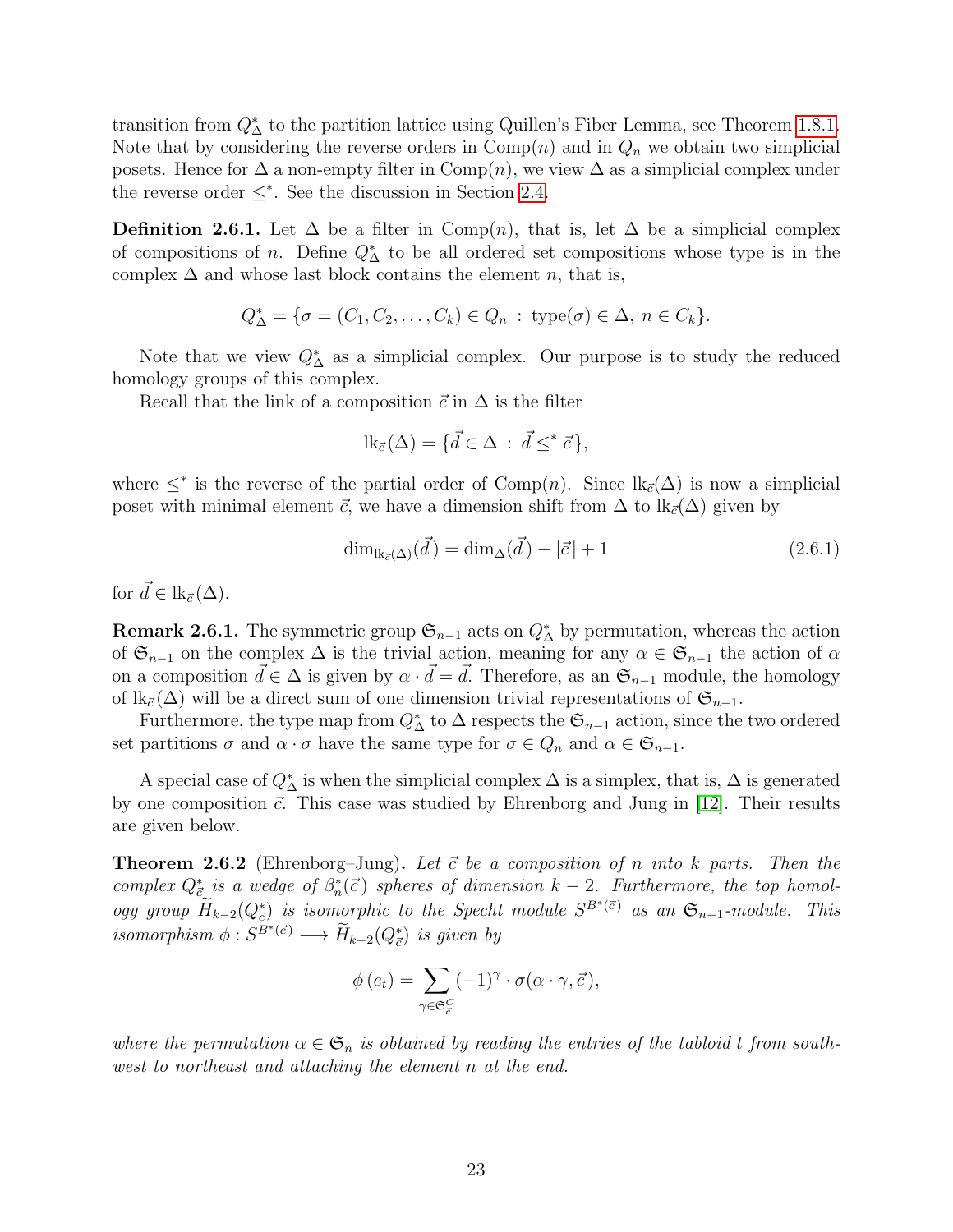transition from $Q^*_\Delta$ to the partition lattice using Quillen's Fiber Lemma, see Theorem 1.8.1. Note that by considering the reverse orders in $\text{Comp}(n)$ and in $Q_n$ we obtain two simplicial posets. Hence for $\Delta$ a non-empty filter in $\text{Comp}(n)$, we view $\Delta$ as a simplicial complex under the reverse order $\leq^*$. See the discussion in Section 2.4.

**Definition 2.6.1.** Let $\Delta$ be a filter in $\text{Comp}(n)$, that is, let $\Delta$ be a simplicial complex of compositions of $n$. Define $Q^*_\Delta$ to be all ordered set compositions whose type is in the complex $\Delta$ and whose last block contains the element $n$, that is,

$$Q^*_\Delta = \{\sigma = (C_1, C_2, \dots, C_k) \in Q_n \,:\, \text{type}(\sigma) \in \Delta,\ n \in C_k\}.$$

Note that we view $Q^*_\Delta$ as a simplicial complex. Our purpose is to study the reduced homology groups of this complex.

Recall that the link of a composition $\vec{c}$ in $\Delta$ is the filter

$$\text{lk}_{\vec{c}}(\Delta) = \{\vec{d} \in \Delta \,:\, \vec{d} \leq^* \vec{c}\},$$

where $\leq^*$ is the reverse of the partial order of $\text{Comp}(n)$. Since $\text{lk}_{\vec{c}}(\Delta)$ is now a simplicial poset with minimal element $\vec{c}$, we have a dimension shift from $\Delta$ to $\text{lk}_{\vec{c}}(\Delta)$ given by

$$\dim_{\text{lk}_{\vec{c}}(\Delta)}(\vec{d}) = \dim_\Delta(\vec{d}) - |\vec{c}| + 1 \tag{2.6.1}$$

for $\vec{d} \in \text{lk}_{\vec{c}}(\Delta)$.

**Remark 2.6.1.** The symmetric group $\mathfrak{S}_{n-1}$ acts on $Q^*_\Delta$ by permutation, whereas the action of $\mathfrak{S}_{n-1}$ on the complex $\Delta$ is the trivial action, meaning for any $\alpha \in \mathfrak{S}_{n-1}$ the action of $\alpha$ on a composition $\vec{d} \in \Delta$ is given by $\alpha \cdot \vec{d} = \vec{d}$. Therefore, as an $\mathfrak{S}_{n-1}$ module, the homology of $\text{lk}_{\vec{c}}(\Delta)$ will be a direct sum of one dimension trivial representations of $\mathfrak{S}_{n-1}$.

Furthermore, the type map from $Q^*_\Delta$ to $\Delta$ respects the $\mathfrak{S}_{n-1}$ action, since the two ordered set partitions $\sigma$ and $\alpha \cdot \sigma$ have the same type for $\sigma \in Q_n$ and $\alpha \in \mathfrak{S}_{n-1}$.

A special case of $Q^*_\Delta$ is when the simplicial complex $\Delta$ is a simplex, that is, $\Delta$ is generated by one composition $\vec{c}$. This case was studied by Ehrenborg and Jung in [12]. Their results are given below.

**Theorem 2.6.2** (Ehrenborg–Jung). *Let $\vec{c}$ be a composition of $n$ into $k$ parts. Then the complex $Q^*_{\vec{c}}$ is a wedge of $\beta^*_n(\vec{c})$ spheres of dimension $k-2$. Furthermore, the top homology group $\widetilde{H}_{k-2}(Q^*_{\vec{c}})$ is isomorphic to the Specht module $S^{B^*(\vec{c})}$ as an $\mathfrak{S}_{n-1}$-module. This isomorphism $\phi : S^{B^*(\vec{c})} \longrightarrow \widetilde{H}_{k-2}(Q^*_{\vec{c}})$ is given by*

$$\phi\,(e_t) = \sum_{\gamma \in \mathfrak{S}^C_{\vec{c}}} (-1)^\gamma \cdot \sigma(\alpha \cdot \gamma, \vec{c}),$$

*where the permutation $\alpha \in \mathfrak{S}_n$ is obtained by reading the entries of the tabloid $t$ from southwest to northeast and attaching the element $n$ at the end.*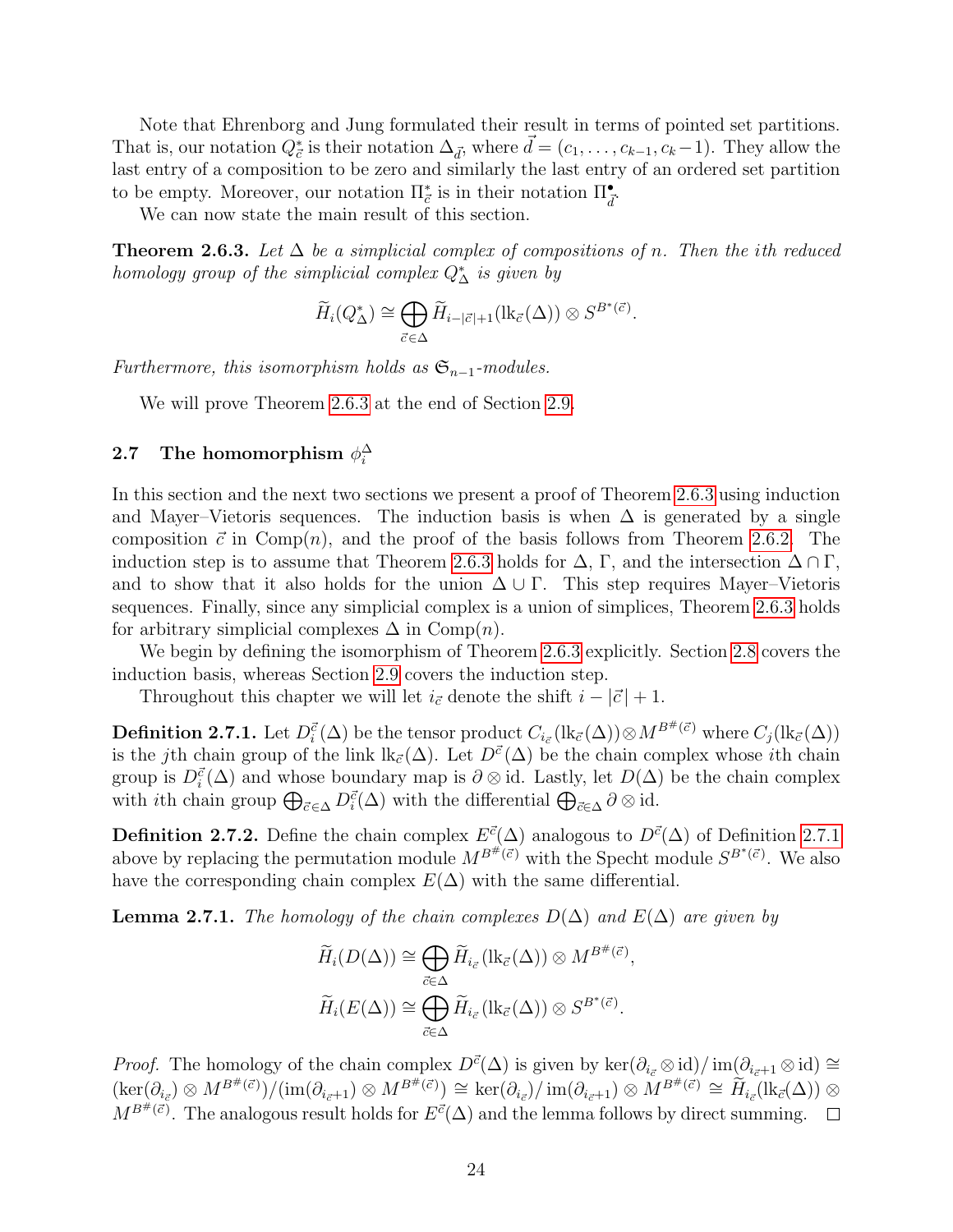Note that Ehrenborg and Jung formulated their result in terms of pointed set partitions. That is, our notation $Q^*_{\vec{c}}$ is their notation $\Delta_{\vec{d}}$, where $\vec{d} = (c_1, \ldots, c_{k-1}, c_k - 1)$. They allow the last entry of a composition to be zero and similarly the last entry of an ordered set partition to be empty. Moreover, our notation $\Pi^*_{\vec{c}}$ is in their notation $\Pi^{\bullet}_{\vec{d}}$.

We can now state the main result of this section.

**Theorem 2.6.3.** *Let $\Delta$ be a simplicial complex of compositions of $n$. Then the $i$th reduced homology group of the simplicial complex $Q^*_\Delta$ is given by*

$$\widetilde{H}_i(Q^*_\Delta) \cong \bigoplus_{\vec{c} \in \Delta} \widetilde{H}_{i-|\vec{c}|+1}(\mathrm{lk}_{\vec{c}}(\Delta)) \otimes S^{B^*(\vec{c})}.$$

*Furthermore, this isomorphism holds as $\mathfrak{S}_{n-1}$-modules.*

We will prove Theorem 2.6.3 at the end of Section 2.9.

## 2.7 The homomorphism $\phi_i^\Delta$

In this section and the next two sections we present a proof of Theorem 2.6.3 using induction and Mayer–Vietoris sequences. The induction basis is when $\Delta$ is generated by a single composition $\vec{c}$ in $\mathrm{Comp}(n)$, and the proof of the basis follows from Theorem 2.6.2. The induction step is to assume that Theorem 2.6.3 holds for $\Delta$, $\Gamma$, and the intersection $\Delta \cap \Gamma$, and to show that it also holds for the union $\Delta \cup \Gamma$. This step requires Mayer–Vietoris sequences. Finally, since any simplicial complex is a union of simplices, Theorem 2.6.3 holds for arbitrary simplicial complexes $\Delta$ in $\mathrm{Comp}(n)$.

We begin by defining the isomorphism of Theorem 2.6.3 explicitly. Section 2.8 covers the induction basis, whereas Section 2.9 covers the induction step.

Throughout this chapter we will let $i_{\vec{c}}$ denote the shift $i - |\vec{c}| + 1$.

**Definition 2.7.1.** Let $D_i^{\vec{c}}(\Delta)$ be the tensor product $C_{i_{\vec{c}}}(\mathrm{lk}_{\vec{c}}(\Delta)) \otimes M^{B^\#(\vec{c})}$ where $C_j(\mathrm{lk}_{\vec{c}}(\Delta))$ is the $j$th chain group of the link $\mathrm{lk}_{\vec{c}}(\Delta)$. Let $D^{\vec{c}}(\Delta)$ be the chain complex whose $i$th chain group is $D_i^{\vec{c}}(\Delta)$ and whose boundary map is $\partial \otimes \mathrm{id}$. Lastly, let $D(\Delta)$ be the chain complex with $i$th chain group $\bigoplus_{\vec{c} \in \Delta} D_i^{\vec{c}}(\Delta)$ with the differential $\bigoplus_{\vec{c} \in \Delta} \partial \otimes \mathrm{id}$.

**Definition 2.7.2.** Define the chain complex $E^{\vec{c}}(\Delta)$ analogous to $D^{\vec{c}}(\Delta)$ of Definition 2.7.1 above by replacing the permutation module $M^{B^\#(\vec{c})}$ with the Specht module $S^{B^*(\vec{c})}$. We also have the corresponding chain complex $E(\Delta)$ with the same differential.

**Lemma 2.7.1.** *The homology of the chain complexes $D(\Delta)$ and $E(\Delta)$ are given by*

$$\widetilde{H}_i(D(\Delta)) \cong \bigoplus_{\vec{c} \in \Delta} \widetilde{H}_{i_{\vec{c}}}(\mathrm{lk}_{\vec{c}}(\Delta)) \otimes M^{B^\#(\vec{c})},$$
$$\widetilde{H}_i(E(\Delta)) \cong \bigoplus_{\vec{c} \in \Delta} \widetilde{H}_{i_{\vec{c}}}(\mathrm{lk}_{\vec{c}}(\Delta)) \otimes S^{B^*(\vec{c})}.$$

*Proof.* The homology of the chain complex $D^{\vec{c}}(\Delta)$ is given by $\ker(\partial_{i_{\vec{c}}} \otimes \mathrm{id}) / \mathrm{im}(\partial_{i_{\vec{c}}+1} \otimes \mathrm{id}) \cong (\ker(\partial_{i_{\vec{c}}}) \otimes M^{B^\#(\vec{c})}) / (\mathrm{im}(\partial_{i_{\vec{c}}+1}) \otimes M^{B^\#(\vec{c})}) \cong \ker(\partial_{i_{\vec{c}}}) / \mathrm{im}(\partial_{i_{\vec{c}}+1}) \otimes M^{B^\#(\vec{c})} \cong \widetilde{H}_{i_{\vec{c}}}(\mathrm{lk}_{\vec{c}}(\Delta)) \otimes M^{B^\#(\vec{c})}$. The analogous result holds for $E^{\vec{c}}(\Delta)$ and the lemma follows by direct summing. $\square$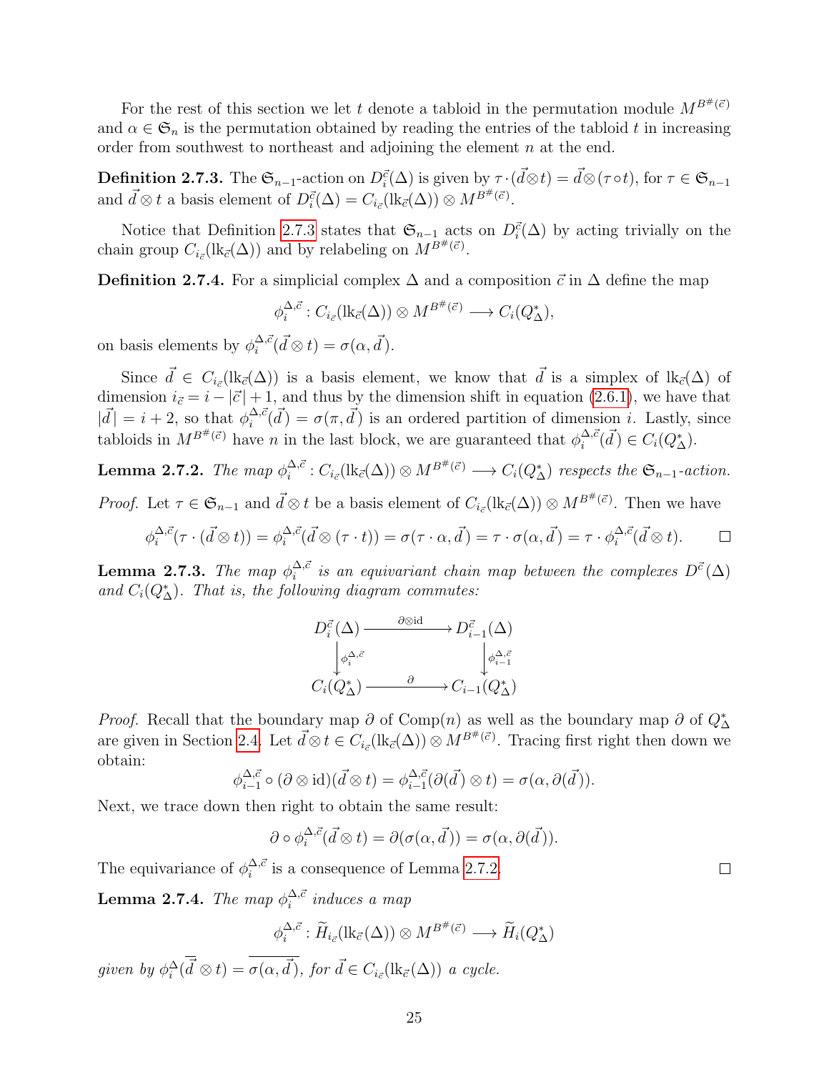For the rest of this section we let $t$ denote a tabloid in the permutation module $M^{B^{\#}(\vec{c})}$ and $\alpha \in \mathfrak{S}_n$ is the permutation obtained by reading the entries of the tabloid $t$ in increasing order from southwest to northeast and adjoining the element $n$ at the end.

**Definition 2.7.3.** The $\mathfrak{S}_{n-1}$-action on $D_i^{\vec{c}}(\Delta)$ is given by $\tau \cdot (\vec{d} \otimes t) = \vec{d} \otimes (\tau \circ t)$, for $\tau \in \mathfrak{S}_{n-1}$ and $\vec{d} \otimes t$ a basis element of $D_i^{\vec{c}}(\Delta) = C_{i_{\vec{c}}}(\mathrm{lk}_{\vec{c}}(\Delta)) \otimes M^{B^{\#}(\vec{c})}$.

Notice that Definition 2.7.3 states that $\mathfrak{S}_{n-1}$ acts on $D_i^{\vec{c}}(\Delta)$ by acting trivially on the chain group $C_{i_{\vec{c}}}(\mathrm{lk}_{\vec{c}}(\Delta))$ and by relabeling on $M^{B^{\#}(\vec{c})}$.

**Definition 2.7.4.** For a simplicial complex $\Delta$ and a composition $\vec{c}$ in $\Delta$ define the map

$$\phi_i^{\Delta,\vec{c}} : C_{i_{\vec{c}}}(\mathrm{lk}_{\vec{c}}(\Delta)) \otimes M^{B^{\#}(\vec{c})} \longrightarrow C_i(Q_\Delta^*),$$

on basis elements by $\phi_i^{\Delta,\vec{c}}(\vec{d} \otimes t) = \sigma(\alpha, \vec{d})$.

Since $\vec{d} \in C_{i_{\vec{c}}}(\mathrm{lk}_{\vec{c}}(\Delta))$ is a basis element, we know that $\vec{d}$ is a simplex of $\mathrm{lk}_{\vec{c}}(\Delta)$ of dimension $i_{\vec{c}} = i - |\vec{c}| + 1$, and thus by the dimension shift in equation (2.6.1), we have that $|\vec{d}| = i + 2$, so that $\phi_i^{\Delta,\vec{c}}(\vec{d}) = \sigma(\pi, \vec{d})$ is an ordered partition of dimension $i$. Lastly, since tabloids in $M^{B^{\#}(\vec{c})}$ have $n$ in the last block, we are guaranteed that $\phi_i^{\Delta,\vec{c}}(\vec{d}) \in C_i(Q_\Delta^*)$.

**Lemma 2.7.2.** *The map $\phi_i^{\Delta,\vec{c}} : C_{i_{\vec{c}}}(\mathrm{lk}_{\vec{c}}(\Delta)) \otimes M^{B^{\#}(\vec{c})} \longrightarrow C_i(Q_\Delta^*)$ respects the $\mathfrak{S}_{n-1}$-action.*

*Proof.* Let $\tau \in \mathfrak{S}_{n-1}$ and $\vec{d} \otimes t$ be a basis element of $C_{i_{\vec{c}}}(\mathrm{lk}_{\vec{c}}(\Delta)) \otimes M^{B^{\#}(\vec{c})}$. Then we have

$$\phi_i^{\Delta,\vec{c}}(\tau \cdot (\vec{d} \otimes t)) = \phi_i^{\Delta,\vec{c}}(\vec{d} \otimes (\tau \cdot t)) = \sigma(\tau \cdot \alpha, \vec{d}) = \tau \cdot \sigma(\alpha, \vec{d}) = \tau \cdot \phi_i^{\Delta,\vec{c}}(\vec{d} \otimes t). \qquad \square$$

**Lemma 2.7.3.** *The map $\phi_i^{\Delta,\vec{c}}$ is an equivariant chain map between the complexes $D^{\vec{c}}(\Delta)$ and $C_i(Q_\Delta^*)$. That is, the following diagram commutes:*

$$\begin{array}{ccc} D_i^{\vec{c}}(\Delta) & \xrightarrow{\partial \otimes \mathrm{id}} & D_{i-1}^{\vec{c}}(\Delta) \\ \downarrow{\scriptstyle \phi_i^{\Delta,\vec{c}}} & & \downarrow{\scriptstyle \phi_{i-1}^{\Delta,\vec{c}}} \\ C_i(Q_\Delta^*) & \xrightarrow{\partial} & C_{i-1}(Q_\Delta^*) \end{array}$$

*Proof.* Recall that the boundary map $\partial$ of $\mathrm{Comp}(n)$ as well as the boundary map $\partial$ of $Q_\Delta^*$ are given in Section 2.4. Let $\vec{d} \otimes t \in C_{i_{\vec{c}}}(\mathrm{lk}_{\vec{c}}(\Delta)) \otimes M^{B^{\#}(\vec{c})}$. Tracing first right then down we obtain:

$$\phi_{i-1}^{\Delta,\vec{c}} \circ (\partial \otimes \mathrm{id})(\vec{d} \otimes t) = \phi_{i-1}^{\Delta,\vec{c}}(\partial(\vec{d}) \otimes t) = \sigma(\alpha, \partial(\vec{d})).$$

Next, we trace down then right to obtain the same result:

$$\partial \circ \phi_i^{\Delta,\vec{c}}(\vec{d} \otimes t) = \partial(\sigma(\alpha, \vec{d})) = \sigma(\alpha, \partial(\vec{d})).$$

The equivariance of $\phi_i^{\Delta,\vec{c}}$ is a consequence of Lemma 2.7.2. $\square$

**Lemma 2.7.4.** *The map $\phi_i^{\Delta,\vec{c}}$ induces a map*

$$\phi_i^{\Delta,\vec{c}} : \widetilde{H}_{i_{\vec{c}}}(\mathrm{lk}_{\vec{c}}(\Delta)) \otimes M^{B^{\#}(\vec{c})} \longrightarrow \widetilde{H}_i(Q_\Delta^*)$$

*given by $\phi_i^{\Delta}(\overline{\vec{d}} \otimes t) = \overline{\sigma(\alpha, \vec{d})}$, for $\vec{d} \in C_{i_{\vec{c}}}(\mathrm{lk}_{\vec{c}}(\Delta))$ a cycle.*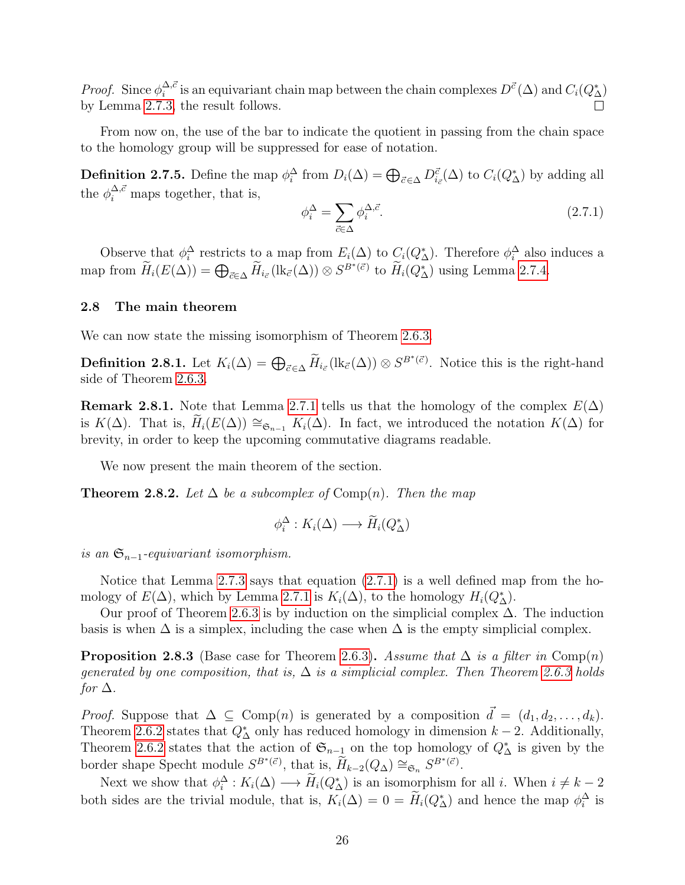*Proof.* Since $\phi_i^{\Delta,\vec{c}}$ is an equivariant chain map between the chain complexes $D^{\vec{c}}(\Delta)$ and $C_i(Q^*_\Delta)$ by Lemma 2.7.3, the result follows. ∎

From now on, the use of the bar to indicate the quotient in passing from the chain space to the homology group will be suppressed for ease of notation.

**Definition 2.7.5.** Define the map $\phi_i^\Delta$ from $D_i(\Delta) = \bigoplus_{\vec{c}\in\Delta} D^{\vec{c}}_{i_{\vec{c}}}(\Delta)$ to $C_i(Q^*_\Delta)$ by adding all the $\phi_i^{\Delta,\vec{c}}$ maps together, that is,

$$\phi_i^\Delta = \sum_{\vec{c}\in\Delta} \phi_i^{\Delta,\vec{c}}. \tag{2.7.1}$$

Observe that $\phi_i^\Delta$ restricts to a map from $E_i(\Delta)$ to $C_i(Q^*_\Delta)$. Therefore $\phi_i^\Delta$ also induces a map from $\widetilde{H}_i(E(\Delta)) = \bigoplus_{\vec{c}\in\Delta} \widetilde{H}_{i_{\vec{c}}}(\mathrm{lk}_{\vec{c}}(\Delta)) \otimes S^{B^*(\vec{c})}$ to $\widetilde{H}_i(Q^*_\Delta)$ using Lemma 2.7.4.

## 2.8 The main theorem

We can now state the missing isomorphism of Theorem 2.6.3.

**Definition 2.8.1.** Let $K_i(\Delta) = \bigoplus_{\vec{c}\in\Delta} \widetilde{H}_{i_{\vec{c}}}(\mathrm{lk}_{\vec{c}}(\Delta)) \otimes S^{B^*(\vec{c})}$. Notice this is the right-hand side of Theorem 2.6.3.

**Remark 2.8.1.** Note that Lemma 2.7.1 tells us that the homology of the complex $E(\Delta)$ is $K(\Delta)$. That is, $\widetilde{H}_i(E(\Delta)) \cong_{\mathfrak{S}_{n-1}} K_i(\Delta)$. In fact, we introduced the notation $K(\Delta)$ for brevity, in order to keep the upcoming commutative diagrams readable.

We now present the main theorem of the section.

**Theorem 2.8.2.** *Let $\Delta$ be a subcomplex of* $\mathrm{Comp}(n)$*. Then the map*

$$\phi_i^\Delta : K_i(\Delta) \longrightarrow \widetilde{H}_i(Q^*_\Delta)$$

*is an $\mathfrak{S}_{n-1}$-equivariant isomorphism.*

Notice that Lemma 2.7.3 says that equation (2.7.1) is a well defined map from the homology of $E(\Delta)$, which by Lemma 2.7.1 is $K_i(\Delta)$, to the homology $H_i(Q^*_\Delta)$.

Our proof of Theorem 2.6.3 is by induction on the simplicial complex $\Delta$. The induction basis is when $\Delta$ is a simplex, including the case when $\Delta$ is the empty simplicial complex.

**Proposition 2.8.3** (Base case for Theorem 2.6.3)**.** *Assume that $\Delta$ is a filter in* $\mathrm{Comp}(n)$ *generated by one composition, that is, $\Delta$ is a simplicial complex. Then Theorem 2.6.3 holds for $\Delta$.*

*Proof.* Suppose that $\Delta \subseteq \mathrm{Comp}(n)$ is generated by a composition $\vec{d} = (d_1, d_2, \ldots, d_k)$. Theorem 2.6.2 states that $Q^*_\Delta$ only has reduced homology in dimension $k-2$. Additionally, Theorem 2.6.2 states that the action of $\mathfrak{S}_{n-1}$ on the top homology of $Q^*_\Delta$ is given by the border shape Specht module $S^{B^*(\vec{c})}$, that is, $\widetilde{H}_{k-2}(Q_\Delta) \cong_{\mathfrak{S}_n} S^{B^*(\vec{c})}$.

Next we show that $\phi_i^\Delta : K_i(\Delta) \longrightarrow \widetilde{H}_i(Q^*_\Delta)$ is an isomorphism for all $i$. When $i \neq k-2$ both sides are the trivial module, that is, $K_i(\Delta) = 0 = \widetilde{H}_i(Q^*_\Delta)$ and hence the map $\phi_i^\Delta$ is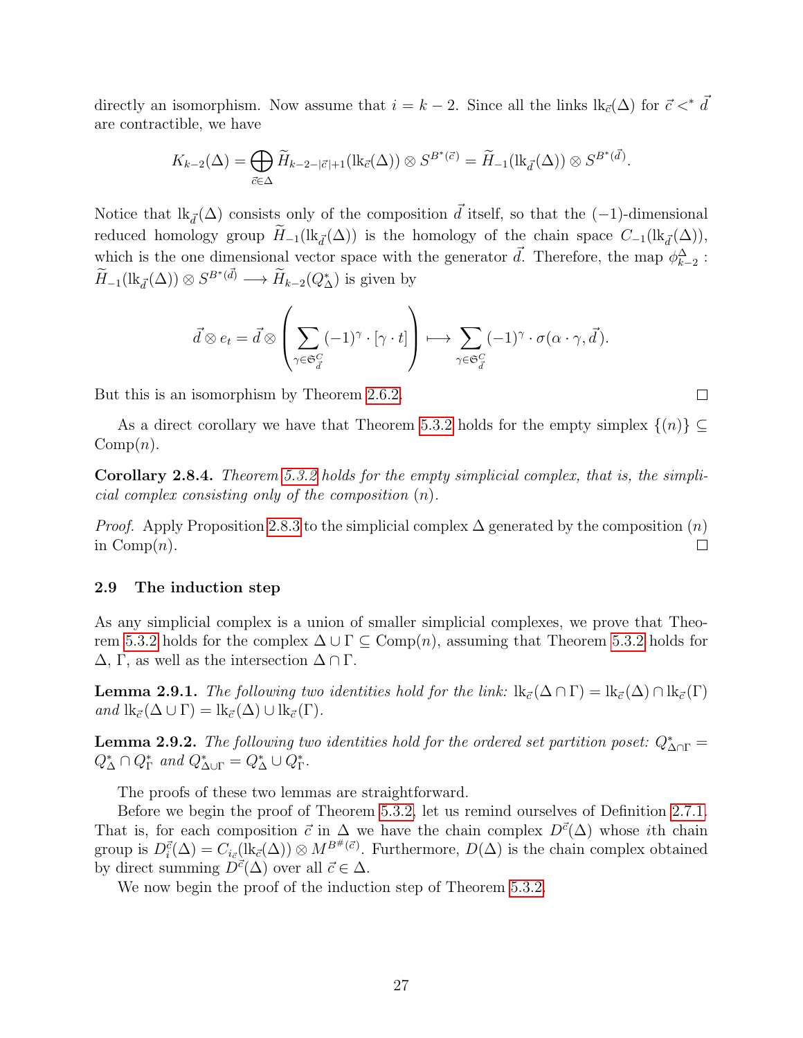directly an isomorphism. Now assume that $i = k-2$. Since all the links $\mathrm{lk}_{\vec{c}}(\Delta)$ for $\vec{c} <^* \vec{d}$ are contractible, we have

$$K_{k-2}(\Delta) = \bigoplus_{\vec{c} \in \Delta} \widetilde{H}_{k-2-|\vec{c}|+1}(\mathrm{lk}_{\vec{c}}(\Delta)) \otimes S^{B^*(\vec{c})} = \widetilde{H}_{-1}(\mathrm{lk}_{\vec{d}}(\Delta)) \otimes S^{B^*(\vec{d})}.$$

Notice that $\mathrm{lk}_{\vec{d}}(\Delta)$ consists only of the composition $\vec{d}$ itself, so that the $(-1)$-dimensional reduced homology group $\widetilde{H}_{-1}(\mathrm{lk}_{\vec{d}}(\Delta))$ is the homology of the chain space $C_{-1}(\mathrm{lk}_{\vec{d}}(\Delta))$, which is the one dimensional vector space with the generator $\vec{d}$. Therefore, the map $\phi^{\Delta}_{k-2} : \widetilde{H}_{-1}(\mathrm{lk}_{\vec{d}}(\Delta)) \otimes S^{B^*(\vec{d})} \longrightarrow \widetilde{H}_{k-2}(Q^*_{\Delta})$ is given by

$$\vec{d} \otimes e_t = \vec{d} \otimes \left( \sum_{\gamma \in \mathfrak{S}^C_{\vec{d}}} (-1)^{\gamma} \cdot [\gamma \cdot t] \right) \longmapsto \sum_{\gamma \in \mathfrak{S}^C_{\vec{d}}} (-1)^{\gamma} \cdot \sigma(\alpha \cdot \gamma, \vec{d}).$$

But this is an isomorphism by Theorem 2.6.2. $\square$

As a direct corollary we have that Theorem 5.3.2 holds for the empty simplex $\{(n)\} \subseteq \mathrm{Comp}(n)$.

**Corollary 2.8.4.** *Theorem 5.3.2 holds for the empty simplicial complex, that is, the simplicial complex consisting only of the composition* $(n)$.

*Proof.* Apply Proposition 2.8.3 to the simplicial complex $\Delta$ generated by the composition $(n)$ in $\mathrm{Comp}(n)$. $\square$

### 2.9 The induction step

As any simplicial complex is a union of smaller simplicial complexes, we prove that Theorem 5.3.2 holds for the complex $\Delta \cup \Gamma \subseteq \mathrm{Comp}(n)$, assuming that Theorem 5.3.2 holds for $\Delta$, $\Gamma$, as well as the intersection $\Delta \cap \Gamma$.

**Lemma 2.9.1.** *The following two identities hold for the link:* $\mathrm{lk}_{\vec{c}}(\Delta \cap \Gamma) = \mathrm{lk}_{\vec{c}}(\Delta) \cap \mathrm{lk}_{\vec{c}}(\Gamma)$ *and* $\mathrm{lk}_{\vec{c}}(\Delta \cup \Gamma) = \mathrm{lk}_{\vec{c}}(\Delta) \cup \mathrm{lk}_{\vec{c}}(\Gamma)$.

**Lemma 2.9.2.** *The following two identities hold for the ordered set partition poset:* $Q^*_{\Delta \cap \Gamma} = Q^*_{\Delta} \cap Q^*_{\Gamma}$ *and* $Q^*_{\Delta \cup \Gamma} = Q^*_{\Delta} \cup Q^*_{\Gamma}$.

The proofs of these two lemmas are straightforward.

Before we begin the proof of Theorem 5.3.2, let us remind ourselves of Definition 2.7.1. That is, for each composition $\vec{c}$ in $\Delta$ we have the chain complex $D^{\vec{c}}(\Delta)$ whose $i$th chain group is $D^{\vec{c}}_i(\Delta) = C_{i_{\vec{c}}}(\mathrm{lk}_{\vec{c}}(\Delta)) \otimes M^{B^{\#}(\vec{c})}$. Furthermore, $D(\Delta)$ is the chain complex obtained by direct summing $D^{\vec{c}}(\Delta)$ over all $\vec{c} \in \Delta$.

We now begin the proof of the induction step of Theorem 5.3.2.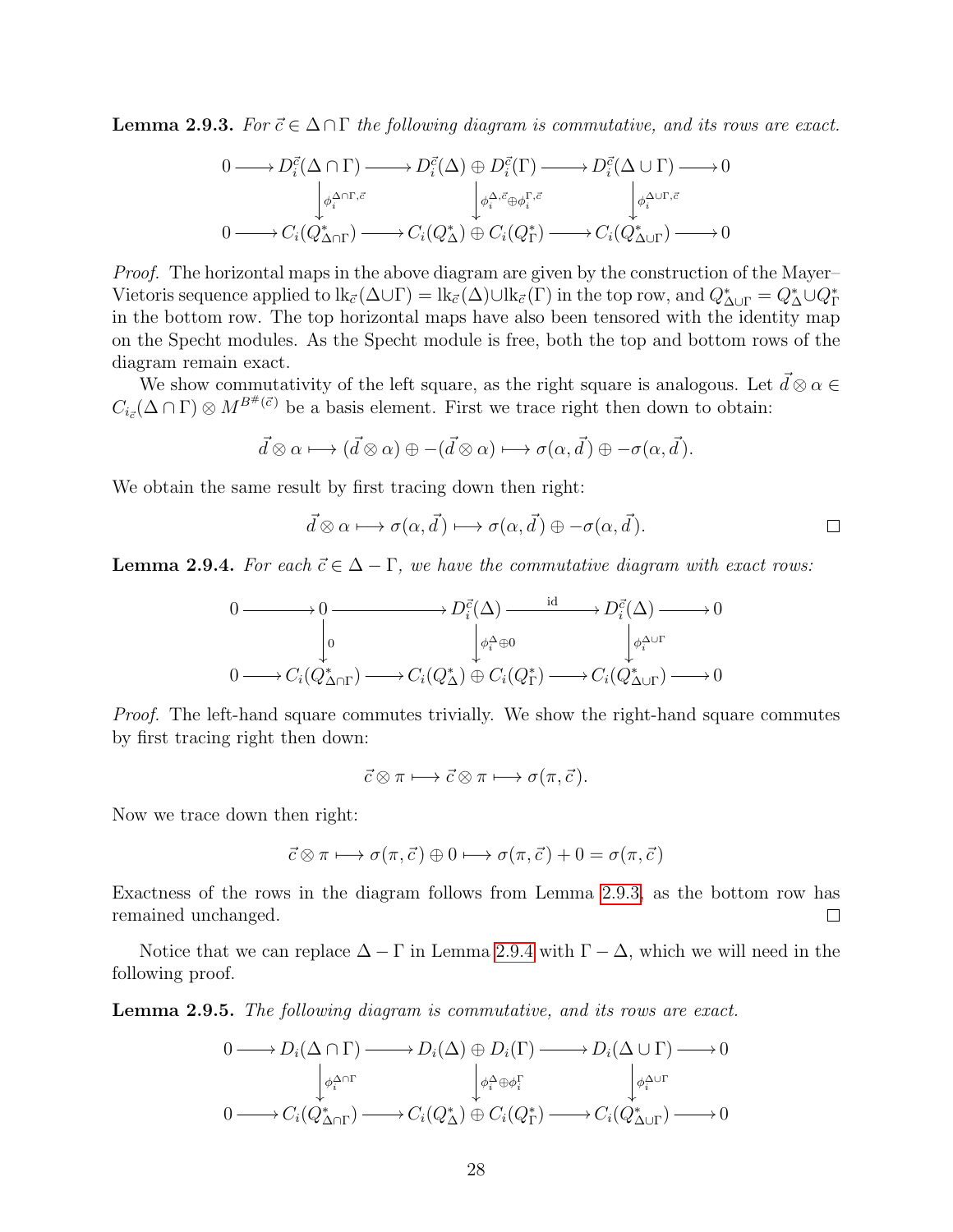**Lemma 2.9.3.** *For $\vec{c} \in \Delta \cap \Gamma$ the following diagram is commutative, and its rows are exact.*

$$\begin{array}{ccccccccc}
0 & \longrightarrow & D_i^{\vec{c}}(\Delta \cap \Gamma) & \longrightarrow & D_i^{\vec{c}}(\Delta) \oplus D_i^{\vec{c}}(\Gamma) & \longrightarrow & D_i^{\vec{c}}(\Delta \cup \Gamma) & \longrightarrow & 0 \\
 & & \downarrow{\scriptstyle \phi_i^{\Delta\cap\Gamma,\vec{c}}} & & \downarrow{\scriptstyle \phi_i^{\Delta,\vec{c}} \oplus \phi_i^{\Gamma,\vec{c}}} & & \downarrow{\scriptstyle \phi_i^{\Delta\cup\Gamma,\vec{c}}} & & \\
0 & \longrightarrow & C_i(Q^*_{\Delta\cap\Gamma}) & \longrightarrow & C_i(Q^*_\Delta) \oplus C_i(Q^*_\Gamma) & \longrightarrow & C_i(Q^*_{\Delta\cup\Gamma}) & \longrightarrow & 0
\end{array}$$

*Proof.* The horizontal maps in the above diagram are given by the construction of the Mayer–Vietoris sequence applied to $\mathrm{lk}_{\vec{c}}(\Delta\cup\Gamma) = \mathrm{lk}_{\vec{c}}(\Delta)\cup\mathrm{lk}_{\vec{c}}(\Gamma)$ in the top row, and $Q^*_{\Delta\cup\Gamma} = Q^*_\Delta \cup Q^*_\Gamma$ in the bottom row. The top horizontal maps have also been tensored with the identity map on the Specht modules. As the Specht module is free, both the top and bottom rows of the diagram remain exact.

We show commutativity of the left square, as the right square is analogous. Let $\vec{d} \otimes \alpha \in C_{i_{\vec{c}}}(\Delta \cap \Gamma) \otimes M^{B^{\#}(\vec{c})}$ be a basis element. First we trace right then down to obtain:

$$\vec{d} \otimes \alpha \longmapsto (\vec{d} \otimes \alpha) \oplus -(\vec{d} \otimes \alpha) \longmapsto \sigma(\alpha, \vec{d}) \oplus -\sigma(\alpha, \vec{d}).$$

We obtain the same result by first tracing down then right:

$$\vec{d} \otimes \alpha \longmapsto \sigma(\alpha, \vec{d}) \longmapsto \sigma(\alpha, \vec{d}) \oplus -\sigma(\alpha, \vec{d}).$$

□

**Lemma 2.9.4.** *For each $\vec{c} \in \Delta - \Gamma$, we have the commutative diagram with exact rows:*

$$\begin{array}{ccccccccc}
0 & \longrightarrow & 0 & \longrightarrow & D_i^{\vec{c}}(\Delta) & \xrightarrow{\ \mathrm{id}\ } & D_i^{\vec{c}}(\Delta) & \longrightarrow & 0 \\
 & & \downarrow{\scriptstyle 0} & & \downarrow{\scriptstyle \phi_i^{\Delta} \oplus 0} & & \downarrow{\scriptstyle \phi_i^{\Delta\cup\Gamma}} & & \\
0 & \longrightarrow & C_i(Q^*_{\Delta\cap\Gamma}) & \longrightarrow & C_i(Q^*_\Delta) \oplus C_i(Q^*_\Gamma) & \longrightarrow & C_i(Q^*_{\Delta\cup\Gamma}) & \longrightarrow & 0
\end{array}$$

*Proof.* The left-hand square commutes trivially. We show the right-hand square commutes by first tracing right then down:

$$\vec{c} \otimes \pi \longmapsto \vec{c} \otimes \pi \longmapsto \sigma(\pi, \vec{c}).$$

Now we trace down then right:

$$\vec{c} \otimes \pi \longmapsto \sigma(\pi, \vec{c}) \oplus 0 \longmapsto \sigma(\pi, \vec{c}) + 0 = \sigma(\pi, \vec{c})$$

Exactness of the rows in the diagram follows from Lemma 2.9.3, as the bottom row has remained unchanged. □

Notice that we can replace $\Delta - \Gamma$ in Lemma 2.9.4 with $\Gamma - \Delta$, which we will need in the following proof.

**Lemma 2.9.5.** *The following diagram is commutative, and its rows are exact.*

$$\begin{array}{ccccccccc}
0 & \longrightarrow & D_i(\Delta \cap \Gamma) & \longrightarrow & D_i(\Delta) \oplus D_i(\Gamma) & \longrightarrow & D_i(\Delta \cup \Gamma) & \longrightarrow & 0 \\
 & & \downarrow{\scriptstyle \phi_i^{\Delta\cap\Gamma}} & & \downarrow{\scriptstyle \phi_i^{\Delta} \oplus \phi_i^{\Gamma}} & & \downarrow{\scriptstyle \phi_i^{\Delta\cup\Gamma}} & & \\
0 & \longrightarrow & C_i(Q^*_{\Delta\cap\Gamma}) & \longrightarrow & C_i(Q^*_\Delta) \oplus C_i(Q^*_\Gamma) & \longrightarrow & C_i(Q^*_{\Delta\cup\Gamma}) & \longrightarrow & 0
\end{array}$$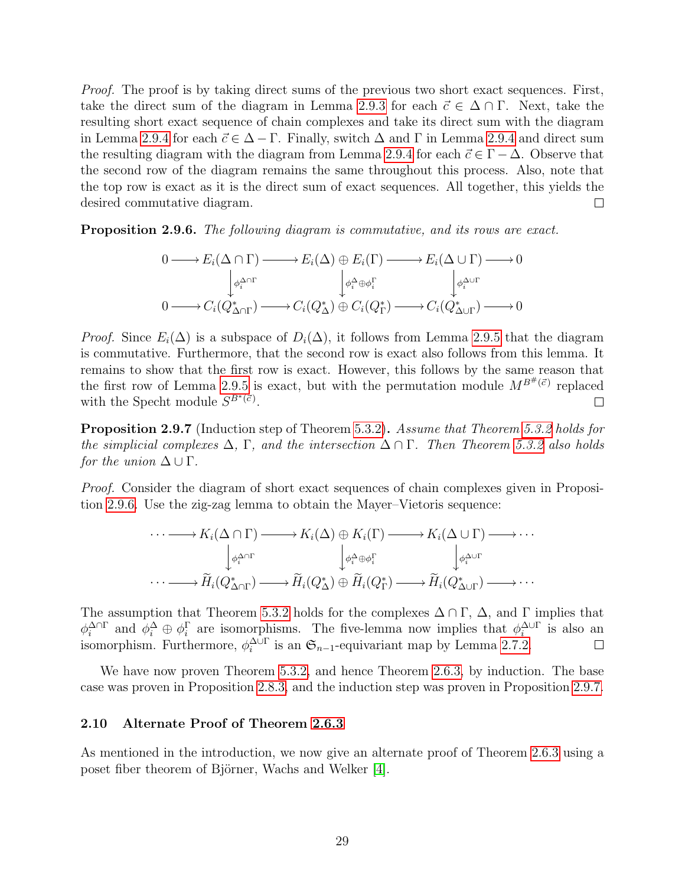*Proof.* The proof is by taking direct sums of the previous two short exact sequences. First, take the direct sum of the diagram in Lemma 2.9.3 for each $\vec{c} \in \Delta \cap \Gamma$. Next, take the resulting short exact sequence of chain complexes and take its direct sum with the diagram in Lemma 2.9.4 for each $\vec{c} \in \Delta - \Gamma$. Finally, switch $\Delta$ and $\Gamma$ in Lemma 2.9.4 and direct sum the resulting diagram with the diagram from Lemma 2.9.4 for each $\vec{c} \in \Gamma - \Delta$. Observe that the second row of the diagram remains the same throughout this process. Also, note that the top row is exact as it is the direct sum of exact sequences. All together, this yields the desired commutative diagram. $\square$

**Proposition 2.9.6.** *The following diagram is commutative, and its rows are exact.*

$$\begin{array}{ccccccccc}
0 & \longrightarrow & E_i(\Delta \cap \Gamma) & \longrightarrow & E_i(\Delta) \oplus E_i(\Gamma) & \longrightarrow & E_i(\Delta \cup \Gamma) & \longrightarrow & 0 \\
 & & \downarrow{\scriptstyle \phi_i^{\Delta\cap\Gamma}} & & \downarrow{\scriptstyle \phi_i^{\Delta}\oplus\phi_i^{\Gamma}} & & \downarrow{\scriptstyle \phi_i^{\Delta\cup\Gamma}} & & \\
0 & \longrightarrow & C_i(Q^*_{\Delta\cap\Gamma}) & \longrightarrow & C_i(Q^*_{\Delta}) \oplus C_i(Q^*_{\Gamma}) & \longrightarrow & C_i(Q^*_{\Delta\cup\Gamma}) & \longrightarrow & 0
\end{array}$$

*Proof.* Since $E_i(\Delta)$ is a subspace of $D_i(\Delta)$, it follows from Lemma 2.9.5 that the diagram is commutative. Furthermore, that the second row is exact also follows from this lemma. It remains to show that the first row is exact. However, this follows by the same reason that the first row of Lemma 2.9.5 is exact, but with the permutation module $M^{B^{\#}(\vec{c})}$ replaced with the Specht module $S^{B^{*}(\vec{c})}$. $\square$

**Proposition 2.9.7** (Induction step of Theorem 5.3.2)**.** *Assume that Theorem 5.3.2 holds for the simplicial complexes $\Delta$, $\Gamma$, and the intersection $\Delta \cap \Gamma$. Then Theorem 5.3.2 also holds for the union $\Delta \cup \Gamma$.*

*Proof.* Consider the diagram of short exact sequences of chain complexes given in Proposition 2.9.6. Use the zig-zag lemma to obtain the Mayer–Vietoris sequence:

$$\begin{array}{ccccccccc}
\cdots & \longrightarrow & K_i(\Delta \cap \Gamma) & \longrightarrow & K_i(\Delta) \oplus K_i(\Gamma) & \longrightarrow & K_i(\Delta \cup \Gamma) & \longrightarrow & \cdots \\
 & & \downarrow{\scriptstyle \phi_i^{\Delta\cap\Gamma}} & & \downarrow{\scriptstyle \phi_i^{\Delta}\oplus\phi_i^{\Gamma}} & & \downarrow{\scriptstyle \phi_i^{\Delta\cup\Gamma}} & & \\
\cdots & \longrightarrow & \widetilde{H}_i(Q^*_{\Delta\cap\Gamma}) & \longrightarrow & \widetilde{H}_i(Q^*_{\Delta}) \oplus \widetilde{H}_i(Q^*_{\Gamma}) & \longrightarrow & \widetilde{H}_i(Q^*_{\Delta\cup\Gamma}) & \longrightarrow & \cdots
\end{array}$$

The assumption that Theorem 5.3.2 holds for the complexes $\Delta \cap \Gamma$, $\Delta$, and $\Gamma$ implies that $\phi_i^{\Delta\cap\Gamma}$ and $\phi_i^{\Delta} \oplus \phi_i^{\Gamma}$ are isomorphisms. The five-lemma now implies that $\phi_i^{\Delta\cup\Gamma}$ is also an isomorphism. Furthermore, $\phi_i^{\Delta\cup\Gamma}$ is an $\mathfrak{S}_{n-1}$-equivariant map by Lemma 2.7.2. $\square$

We have now proven Theorem 5.3.2, and hence Theorem 2.6.3, by induction. The base case was proven in Proposition 2.8.3, and the induction step was proven in Proposition 2.9.7.

### 2.10 Alternate Proof of Theorem 2.6.3

As mentioned in the introduction, we now give an alternate proof of Theorem 2.6.3 using a poset fiber theorem of Björner, Wachs and Welker [4].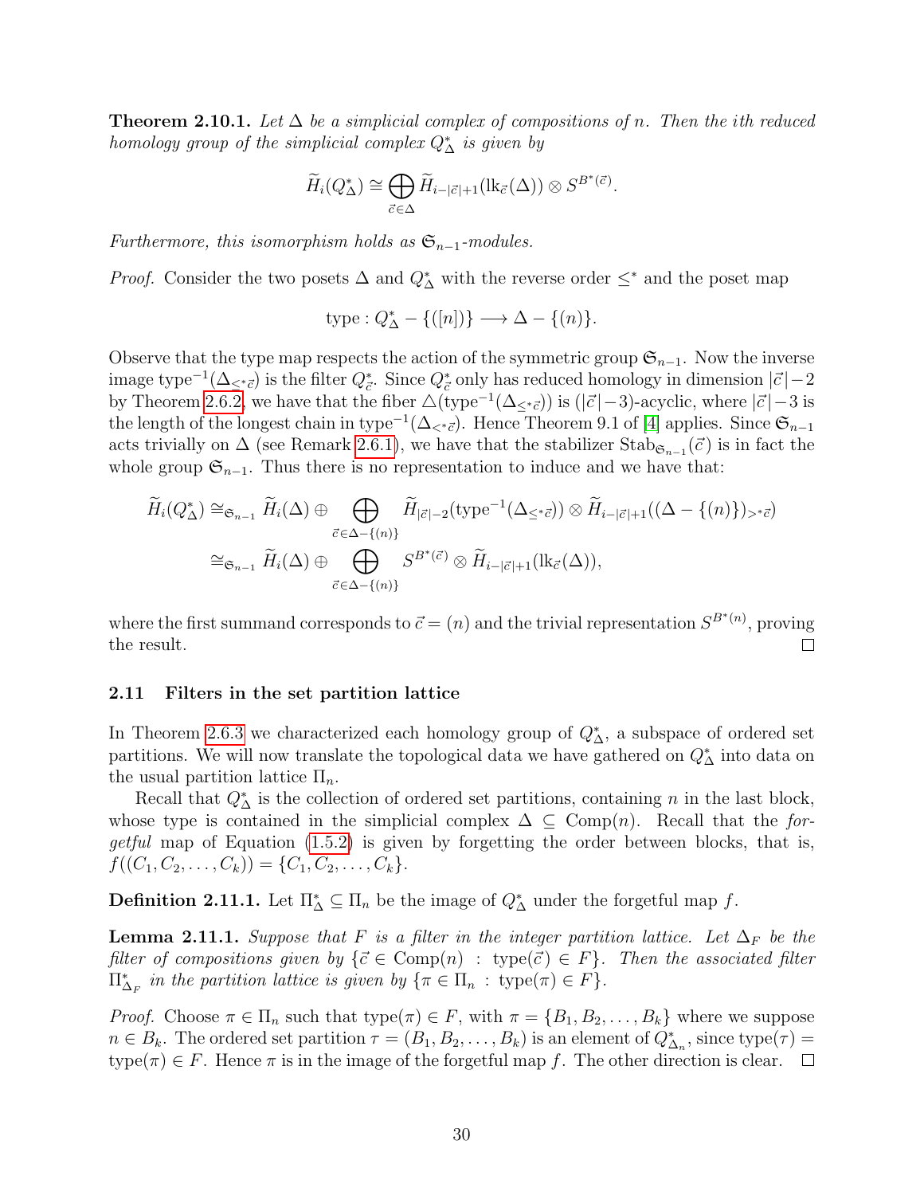**Theorem 2.10.1.** *Let $\Delta$ be a simplicial complex of compositions of $n$. Then the $i$th reduced homology group of the simplicial complex $Q^*_\Delta$ is given by*

$$\widetilde{H}_i(Q^*_\Delta) \cong \bigoplus_{\vec{c}\in\Delta} \widetilde{H}_{i-|\vec{c}|+1}(\mathrm{lk}_{\vec{c}}(\Delta)) \otimes S^{B^*(\vec{c})}.$$

*Furthermore, this isomorphism holds as $\mathfrak{S}_{n-1}$-modules.*

*Proof.* Consider the two posets $\Delta$ and $Q^*_\Delta$ with the reverse order $\leq^*$ and the poset map

$$\mathrm{type} : Q^*_\Delta - \{([n])\} \longrightarrow \Delta - \{(n)\}.$$

Observe that the type map respects the action of the symmetric group $\mathfrak{S}_{n-1}$. Now the inverse image $\mathrm{type}^{-1}(\Delta_{<^*\vec{c}})$ is the filter $Q^*_{\vec{c}}$. Since $Q^*_{\vec{c}}$ only has reduced homology in dimension $|\vec{c}|-2$ by Theorem 2.6.2, we have that the fiber $\triangle(\mathrm{type}^{-1}(\Delta_{\leq^*\vec{c}}))$ is $(|\vec{c}|-3)$-acyclic, where $|\vec{c}|-3$ is the length of the longest chain in $\mathrm{type}^{-1}(\Delta_{<^*\vec{c}})$. Hence Theorem 9.1 of [4] applies. Since $\mathfrak{S}_{n-1}$ acts trivially on $\Delta$ (see Remark 2.6.1), we have that the stabilizer $\mathrm{Stab}_{\mathfrak{S}_{n-1}}(\vec{c})$ is in fact the whole group $\mathfrak{S}_{n-1}$. Thus there is no representation to induce and we have that:

$$\begin{aligned}
\widetilde{H}_i(Q^*_\Delta) &\cong_{\mathfrak{S}_{n-1}} \widetilde{H}_i(\Delta) \oplus \bigoplus_{\vec{c}\in\Delta-\{(n)\}} \widetilde{H}_{|\vec{c}|-2}(\mathrm{type}^{-1}(\Delta_{\leq^*\vec{c}})) \otimes \widetilde{H}_{i-|\vec{c}|+1}((\Delta-\{(n)\})_{>^*\vec{c}}) \\
&\cong_{\mathfrak{S}_{n-1}} \widetilde{H}_i(\Delta) \oplus \bigoplus_{\vec{c}\in\Delta-\{(n)\}} S^{B^*(\vec{c})} \otimes \widetilde{H}_{i-|\vec{c}|+1}(\mathrm{lk}_{\vec{c}}(\Delta)),
\end{aligned}$$

where the first summand corresponds to $\vec{c} = (n)$ and the trivial representation $S^{B^*(n)}$, proving the result. ☐

## 2.11 Filters in the set partition lattice

In Theorem 2.6.3 we characterized each homology group of $Q^*_\Delta$, a subspace of ordered set partitions. We will now translate the topological data we have gathered on $Q^*_\Delta$ into data on the usual partition lattice $\Pi_n$.

Recall that $Q^*_\Delta$ is the collection of ordered set partitions, containing $n$ in the last block, whose type is contained in the simplicial complex $\Delta \subseteq \mathrm{Comp}(n)$. Recall that the *forgetful* map of Equation (1.5.2) is given by forgetting the order between blocks, that is, $f((C_1, C_2, \ldots, C_k)) = \{C_1, C_2, \ldots, C_k\}$.

**Definition 2.11.1.** Let $\Pi^*_\Delta \subseteq \Pi_n$ be the image of $Q^*_\Delta$ under the forgetful map $f$.

**Lemma 2.11.1.** *Suppose that $F$ is a filter in the integer partition lattice. Let $\Delta_F$ be the filter of compositions given by $\{\vec{c} \in \mathrm{Comp}(n) : \mathrm{type}(\vec{c}) \in F\}$. Then the associated filter $\Pi^*_{\Delta_F}$ in the partition lattice is given by $\{\pi \in \Pi_n : \mathrm{type}(\pi) \in F\}$.*

*Proof.* Choose $\pi \in \Pi_n$ such that $\mathrm{type}(\pi) \in F$, with $\pi = \{B_1, B_2, \ldots, B_k\}$ where we suppose $n \in B_k$. The ordered set partition $\tau = (B_1, B_2, \ldots, B_k)$ is an element of $Q^*_{\Delta_n}$, since $\mathrm{type}(\tau) = \mathrm{type}(\pi) \in F$. Hence $\pi$ is in the image of the forgetful map $f$. The other direction is clear. ☐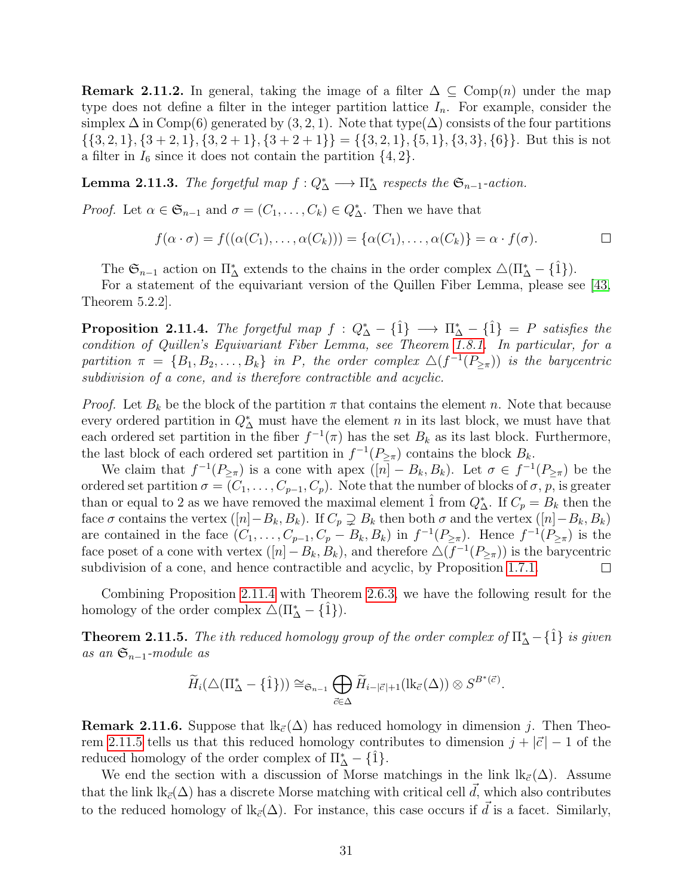**Remark 2.11.2.** In general, taking the image of a filter $\Delta \subseteq \text{Comp}(n)$ under the map type does not define a filter in the integer partition lattice $I_n$. For example, consider the simplex $\Delta$ in Comp(6) generated by $(3,2,1)$. Note that type($\Delta$) consists of the four partitions $\{\{3,2,1\},\{3+2,1\},\{3,2+1\},\{3+2+1\}\} = \{\{3,2,1\},\{5,1\},\{3,3\},\{6\}\}$. But this is not a filter in $I_6$ since it does not contain the partition $\{4,2\}$.

**Lemma 2.11.3.** *The forgetful map $f : Q^*_\Delta \longrightarrow \Pi^*_\Delta$ respects the $\mathfrak{S}_{n-1}$-action.*

*Proof.* Let $\alpha \in \mathfrak{S}_{n-1}$ and $\sigma = (C_1, \dots, C_k) \in Q^*_\Delta$. Then we have that

$$f(\alpha \cdot \sigma) = f((\alpha(C_1), \dots, \alpha(C_k))) = \{\alpha(C_1), \dots, \alpha(C_k)\} = \alpha \cdot f(\sigma). \qquad \square$$

The $\mathfrak{S}_{n-1}$ action on $\Pi^*_\Delta$ extends to the chains in the order complex $\triangle(\Pi^*_\Delta - \{\hat{1}\})$.

For a statement of the equivariant version of the Quillen Fiber Lemma, please see [43, Theorem 5.2.2].

**Proposition 2.11.4.** *The forgetful map $f : Q^*_\Delta - \{\hat{1}\} \longrightarrow \Pi^*_\Delta - \{\hat{1}\} = P$ satisfies the condition of Quillen's Equivariant Fiber Lemma, see Theorem 1.8.1. In particular, for a partition $\pi = \{B_1, B_2, \dots, B_k\}$ in $P$, the order complex $\triangle(f^{-1}(P_{\geq \pi}))$ is the barycentric subdivision of a cone, and is therefore contractible and acyclic.*

*Proof.* Let $B_k$ be the block of the partition $\pi$ that contains the element $n$. Note that because every ordered partition in $Q^*_\Delta$ must have the element $n$ in its last block, we must have that each ordered set partition in the fiber $f^{-1}(\pi)$ has the set $B_k$ as its last block. Furthermore, the last block of each ordered set partition in $f^{-1}(P_{\geq \pi})$ contains the block $B_k$.

We claim that $f^{-1}(P_{\geq \pi})$ is a cone with apex $([n] - B_k, B_k)$. Let $\sigma \in f^{-1}(P_{\geq \pi})$ be the ordered set partition $\sigma = (C_1, \dots, C_{p-1}, C_p)$. Note that the number of blocks of $\sigma$, $p$, is greater than or equal to 2 as we have removed the maximal element $\hat{1}$ from $Q^*_\Delta$. If $C_p = B_k$ then the face $\sigma$ contains the vertex $([n]-B_k, B_k)$. If $C_p \supsetneq B_k$ then both $\sigma$ and the vertex $([n]-B_k, B_k)$ are contained in the face $(C_1, \dots, C_{p-1}, C_p - B_k, B_k)$ in $f^{-1}(P_{\geq \pi})$. Hence $f^{-1}(P_{\geq \pi})$ is the face poset of a cone with vertex $([n]-B_k, B_k)$, and therefore $\triangle(f^{-1}(P_{\geq \pi}))$ is the barycentric subdivision of a cone, and hence contractible and acyclic, by Proposition 1.7.1. $\square$

Combining Proposition 2.11.4 with Theorem 2.6.3, we have the following result for the homology of the order complex $\triangle(\Pi^*_\Delta - \{\hat{1}\})$.

**Theorem 2.11.5.** *The ith reduced homology group of the order complex of $\Pi^*_\Delta - \{\hat{1}\}$ is given as an $\mathfrak{S}_{n-1}$-module as*

$$\widetilde{H}_i(\triangle(\Pi^*_\Delta - \{\hat{1}\})) \cong_{\mathfrak{S}_{n-1}} \bigoplus_{\vec{c} \in \Delta} \widetilde{H}_{i-|\vec{c}|+1}(\text{lk}_{\vec{c}}(\Delta)) \otimes S^{B^*(\vec{c})}.$$

**Remark 2.11.6.** Suppose that $\text{lk}_{\vec{c}}(\Delta)$ has reduced homology in dimension $j$. Then Theorem 2.11.5 tells us that this reduced homology contributes to dimension $j + |\vec{c}| - 1$ of the reduced homology of the order complex of $\Pi^*_\Delta - \{\hat{1}\}$.

We end the section with a discussion of Morse matchings in the link $\text{lk}_{\vec{c}}(\Delta)$. Assume that the link $\text{lk}_{\vec{c}}(\Delta)$ has a discrete Morse matching with critical cell $\vec{d}$, which also contributes to the reduced homology of $\text{lk}_{\vec{c}}(\Delta)$. For instance, this case occurs if $\vec{d}$ is a facet. Similarly,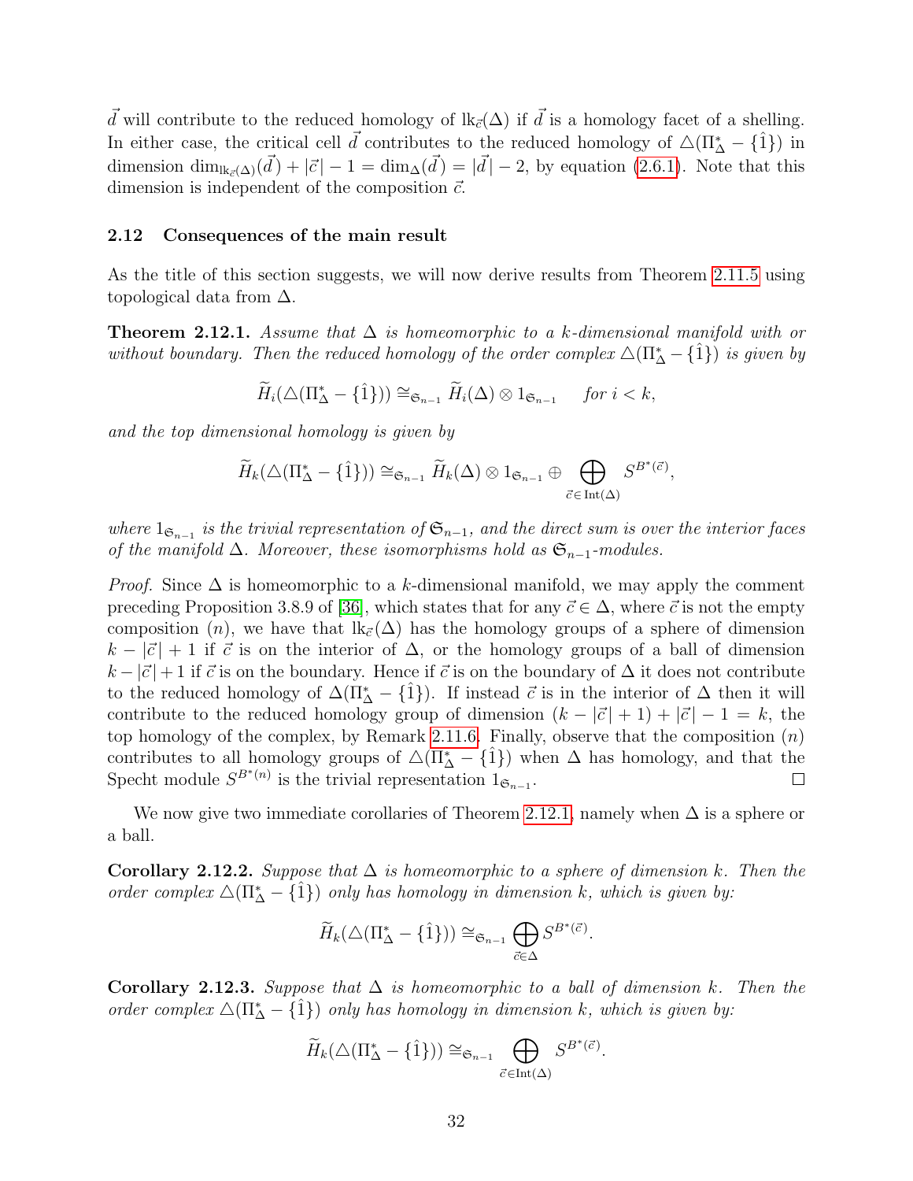$\vec{d}$ will contribute to the reduced homology of $\text{lk}_{\vec{c}}(\Delta)$ if $\vec{d}$ is a homology facet of a shelling. In either case, the critical cell $\vec{d}$ contributes to the reduced homology of $\triangle(\Pi^*_\Delta - \{\hat{1}\})$ in dimension $\dim_{\text{lk}_{\vec{c}}(\Delta)}(\vec{d}) + |\vec{c}| - 1 = \dim_\Delta(\vec{d}) = |\vec{d}| - 2$, by equation (2.6.1). Note that this dimension is independent of the composition $\vec{c}$.

## 2.12 Consequences of the main result

As the title of this section suggests, we will now derive results from Theorem 2.11.5 using topological data from $\Delta$.

**Theorem 2.12.1.** *Assume that $\Delta$ is homeomorphic to a $k$-dimensional manifold with or without boundary. Then the reduced homology of the order complex $\triangle(\Pi^*_\Delta - \{\hat{1}\})$ is given by*

$$\widetilde{H}_i(\triangle(\Pi^*_\Delta - \{\hat{1}\})) \cong_{\mathfrak{S}_{n-1}} \widetilde{H}_i(\Delta) \otimes 1_{\mathfrak{S}_{n-1}} \quad \text{for } i < k,$$

*and the top dimensional homology is given by*

$$\widetilde{H}_k(\triangle(\Pi^*_\Delta - \{\hat{1}\})) \cong_{\mathfrak{S}_{n-1}} \widetilde{H}_k(\Delta) \otimes 1_{\mathfrak{S}_{n-1}} \oplus \bigoplus_{\vec{c} \in \text{Int}(\Delta)} S^{B^*(\vec{c})},$$

*where $1_{\mathfrak{S}_{n-1}}$ is the trivial representation of $\mathfrak{S}_{n-1}$, and the direct sum is over the interior faces of the manifold $\Delta$. Moreover, these isomorphisms hold as $\mathfrak{S}_{n-1}$-modules.*

*Proof.* Since $\Delta$ is homeomorphic to a $k$-dimensional manifold, we may apply the comment preceding Proposition 3.8.9 of [36], which states that for any $\vec{c} \in \Delta$, where $\vec{c}$ is not the empty composition $(n)$, we have that $\text{lk}_{\vec{c}}(\Delta)$ has the homology groups of a sphere of dimension $k - |\vec{c}| + 1$ if $\vec{c}$ is on the interior of $\Delta$, or the homology groups of a ball of dimension $k - |\vec{c}| + 1$ if $\vec{c}$ is on the boundary. Hence if $\vec{c}$ is on the boundary of $\Delta$ it does not contribute to the reduced homology of $\Delta(\Pi^*_\Delta - \{\hat{1}\})$. If instead $\vec{c}$ is in the interior of $\Delta$ then it will contribute to the reduced homology group of dimension $(k - |\vec{c}| + 1) + |\vec{c}| - 1 = k$, the top homology of the complex, by Remark 2.11.6. Finally, observe that the composition $(n)$ contributes to all homology groups of $\triangle(\Pi^*_\Delta - \{\hat{1}\})$ when $\Delta$ has homology, and that the Specht module $S^{B^*(n)}$ is the trivial representation $1_{\mathfrak{S}_{n-1}}$. $\square$

We now give two immediate corollaries of Theorem 2.12.1, namely when $\Delta$ is a sphere or a ball.

**Corollary 2.12.2.** *Suppose that $\Delta$ is homeomorphic to a sphere of dimension $k$. Then the order complex $\triangle(\Pi^*_\Delta - \{\hat{1}\})$ only has homology in dimension $k$, which is given by:*

$$\widetilde{H}_k(\triangle(\Pi^*_\Delta - \{\hat{1}\})) \cong_{\mathfrak{S}_{n-1}} \bigoplus_{\vec{c} \in \Delta} S^{B^*(\vec{c})}.$$

**Corollary 2.12.3.** *Suppose that $\Delta$ is homeomorphic to a ball of dimension $k$. Then the order complex $\triangle(\Pi^*_\Delta - \{\hat{1}\})$ only has homology in dimension $k$, which is given by:*

$$\widetilde{H}_k(\triangle(\Pi^*_\Delta - \{\hat{1}\})) \cong_{\mathfrak{S}_{n-1}} \bigoplus_{\vec{c} \in \text{Int}(\Delta)} S^{B^*(\vec{c})}.$$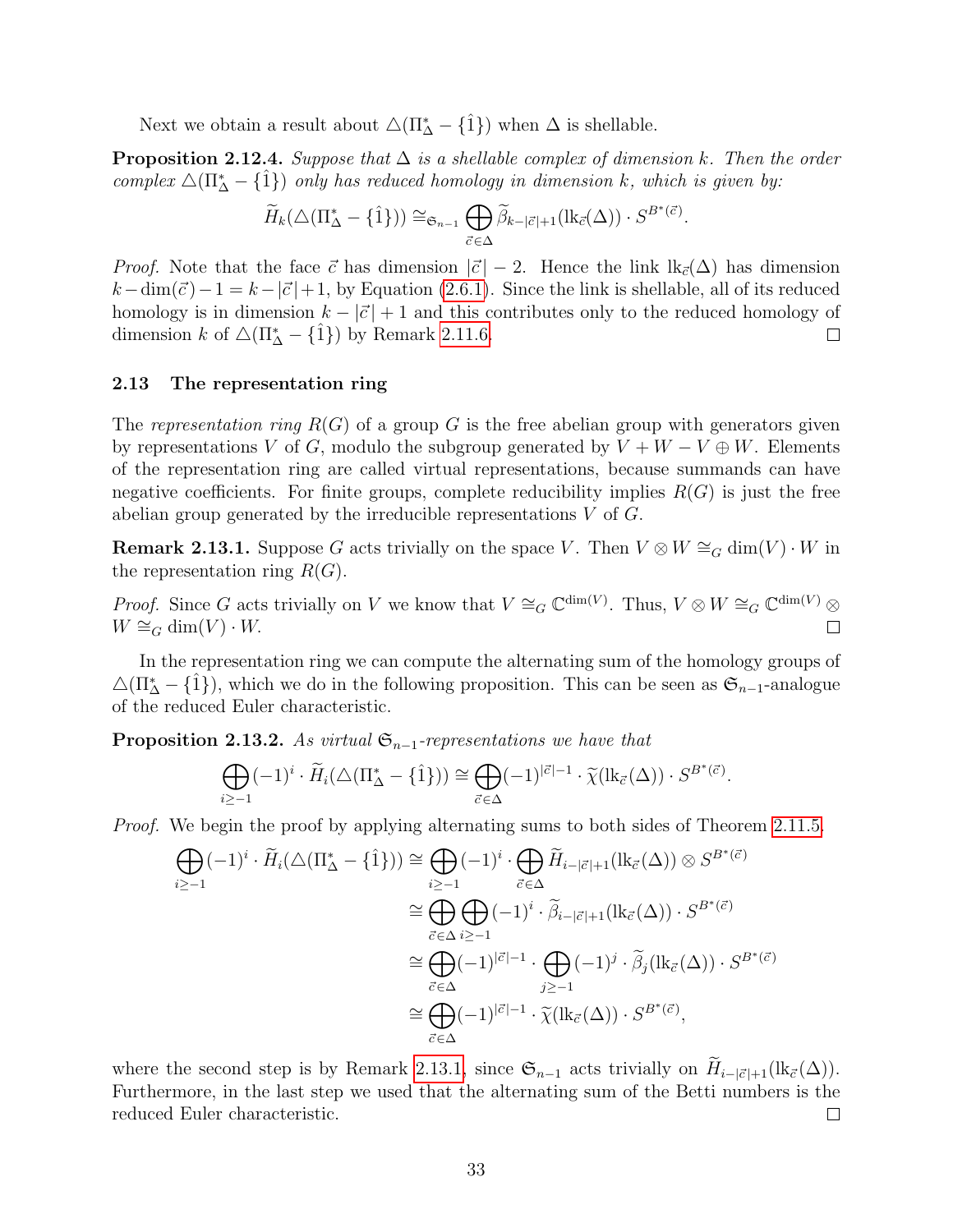Next we obtain a result about $\triangle(\Pi^*_\Delta - \{\hat{1}\})$ when $\Delta$ is shellable.

**Proposition 2.12.4.** *Suppose that $\Delta$ is a shellable complex of dimension $k$. Then the order complex $\triangle(\Pi^*_\Delta - \{\hat{1}\})$ only has reduced homology in dimension $k$, which is given by:*

$$\widetilde{H}_k(\triangle(\Pi^*_\Delta - \{\hat{1}\})) \cong_{\mathfrak{S}_{n-1}} \bigoplus_{\vec{c} \in \Delta} \widetilde{\beta}_{k-|\vec{c}|+1}(\mathrm{lk}_{\vec{c}}(\Delta)) \cdot S^{B^*(\vec{c})}.$$

*Proof.* Note that the face $\vec{c}$ has dimension $|\vec{c}| - 2$. Hence the link $\mathrm{lk}_{\vec{c}}(\Delta)$ has dimension $k - \dim(\vec{c}) - 1 = k - |\vec{c}| + 1$, by Equation (2.6.1). Since the link is shellable, all of its reduced homology is in dimension $k - |\vec{c}| + 1$ and this contributes only to the reduced homology of dimension $k$ of $\triangle(\Pi^*_\Delta - \{\hat{1}\})$ by Remark 2.11.6. $\square$

## 2.13 The representation ring

The *representation ring* $R(G)$ of a group $G$ is the free abelian group with generators given by representations $V$ of $G$, modulo the subgroup generated by $V + W - V \oplus W$. Elements of the representation ring are called virtual representations, because summands can have negative coefficients. For finite groups, complete reducibility implies $R(G)$ is just the free abelian group generated by the irreducible representations $V$ of $G$.

**Remark 2.13.1.** Suppose $G$ acts trivially on the space $V$. Then $V \otimes W \cong_G \dim(V) \cdot W$ in the representation ring $R(G)$.

*Proof.* Since $G$ acts trivially on $V$ we know that $V \cong_G \mathbb{C}^{\dim(V)}$. Thus, $V \otimes W \cong_G \mathbb{C}^{\dim(V)} \otimes W \cong_G \dim(V) \cdot W$. $\square$

In the representation ring we can compute the alternating sum of the homology groups of $\triangle(\Pi^*_\Delta - \{\hat{1}\})$, which we do in the following proposition. This can be seen as $\mathfrak{S}_{n-1}$-analogue of the reduced Euler characteristic.

**Proposition 2.13.2.** *As virtual $\mathfrak{S}_{n-1}$-representations we have that*

$$\bigoplus_{i \geq -1} (-1)^i \cdot \widetilde{H}_i(\triangle(\Pi^*_\Delta - \{\hat{1}\})) \cong \bigoplus_{\vec{c} \in \Delta} (-1)^{|\vec{c}|-1} \cdot \widetilde{\chi}(\mathrm{lk}_{\vec{c}}(\Delta)) \cdot S^{B^*(\vec{c})}.$$

*Proof.* We begin the proof by applying alternating sums to both sides of Theorem 2.11.5.

$$\begin{aligned}
\bigoplus_{i \geq -1} (-1)^i \cdot \widetilde{H}_i(\triangle(\Pi^*_\Delta - \{\hat{1}\})) &\cong \bigoplus_{i \geq -1} (-1)^i \cdot \bigoplus_{\vec{c} \in \Delta} \widetilde{H}_{i-|\vec{c}|+1}(\mathrm{lk}_{\vec{c}}(\Delta)) \otimes S^{B^*(\vec{c})} \\
&\cong \bigoplus_{\vec{c} \in \Delta} \bigoplus_{i \geq -1} (-1)^i \cdot \widetilde{\beta}_{i-|\vec{c}|+1}(\mathrm{lk}_{\vec{c}}(\Delta)) \cdot S^{B^*(\vec{c})} \\
&\cong \bigoplus_{\vec{c} \in \Delta} (-1)^{|\vec{c}|-1} \cdot \bigoplus_{j \geq -1} (-1)^j \cdot \widetilde{\beta}_j(\mathrm{lk}_{\vec{c}}(\Delta)) \cdot S^{B^*(\vec{c})} \\
&\cong \bigoplus_{\vec{c} \in \Delta} (-1)^{|\vec{c}|-1} \cdot \widetilde{\chi}(\mathrm{lk}_{\vec{c}}(\Delta)) \cdot S^{B^*(\vec{c})},
\end{aligned}$$

where the second step is by Remark 2.13.1, since $\mathfrak{S}_{n-1}$ acts trivially on $\widetilde{H}_{i-|\vec{c}|+1}(\mathrm{lk}_{\vec{c}}(\Delta))$. Furthermore, in the last step we used that the alternating sum of the Betti numbers is the reduced Euler characteristic. $\square$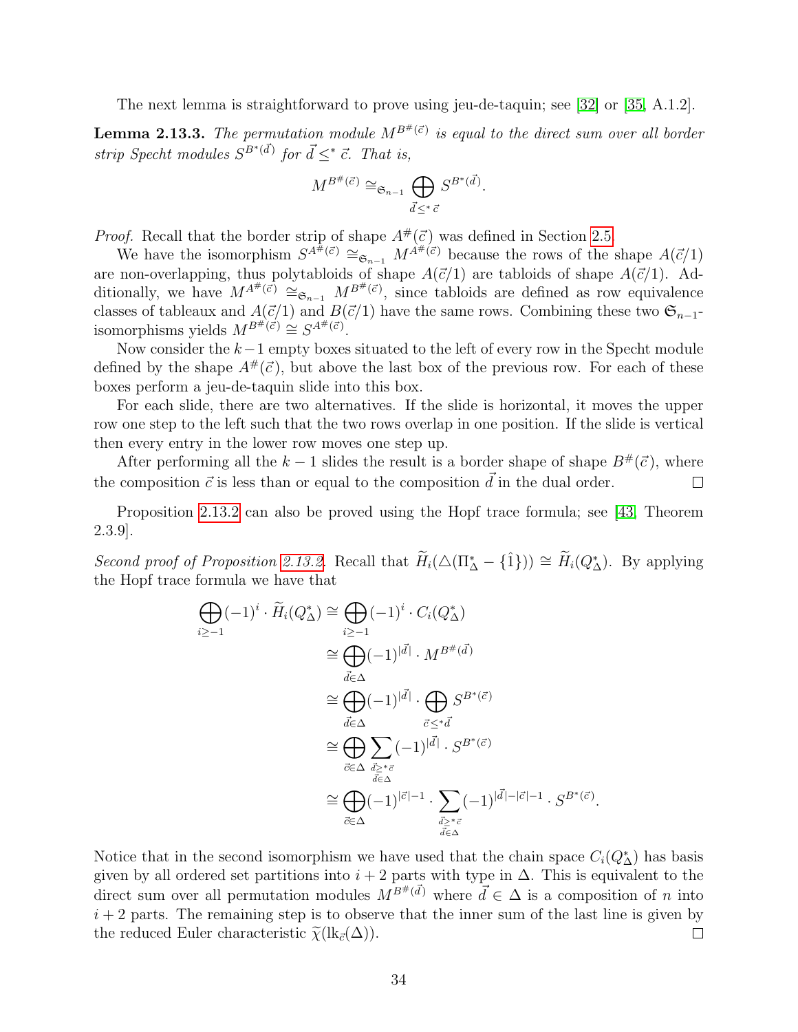The next lemma is straightforward to prove using jeu-de-taquin; see [32] or [35, A.1.2].

**Lemma 2.13.3.** *The permutation module $M^{B^{\#}(\vec{c})}$ is equal to the direct sum over all border strip Specht modules $S^{B^{*}(\vec{d})}$ for $\vec{d} \leq^{*} \vec{c}$. That is,*

$$M^{B^{\#}(\vec{c})} \cong_{\mathfrak{S}_{n-1}} \bigoplus_{\vec{d} \leq^{*} \vec{c}} S^{B^{*}(\vec{d})}.$$

*Proof.* Recall that the border strip of shape $A^{\#}(\vec{c})$ was defined in Section 2.5.

We have the isomorphism $S^{A^{\#}(\vec{c})} \cong_{\mathfrak{S}_{n-1}} M^{A^{\#}(\vec{c})}$ because the rows of the shape $A(\vec{c}/1)$ are non-overlapping, thus polytabloids of shape $A(\vec{c}/1)$ are tabloids of shape $A(\vec{c}/1)$. Additionally, we have $M^{A^{\#}(\vec{c})} \cong_{\mathfrak{S}_{n-1}} M^{B^{\#}(\vec{c})}$, since tabloids are defined as row equivalence classes of tableaux and $A(\vec{c}/1)$ and $B(\vec{c}/1)$ have the same rows. Combining these two $\mathfrak{S}_{n-1}$-isomorphisms yields $M^{B^{\#}(\vec{c})} \cong S^{A^{\#}(\vec{c})}$.

Now consider the $k-1$ empty boxes situated to the left of every row in the Specht module defined by the shape $A^{\#}(\vec{c})$, but above the last box of the previous row. For each of these boxes perform a jeu-de-taquin slide into this box.

For each slide, there are two alternatives. If the slide is horizontal, it moves the upper row one step to the left such that the two rows overlap in one position. If the slide is vertical then every entry in the lower row moves one step up.

After performing all the $k-1$ slides the result is a border shape of shape $B^{\#}(\vec{c})$, where the composition $\vec{c}$ is less than or equal to the composition $\vec{d}$ in the dual order. $\square$

Proposition 2.13.2 can also be proved using the Hopf trace formula; see [43, Theorem 2.3.9].

*Second proof of Proposition 2.13.2.* Recall that $\widetilde{H}_i(\triangle(\Pi^{*}_{\Delta} - \{\hat{1}\})) \cong \widetilde{H}_i(Q^{*}_{\Delta})$. By applying the Hopf trace formula we have that

$$\begin{aligned}
\bigoplus_{i \geq -1} (-1)^i \cdot \widetilde{H}_i(Q^{*}_{\Delta}) &\cong \bigoplus_{i \geq -1} (-1)^i \cdot C_i(Q^{*}_{\Delta}) \\
&\cong \bigoplus_{\vec{d} \in \Delta} (-1)^{|\vec{d}|} \cdot M^{B^{\#}(\vec{d})} \\
&\cong \bigoplus_{\vec{d} \in \Delta} (-1)^{|\vec{d}|} \cdot \bigoplus_{\vec{c} \leq^{*} \vec{d}} S^{B^{*}(\vec{c})} \\
&\cong \bigoplus_{\vec{c} \in \Delta} \sum_{\substack{\vec{d} \geq^{*} \vec{c} \\ \vec{d} \in \Delta}} (-1)^{|\vec{d}|} \cdot S^{B^{*}(\vec{c})} \\
&\cong \bigoplus_{\vec{c} \in \Delta} (-1)^{|\vec{c}|-1} \cdot \sum_{\substack{\vec{d} \geq^{*} \vec{c} \\ \vec{d} \in \Delta}} (-1)^{|\vec{d}|-|\vec{c}|-1} \cdot S^{B^{*}(\vec{c})}.
\end{aligned}$$

Notice that in the second isomorphism we have used that the chain space $C_i(Q^{*}_{\Delta})$ has basis given by all ordered set partitions into $i+2$ parts with type in $\Delta$. This is equivalent to the direct sum over all permutation modules $M^{B^{\#}(\vec{d})}$ where $\vec{d} \in \Delta$ is a composition of $n$ into $i+2$ parts. The remaining step is to observe that the inner sum of the last line is given by the reduced Euler characteristic $\widetilde{\chi}(\text{lk}_{\vec{c}}(\Delta))$. $\square$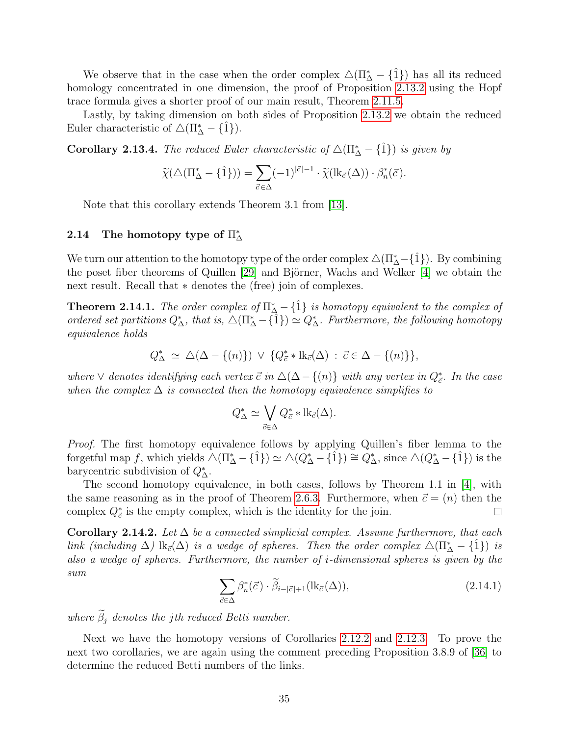We observe that in the case when the order complex $\triangle(\Pi^*_\Delta - \{\hat{1}\})$ has all its reduced homology concentrated in one dimension, the proof of Proposition 2.13.2 using the Hopf trace formula gives a shorter proof of our main result, Theorem 2.11.5.

Lastly, by taking dimension on both sides of Proposition 2.13.2 we obtain the reduced Euler characteristic of $\triangle(\Pi^*_\Delta - \{\hat{1}\})$.

**Corollary 2.13.4.** *The reduced Euler characteristic of $\triangle(\Pi^*_\Delta - \{\hat{1}\})$ is given by*

$$\widetilde{\chi}(\triangle(\Pi^*_\Delta - \{\hat{1}\})) = \sum_{\vec{c} \in \Delta} (-1)^{|\vec{c}|-1} \cdot \widetilde{\chi}(\mathrm{lk}_{\vec{c}}(\Delta)) \cdot \beta^*_n(\vec{c}).$$

Note that this corollary extends Theorem 3.1 from [13].

## 2.14 The homotopy type of $\Pi^*_\Delta$

We turn our attention to the homotopy type of the order complex $\triangle(\Pi^*_\Delta - \{\hat{1}\})$. By combining the poset fiber theorems of Quillen [29] and Björner, Wachs and Welker [4] we obtain the next result. Recall that $*$ denotes the (free) join of complexes.

**Theorem 2.14.1.** *The order complex of $\Pi^*_\Delta - \{\hat{1}\}$ is homotopy equivalent to the complex of ordered set partitions $Q^*_\Delta$, that is, $\triangle(\Pi^*_\Delta - \{\hat{1}\}) \simeq Q^*_\Delta$. Furthermore, the following homotopy equivalence holds*

$$Q^*_\Delta \;\simeq\; \triangle(\Delta - \{(n)\}) \;\vee\; \{Q^*_{\vec{c}} * \mathrm{lk}_{\vec{c}}(\Delta) \;:\; \vec{c} \in \Delta - \{(n)\}\},$$

*where $\vee$ denotes identifying each vertex $\vec{c}$ in $\triangle(\Delta - \{(n)\}$ with any vertex in $Q^*_{\vec{c}}$. In the case when the complex $\Delta$ is connected then the homotopy equivalence simplifies to*

$$Q^*_\Delta \simeq \bigvee_{\vec{c} \in \Delta} Q^*_{\vec{c}} * \mathrm{lk}_{\vec{c}}(\Delta).$$

*Proof.* The first homotopy equivalence follows by applying Quillen's fiber lemma to the forgetful map $f$, which yields $\triangle(\Pi^*_\Delta - \{\hat{1}\}) \simeq \triangle(Q^*_\Delta - \{\hat{1}\}) \cong Q^*_\Delta$, since $\triangle(Q^*_\Delta - \{\hat{1}\})$ is the barycentric subdivision of $Q^*_\Delta$.

The second homotopy equivalence, in both cases, follows by Theorem 1.1 in [4], with the same reasoning as in the proof of Theorem 2.6.3. Furthermore, when $\vec{c} = (n)$ then the complex $Q^*_{\vec{c}}$ is the empty complex, which is the identity for the join. ∎

**Corollary 2.14.2.** *Let $\Delta$ be a connected simplicial complex. Assume furthermore, that each link (including $\Delta$) $\mathrm{lk}_{\vec{c}}(\Delta)$ is a wedge of spheres. Then the order complex $\triangle(\Pi^*_\Delta - \{\hat{1}\})$ is also a wedge of spheres. Furthermore, the number of $i$-dimensional spheres is given by the sum*

$$\sum_{\vec{c} \in \Delta} \beta^*_n(\vec{c}) \cdot \widetilde{\beta}_{i-|\vec{c}|+1}(\mathrm{lk}_{\vec{c}}(\Delta)), \tag{2.14.1}$$

*where $\widetilde{\beta}_j$ denotes the $j$th reduced Betti number.*

Next we have the homotopy versions of Corollaries 2.12.2 and 2.12.3. To prove the next two corollaries, we are again using the comment preceding Proposition 3.8.9 of [36] to determine the reduced Betti numbers of the links.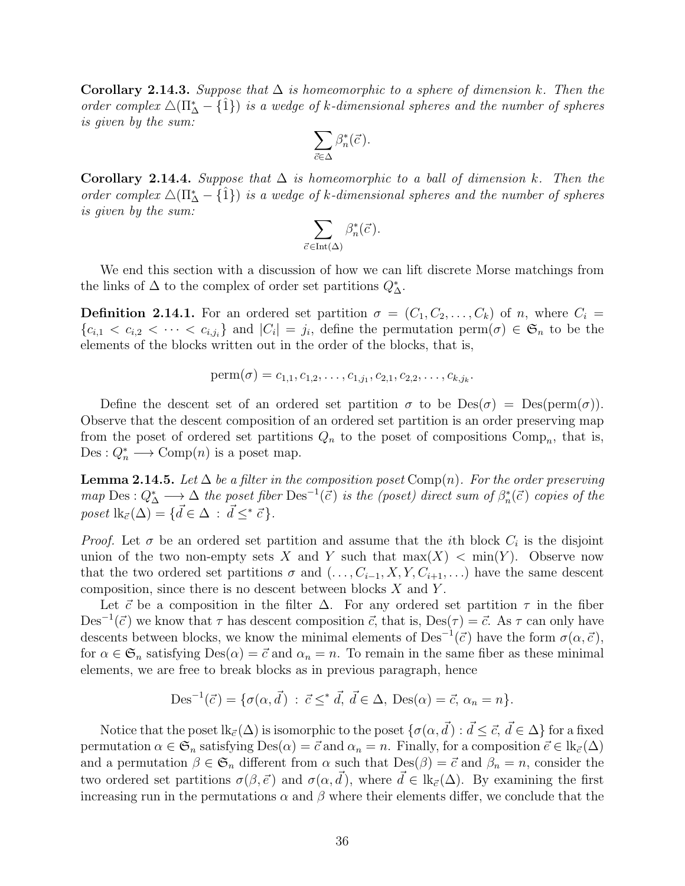**Corollary 2.14.3.** *Suppose that $\Delta$ is homeomorphic to a sphere of dimension $k$. Then the order complex $\triangle(\Pi^*_\Delta - \{\hat{1}\})$ is a wedge of $k$-dimensional spheres and the number of spheres is given by the sum:*

$$\sum_{\vec{c}\in\Delta} \beta^*_n(\vec{c}).$$

**Corollary 2.14.4.** *Suppose that $\Delta$ is homeomorphic to a ball of dimension $k$. Then the order complex $\triangle(\Pi^*_\Delta - \{\hat{1}\})$ is a wedge of $k$-dimensional spheres and the number of spheres is given by the sum:*

$$\sum_{\vec{c}\in\mathrm{Int}(\Delta)} \beta^*_n(\vec{c}).$$

We end this section with a discussion of how we can lift discrete Morse matchings from the links of $\Delta$ to the complex of order set partitions $Q^*_\Delta$.

**Definition 2.14.1.** For an ordered set partition $\sigma = (C_1, C_2, \ldots, C_k)$ of $n$, where $C_i = \{c_{i,1} < c_{i,2} < \cdots < c_{i,j_i}\}$ and $|C_i| = j_i$, define the permutation $\mathrm{perm}(\sigma) \in \mathfrak{S}_n$ to be the elements of the blocks written out in the order of the blocks, that is,

$$\mathrm{perm}(\sigma) = c_{1,1}, c_{1,2}, \ldots, c_{1,j_1}, c_{2,1}, c_{2,2}, \ldots, c_{k,j_k}.$$

Define the descent set of an ordered set partition $\sigma$ to be $\mathrm{Des}(\sigma) = \mathrm{Des}(\mathrm{perm}(\sigma))$. Observe that the descent composition of an ordered set partition is an order preserving map from the poset of ordered set partitions $Q_n$ to the poset of compositions $\mathrm{Comp}_n$, that is, $\mathrm{Des} : Q^*_n \longrightarrow \mathrm{Comp}(n)$ is a poset map.

**Lemma 2.14.5.** *Let $\Delta$ be a filter in the composition poset $\mathrm{Comp}(n)$. For the order preserving map $\mathrm{Des} : Q^*_\Delta \longrightarrow \Delta$ the poset fiber $\mathrm{Des}^{-1}(\vec{c})$ is the (poset) direct sum of $\beta^*_n(\vec{c})$ copies of the poset $\mathrm{lk}_{\vec{c}}(\Delta) = \{\vec{d} \in \Delta \, : \, \vec{d} \leq^* \vec{c}\}$.*

*Proof.* Let $\sigma$ be an ordered set partition and assume that the $i$th block $C_i$ is the disjoint union of the two non-empty sets $X$ and $Y$ such that $\max(X) < \min(Y)$. Observe now that the two ordered set partitions $\sigma$ and $(\ldots, C_{i-1}, X, Y, C_{i+1}, \ldots)$ have the same descent composition, since there is no descent between blocks $X$ and $Y$.

Let $\vec{c}$ be a composition in the filter $\Delta$. For any ordered set partition $\tau$ in the fiber $\mathrm{Des}^{-1}(\vec{c})$ we know that $\tau$ has descent composition $\vec{c}$, that is, $\mathrm{Des}(\tau) = \vec{c}$. As $\tau$ can only have descents between blocks, we know the minimal elements of $\mathrm{Des}^{-1}(\vec{c})$ have the form $\sigma(\alpha, \vec{c})$, for $\alpha \in \mathfrak{S}_n$ satisfying $\mathrm{Des}(\alpha) = \vec{c}$ and $\alpha_n = n$. To remain in the same fiber as these minimal elements, we are free to break blocks as in previous paragraph, hence

$$\mathrm{Des}^{-1}(\vec{c}) = \{\sigma(\alpha, \vec{d}) \, : \, \vec{c} \leq^* \vec{d}, \, \vec{d} \in \Delta, \, \mathrm{Des}(\alpha) = \vec{c}, \, \alpha_n = n\}.$$

Notice that the poset $\mathrm{lk}_{\vec{c}}(\Delta)$ is isomorphic to the poset $\{\sigma(\alpha, \vec{d}) : \vec{d} \leq \vec{c}, \, \vec{d} \in \Delta\}$ for a fixed permutation $\alpha \in \mathfrak{S}_n$ satisfying $\mathrm{Des}(\alpha) = \vec{c}$ and $\alpha_n = n$. Finally, for a composition $\vec{e} \in \mathrm{lk}_{\vec{c}}(\Delta)$ and a permutation $\beta \in \mathfrak{S}_n$ different from $\alpha$ such that $\mathrm{Des}(\beta) = \vec{c}$ and $\beta_n = n$, consider the two ordered set partitions $\sigma(\beta, \vec{e})$ and $\sigma(\alpha, \vec{d})$, where $\vec{d} \in \mathrm{lk}_{\vec{c}}(\Delta)$. By examining the first increasing run in the permutations $\alpha$ and $\beta$ where their elements differ, we conclude that the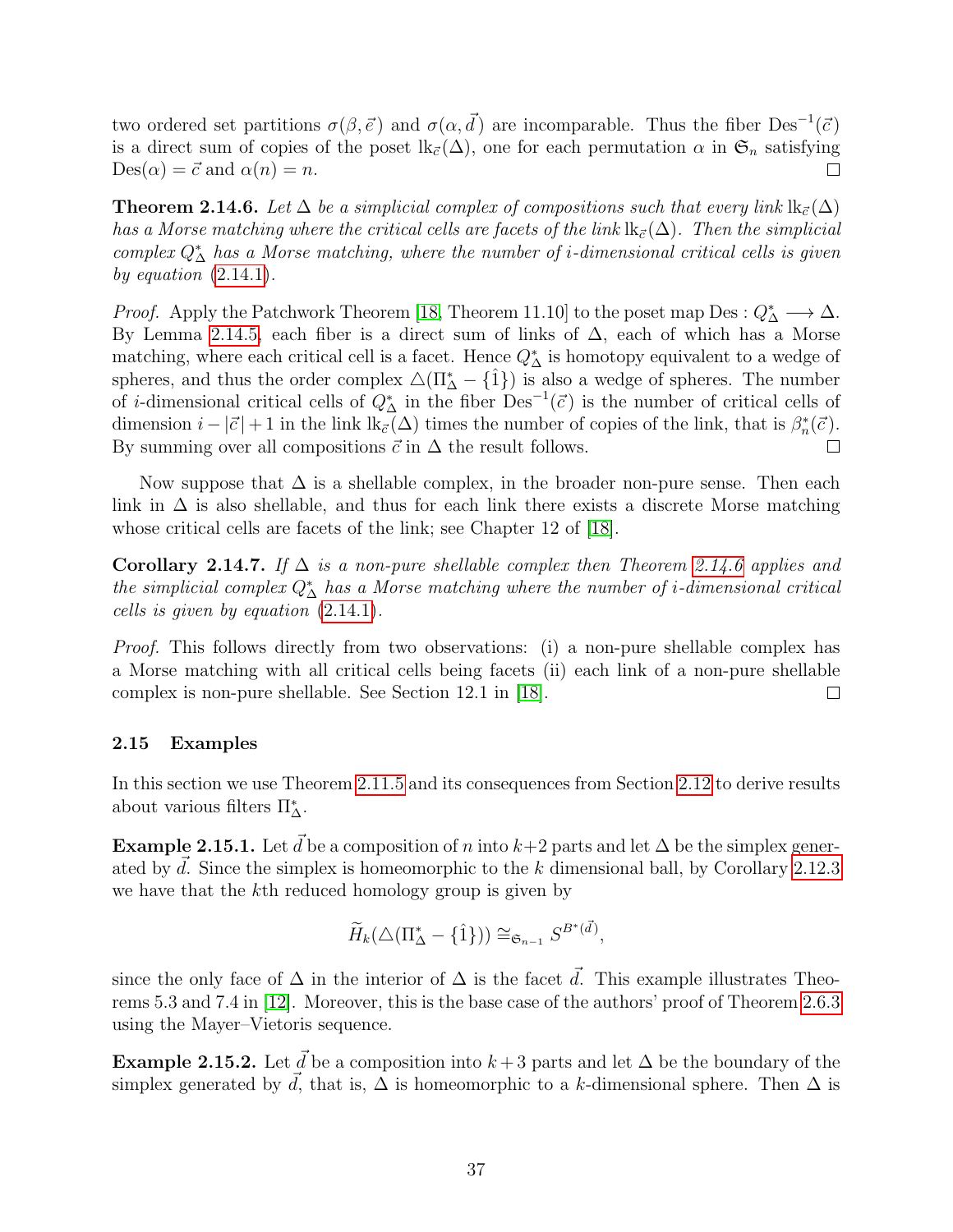two ordered set partitions $\sigma(\beta, \vec{e})$ and $\sigma(\alpha, \vec{d})$ are incomparable. Thus the fiber $\mathrm{Des}^{-1}(\vec{c})$ is a direct sum of copies of the poset $\mathrm{lk}_{\vec{c}}(\Delta)$, one for each permutation $\alpha$ in $\mathfrak{S}_n$ satisfying $\mathrm{Des}(\alpha) = \vec{c}$ and $\alpha(n) = n$. $\square$

**Theorem 2.14.6.** *Let $\Delta$ be a simplicial complex of compositions such that every link $\mathrm{lk}_{\vec{c}}(\Delta)$ has a Morse matching where the critical cells are facets of the link $\mathrm{lk}_{\vec{c}}(\Delta)$. Then the simplicial complex $Q^*_\Delta$ has a Morse matching, where the number of $i$-dimensional critical cells is given by equation (2.14.1).*

*Proof.* Apply the Patchwork Theorem [18, Theorem 11.10] to the poset map $\mathrm{Des} : Q^*_\Delta \longrightarrow \Delta$. By Lemma 2.14.5, each fiber is a direct sum of links of $\Delta$, each of which has a Morse matching, where each critical cell is a facet. Hence $Q^*_\Delta$ is homotopy equivalent to a wedge of spheres, and thus the order complex $\triangle(\Pi^*_\Delta - \{\hat{1}\})$ is also a wedge of spheres. The number of $i$-dimensional critical cells of $Q^*_\Delta$ in the fiber $\mathrm{Des}^{-1}(\vec{c})$ is the number of critical cells of dimension $i - |\vec{c}| + 1$ in the link $\mathrm{lk}_{\vec{c}}(\Delta)$ times the number of copies of the link, that is $\beta^*_n(\vec{c})$. By summing over all compositions $\vec{c}$ in $\Delta$ the result follows. $\square$

Now suppose that $\Delta$ is a shellable complex, in the broader non-pure sense. Then each link in $\Delta$ is also shellable, and thus for each link there exists a discrete Morse matching whose critical cells are facets of the link; see Chapter 12 of [18].

**Corollary 2.14.7.** *If $\Delta$ is a non-pure shellable complex then Theorem 2.14.6 applies and the simplicial complex $Q^*_\Delta$ has a Morse matching where the number of $i$-dimensional critical cells is given by equation (2.14.1).*

*Proof.* This follows directly from two observations: (i) a non-pure shellable complex has a Morse matching with all critical cells being facets (ii) each link of a non-pure shellable complex is non-pure shellable. See Section 12.1 in [18]. $\square$

### 2.15 Examples

In this section we use Theorem 2.11.5 and its consequences from Section 2.12 to derive results about various filters $\Pi^*_\Delta$.

**Example 2.15.1.** Let $\vec{d}$ be a composition of $n$ into $k+2$ parts and let $\Delta$ be the simplex generated by $\vec{d}$. Since the simplex is homeomorphic to the $k$ dimensional ball, by Corollary 2.12.3 we have that the $k$th reduced homology group is given by

$$\widetilde{H}_k(\triangle(\Pi^*_\Delta - \{\hat{1}\})) \cong_{\mathfrak{S}_{n-1}} S^{B^*(\vec{d})},$$

since the only face of $\Delta$ in the interior of $\Delta$ is the facet $\vec{d}$. This example illustrates Theorems 5.3 and 7.4 in [12]. Moreover, this is the base case of the authors' proof of Theorem 2.6.3 using the Mayer–Vietoris sequence.

**Example 2.15.2.** Let $\vec{d}$ be a composition into $k+3$ parts and let $\Delta$ be the boundary of the simplex generated by $\vec{d}$, that is, $\Delta$ is homeomorphic to a $k$-dimensional sphere. Then $\Delta$ is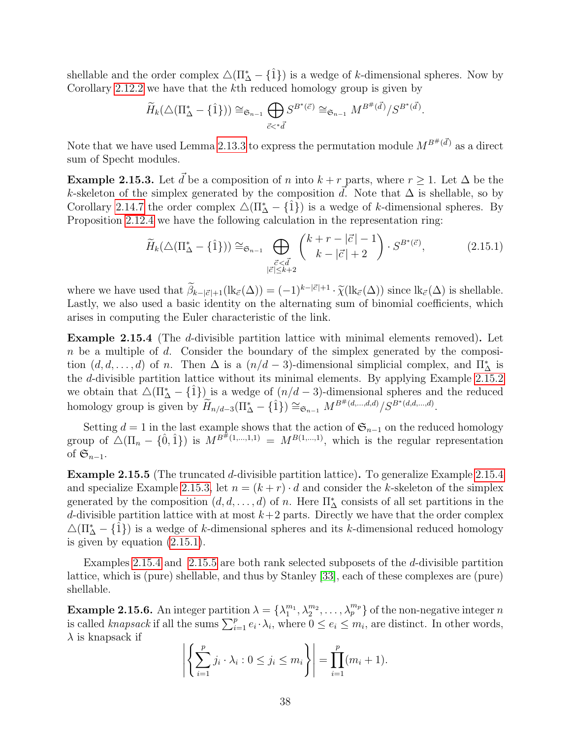shellable and the order complex $\triangle(\Pi^*_\Delta - \{\hat{1}\})$ is a wedge of $k$-dimensional spheres. Now by Corollary 2.12.2 we have that the $k$th reduced homology group is given by

$$\widetilde{H}_k(\triangle(\Pi^*_\Delta - \{\hat{1}\})) \cong_{\mathfrak{S}_{n-1}} \bigoplus_{\vec{c} <^* \vec{d}} S^{B^*(\vec{c})} \cong_{\mathfrak{S}_{n-1}} M^{B^\#(\vec{d})}/S^{B^*(\vec{d})}.$$

Note that we have used Lemma 2.13.3 to express the permutation module $M^{B^\#(\vec{d})}$ as a direct sum of Specht modules.

**Example 2.15.3.** Let $\vec{d}$ be a composition of $n$ into $k+r$ parts, where $r \geq 1$. Let $\Delta$ be the $k$-skeleton of the simplex generated by the composition $\vec{d}$. Note that $\Delta$ is shellable, so by Corollary 2.14.7 the order complex $\triangle(\Pi^*_\Delta - \{\hat{1}\})$ is a wedge of $k$-dimensional spheres. By Proposition 2.12.4 we have the following calculation in the representation ring:

$$\widetilde{H}_k(\triangle(\Pi^*_\Delta - \{\hat{1}\})) \cong_{\mathfrak{S}_{n-1}} \bigoplus_{\substack{\vec{c} < \vec{d} \\ |\vec{c}| \leq k+2}} \binom{k+r-|\vec{c}|-1}{k-|\vec{c}|+2} \cdot S^{B^*(\vec{c})}, \tag{2.15.1}$$

where we have used that $\widetilde{\beta}_{k-|\vec{c}|+1}(\mathrm{lk}_{\vec{c}}(\Delta)) = (-1)^{k-|\vec{c}|+1} \cdot \widetilde{\chi}(\mathrm{lk}_{\vec{c}}(\Delta))$ since $\mathrm{lk}_{\vec{c}}(\Delta)$ is shellable. Lastly, we also used a basic identity on the alternating sum of binomial coefficients, which arises in computing the Euler characteristic of the link.

**Example 2.15.4** (The $d$-divisible partition lattice with minimal elements removed)**.** Let $n$ be a multiple of $d$. Consider the boundary of the simplex generated by the composition $(d, d, \ldots, d)$ of $n$. Then $\Delta$ is a $(n/d-3)$-dimensional simplicial complex, and $\Pi^*_\Delta$ is the $d$-divisible partition lattice without its minimal elements. By applying Example 2.15.2 we obtain that $\triangle(\Pi^*_\Delta - \{\hat{1}\})$ is a wedge of $(n/d-3)$-dimensional spheres and the reduced homology group is given by $\widetilde{H}_{n/d-3}(\Pi^*_\Delta - \{\hat{1}\}) \cong_{\mathfrak{S}_{n-1}} M^{B^\#(d,\ldots,d,d)}/S^{B^*(d,d,\ldots,d)}$.

Setting $d = 1$ in the last example shows that the action of $\mathfrak{S}_{n-1}$ on the reduced homology group of $\triangle(\Pi_n - \{\hat{0}, \hat{1}\})$ is $M^{B^\#(1,\ldots,1,1)} = M^{B(1,\ldots,1)}$, which is the regular representation of $\mathfrak{S}_{n-1}$.

**Example 2.15.5** (The truncated $d$-divisible partition lattice)**.** To generalize Example 2.15.4 and specialize Example 2.15.3, let $n = (k+r) \cdot d$ and consider the $k$-skeleton of the simplex generated by the composition $(d, d, \ldots, d)$ of $n$. Here $\Pi^*_\Delta$ consists of all set partitions in the $d$-divisible partition lattice with at most $k+2$ parts. Directly we have that the order complex $\triangle(\Pi^*_\Delta - \{\hat{1}\})$ is a wedge of $k$-dimensional spheres and its $k$-dimensional reduced homology is given by equation (2.15.1).

Examples 2.15.4 and 2.15.5 are both rank selected subposets of the $d$-divisible partition lattice, which is (pure) shellable, and thus by Stanley [33], each of these complexes are (pure) shellable.

**Example 2.15.6.** An integer partition $\lambda = \{\lambda_1^{m_1}, \lambda_2^{m_2}, \ldots, \lambda_p^{m_p}\}$ of the non-negative integer $n$ is called *knapsack* if all the sums $\sum_{i=1}^{p} e_i \cdot \lambda_i$, where $0 \leq e_i \leq m_i$, are distinct. In other words, $\lambda$ is knapsack if

$$\left| \left\{ \sum_{i=1}^{p} j_i \cdot \lambda_i : 0 \leq j_i \leq m_i \right\} \right| = \prod_{i=1}^{p} (m_i + 1).$$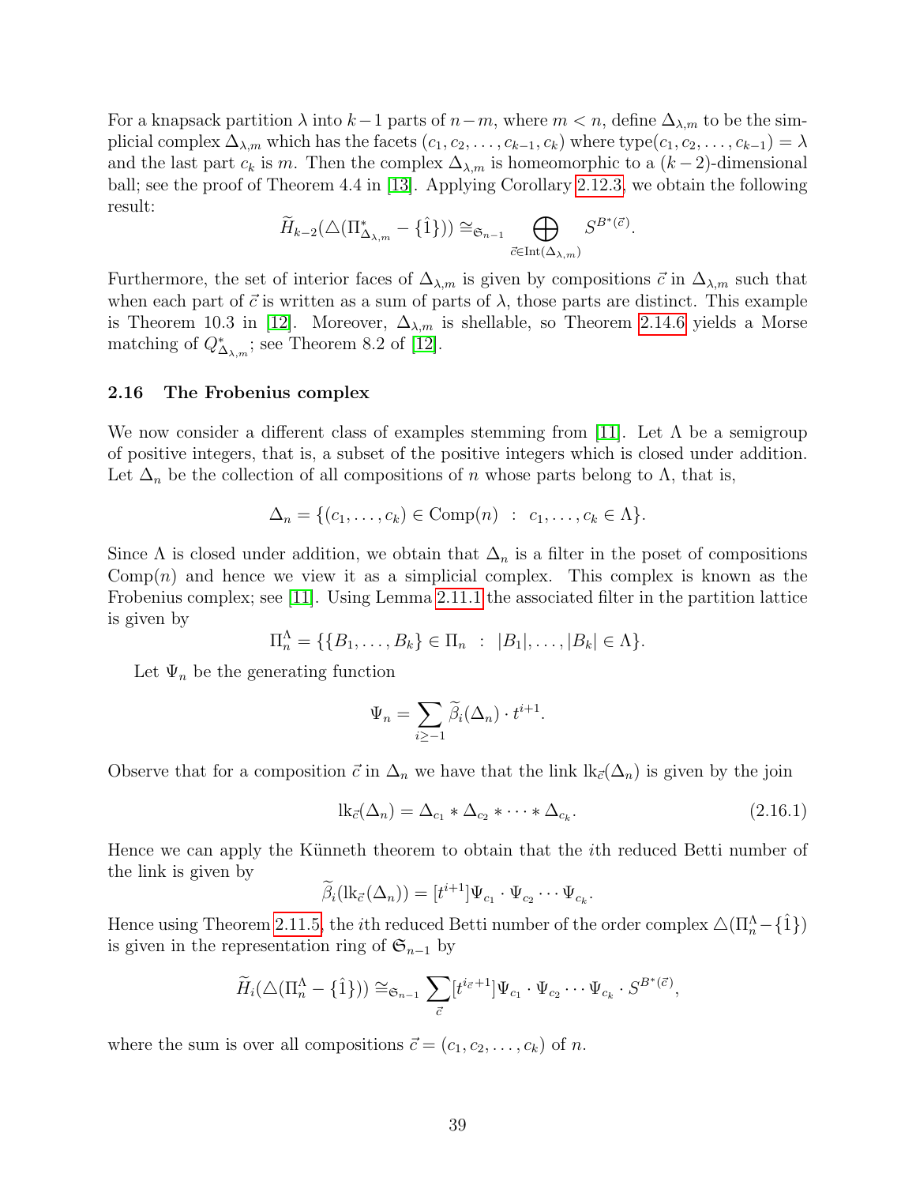For a knapsack partition $\lambda$ into $k-1$ parts of $n-m$, where $m < n$, define $\Delta_{\lambda,m}$ to be the simplicial complex $\Delta_{\lambda,m}$ which has the facets $(c_1, c_2, \ldots, c_{k-1}, c_k)$ where $\text{type}(c_1, c_2, \ldots, c_{k-1}) = \lambda$ and the last part $c_k$ is $m$. Then the complex $\Delta_{\lambda,m}$ is homeomorphic to a $(k-2)$-dimensional ball; see the proof of Theorem 4.4 in [13]. Applying Corollary 2.12.3, we obtain the following result:

$$\widetilde{H}_{k-2}(\triangle(\Pi^*_{\Delta_{\lambda,m}} - \{\hat{1}\})) \cong_{\mathfrak{S}_{n-1}} \bigoplus_{\vec{c} \in \text{Int}(\Delta_{\lambda,m})} S^{B^*(\vec{c})}.$$

Furthermore, the set of interior faces of $\Delta_{\lambda,m}$ is given by compositions $\vec{c}$ in $\Delta_{\lambda,m}$ such that when each part of $\vec{c}$ is written as a sum of parts of $\lambda$, those parts are distinct. This example is Theorem 10.3 in [12]. Moreover, $\Delta_{\lambda,m}$ is shellable, so Theorem 2.14.6 yields a Morse matching of $Q^*_{\Delta_{\lambda,m}}$; see Theorem 8.2 of [12].

### 2.16 The Frobenius complex

We now consider a different class of examples stemming from [11]. Let $\Lambda$ be a semigroup of positive integers, that is, a subset of the positive integers which is closed under addition. Let $\Delta_n$ be the collection of all compositions of $n$ whose parts belong to $\Lambda$, that is,

$$\Delta_n = \{(c_1, \ldots, c_k) \in \text{Comp}(n) \ : \ c_1, \ldots, c_k \in \Lambda\}.$$

Since $\Lambda$ is closed under addition, we obtain that $\Delta_n$ is a filter in the poset of compositions $\text{Comp}(n)$ and hence we view it as a simplicial complex. This complex is known as the Frobenius complex; see [11]. Using Lemma 2.11.1 the associated filter in the partition lattice is given by

$$\Pi^\Lambda_n = \{\{B_1, \ldots, B_k\} \in \Pi_n \ : \ |B_1|, \ldots, |B_k| \in \Lambda\}.$$

Let $\Psi_n$ be the generating function

$$\Psi_n = \sum_{i \geq -1} \widetilde{\beta}_i(\Delta_n) \cdot t^{i+1}.$$

Observe that for a composition $\vec{c}$ in $\Delta_n$ we have that the link $\text{lk}_{\vec{c}}(\Delta_n)$ is given by the join

$$\text{lk}_{\vec{c}}(\Delta_n) = \Delta_{c_1} * \Delta_{c_2} * \cdots * \Delta_{c_k}. \tag{2.16.1}$$

Hence we can apply the Künneth theorem to obtain that the $i$th reduced Betti number of the link is given by

$$\widetilde{\beta}_i(\text{lk}_{\vec{c}}(\Delta_n)) = [t^{i+1}] \Psi_{c_1} \cdot \Psi_{c_2} \cdots \Psi_{c_k}.$$

Hence using Theorem 2.11.5, the $i$th reduced Betti number of the order complex $\triangle(\Pi^\Lambda_n - \{\hat{1}\})$ is given in the representation ring of $\mathfrak{S}_{n-1}$ by

$$\widetilde{H}_i(\triangle(\Pi^\Lambda_n - \{\hat{1}\})) \cong_{\mathfrak{S}_{n-1}} \sum_{\vec{c}} [t^{i_{\vec{c}}+1}] \Psi_{c_1} \cdot \Psi_{c_2} \cdots \Psi_{c_k} \cdot S^{B^*(\vec{c})},$$

where the sum is over all compositions $\vec{c} = (c_1, c_2, \ldots, c_k)$ of $n$.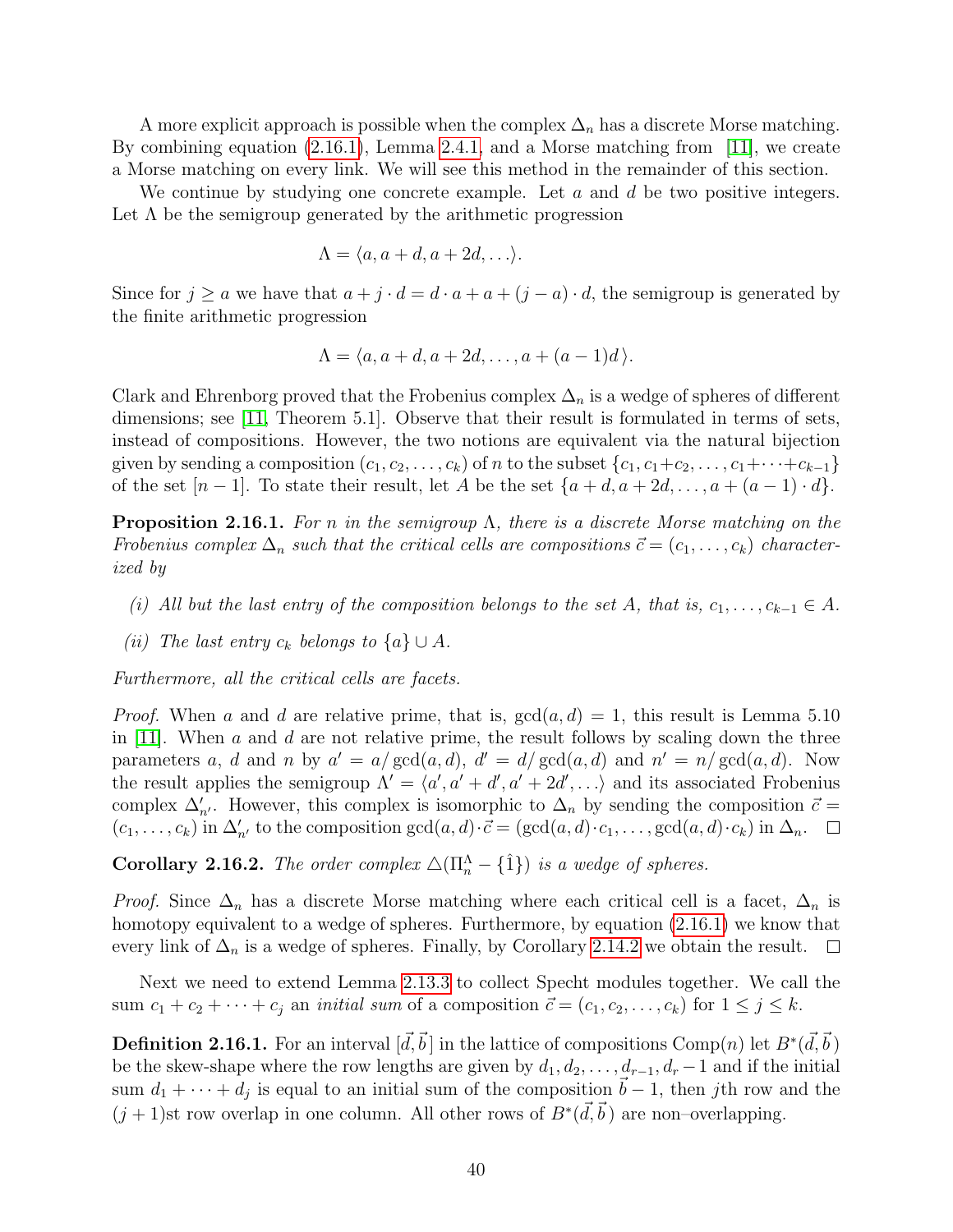A more explicit approach is possible when the complex $\Delta_n$ has a discrete Morse matching. By combining equation (2.16.1), Lemma 2.4.1, and a Morse matching from [11], we create a Morse matching on every link. We will see this method in the remainder of this section.

We continue by studying one concrete example. Let $a$ and $d$ be two positive integers. Let $\Lambda$ be the semigroup generated by the arithmetic progression

$$\Lambda = \langle a, a+d, a+2d, \ldots \rangle.$$

Since for $j \geq a$ we have that $a + j \cdot d = d \cdot a + a + (j-a) \cdot d$, the semigroup is generated by the finite arithmetic progression

$$\Lambda = \langle a, a+d, a+2d, \ldots, a+(a-1)d \rangle.$$

Clark and Ehrenborg proved that the Frobenius complex $\Delta_n$ is a wedge of spheres of different dimensions; see [11, Theorem 5.1]. Observe that their result is formulated in terms of sets, instead of compositions. However, the two notions are equivalent via the natural bijection given by sending a composition $(c_1, c_2, \ldots, c_k)$ of $n$ to the subset $\{c_1, c_1+c_2, \ldots, c_1+\cdots+c_{k-1}\}$ of the set $[n-1]$. To state their result, let $A$ be the set $\{a+d, a+2d, \ldots, a+(a-1)\cdot d\}$.

**Proposition 2.16.1.** *For $n$ in the semigroup $\Lambda$, there is a discrete Morse matching on the Frobenius complex $\Delta_n$ such that the critical cells are compositions $\vec{c} = (c_1, \ldots, c_k)$ characterized by*

- *(i) All but the last entry of the composition belongs to the set $A$, that is, $c_1, \ldots, c_{k-1} \in A$.*
- *(ii) The last entry $c_k$ belongs to $\{a\} \cup A$.*

*Furthermore, all the critical cells are facets.*

*Proof.* When $a$ and $d$ are relative prime, that is, $\gcd(a, d) = 1$, this result is Lemma 5.10 in [11]. When $a$ and $d$ are not relative prime, the result follows by scaling down the three parameters $a$, $d$ and $n$ by $a' = a/\gcd(a, d)$, $d' = d/\gcd(a, d)$ and $n' = n/\gcd(a, d)$. Now the result applies the semigroup $\Lambda' = \langle a', a'+d', a'+2d', \ldots \rangle$ and its associated Frobenius complex $\Delta'_{n'}$. However, this complex is isomorphic to $\Delta_n$ by sending the composition $\vec{c} = (c_1, \ldots, c_k)$ in $\Delta'_{n'}$ to the composition $\gcd(a, d) \cdot \vec{c} = (\gcd(a, d) \cdot c_1, \ldots, \gcd(a, d) \cdot c_k)$ in $\Delta_n$. $\square$

**Corollary 2.16.2.** *The order complex $\triangle(\Pi_n^\Lambda - \{\hat{1}\})$ is a wedge of spheres.*

*Proof.* Since $\Delta_n$ has a discrete Morse matching where each critical cell is a facet, $\Delta_n$ is homotopy equivalent to a wedge of spheres. Furthermore, by equation (2.16.1) we know that every link of $\Delta_n$ is a wedge of spheres. Finally, by Corollary 2.14.2 we obtain the result. $\square$

Next we need to extend Lemma 2.13.3 to collect Specht modules together. We call the sum $c_1 + c_2 + \cdots + c_j$ an *initial sum* of a composition $\vec{c} = (c_1, c_2, \ldots, c_k)$ for $1 \leq j \leq k$.

**Definition 2.16.1.** For an interval $[\vec{d}, \vec{b}]$ in the lattice of compositions $\mathrm{Comp}(n)$ let $B^*(\vec{d}, \vec{b})$ be the skew-shape where the row lengths are given by $d_1, d_2, \ldots, d_{r-1}, d_r - 1$ and if the initial sum $d_1 + \cdots + d_j$ is equal to an initial sum of the composition $\vec{b} - 1$, then $j$th row and the $(j+1)$st row overlap in one column. All other rows of $B^*(\vec{d}, \vec{b})$ are non–overlapping.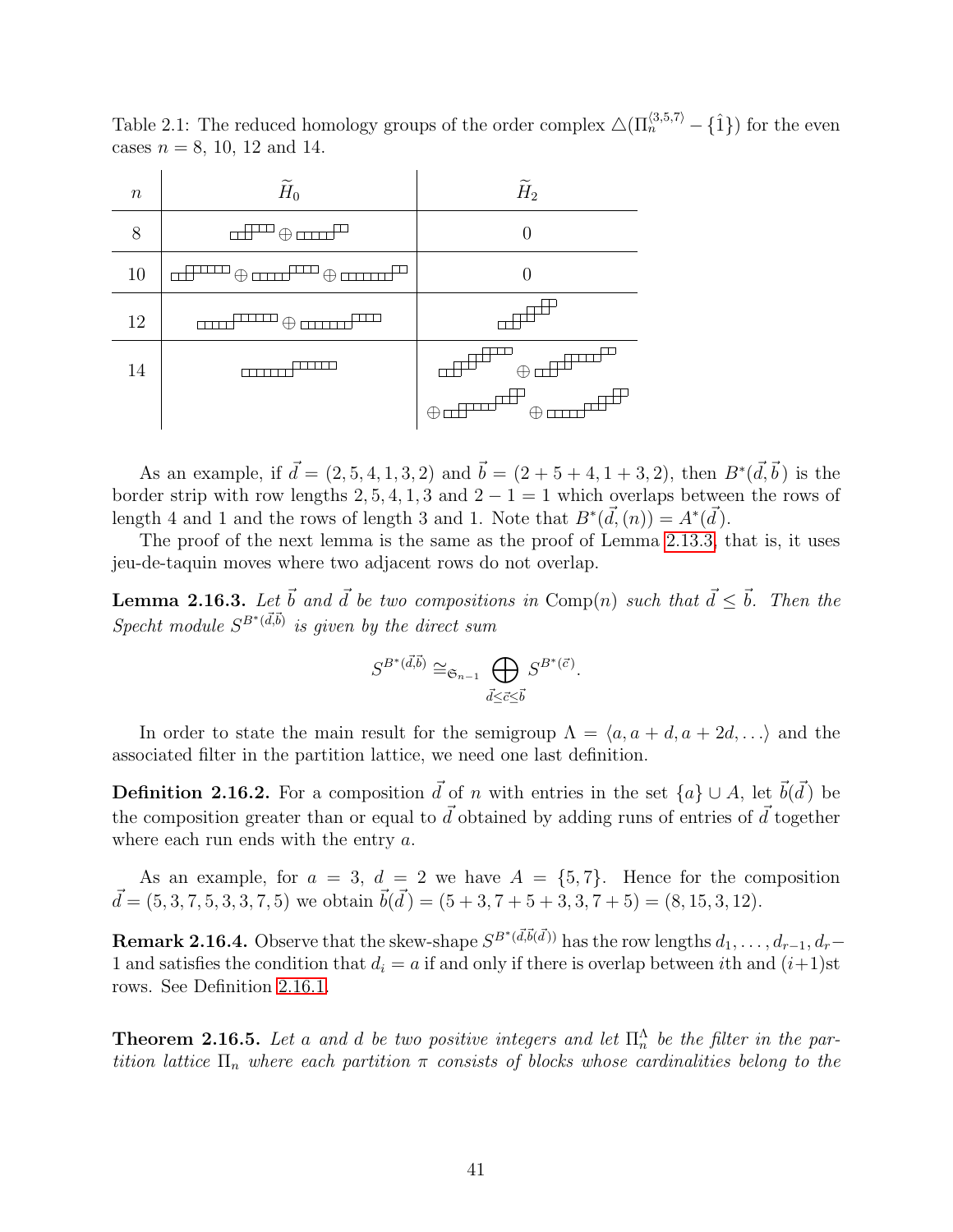Table 2.1: The reduced homology groups of the order complex $\triangle(\Pi_n^{\langle 3,5,7\rangle} - \{\hat{1}\})$ for the even cases $n = 8$, 10, 12 and 14.

| $n$ | $\widetilde{H}_0$ | $\widetilde{H}_2$ |
|---|---|---|
| 8 | [skew diagram] $\oplus$ [skew diagram] | 0 |
| 10 | [skew diagram] $\oplus$ [skew diagram] $\oplus$ [skew diagram] | 0 |
| 12 | [skew diagram] $\oplus$ [skew diagram] | [skew diagram] |
| 14 | [skew diagram] | [skew diagram] $\oplus$ [skew diagram] $\oplus$ [skew diagram] $\oplus$ [skew diagram] |

As an example, if $\vec{d} = (2, 5, 4, 1, 3, 2)$ and $\vec{b} = (2 + 5 + 4, 1 + 3, 2)$, then $B^*(\vec{d}, \vec{b})$ is the border strip with row lengths $2, 5, 4, 1, 3$ and $2 - 1 = 1$ which overlaps between the rows of length 4 and 1 and the rows of length 3 and 1. Note that $B^*(\vec{d}, (n)) = A^*(\vec{d})$.

The proof of the next lemma is the same as the proof of Lemma 2.13.3, that is, it uses jeu-de-taquin moves where two adjacent rows do not overlap.

**Lemma 2.16.3.** *Let $\vec{b}$ and $\vec{d}$ be two compositions in* $\mathrm{Comp}(n)$ *such that $\vec{d} \leq \vec{b}$. Then the Specht module $S^{B^*(\vec{d},\vec{b})}$ is given by the direct sum*

$$S^{B^*(\vec{d},\vec{b})} \cong_{\mathfrak{S}_{n-1}} \bigoplus_{\vec{d} \leq \vec{c} \leq \vec{b}} S^{B^*(\vec{c})}.$$

In order to state the main result for the semigroup $\Lambda = \langle a, a+d, a+2d, \ldots\rangle$ and the associated filter in the partition lattice, we need one last definition.

**Definition 2.16.2.** For a composition $\vec{d}$ of $n$ with entries in the set $\{a\} \cup A$, let $\vec{b}(\vec{d})$ be the composition greater than or equal to $\vec{d}$ obtained by adding runs of entries of $\vec{d}$ together where each run ends with the entry $a$.

As an example, for $a = 3$, $d = 2$ we have $A = \{5, 7\}$. Hence for the composition $\vec{d} = (5, 3, 7, 5, 3, 3, 7, 5)$ we obtain $\vec{b}(\vec{d}) = (5 + 3, 7 + 5 + 3, 3, 7 + 5) = (8, 15, 3, 12)$.

**Remark 2.16.4.** Observe that the skew-shape $S^{B^*(\vec{d},\vec{b}(\vec{d}))}$ has the row lengths $d_1, \ldots, d_{r-1}, d_r - 1$ and satisfies the condition that $d_i = a$ if and only if there is overlap between $i$th and $(i+1)$st rows. See Definition 2.16.1.

**Theorem 2.16.5.** *Let $a$ and $d$ be two positive integers and let $\Pi_n^\Lambda$ be the filter in the partition lattice $\Pi_n$ where each partition $\pi$ consists of blocks whose cardinalities belong to the*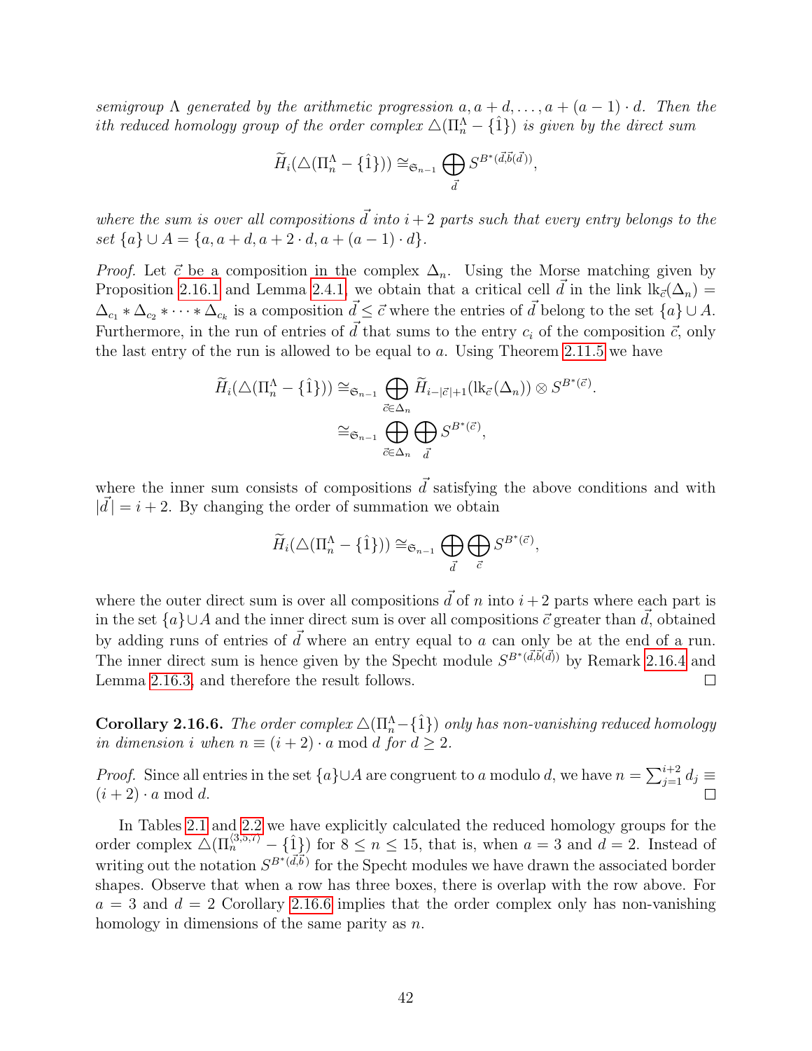*semigroup $\Lambda$ generated by the arithmetic progression $a, a+d, \ldots, a+(a-1)\cdot d$. Then the $i$th reduced homology group of the order complex $\triangle(\Pi_n^\Lambda - \{\hat{1}\})$ is given by the direct sum*

$$\widetilde{H}_i(\triangle(\Pi_n^\Lambda - \{\hat{1}\})) \cong_{\mathfrak{S}_{n-1}} \bigoplus_{\vec{d}} S^{B^*(\vec{d},\vec{b}(\vec{d}))},$$

*where the sum is over all compositions $\vec{d}$ into $i+2$ parts such that every entry belongs to the set $\{a\} \cup A = \{a, a+d, a+2\cdot d, a+(a-1)\cdot d\}$.*

*Proof.* Let $\vec{c}$ be a composition in the complex $\Delta_n$. Using the Morse matching given by Proposition 2.16.1 and Lemma 2.4.1, we obtain that a critical cell $\vec{d}$ in the link $\mathrm{lk}_{\vec{c}}(\Delta_n) = \Delta_{c_1} * \Delta_{c_2} * \cdots * \Delta_{c_k}$ is a composition $\vec{d} \leq \vec{c}$ where the entries of $\vec{d}$ belong to the set $\{a\} \cup A$. Furthermore, in the run of entries of $\vec{d}$ that sums to the entry $c_i$ of the composition $\vec{c}$, only the last entry of the run is allowed to be equal to $a$. Using Theorem 2.11.5 we have

$$\begin{aligned}\widetilde{H}_i(\triangle(\Pi_n^\Lambda - \{\hat{1}\})) &\cong_{\mathfrak{S}_{n-1}} \bigoplus_{\vec{c}\in\Delta_n} \widetilde{H}_{i-|\vec{c}|+1}(\mathrm{lk}_{\vec{c}}(\Delta_n)) \otimes S^{B^*(\vec{c})}.\\ &\cong_{\mathfrak{S}_{n-1}} \bigoplus_{\vec{c}\in\Delta_n} \bigoplus_{\vec{d}} S^{B^*(\vec{c})},\end{aligned}$$

where the inner sum consists of compositions $\vec{d}$ satisfying the above conditions and with $|\vec{d}| = i+2$. By changing the order of summation we obtain

$$\widetilde{H}_i(\triangle(\Pi_n^\Lambda - \{\hat{1}\})) \cong_{\mathfrak{S}_{n-1}} \bigoplus_{\vec{d}} \bigoplus_{\vec{c}} S^{B^*(\vec{c})},$$

where the outer direct sum is over all compositions $\vec{d}$ of $n$ into $i+2$ parts where each part is in the set $\{a\}\cup A$ and the inner direct sum is over all compositions $\vec{c}$ greater than $\vec{d}$, obtained by adding runs of entries of $\vec{d}$ where an entry equal to $a$ can only be at the end of a run. The inner direct sum is hence given by the Specht module $S^{B^*(\vec{d},\vec{b}(\vec{d}))}$ by Remark 2.16.4 and Lemma 2.16.3, and therefore the result follows. $\square$

**Corollary 2.16.6.** *The order complex $\triangle(\Pi_n^\Lambda - \{\hat{1}\})$ only has non-vanishing reduced homology in dimension $i$ when $n \equiv (i+2)\cdot a \bmod d$ for $d \geq 2$.*

*Proof.* Since all entries in the set $\{a\}\cup A$ are congruent to $a$ modulo $d$, we have $n = \sum_{j=1}^{i+2} d_j \equiv (i+2)\cdot a \bmod d$. $\square$

In Tables 2.1 and 2.2 we have explicitly calculated the reduced homology groups for the order complex $\triangle(\Pi_n^{\langle 3,5,7\rangle} - \{\hat{1}\})$ for $8 \leq n \leq 15$, that is, when $a = 3$ and $d = 2$. Instead of writing out the notation $S^{B^*(\vec{d},\vec{b})}$ for the Specht modules we have drawn the associated border shapes. Observe that when a row has three boxes, there is overlap with the row above. For $a = 3$ and $d = 2$ Corollary 2.16.6 implies that the order complex only has non-vanishing homology in dimensions of the same parity as $n$.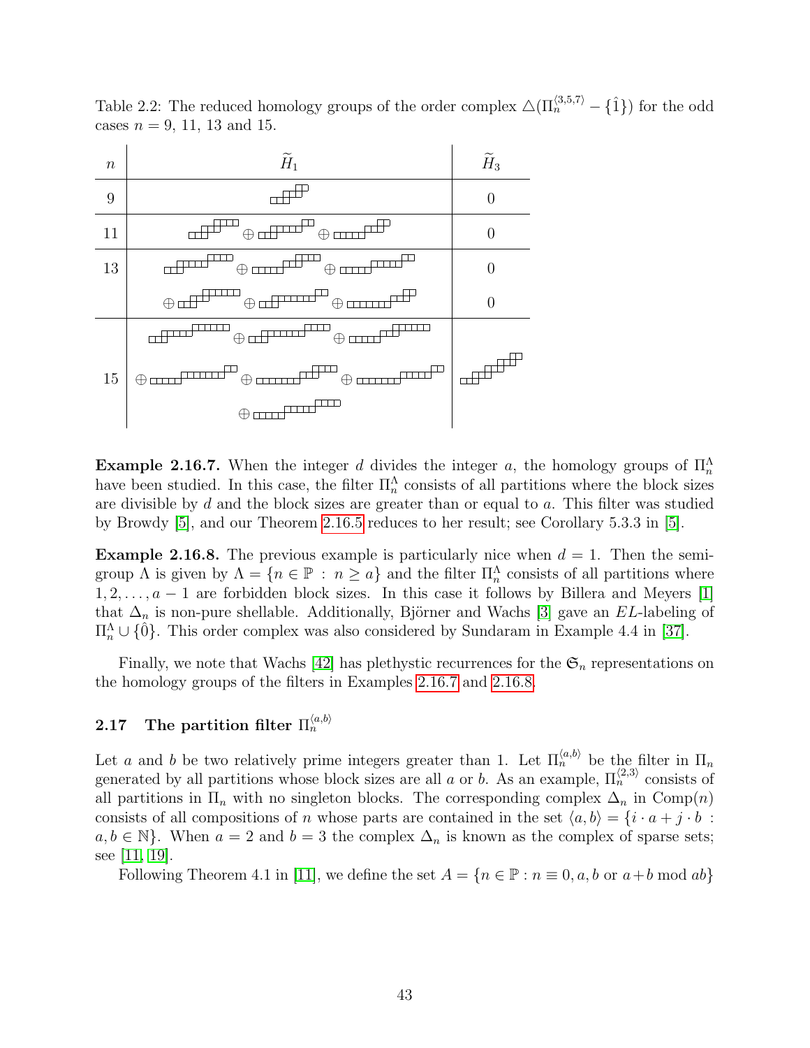Table 2.2: The reduced homology groups of the order complex $\triangle(\Pi_n^{\langle 3,5,7 \rangle} - \{\hat{1}\})$ for the odd cases $n = 9$, 11, 13 and 15.

| $n$ | $\widetilde{H}_1$ | $\widetilde{H}_3$ |
|---|---|---|
| 9 | [ribbon diagram] | 0 |
| 11 | [ribbon diagram] $\oplus$ [ribbon diagram] $\oplus$ [ribbon diagram] | 0 |
| 13 | [ribbon diagram] $\oplus$ [ribbon diagram] $\oplus$ [ribbon diagram] $\oplus$ [ribbon diagram] $\oplus$ [ribbon diagram] $\oplus$ [ribbon diagram] | 0 |
| 15 | [ribbon diagram] $\oplus$ [ribbon diagram] $\oplus$ [ribbon diagram] $\oplus$ [ribbon diagram] $\oplus$ [ribbon diagram] $\oplus$ [ribbon diagram] $\oplus$ [ribbon diagram] | [ribbon diagram] |

**Example 2.16.7.** When the integer $d$ divides the integer $a$, the homology groups of $\Pi_n^\Lambda$ have been studied. In this case, the filter $\Pi_n^\Lambda$ consists of all partitions where the block sizes are divisible by $d$ and the block sizes are greater than or equal to $a$. This filter was studied by Browdy [5], and our Theorem 2.16.5 reduces to her result; see Corollary 5.3.3 in [5].

**Example 2.16.8.** The previous example is particularly nice when $d = 1$. Then the semigroup $\Lambda$ is given by $\Lambda = \{n \in \mathbb{P} : n \geq a\}$ and the filter $\Pi_n^\Lambda$ consists of all partitions where $1, 2, \ldots, a-1$ are forbidden block sizes. In this case it follows by Billera and Meyers [1] that $\Delta_n$ is non-pure shellable. Additionally, Björner and Wachs [3] gave an $EL$-labeling of $\Pi_n^\Lambda \cup \{\hat{0}\}$. This order complex was also considered by Sundaram in Example 4.4 in [37].

Finally, we note that Wachs [42] has plethystic recurrences for the $\mathfrak{S}_n$ representations on the homology groups of the filters in Examples 2.16.7 and 2.16.8.

## 2.17 The partition filter $\Pi_n^{\langle a,b \rangle}$

Let $a$ and $b$ be two relatively prime integers greater than 1. Let $\Pi_n^{\langle a,b \rangle}$ be the filter in $\Pi_n$ generated by all partitions whose block sizes are all $a$ or $b$. As an example, $\Pi_n^{\langle 2,3 \rangle}$ consists of all partitions in $\Pi_n$ with no singleton blocks. The corresponding complex $\Delta_n$ in $\text{Comp}(n)$ consists of all compositions of $n$ whose parts are contained in the set $\langle a, b \rangle = \{i \cdot a + j \cdot b : a, b \in \mathbb{N}\}$. When $a = 2$ and $b = 3$ the complex $\Delta_n$ is known as the complex of sparse sets; see [11, 19].

Following Theorem 4.1 in [11], we define the set $A = \{n \in \mathbb{P} : n \equiv 0, a, b \text{ or } a+b \bmod ab\}$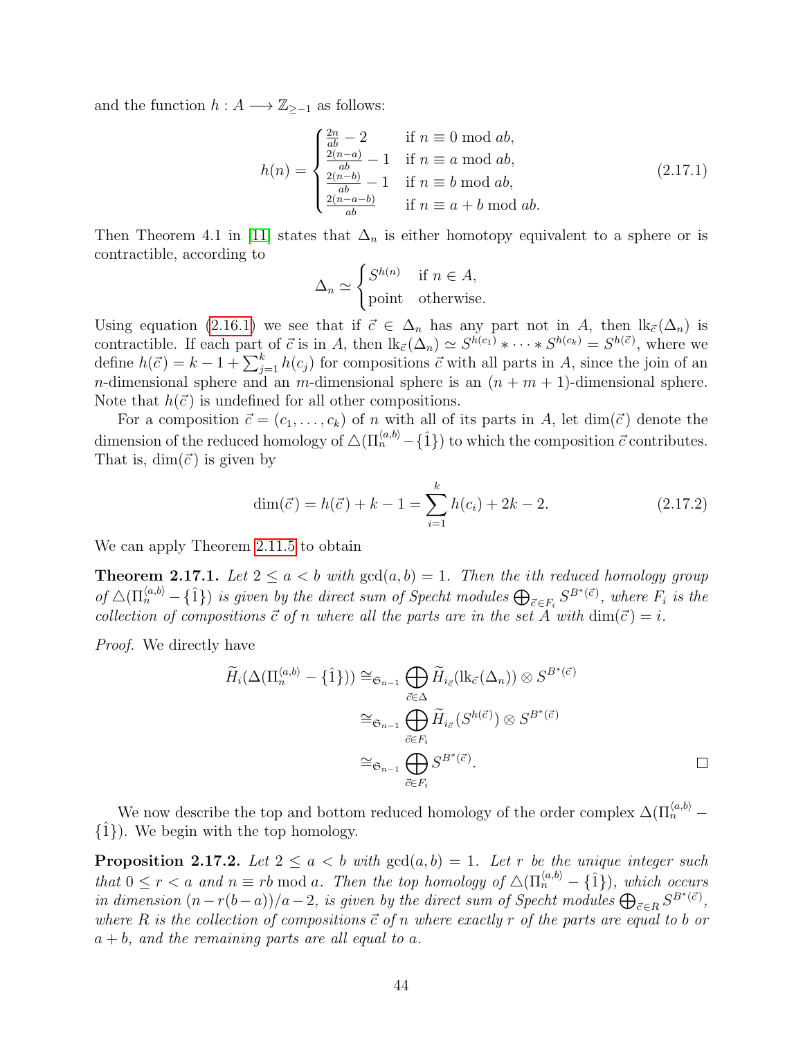and the function $h : A \longrightarrow \mathbb{Z}_{\geq -1}$ as follows:

$$h(n) = \begin{cases} \frac{2n}{ab} - 2 & \text{if } n \equiv 0 \bmod ab, \\ \frac{2(n-a)}{ab} - 1 & \text{if } n \equiv a \bmod ab, \\ \frac{2(n-b)}{ab} - 1 & \text{if } n \equiv b \bmod ab, \\ \frac{2(n-a-b)}{ab} & \text{if } n \equiv a+b \bmod ab. \end{cases} \tag{2.17.1}$$

Then Theorem 4.1 in [11] states that $\Delta_n$ is either homotopy equivalent to a sphere or is contractible, according to

$$\Delta_n \simeq \begin{cases} S^{h(n)} & \text{if } n \in A, \\ \text{point} & \text{otherwise.} \end{cases}$$

Using equation (2.16.1) we see that if $\vec{c} \in \Delta_n$ has any part not in $A$, then $\mathrm{lk}_{\vec{c}}(\Delta_n)$ is contractible. If each part of $\vec{c}$ is in $A$, then $\mathrm{lk}_{\vec{c}}(\Delta_n) \simeq S^{h(c_1)} * \cdots * S^{h(c_k)} = S^{h(\vec{c})}$, where we define $h(\vec{c}) = k - 1 + \sum_{j=1}^{k} h(c_j)$ for compositions $\vec{c}$ with all parts in $A$, since the join of an $n$-dimensional sphere and an $m$-dimensional sphere is an $(n+m+1)$-dimensional sphere. Note that $h(\vec{c})$ is undefined for all other compositions.

For a composition $\vec{c} = (c_1, \ldots, c_k)$ of $n$ with all of its parts in $A$, let $\dim(\vec{c})$ denote the dimension of the reduced homology of $\triangle(\Pi_n^{\langle a,b \rangle} - \{\hat{1}\})$ to which the composition $\vec{c}$ contributes. That is, $\dim(\vec{c})$ is given by

$$\dim(\vec{c}) = h(\vec{c}) + k - 1 = \sum_{i=1}^{k} h(c_i) + 2k - 2. \tag{2.17.2}$$

We can apply Theorem 2.11.5 to obtain

**Theorem 2.17.1.** *Let $2 \leq a < b$ with $\gcd(a,b) = 1$. Then the $i$th reduced homology group of $\triangle(\Pi_n^{\langle a,b \rangle} - \{\hat{1}\})$ is given by the direct sum of Specht modules $\bigoplus_{\vec{c} \in F_i} S^{B^*(\vec{c})}$, where $F_i$ is the collection of compositions $\vec{c}$ of $n$ where all the parts are in the set $A$ with $\dim(\vec{c}) = i$.*

*Proof.* We directly have

$$\begin{aligned} \widetilde{H}_i(\Delta(\Pi_n^{\langle a,b \rangle} - \{\hat{1}\})) &\cong_{\mathfrak{S}_{n-1}} \bigoplus_{\vec{c} \in \Delta} \widetilde{H}_{i_{\vec{c}}}(\mathrm{lk}_{\vec{c}}(\Delta_n)) \otimes S^{B^*(\vec{c})} \\ &\cong_{\mathfrak{S}_{n-1}} \bigoplus_{\vec{c} \in F_i} \widetilde{H}_{i_{\vec{c}}}(S^{h(\vec{c})}) \otimes S^{B^*(\vec{c})} \\ &\cong_{\mathfrak{S}_{n-1}} \bigoplus_{\vec{c} \in F_i} S^{B^*(\vec{c})}. \end{aligned}$$

□

We now describe the top and bottom reduced homology of the order complex $\Delta(\Pi_n^{\langle a,b \rangle} - \{\hat{1}\})$. We begin with the top homology.

**Proposition 2.17.2.** *Let $2 \leq a < b$ with $\gcd(a,b) = 1$. Let $r$ be the unique integer such that $0 \leq r < a$ and $n \equiv rb \bmod a$. Then the top homology of $\triangle(\Pi_n^{\langle a,b \rangle} - \{\hat{1}\})$, which occurs in dimension $(n - r(b-a))/a - 2$, is given by the direct sum of Specht modules $\bigoplus_{\vec{c} \in R} S^{B^*(\vec{c})}$, where $R$ is the collection of compositions $\vec{c}$ of $n$ where exactly $r$ of the parts are equal to $b$ or $a+b$, and the remaining parts are all equal to $a$.*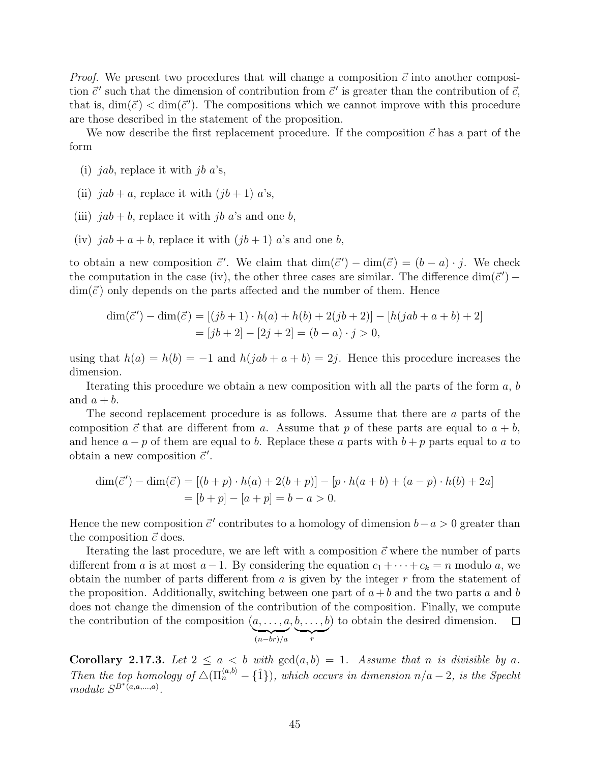*Proof.* We present two procedures that will change a composition $\vec{c}$ into another composition $\vec{c}'$ such that the dimension of contribution from $\vec{c}'$ is greater than the contribution of $\vec{c}$, that is, $\dim(\vec{c}) < \dim(\vec{c}')$. The compositions which we cannot improve with this procedure are those described in the statement of the proposition.

We now describe the first replacement procedure. If the composition $\vec{c}$ has a part of the form

(i) $jab$, replace it with $jb$ $a$'s,

(ii) $jab + a$, replace it with $(jb + 1)$ $a$'s,

(iii) $jab + b$, replace it with $jb$ $a$'s and one $b$,

(iv) $jab + a + b$, replace it with $(jb + 1)$ $a$'s and one $b$,

to obtain a new composition $\vec{c}'$. We claim that $\dim(\vec{c}') - \dim(\vec{c}) = (b - a) \cdot j$. We check the computation in the case (iv), the other three cases are similar. The difference $\dim(\vec{c}') - \dim(\vec{c})$ only depends on the parts affected and the number of them. Hence

$$\begin{aligned}\dim(\vec{c}') - \dim(\vec{c}) &= [(jb + 1) \cdot h(a) + h(b) + 2(jb + 2)] - [h(jab + a + b) + 2] \\ &= [jb + 2] - [2j + 2] = (b - a) \cdot j > 0,\end{aligned}$$

using that $h(a) = h(b) = -1$ and $h(jab + a + b) = 2j$. Hence this procedure increases the dimension.

Iterating this procedure we obtain a new composition with all the parts of the form $a$, $b$ and $a + b$.

The second replacement procedure is as follows. Assume that there are $a$ parts of the composition $\vec{c}$ that are different from $a$. Assume that $p$ of these parts are equal to $a + b$, and hence $a - p$ of them are equal to $b$. Replace these $a$ parts with $b + p$ parts equal to $a$ to obtain a new composition $\vec{c}'$.

$$\begin{aligned}\dim(\vec{c}') - \dim(\vec{c}) &= [(b + p) \cdot h(a) + 2(b + p)] - [p \cdot h(a + b) + (a - p) \cdot h(b) + 2a] \\ &= [b + p] - [a + p] = b - a > 0.\end{aligned}$$

Hence the new composition $\vec{c}'$ contributes to a homology of dimension $b - a > 0$ greater than the composition $\vec{c}$ does.

Iterating the last procedure, we are left with a composition $\vec{c}$ where the number of parts different from $a$ is at most $a - 1$. By considering the equation $c_1 + \cdots + c_k = n$ modulo $a$, we obtain the number of parts different from $a$ is given by the integer $r$ from the statement of the proposition. Additionally, switching between one part of $a + b$ and the two parts $a$ and $b$ does not change the dimension of the contribution of the composition. Finally, we compute the contribution of the composition $(\underbrace{a, \ldots, a}_{(n-br)/a}, \underbrace{b, \ldots, b}_{r})$ to obtain the desired dimension. $\square$

**Corollary 2.17.3.** *Let $2 \leq a < b$ with $\gcd(a, b) = 1$. Assume that $n$ is divisible by $a$. Then the top homology of $\triangle(\Pi_n^{\langle a,b \rangle} - \{\hat{1}\})$, which occurs in dimension $n/a - 2$, is the Specht module $S^{B^*(a,a,\ldots,a)}$.*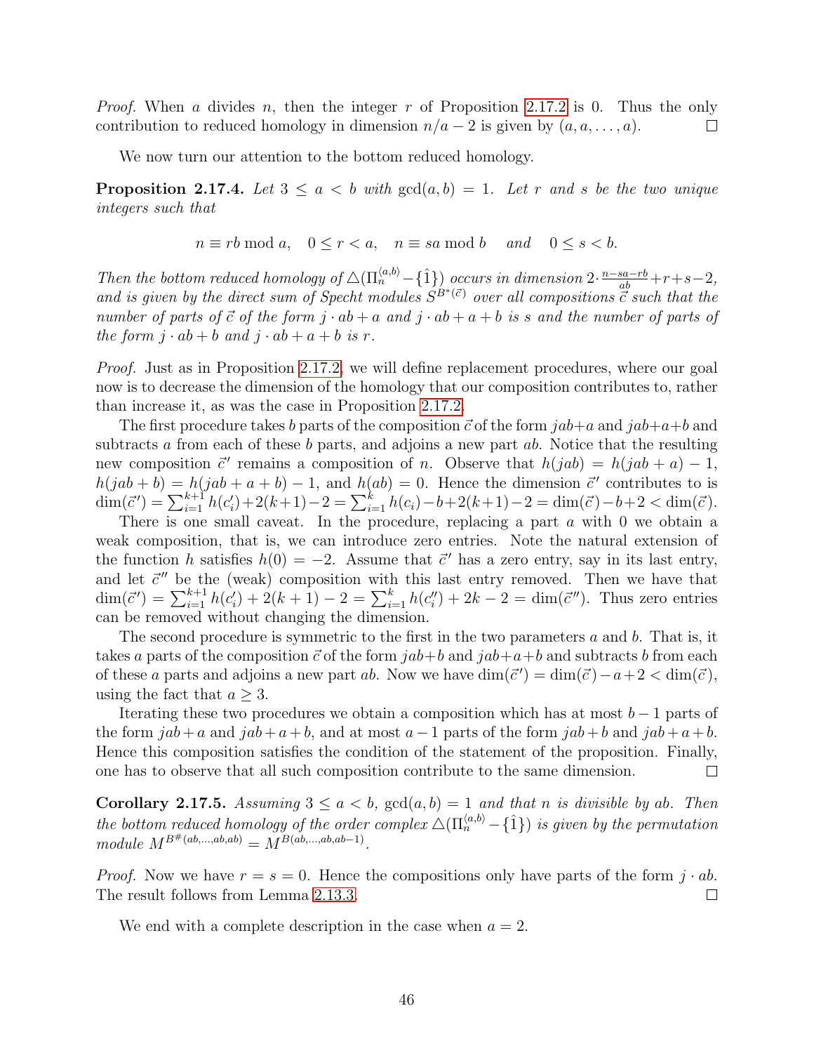*Proof.* When $a$ divides $n$, then the integer $r$ of Proposition 2.17.2 is 0. Thus the only contribution to reduced homology in dimension $n/a - 2$ is given by $(a, a, \ldots, a)$. $\square$

We now turn our attention to the bottom reduced homology.

**Proposition 2.17.4.** *Let $3 \leq a < b$ with $\gcd(a, b) = 1$. Let $r$ and $s$ be the two unique integers such that*

$$n \equiv rb \bmod a, \quad 0 \leq r < a, \quad n \equiv sa \bmod b \quad \text{and} \quad 0 \leq s < b.$$

*Then the bottom reduced homology of $\triangle(\Pi_n^{\langle a,b \rangle} - \{\hat{1}\})$ occurs in dimension $2 \cdot \frac{n-sa-rb}{ab} + r + s - 2$, and is given by the direct sum of Specht modules $S^{B^*(\vec{c})}$ over all compositions $\vec{c}$ such that the number of parts of $\vec{c}$ of the form $j \cdot ab + a$ and $j \cdot ab + a + b$ is $s$ and the number of parts of the form $j \cdot ab + b$ and $j \cdot ab + a + b$ is $r$.*

*Proof.* Just as in Proposition 2.17.2, we will define replacement procedures, where our goal now is to decrease the dimension of the homology that our composition contributes to, rather than increase it, as was the case in Proposition 2.17.2.

The first procedure takes $b$ parts of the composition $\vec{c}$ of the form $jab+a$ and $jab+a+b$ and subtracts $a$ from each of these $b$ parts, and adjoins a new part $ab$. Notice that the resulting new composition $\vec{c}\,'$ remains a composition of $n$. Observe that $h(jab) = h(jab + a) - 1$, $h(jab + b) = h(jab + a + b) - 1$, and $h(ab) = 0$. Hence the dimension $\vec{c}\,'$ contributes to is $\dim(\vec{c}\,') = \sum_{i=1}^{k+1} h(c_i') + 2(k+1) - 2 = \sum_{i=1}^{k} h(c_i) - b + 2(k+1) - 2 = \dim(\vec{c}) - b + 2 < \dim(\vec{c})$.

There is one small caveat. In the procedure, replacing a part $a$ with 0 we obtain a weak composition, that is, we can introduce zero entries. Note the natural extension of the function $h$ satisfies $h(0) = -2$. Assume that $\vec{c}\,'$ has a zero entry, say in its last entry, and let $\vec{c}\,''$ be the (weak) composition with this last entry removed. Then we have that $\dim(\vec{c}\,') = \sum_{i=1}^{k+1} h(c_i') + 2(k+1) - 2 = \sum_{i=1}^{k} h(c_i'') + 2k - 2 = \dim(\vec{c}\,'')$. Thus zero entries can be removed without changing the dimension.

The second procedure is symmetric to the first in the two parameters $a$ and $b$. That is, it takes $a$ parts of the composition $\vec{c}$ of the form $jab+b$ and $jab+a+b$ and subtracts $b$ from each of these $a$ parts and adjoins a new part $ab$. Now we have $\dim(\vec{c}\,') = \dim(\vec{c}) - a + 2 < \dim(\vec{c})$, using the fact that $a \geq 3$.

Iterating these two procedures we obtain a composition which has at most $b-1$ parts of the form $jab+a$ and $jab+a+b$, and at most $a-1$ parts of the form $jab+b$ and $jab+a+b$. Hence this composition satisfies the condition of the statement of the proposition. Finally, one has to observe that all such composition contribute to the same dimension. $\square$

**Corollary 2.17.5.** *Assuming $3 \leq a < b$, $\gcd(a, b) = 1$ and that $n$ is divisible by $ab$. Then the bottom reduced homology of the order complex $\triangle(\Pi_n^{\langle a,b \rangle} - \{\hat{1}\})$ is given by the permutation module $M^{B^\#(ab,\ldots,ab,ab)} = M^{B(ab,\ldots,ab,ab-1)}$.*

*Proof.* Now we have $r = s = 0$. Hence the compositions only have parts of the form $j \cdot ab$. The result follows from Lemma 2.13.3. $\square$

We end with a complete description in the case when $a = 2$.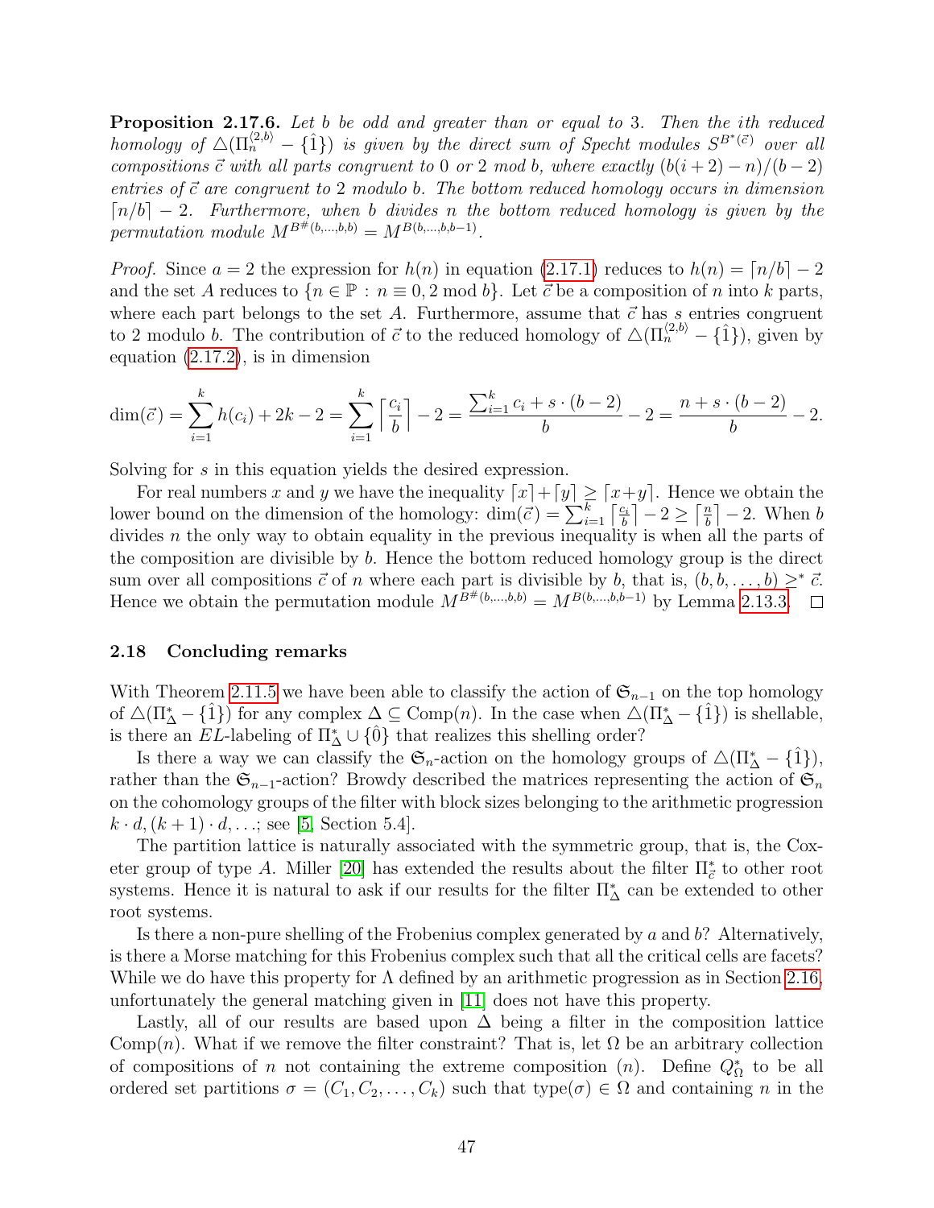**Proposition 2.17.6.** *Let $b$ be odd and greater than or equal to 3. Then the ith reduced homology of $\triangle(\Pi_n^{\langle 2,b\rangle} - \{\hat{1}\})$ is given by the direct sum of Specht modules $S^{B^*(\vec{c})}$ over all compositions $\vec{c}$ with all parts congruent to 0 or 2 mod $b$, where exactly $(b(i+2)-n)/(b-2)$ entries of $\vec{c}$ are congruent to 2 modulo $b$. The bottom reduced homology occurs in dimension $\lceil n/b \rceil - 2$. Furthermore, when $b$ divides $n$ the bottom reduced homology is given by the permutation module $M^{B^{\#}(b,\ldots,b,b)} = M^{B(b,\ldots,b,b-1)}$.*

*Proof.* Since $a = 2$ the expression for $h(n)$ in equation (2.17.1) reduces to $h(n) = \lceil n/b \rceil - 2$ and the set $A$ reduces to $\{n \in \mathbb{P} : n \equiv 0, 2 \bmod b\}$. Let $\vec{c}$ be a composition of $n$ into $k$ parts, where each part belongs to the set $A$. Furthermore, assume that $\vec{c}$ has $s$ entries congruent to 2 modulo $b$. The contribution of $\vec{c}$ to the reduced homology of $\triangle(\Pi_n^{\langle 2,b\rangle} - \{\hat{1}\})$, given by equation (2.17.2), is in dimension

$$\dim(\vec{c}) = \sum_{i=1}^{k} h(c_i) + 2k - 2 = \sum_{i=1}^{k} \left\lceil \frac{c_i}{b} \right\rceil - 2 = \frac{\sum_{i=1}^{k} c_i + s \cdot (b-2)}{b} - 2 = \frac{n + s \cdot (b-2)}{b} - 2.$$

Solving for $s$ in this equation yields the desired expression.

For real numbers $x$ and $y$ we have the inequality $\lceil x \rceil + \lceil y \rceil \geq \lceil x+y \rceil$. Hence we obtain the lower bound on the dimension of the homology: $\dim(\vec{c}) = \sum_{i=1}^{k} \left\lceil \frac{c_i}{b} \right\rceil - 2 \geq \left\lceil \frac{n}{b} \right\rceil - 2$. When $b$ divides $n$ the only way to obtain equality in the previous inequality is when all the parts of the composition are divisible by $b$. Hence the bottom reduced homology group is the direct sum over all compositions $\vec{c}$ of $n$ where each part is divisible by $b$, that is, $(b, b, \ldots, b) \geq^* \vec{c}$. Hence we obtain the permutation module $M^{B^{\#}(b,\ldots,b,b)} = M^{B(b,\ldots,b,b-1)}$ by Lemma 2.13.3. $\square$

## 2.18 Concluding remarks

With Theorem 2.11.5 we have been able to classify the action of $\mathfrak{S}_{n-1}$ on the top homology of $\triangle(\Pi_\Delta^* - \{\hat{1}\})$ for any complex $\Delta \subseteq \mathrm{Comp}(n)$. In the case when $\triangle(\Pi_\Delta^* - \{\hat{1}\})$ is shellable, is there an $EL$-labeling of $\Pi_\Delta^* \cup \{\hat{0}\}$ that realizes this shelling order?

Is there a way we can classify the $\mathfrak{S}_n$-action on the homology groups of $\triangle(\Pi_\Delta^* - \{\hat{1}\})$, rather than the $\mathfrak{S}_{n-1}$-action? Browdy described the matrices representing the action of $\mathfrak{S}_n$ on the cohomology groups of the filter with block sizes belonging to the arithmetic progression $k \cdot d, (k+1) \cdot d, \ldots$; see [5, Section 5.4].

The partition lattice is naturally associated with the symmetric group, that is, the Coxeter group of type $A$. Miller [20] has extended the results about the filter $\Pi_{\vec{c}}^*$ to other root systems. Hence it is natural to ask if our results for the filter $\Pi_\Delta^*$ can be extended to other root systems.

Is there a non-pure shelling of the Frobenius complex generated by $a$ and $b$? Alternatively, is there a Morse matching for this Frobenius complex such that all the critical cells are facets? While we do have this property for $\Lambda$ defined by an arithmetic progression as in Section 2.16, unfortunately the general matching given in [11] does not have this property.

Lastly, all of our results are based upon $\Delta$ being a filter in the composition lattice $\mathrm{Comp}(n)$. What if we remove the filter constraint? That is, let $\Omega$ be an arbitrary collection of compositions of $n$ not containing the extreme composition $(n)$. Define $Q_\Omega^*$ to be all ordered set partitions $\sigma = (C_1, C_2, \ldots, C_k)$ such that $\mathrm{type}(\sigma) \in \Omega$ and containing $n$ in the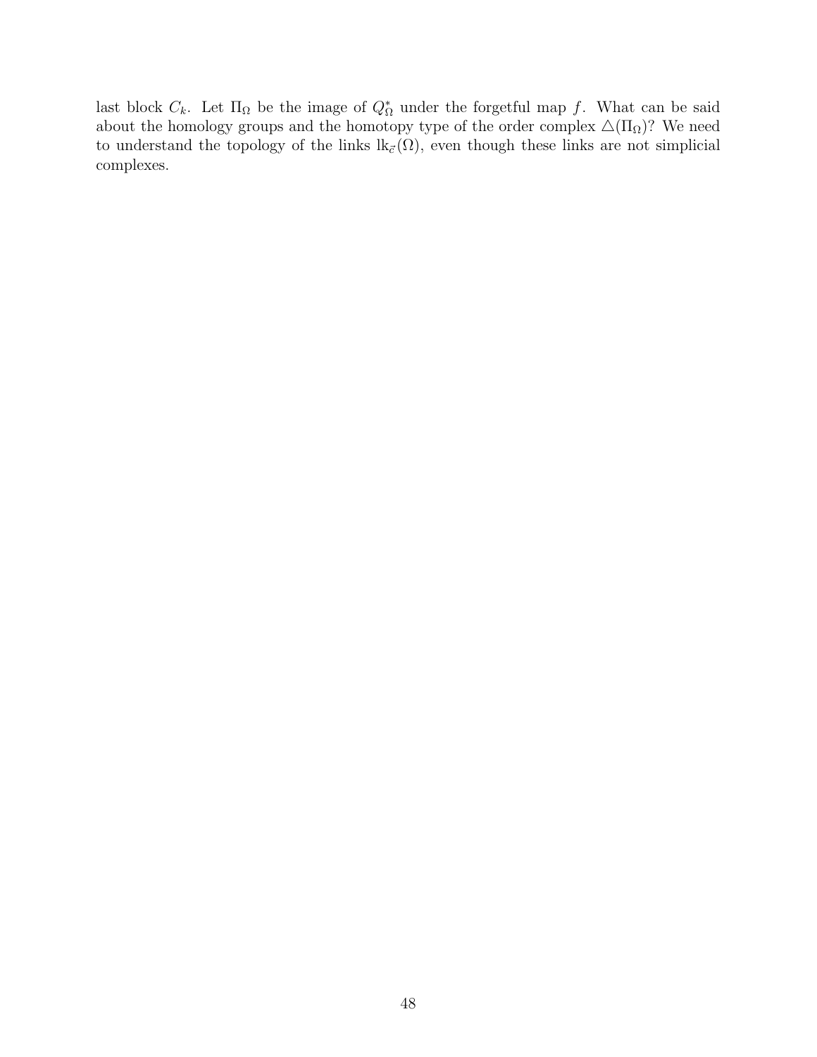last block $C_k$. Let $\Pi_\Omega$ be the image of $Q^*_\Omega$ under the forgetful map $f$. What can be said about the homology groups and the homotopy type of the order complex $\triangle(\Pi_\Omega)$? We need to understand the topology of the links $\mathrm{lk}_{\vec{c}}(\Omega)$, even though these links are not simplicial complexes.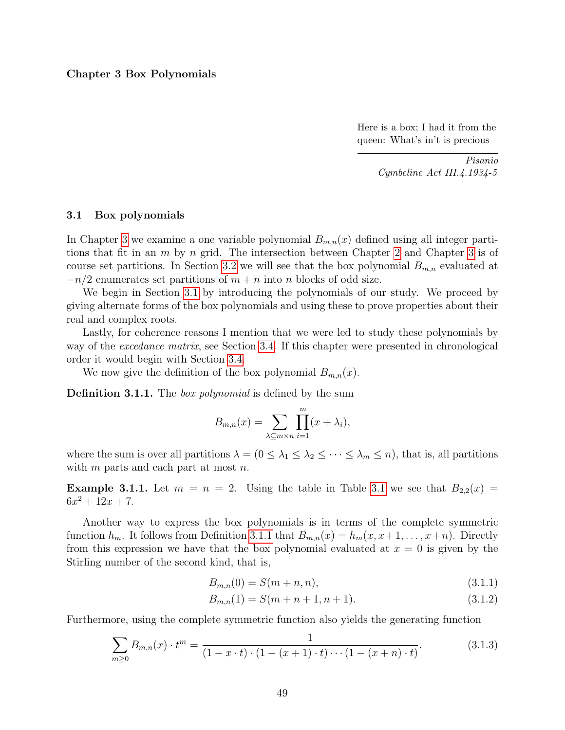# Chapter 3 Box Polynomials

> Here is a box; I had it from the queen: What's in't is precious
>
> *Pisanio*
> *Cymbeline Act III.4.1934-5*

## 3.1 Box polynomials

In Chapter 3 we examine a one variable polynomial $B_{m,n}(x)$ defined using all integer partitions that fit in an $m$ by $n$ grid. The intersection between Chapter 2 and Chapter 3 is of course set partitions. In Section 3.2 we will see that the box polynomial $B_{m,n}$ evaluated at $-n/2$ enumerates set partitions of $m+n$ into $n$ blocks of odd size.

We begin in Section 3.1 by introducing the polynomials of our study. We proceed by giving alternate forms of the box polynomials and using these to prove properties about their real and complex roots.

Lastly, for coherence reasons I mention that we were led to study these polynomials by way of the *excedance matrix*, see Section 3.4. If this chapter were presented in chronological order it would begin with Section 3.4.

We now give the definition of the box polynomial $B_{m,n}(x)$.

**Definition 3.1.1.** The *box polynomial* is defined by the sum

$$B_{m,n}(x) = \sum_{\lambda \subseteq m \times n} \prod_{i=1}^{m} (x + \lambda_i),$$

where the sum is over all partitions $\lambda = (0 \leq \lambda_1 \leq \lambda_2 \leq \cdots \leq \lambda_m \leq n)$, that is, all partitions with $m$ parts and each part at most $n$.

**Example 3.1.1.** Let $m = n = 2$. Using the table in Table 3.1 we see that $B_{2,2}(x) = 6x^2 + 12x + 7$.

Another way to express the box polynomials is in terms of the complete symmetric function $h_m$. It follows from Definition 3.1.1 that $B_{m,n}(x) = h_m(x, x+1, \ldots, x+n)$. Directly from this expression we have that the box polynomial evaluated at $x = 0$ is given by the Stirling number of the second kind, that is,

$$B_{m,n}(0) = S(m+n, n), \tag{3.1.1}$$

$$B_{m,n}(1) = S(m+n+1, n+1). \tag{3.1.2}$$

Furthermore, using the complete symmetric function also yields the generating function

$$\sum_{m \geq 0} B_{m,n}(x) \cdot t^m = \frac{1}{(1 - x \cdot t) \cdot (1 - (x+1) \cdot t) \cdots (1 - (x+n) \cdot t)}. \tag{3.1.3}$$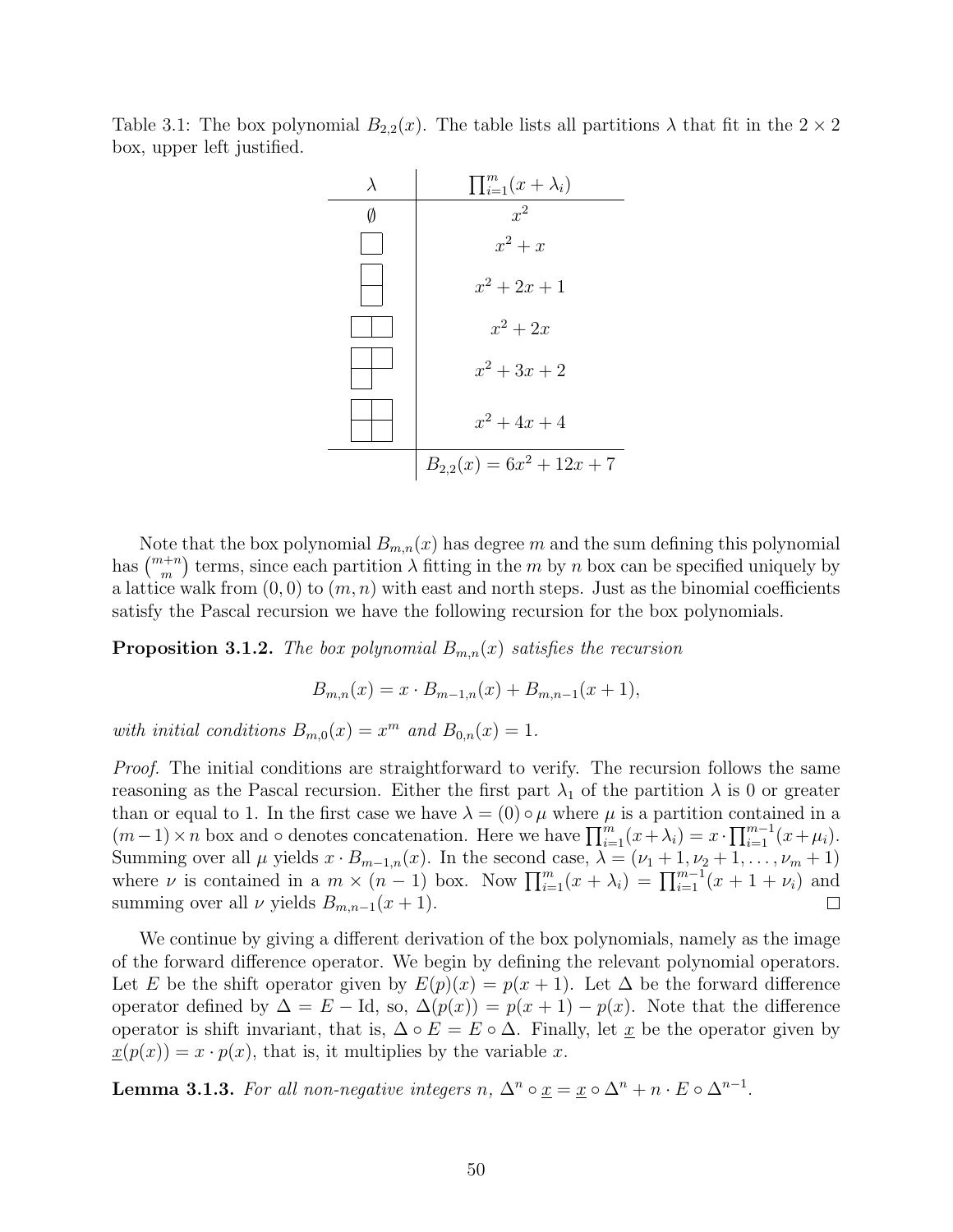Table 3.1: The box polynomial $B_{2,2}(x)$. The table lists all partitions $\lambda$ that fit in the $2 \times 2$ box, upper left justified.

| $\lambda$ | $\prod_{i=1}^{m}(x+\lambda_i)$ |
|---|---|
| $\emptyset$ | $x^2$ |
| $(1)$ | $x^2 + x$ |
| $(1,1)$ | $x^2 + 2x + 1$ |
| $(2)$ | $x^2 + 2x$ |
| $(2,1)$ | $x^2 + 3x + 2$ |
| $(2,2)$ | $x^2 + 4x + 4$ |
| | $B_{2,2}(x) = 6x^2 + 12x + 7$ |

Note that the box polynomial $B_{m,n}(x)$ has degree $m$ and the sum defining this polynomial has $\binom{m+n}{m}$ terms, since each partition $\lambda$ fitting in the $m$ by $n$ box can be specified uniquely by a lattice walk from $(0,0)$ to $(m,n)$ with east and north steps. Just as the binomial coefficients satisfy the Pascal recursion we have the following recursion for the box polynomials.

**Proposition 3.1.2.** *The box polynomial $B_{m,n}(x)$ satisfies the recursion*

$$B_{m,n}(x) = x \cdot B_{m-1,n}(x) + B_{m,n-1}(x+1),$$

*with initial conditions $B_{m,0}(x) = x^m$ and $B_{0,n}(x) = 1$.*

*Proof.* The initial conditions are straightforward to verify. The recursion follows the same reasoning as the Pascal recursion. Either the first part $\lambda_1$ of the partition $\lambda$ is 0 or greater than or equal to 1. In the first case we have $\lambda = (0) \circ \mu$ where $\mu$ is a partition contained in a $(m-1) \times n$ box and $\circ$ denotes concatenation. Here we have $\prod_{i=1}^{m}(x+\lambda_i) = x \cdot \prod_{i=1}^{m-1}(x+\mu_i)$. Summing over all $\mu$ yields $x \cdot B_{m-1,n}(x)$. In the second case, $\lambda = (\nu_1 + 1, \nu_2 + 1, \ldots, \nu_m + 1)$ where $\nu$ is contained in a $m \times (n-1)$ box. Now $\prod_{i=1}^{m}(x+\lambda_i) = \prod_{i=1}^{m-1}(x+1+\nu_i)$ and summing over all $\nu$ yields $B_{m,n-1}(x+1)$. $\square$

We continue by giving a different derivation of the box polynomials, namely as the image of the forward difference operator. We begin by defining the relevant polynomial operators. Let $E$ be the shift operator given by $E(p)(x) = p(x+1)$. Let $\Delta$ be the forward difference operator defined by $\Delta = E - \mathrm{Id}$, so, $\Delta(p(x)) = p(x+1) - p(x)$. Note that the difference operator is shift invariant, that is, $\Delta \circ E = E \circ \Delta$. Finally, let $\underline{x}$ be the operator given by $\underline{x}(p(x)) = x \cdot p(x)$, that is, it multiplies by the variable $x$.

**Lemma 3.1.3.** *For all non-negative integers $n$, $\Delta^n \circ \underline{x} = \underline{x} \circ \Delta^n + n \cdot E \circ \Delta^{n-1}$.*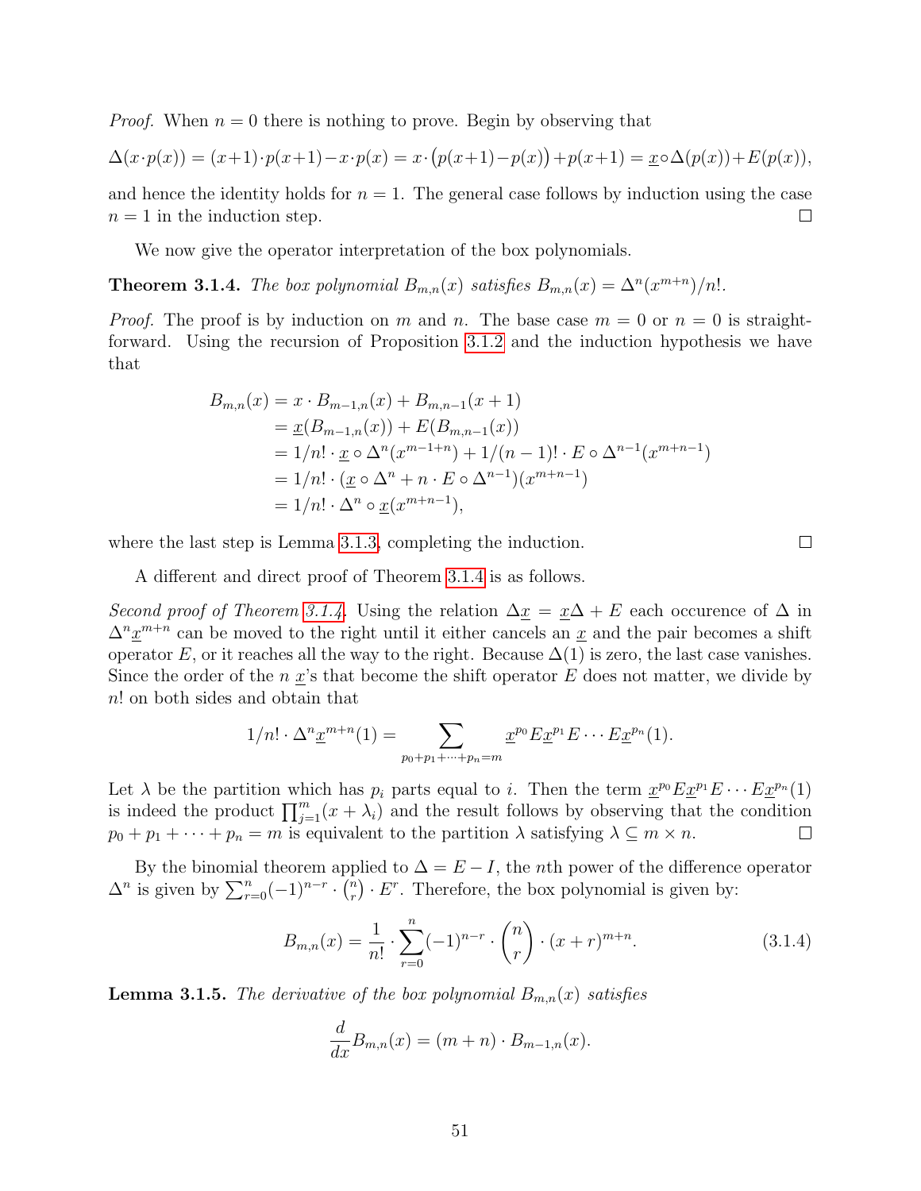*Proof.* When $n = 0$ there is nothing to prove. Begin by observing that

$$\Delta(x \cdot p(x)) = (x+1) \cdot p(x+1) - x \cdot p(x) = x \cdot \big(p(x+1) - p(x)\big) + p(x+1) = \underline{x} \circ \Delta(p(x)) + E(p(x)),$$

and hence the identity holds for $n = 1$. The general case follows by induction using the case $n = 1$ in the induction step. $\square$

We now give the operator interpretation of the box polynomials.

**Theorem 3.1.4.** *The box polynomial $B_{m,n}(x)$ satisfies $B_{m,n}(x) = \Delta^n(x^{m+n})/n!$.*

*Proof.* The proof is by induction on $m$ and $n$. The base case $m = 0$ or $n = 0$ is straightforward. Using the recursion of Proposition 3.1.2 and the induction hypothesis we have that

$$\begin{aligned}
B_{m,n}(x) &= x \cdot B_{m-1,n}(x) + B_{m,n-1}(x+1) \\
&= \underline{x}(B_{m-1,n}(x)) + E(B_{m,n-1}(x)) \\
&= 1/n! \cdot \underline{x} \circ \Delta^n(x^{m-1+n}) + 1/(n-1)! \cdot E \circ \Delta^{n-1}(x^{m+n-1}) \\
&= 1/n! \cdot (\underline{x} \circ \Delta^n + n \cdot E \circ \Delta^{n-1})(x^{m+n-1}) \\
&= 1/n! \cdot \Delta^n \circ \underline{x}(x^{m+n-1}),
\end{aligned}$$

where the last step is Lemma 3.1.3, completing the induction. $\square$

A different and direct proof of Theorem 3.1.4 is as follows.

*Second proof of Theorem 3.1.4.* Using the relation $\Delta \underline{x} = \underline{x}\Delta + E$ each occurence of $\Delta$ in $\Delta^n \underline{x}^{m+n}$ can be moved to the right until it either cancels an $\underline{x}$ and the pair becomes a shift operator $E$, or it reaches all the way to the right. Because $\Delta(1)$ is zero, the last case vanishes. Since the order of the $n$ $\underline{x}$'s that become the shift operator $E$ does not matter, we divide by $n!$ on both sides and obtain that

$$1/n! \cdot \Delta^n \underline{x}^{m+n}(1) = \sum_{p_0+p_1+\cdots+p_n=m} \underline{x}^{p_0} E \underline{x}^{p_1} E \cdots E \underline{x}^{p_n}(1).$$

Let $\lambda$ be the partition which has $p_i$ parts equal to $i$. Then the term $\underline{x}^{p_0} E \underline{x}^{p_1} E \cdots E \underline{x}^{p_n}(1)$ is indeed the product $\prod_{j=1}^{m}(x + \lambda_i)$ and the result follows by observing that the condition $p_0 + p_1 + \cdots + p_n = m$ is equivalent to the partition $\lambda$ satisfying $\lambda \subseteq m \times n$. $\square$

By the binomial theorem applied to $\Delta = E - I$, the $n$th power of the difference operator $\Delta^n$ is given by $\sum_{r=0}^{n}(-1)^{n-r} \cdot \binom{n}{r} \cdot E^r$. Therefore, the box polynomial is given by:

$$B_{m,n}(x) = \frac{1}{n!} \cdot \sum_{r=0}^{n} (-1)^{n-r} \cdot \binom{n}{r} \cdot (x+r)^{m+n}. \tag{3.1.4}$$

**Lemma 3.1.5.** *The derivative of the box polynomial $B_{m,n}(x)$ satisfies*

$$\frac{d}{dx} B_{m,n}(x) = (m+n) \cdot B_{m-1,n}(x).$$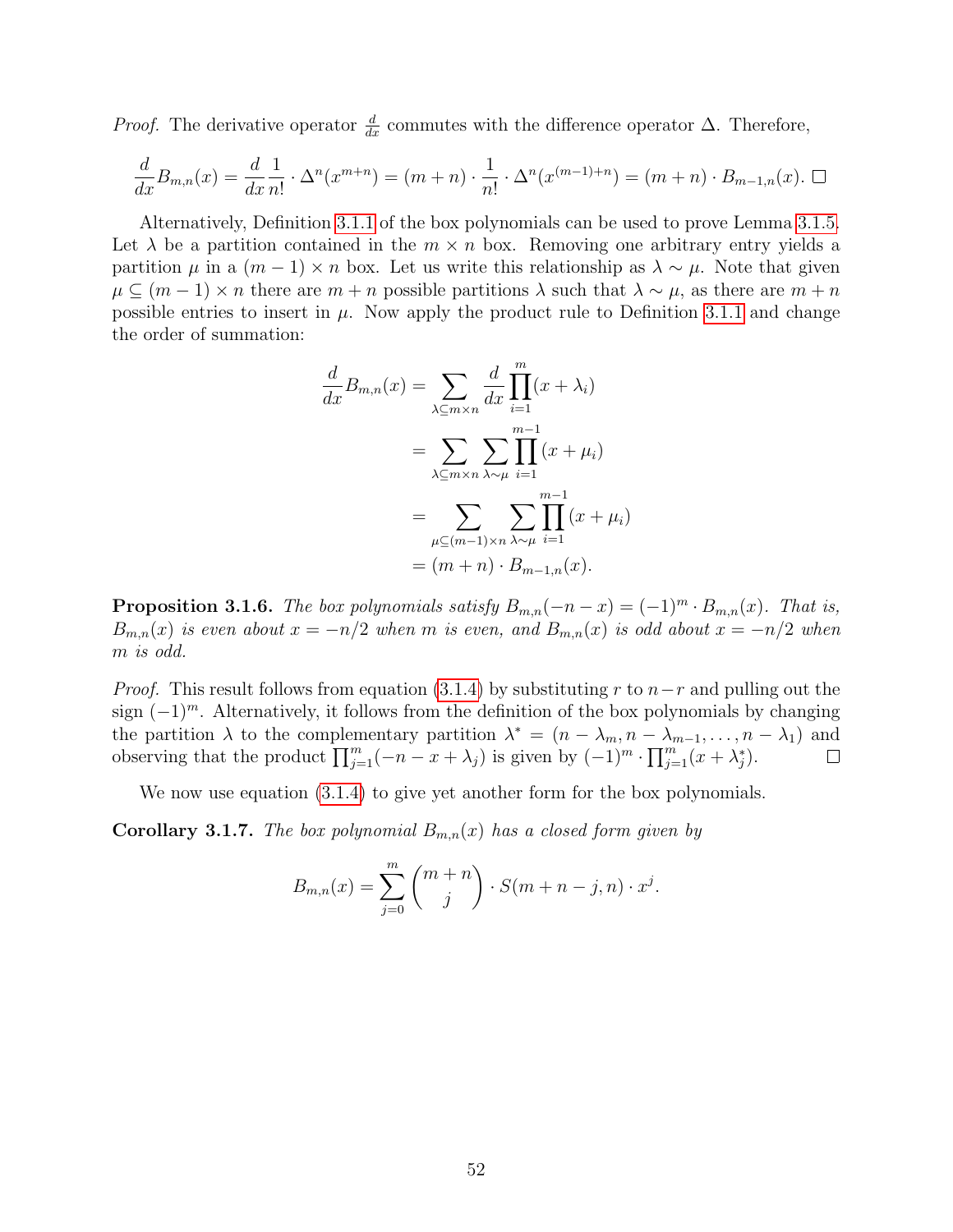*Proof.* The derivative operator $\frac{d}{dx}$ commutes with the difference operator $\Delta$. Therefore,

$$\frac{d}{dx}B_{m,n}(x) = \frac{d}{dx}\frac{1}{n!} \cdot \Delta^n(x^{m+n}) = (m+n) \cdot \frac{1}{n!} \cdot \Delta^n(x^{(m-1)+n}) = (m+n) \cdot B_{m-1,n}(x). \quad \square$$

Alternatively, Definition 3.1.1 of the box polynomials can be used to prove Lemma 3.1.5. Let $\lambda$ be a partition contained in the $m \times n$ box. Removing one arbitrary entry yields a partition $\mu$ in a $(m-1) \times n$ box. Let us write this relationship as $\lambda \sim \mu$. Note that given $\mu \subseteq (m-1) \times n$ there are $m+n$ possible partitions $\lambda$ such that $\lambda \sim \mu$, as there are $m+n$ possible entries to insert in $\mu$. Now apply the product rule to Definition 3.1.1 and change the order of summation:

$$\begin{aligned}
\frac{d}{dx}B_{m,n}(x) &= \sum_{\lambda \subseteq m \times n} \frac{d}{dx}\prod_{i=1}^{m}(x+\lambda_i) \\
&= \sum_{\lambda \subseteq m \times n} \sum_{\lambda \sim \mu} \prod_{i=1}^{m-1}(x+\mu_i) \\
&= \sum_{\mu \subseteq (m-1) \times n} \sum_{\lambda \sim \mu} \prod_{i=1}^{m-1}(x+\mu_i) \\
&= (m+n) \cdot B_{m-1,n}(x).
\end{aligned}$$

**Proposition 3.1.6.** *The box polynomials satisfy $B_{m,n}(-n-x) = (-1)^m \cdot B_{m,n}(x)$. That is, $B_{m,n}(x)$ is even about $x = -n/2$ when $m$ is even, and $B_{m,n}(x)$ is odd about $x = -n/2$ when $m$ is odd.*

*Proof.* This result follows from equation (3.1.4) by substituting $r$ to $n-r$ and pulling out the sign $(-1)^m$. Alternatively, it follows from the definition of the box polynomials by changing the partition $\lambda$ to the complementary partition $\lambda^* = (n-\lambda_m, n-\lambda_{m-1}, \ldots, n-\lambda_1)$ and observing that the product $\prod_{j=1}^{m}(-n-x+\lambda_j)$ is given by $(-1)^m \cdot \prod_{j=1}^{m}(x+\lambda_j^*)$. $\square$

We now use equation (3.1.4) to give yet another form for the box polynomials.

**Corollary 3.1.7.** *The box polynomial $B_{m,n}(x)$ has a closed form given by*

$$B_{m,n}(x) = \sum_{j=0}^{m} \binom{m+n}{j} \cdot S(m+n-j, n) \cdot x^j.$$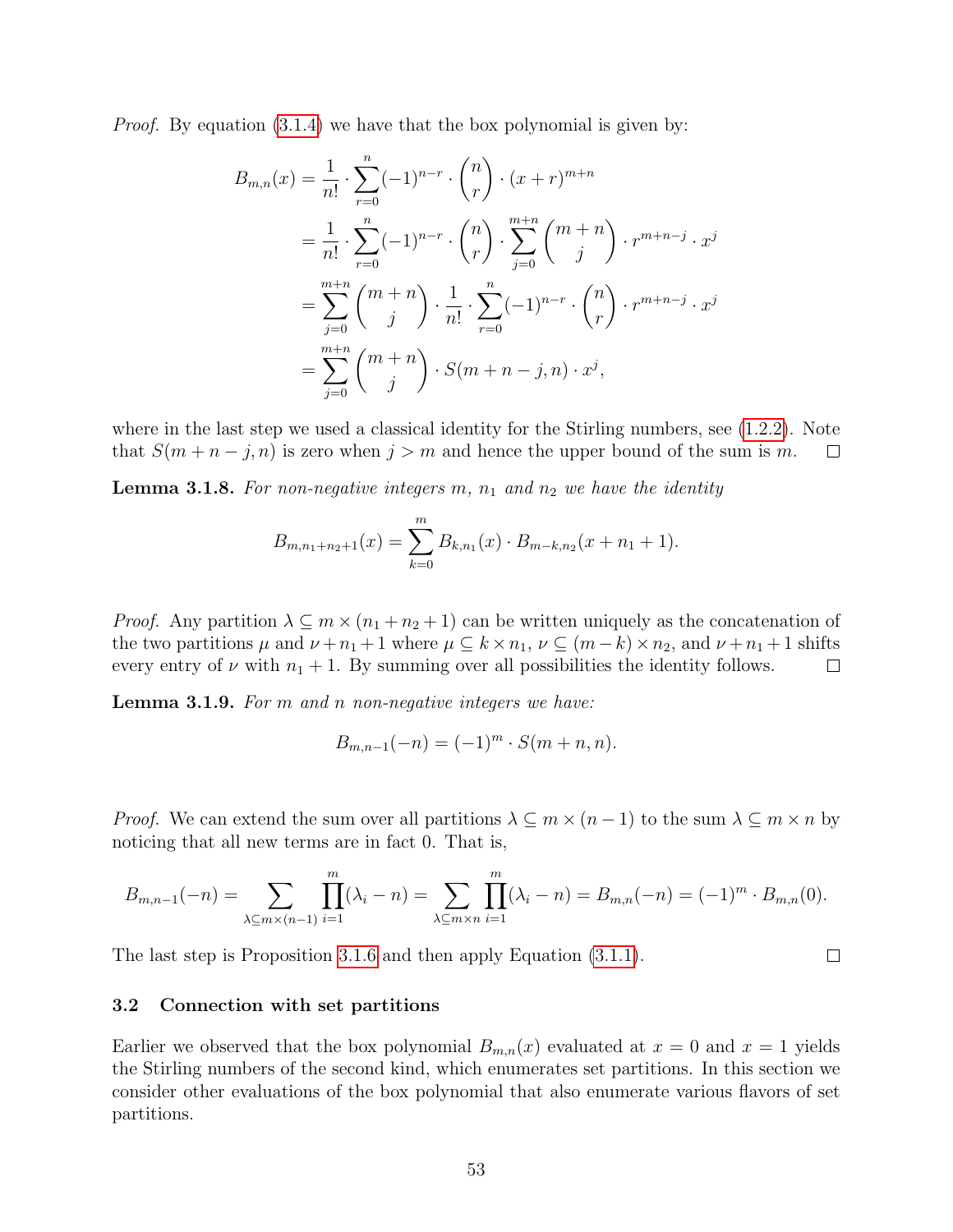*Proof.* By equation (3.1.4) we have that the box polynomial is given by:

$$\begin{aligned}
B_{m,n}(x) &= \frac{1}{n!} \cdot \sum_{r=0}^{n} (-1)^{n-r} \cdot \binom{n}{r} \cdot (x+r)^{m+n} \\
&= \frac{1}{n!} \cdot \sum_{r=0}^{n} (-1)^{n-r} \cdot \binom{n}{r} \cdot \sum_{j=0}^{m+n} \binom{m+n}{j} \cdot r^{m+n-j} \cdot x^j \\
&= \sum_{j=0}^{m+n} \binom{m+n}{j} \cdot \frac{1}{n!} \cdot \sum_{r=0}^{n} (-1)^{n-r} \cdot \binom{n}{r} \cdot r^{m+n-j} \cdot x^j \\
&= \sum_{j=0}^{m+n} \binom{m+n}{j} \cdot S(m+n-j, n) \cdot x^j,
\end{aligned}$$

where in the last step we used a classical identity for the Stirling numbers, see (1.2.2). Note that $S(m+n-j, n)$ is zero when $j > m$ and hence the upper bound of the sum is $m$. □

**Lemma 3.1.8.** *For non-negative integers $m$, $n_1$ and $n_2$ we have the identity*

$$B_{m,n_1+n_2+1}(x) = \sum_{k=0}^{m} B_{k,n_1}(x) \cdot B_{m-k,n_2}(x + n_1 + 1).$$

*Proof.* Any partition $\lambda \subseteq m \times (n_1 + n_2 + 1)$ can be written uniquely as the concatenation of the two partitions $\mu$ and $\nu + n_1 + 1$ where $\mu \subseteq k \times n_1$, $\nu \subseteq (m-k) \times n_2$, and $\nu + n_1 + 1$ shifts every entry of $\nu$ with $n_1 + 1$. By summing over all possibilities the identity follows. □

**Lemma 3.1.9.** *For $m$ and $n$ non-negative integers we have:*

$$B_{m,n-1}(-n) = (-1)^m \cdot S(m+n, n).$$

*Proof.* We can extend the sum over all partitions $\lambda \subseteq m \times (n-1)$ to the sum $\lambda \subseteq m \times n$ by noticing that all new terms are in fact 0. That is,

$$B_{m,n-1}(-n) = \sum_{\lambda \subseteq m \times (n-1)} \prod_{i=1}^{m} (\lambda_i - n) = \sum_{\lambda \subseteq m \times n} \prod_{i=1}^{m} (\lambda_i - n) = B_{m,n}(-n) = (-1)^m \cdot B_{m,n}(0).$$

The last step is Proposition 3.1.6 and then apply Equation (3.1.1). □

### 3.2 Connection with set partitions

Earlier we observed that the box polynomial $B_{m,n}(x)$ evaluated at $x = 0$ and $x = 1$ yields the Stirling numbers of the second kind, which enumerates set partitions. In this section we consider other evaluations of the box polynomial that also enumerate various flavors of set partitions.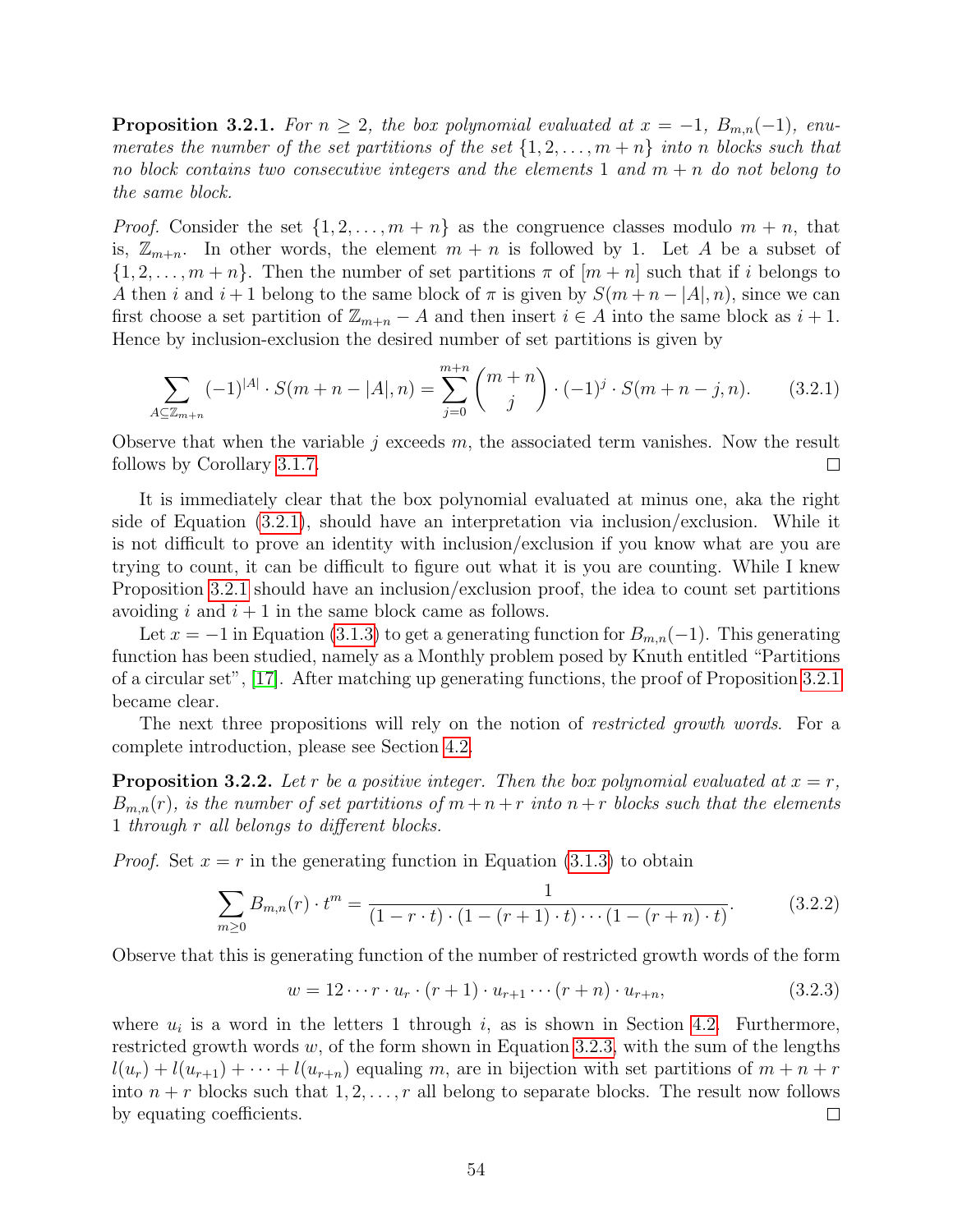**Proposition 3.2.1.** *For $n \geq 2$, the box polynomial evaluated at $x = -1$, $B_{m,n}(-1)$, enumerates the number of the set partitions of the set $\{1, 2, \ldots, m+n\}$ into $n$ blocks such that no block contains two consecutive integers and the elements 1 and $m+n$ do not belong to the same block.*

*Proof.* Consider the set $\{1, 2, \ldots, m+n\}$ as the congruence classes modulo $m+n$, that is, $\mathbb{Z}_{m+n}$. In other words, the element $m+n$ is followed by 1. Let $A$ be a subset of $\{1, 2, \ldots, m+n\}$. Then the number of set partitions $\pi$ of $[m+n]$ such that if $i$ belongs to $A$ then $i$ and $i+1$ belong to the same block of $\pi$ is given by $S(m+n-|A|, n)$, since we can first choose a set partition of $\mathbb{Z}_{m+n} - A$ and then insert $i \in A$ into the same block as $i+1$. Hence by inclusion-exclusion the desired number of set partitions is given by

$$\sum_{A \subseteq \mathbb{Z}_{m+n}} (-1)^{|A|} \cdot S(m+n-|A|, n) = \sum_{j=0}^{m+n} \binom{m+n}{j} \cdot (-1)^j \cdot S(m+n-j, n). \qquad (3.2.1)$$

Observe that when the variable $j$ exceeds $m$, the associated term vanishes. Now the result follows by Corollary 3.1.7. $\square$

It is immediately clear that the box polynomial evaluated at minus one, aka the right side of Equation (3.2.1), should have an interpretation via inclusion/exclusion. While it is not difficult to prove an identity with inclusion/exclusion if you know what are you are trying to count, it can be difficult to figure out what it is you are counting. While I knew Proposition 3.2.1 should have an inclusion/exclusion proof, the idea to count set partitions avoiding $i$ and $i+1$ in the same block came as follows.

Let $x = -1$ in Equation (3.1.3) to get a generating function for $B_{m,n}(-1)$. This generating function has been studied, namely as a Monthly problem posed by Knuth entitled "Partitions of a circular set", [17]. After matching up generating functions, the proof of Proposition 3.2.1 became clear.

The next three propositions will rely on the notion of *restricted growth words*. For a complete introduction, please see Section 4.2.

**Proposition 3.2.2.** *Let $r$ be a positive integer. Then the box polynomial evaluated at $x = r$, $B_{m,n}(r)$, is the number of set partitions of $m+n+r$ into $n+r$ blocks such that the elements 1 through $r$ all belongs to different blocks.*

*Proof.* Set $x = r$ in the generating function in Equation (3.1.3) to obtain

$$\sum_{m \geq 0} B_{m,n}(r) \cdot t^m = \frac{1}{(1 - r \cdot t) \cdot (1 - (r+1) \cdot t) \cdots (1 - (r+n) \cdot t)}. \qquad (3.2.2)$$

Observe that this is generating function of the number of restricted growth words of the form

$$w = 12 \cdots r \cdot u_r \cdot (r+1) \cdot u_{r+1} \cdots (r+n) \cdot u_{r+n}, \qquad (3.2.3)$$

where $u_i$ is a word in the letters 1 through $i$, as is shown in Section 4.2. Furthermore, restricted growth words $w$, of the form shown in Equation 3.2.3, with the sum of the lengths $l(u_r) + l(u_{r+1}) + \cdots + l(u_{r+n})$ equaling $m$, are in bijection with set partitions of $m+n+r$ into $n+r$ blocks such that $1, 2, \ldots, r$ all belong to separate blocks. The result now follows by equating coefficients. $\square$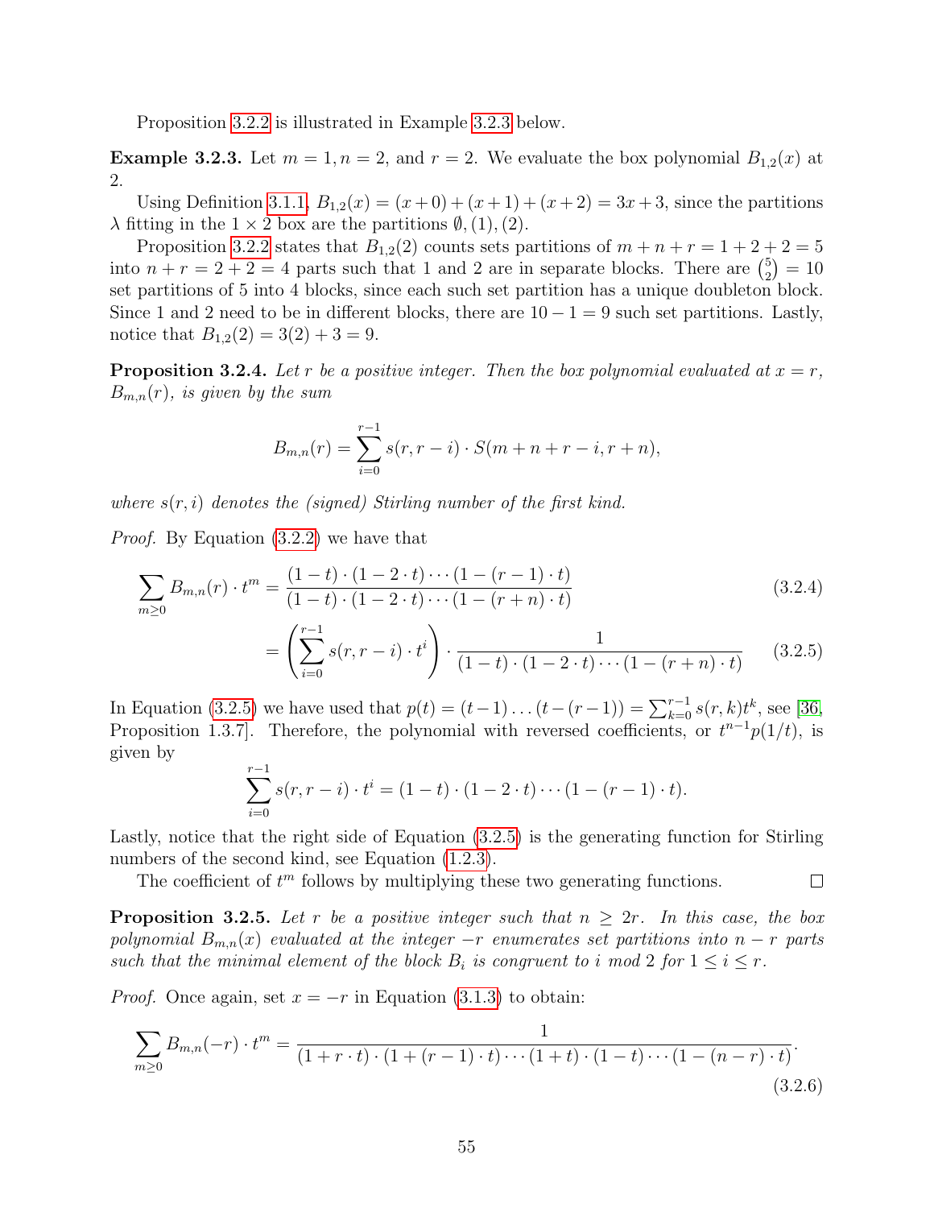Proposition 3.2.2 is illustrated in Example 3.2.3 below.

**Example 3.2.3.** Let $m = 1, n = 2$, and $r = 2$. We evaluate the box polynomial $B_{1,2}(x)$ at 2.

Using Definition 3.1.1, $B_{1,2}(x) = (x+0)+(x+1)+(x+2) = 3x+3$, since the partitions $\lambda$ fitting in the $1 \times 2$ box are the partitions $\emptyset, (1), (2)$.

Proposition 3.2.2 states that $B_{1,2}(2)$ counts sets partitions of $m+n+r = 1+2+2 = 5$ into $n+r = 2+2 = 4$ parts such that 1 and 2 are in separate blocks. There are $\binom{5}{2} = 10$ set partitions of 5 into 4 blocks, since each such set partition has a unique doubleton block. Since 1 and 2 need to be in different blocks, there are $10 - 1 = 9$ such set partitions. Lastly, notice that $B_{1,2}(2) = 3(2) + 3 = 9$.

**Proposition 3.2.4.** *Let $r$ be a positive integer. Then the box polynomial evaluated at $x = r$, $B_{m,n}(r)$, is given by the sum*

$$B_{m,n}(r) = \sum_{i=0}^{r-1} s(r, r-i) \cdot S(m+n+r-i, r+n),$$

*where $s(r, i)$ denotes the (signed) Stirling number of the first kind.*

*Proof.* By Equation (3.2.2) we have that

$$\sum_{m \geq 0} B_{m,n}(r) \cdot t^m = \frac{(1-t) \cdot (1-2 \cdot t) \cdots (1-(r-1) \cdot t)}{(1-t) \cdot (1-2 \cdot t) \cdots (1-(r+n) \cdot t)} \tag{3.2.4}$$

$$= \left( \sum_{i=0}^{r-1} s(r, r-i) \cdot t^i \right) \cdot \frac{1}{(1-t) \cdot (1-2 \cdot t) \cdots (1-(r+n) \cdot t)} \tag{3.2.5}$$

In Equation (3.2.5) we have used that $p(t) = (t-1)\dots(t-(r-1)) = \sum_{k=0}^{r-1} s(r,k)t^k$, see [36, Proposition 1.3.7]. Therefore, the polynomial with reversed coefficients, or $t^{n-1}p(1/t)$, is given by

$$\sum_{i=0}^{r-1} s(r, r-i) \cdot t^i = (1-t) \cdot (1-2 \cdot t) \cdots (1-(r-1) \cdot t).$$

Lastly, notice that the right side of Equation (3.2.5) is the generating function for Stirling numbers of the second kind, see Equation (1.2.3).

The coefficient of $t^m$ follows by multiplying these two generating functions. $\square$

**Proposition 3.2.5.** *Let $r$ be a positive integer such that $n \geq 2r$. In this case, the box polynomial $B_{m,n}(x)$ evaluated at the integer $-r$ enumerates set partitions into $n - r$ parts such that the minimal element of the block $B_i$ is congruent to $i$ mod 2 for $1 \leq i \leq r$.*

*Proof.* Once again, set $x = -r$ in Equation (3.1.3) to obtain:

$$\sum_{m \geq 0} B_{m,n}(-r) \cdot t^m = \frac{1}{(1+r \cdot t) \cdot (1+(r-1) \cdot t) \cdots (1+t) \cdot (1-t) \cdots (1-(n-r) \cdot t)}. \tag{3.2.6}$$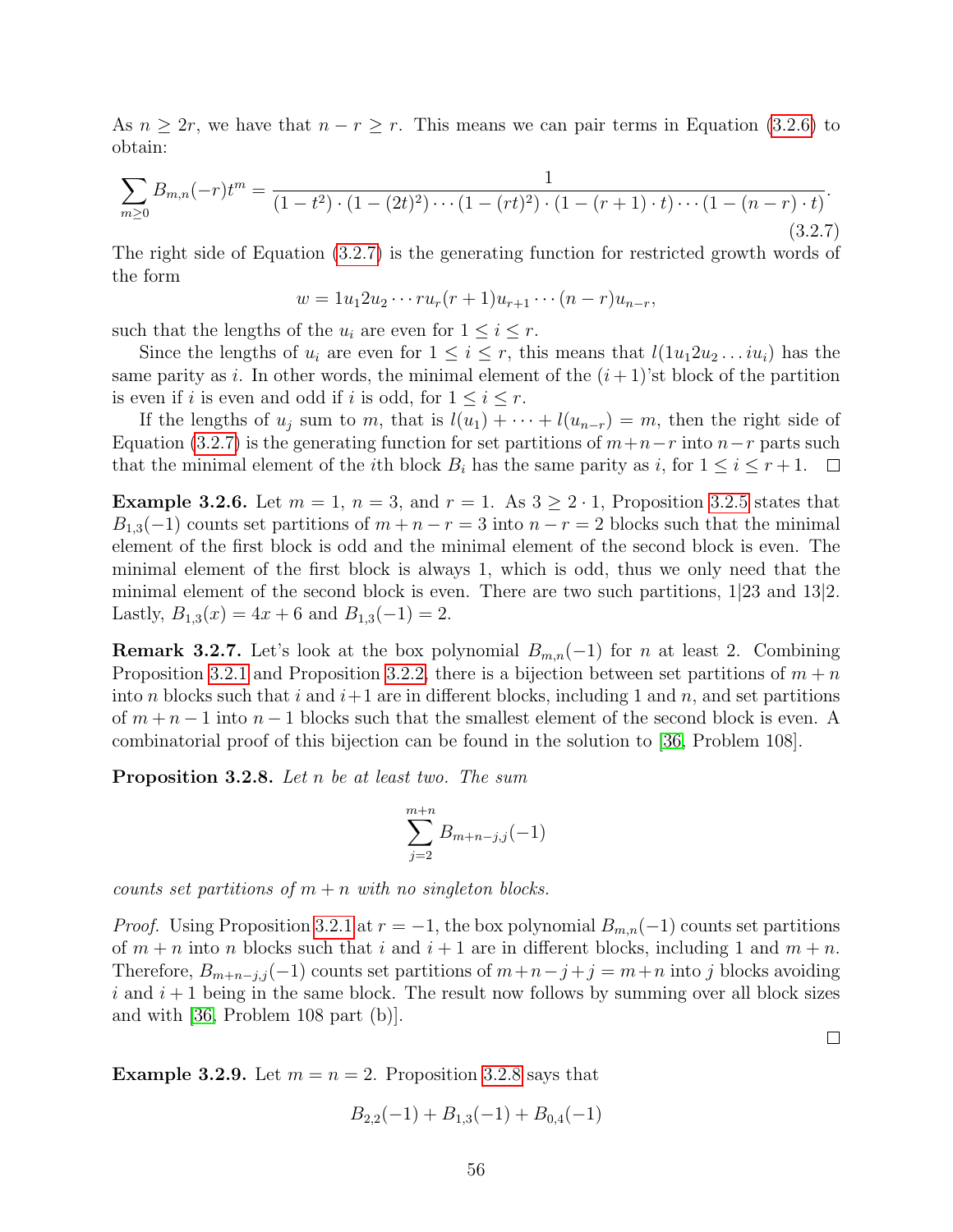As $n \geq 2r$, we have that $n - r \geq r$. This means we can pair terms in Equation (3.2.6) to obtain:

$$\sum_{m \geq 0} B_{m,n}(-r) t^m = \frac{1}{(1-t^2) \cdot (1-(2t)^2) \cdots (1-(rt)^2) \cdot (1-(r+1) \cdot t) \cdots (1-(n-r) \cdot t)}. \tag{3.2.7}$$

The right side of Equation (3.2.7) is the generating function for restricted growth words of the form

$$w = 1u_1 2u_2 \cdots r u_r (r+1) u_{r+1} \cdots (n-r) u_{n-r},$$

such that the lengths of the $u_i$ are even for $1 \leq i \leq r$.

Since the lengths of $u_i$ are even for $1 \leq i \leq r$, this means that $l(1u_1 2u_2 \ldots iu_i)$ has the same parity as $i$. In other words, the minimal element of the $(i+1)$'st block of the partition is even if $i$ is even and odd if $i$ is odd, for $1 \leq i \leq r$.

If the lengths of $u_j$ sum to $m$, that is $l(u_1) + \cdots + l(u_{n-r}) = m$, then the right side of Equation (3.2.7) is the generating function for set partitions of $m+n-r$ into $n-r$ parts such that the minimal element of the $i$th block $B_i$ has the same parity as $i$, for $1 \leq i \leq r+1$. $\square$

**Example 3.2.6.** Let $m = 1$, $n = 3$, and $r = 1$. As $3 \geq 2 \cdot 1$, Proposition 3.2.5 states that $B_{1,3}(-1)$ counts set partitions of $m + n - r = 3$ into $n - r = 2$ blocks such that the minimal element of the first block is odd and the minimal element of the second block is even. The minimal element of the first block is always 1, which is odd, thus we only need that the minimal element of the second block is even. There are two such partitions, $1|23$ and $13|2$. Lastly, $B_{1,3}(x) = 4x + 6$ and $B_{1,3}(-1) = 2$.

**Remark 3.2.7.** Let's look at the box polynomial $B_{m,n}(-1)$ for $n$ at least 2. Combining Proposition 3.2.1 and Proposition 3.2.2, there is a bijection between set partitions of $m+n$ into $n$ blocks such that $i$ and $i+1$ are in different blocks, including 1 and $n$, and set partitions of $m+n-1$ into $n-1$ blocks such that the smallest element of the second block is even. A combinatorial proof of this bijection can be found in the solution to [36, Problem 108].

**Proposition 3.2.8.** *Let $n$ be at least two. The sum*

$$\sum_{j=2}^{m+n} B_{m+n-j,j}(-1)$$

*counts set partitions of $m+n$ with no singleton blocks.*

*Proof.* Using Proposition 3.2.1 at $r = -1$, the box polynomial $B_{m,n}(-1)$ counts set partitions of $m+n$ into $n$ blocks such that $i$ and $i+1$ are in different blocks, including 1 and $m+n$. Therefore, $B_{m+n-j,j}(-1)$ counts set partitions of $m+n-j+j = m+n$ into $j$ blocks avoiding $i$ and $i+1$ being in the same block. The result now follows by summing over all block sizes and with [36, Problem 108 part (b)]. $\square$

**Example 3.2.9.** Let $m = n = 2$. Proposition 3.2.8 says that

$$B_{2,2}(-1) + B_{1,3}(-1) + B_{0,4}(-1)$$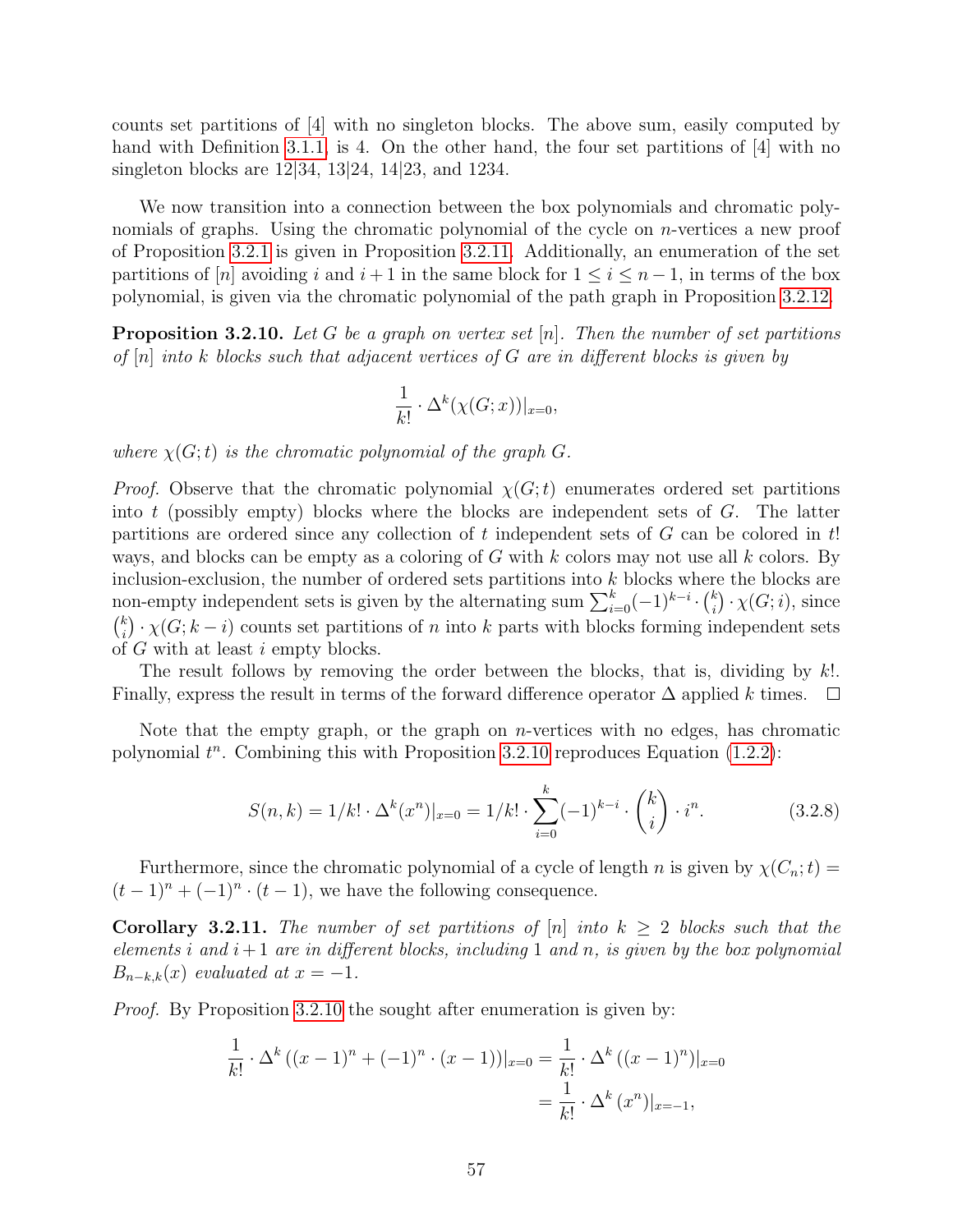counts set partitions of [4] with no singleton blocks. The above sum, easily computed by hand with Definition 3.1.1, is 4. On the other hand, the four set partitions of [4] with no singleton blocks are 12|34, 13|24, 14|23, and 1234.

We now transition into a connection between the box polynomials and chromatic polynomials of graphs. Using the chromatic polynomial of the cycle on $n$-vertices a new proof of Proposition 3.2.1 is given in Proposition 3.2.11. Additionally, an enumeration of the set partitions of $[n]$ avoiding $i$ and $i+1$ in the same block for $1 \leq i \leq n-1$, in terms of the box polynomial, is given via the chromatic polynomial of the path graph in Proposition 3.2.12.

**Proposition 3.2.10.** *Let $G$ be a graph on vertex set $[n]$. Then the number of set partitions of $[n]$ into $k$ blocks such that adjacent vertices of $G$ are in different blocks is given by*

$$\frac{1}{k!} \cdot \Delta^k(\chi(G;x))|_{x=0},$$

*where $\chi(G;t)$ is the chromatic polynomial of the graph $G$.*

*Proof.* Observe that the chromatic polynomial $\chi(G;t)$ enumerates ordered set partitions into $t$ (possibly empty) blocks where the blocks are independent sets of $G$. The latter partitions are ordered since any collection of $t$ independent sets of $G$ can be colored in $t!$ ways, and blocks can be empty as a coloring of $G$ with $k$ colors may not use all $k$ colors. By inclusion-exclusion, the number of ordered sets partitions into $k$ blocks where the blocks are non-empty independent sets is given by the alternating sum $\sum_{i=0}^{k}(-1)^{k-i} \cdot \binom{k}{i} \cdot \chi(G;i)$, since $\binom{k}{i} \cdot \chi(G;k-i)$ counts set partitions of $n$ into $k$ parts with blocks forming independent sets of $G$ with at least $i$ empty blocks.

The result follows by removing the order between the blocks, that is, dividing by $k!$. Finally, express the result in terms of the forward difference operator $\Delta$ applied $k$ times. $\square$

Note that the empty graph, or the graph on $n$-vertices with no edges, has chromatic polynomial $t^n$. Combining this with Proposition 3.2.10 reproduces Equation (1.2.2):

$$S(n,k) = 1/k! \cdot \Delta^k(x^n)|_{x=0} = 1/k! \cdot \sum_{i=0}^{k}(-1)^{k-i} \cdot \binom{k}{i} \cdot i^n. \tag{3.2.8}$$

Furthermore, since the chromatic polynomial of a cycle of length $n$ is given by $\chi(C_n;t) = (t-1)^n + (-1)^n \cdot (t-1)$, we have the following consequence.

**Corollary 3.2.11.** *The number of set partitions of $[n]$ into $k \geq 2$ blocks such that the elements $i$ and $i+1$ are in different blocks, including 1 and $n$, is given by the box polynomial $B_{n-k,k}(x)$ evaluated at $x = -1$.*

*Proof.* By Proposition 3.2.10 the sought after enumeration is given by:

$$\begin{aligned}
\frac{1}{k!} \cdot \Delta^k \left((x-1)^n + (-1)^n \cdot (x-1)\right)|_{x=0} &= \frac{1}{k!} \cdot \Delta^k \left((x-1)^n\right)|_{x=0} \\
&= \frac{1}{k!} \cdot \Delta^k \left(x^n\right)|_{x=-1},
\end{aligned}$$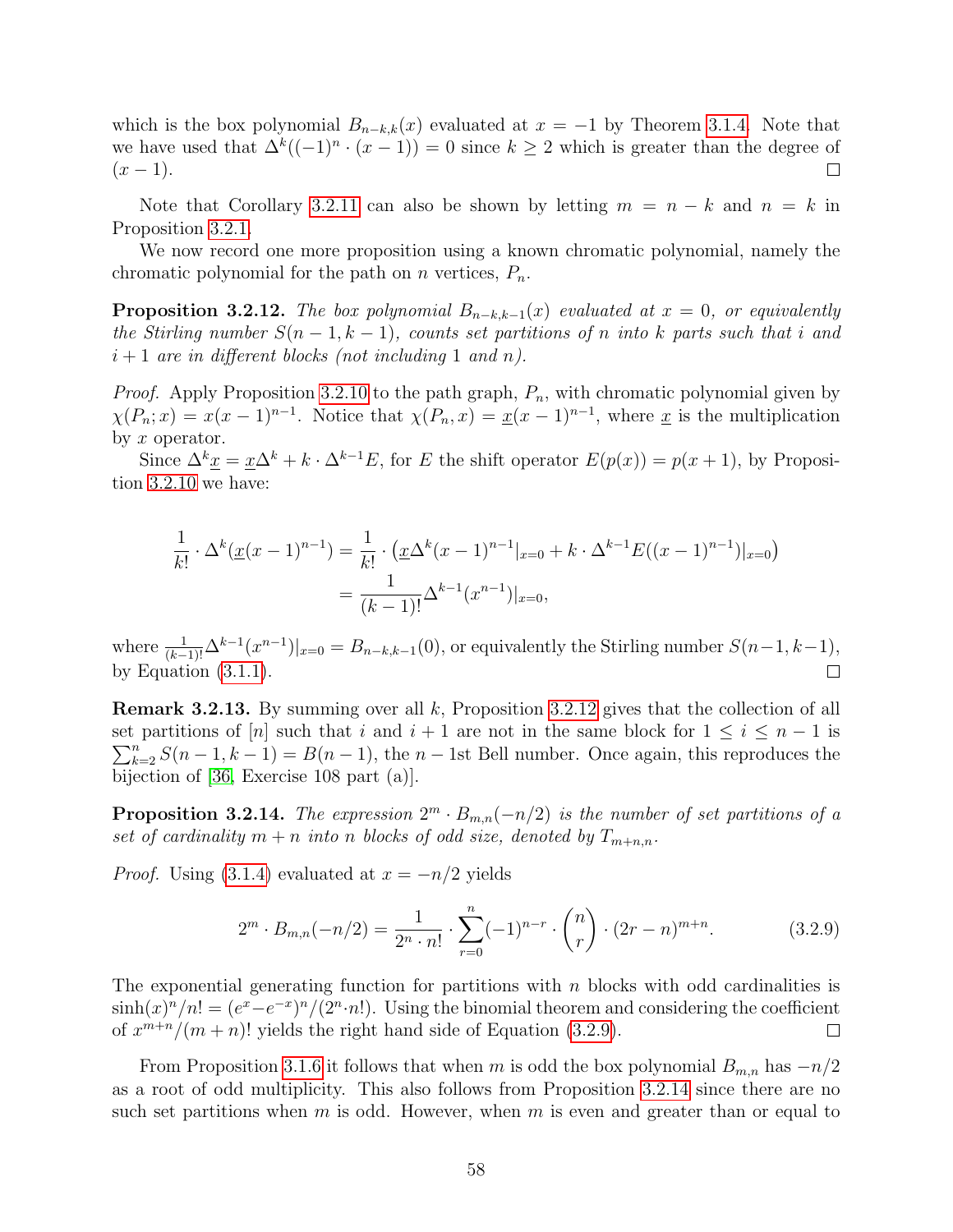which is the box polynomial $B_{n-k,k}(x)$ evaluated at $x = -1$ by Theorem 3.1.4. Note that we have used that $\Delta^k((-1)^n \cdot (x-1)) = 0$ since $k \geq 2$ which is greater than the degree of $(x-1)$. □

Note that Corollary 3.2.11 can also be shown by letting $m = n - k$ and $n = k$ in Proposition 3.2.1.

We now record one more proposition using a known chromatic polynomial, namely the chromatic polynomial for the path on $n$ vertices, $P_n$.

**Proposition 3.2.12.** *The box polynomial $B_{n-k,k-1}(x)$ evaluated at $x = 0$, or equivalently the Stirling number $S(n-1, k-1)$, counts set partitions of $n$ into $k$ parts such that $i$ and $i+1$ are in different blocks (not including 1 and $n$).*

*Proof.* Apply Proposition 3.2.10 to the path graph, $P_n$, with chromatic polynomial given by $\chi(P_n; x) = x(x-1)^{n-1}$. Notice that $\chi(P_n, x) = \underline{x}(x-1)^{n-1}$, where $\underline{x}$ is the multiplication by $x$ operator.

Since $\Delta^k \underline{x} = \underline{x}\Delta^k + k \cdot \Delta^{k-1}E$, for $E$ the shift operator $E(p(x)) = p(x+1)$, by Proposition 3.2.10 we have:

$$\begin{aligned}
\frac{1}{k!} \cdot \Delta^k(\underline{x}(x-1)^{n-1}) &= \frac{1}{k!} \cdot \left(\underline{x}\Delta^k(x-1)^{n-1}|_{x=0} + k \cdot \Delta^{k-1}E((x-1)^{n-1})|_{x=0}\right) \\
&= \frac{1}{(k-1)!}\Delta^{k-1}(x^{n-1})|_{x=0},
\end{aligned}$$

where $\frac{1}{(k-1)!}\Delta^{k-1}(x^{n-1})|_{x=0} = B_{n-k,k-1}(0)$, or equivalently the Stirling number $S(n-1, k-1)$, by Equation (3.1.1). □

**Remark 3.2.13.** By summing over all $k$, Proposition 3.2.12 gives that the collection of all set partitions of $[n]$ such that $i$ and $i+1$ are not in the same block for $1 \leq i \leq n-1$ is $\sum_{k=2}^{n} S(n-1, k-1) = B(n-1)$, the $n-1$st Bell number. Once again, this reproduces the bijection of [36, Exercise 108 part (a)].

**Proposition 3.2.14.** *The expression $2^m \cdot B_{m,n}(-n/2)$ is the number of set partitions of a set of cardinality $m+n$ into $n$ blocks of odd size, denoted by $T_{m+n,n}$.*

*Proof.* Using (3.1.4) evaluated at $x = -n/2$ yields

$$2^m \cdot B_{m,n}(-n/2) = \frac{1}{2^n \cdot n!} \cdot \sum_{r=0}^{n} (-1)^{n-r} \cdot \binom{n}{r} \cdot (2r-n)^{m+n}. \tag{3.2.9}$$

The exponential generating function for partitions with $n$ blocks with odd cardinalities is $\sinh(x)^n/n! = (e^x - e^{-x})^n/(2^n \cdot n!)$. Using the binomial theorem and considering the coefficient of $x^{m+n}/(m+n)!$ yields the right hand side of Equation (3.2.9). □

From Proposition 3.1.6 it follows that when $m$ is odd the box polynomial $B_{m,n}$ has $-n/2$ as a root of odd multiplicity. This also follows from Proposition 3.2.14 since there are no such set partitions when $m$ is odd. However, when $m$ is even and greater than or equal to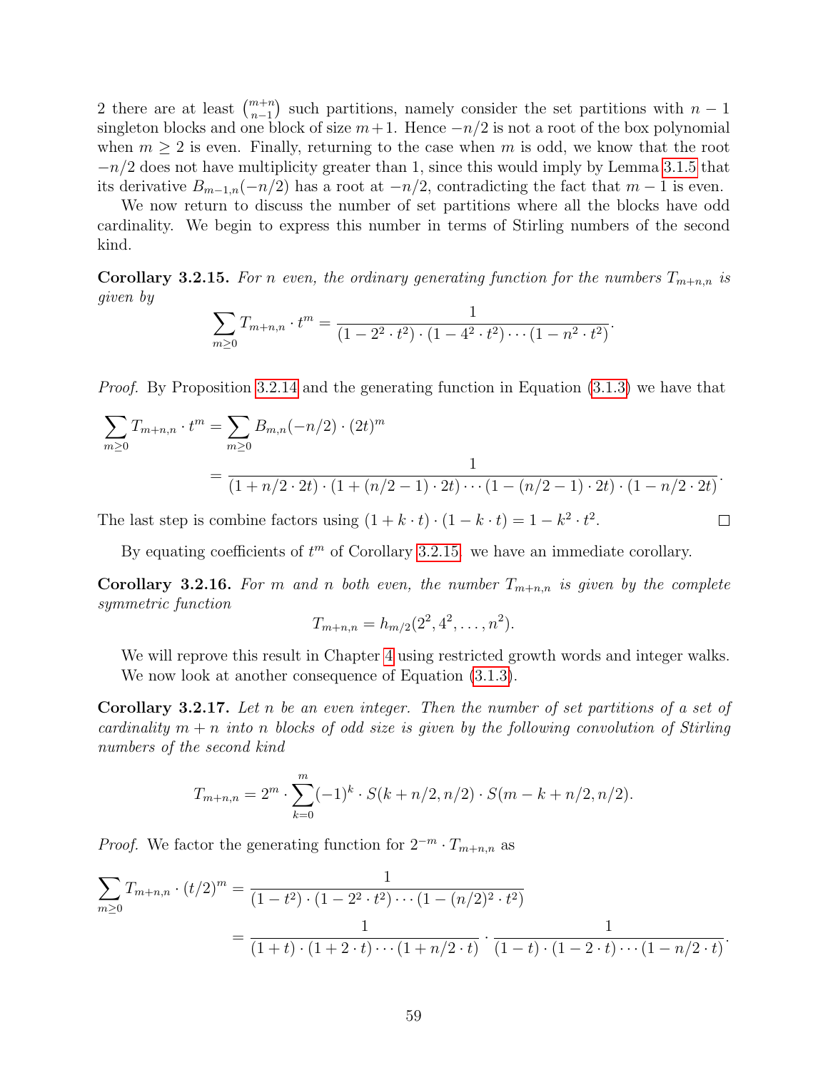2 there are at least $\binom{m+n}{n-1}$ such partitions, namely consider the set partitions with $n-1$ singleton blocks and one block of size $m+1$. Hence $-n/2$ is not a root of the box polynomial when $m \geq 2$ is even. Finally, returning to the case when $m$ is odd, we know that the root $-n/2$ does not have multiplicity greater than 1, since this would imply by Lemma 3.1.5 that its derivative $B_{m-1,n}(-n/2)$ has a root at $-n/2$, contradicting the fact that $m-1$ is even.

We now return to discuss the number of set partitions where all the blocks have odd cardinality. We begin to express this number in terms of Stirling numbers of the second kind.

**Corollary 3.2.15.** *For $n$ even, the ordinary generating function for the numbers $T_{m+n,n}$ is given by*

$$\sum_{m \geq 0} T_{m+n,n} \cdot t^m = \frac{1}{(1 - 2^2 \cdot t^2) \cdot (1 - 4^2 \cdot t^2) \cdots (1 - n^2 \cdot t^2)}.$$

*Proof.* By Proposition 3.2.14 and the generating function in Equation (3.1.3) we have that

$$\begin{aligned}
\sum_{m \geq 0} T_{m+n,n} \cdot t^m &= \sum_{m \geq 0} B_{m,n}(-n/2) \cdot (2t)^m \\
&= \frac{1}{(1 + n/2 \cdot 2t) \cdot (1 + (n/2 - 1) \cdot 2t) \cdots (1 - (n/2 - 1) \cdot 2t) \cdot (1 - n/2 \cdot 2t)}.
\end{aligned}$$

The last step is combine factors using $(1 + k \cdot t) \cdot (1 - k \cdot t) = 1 - k^2 \cdot t^2$. ∎

By equating coefficients of $t^m$ of Corollary 3.2.15, we have an immediate corollary.

**Corollary 3.2.16.** *For $m$ and $n$ both even, the number $T_{m+n,n}$ is given by the complete symmetric function*

$$T_{m+n,n} = h_{m/2}(2^2, 4^2, \ldots, n^2).$$

We will reprove this result in Chapter 4 using restricted growth words and integer walks. We now look at another consequence of Equation (3.1.3).

**Corollary 3.2.17.** *Let $n$ be an even integer. Then the number of set partitions of a set of cardinality $m+n$ into $n$ blocks of odd size is given by the following convolution of Stirling numbers of the second kind*

$$T_{m+n,n} = 2^m \cdot \sum_{k=0}^{m} (-1)^k \cdot S(k + n/2, n/2) \cdot S(m - k + n/2, n/2).$$

*Proof.* We factor the generating function for $2^{-m} \cdot T_{m+n,n}$ as

$$\begin{aligned}
\sum_{m \geq 0} T_{m+n,n} \cdot (t/2)^m &= \frac{1}{(1 - t^2) \cdot (1 - 2^2 \cdot t^2) \cdots (1 - (n/2)^2 \cdot t^2)} \\
&= \frac{1}{(1 + t) \cdot (1 + 2 \cdot t) \cdots (1 + n/2 \cdot t)} \cdot \frac{1}{(1 - t) \cdot (1 - 2 \cdot t) \cdots (1 - n/2 \cdot t)}.
\end{aligned}$$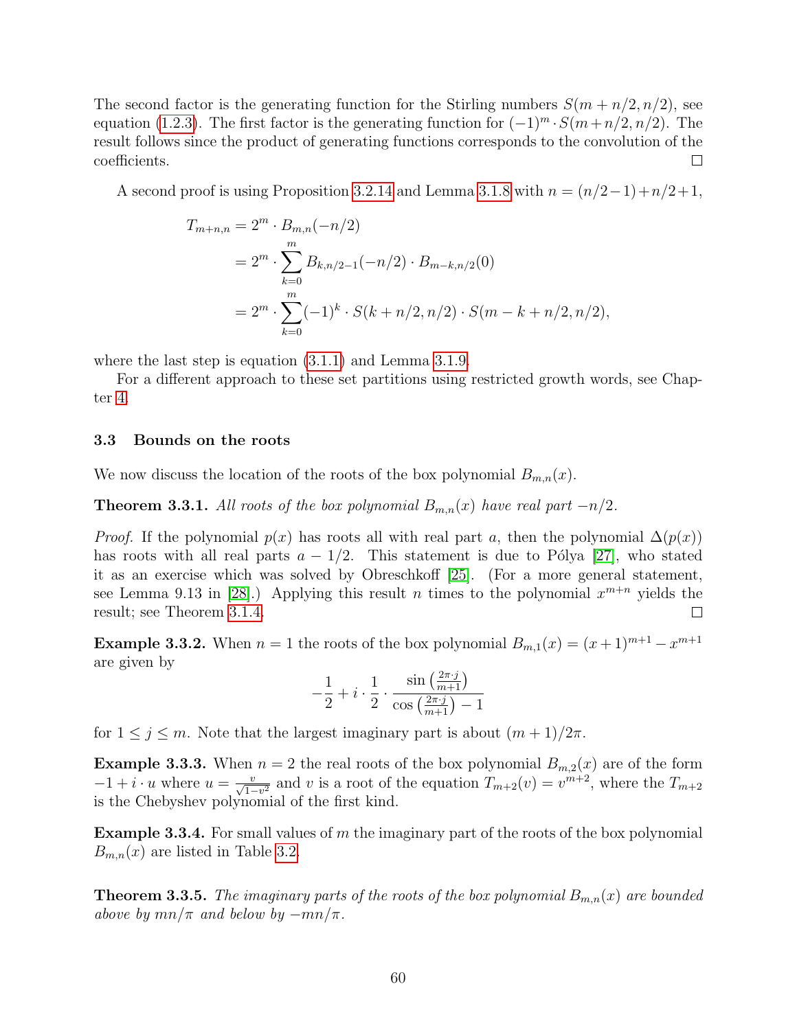The second factor is the generating function for the Stirling numbers $S(m + n/2, n/2)$, see equation (1.2.3). The first factor is the generating function for $(-1)^m \cdot S(m+n/2, n/2)$. The result follows since the product of generating functions corresponds to the convolution of the coefficients. □

A second proof is using Proposition 3.2.14 and Lemma 3.1.8 with $n = (n/2-1)+n/2+1$,

$$\begin{aligned} T_{m+n,n} &= 2^m \cdot B_{m,n}(-n/2) \\ &= 2^m \cdot \sum_{k=0}^{m} B_{k,n/2-1}(-n/2) \cdot B_{m-k,n/2}(0) \\ &= 2^m \cdot \sum_{k=0}^{m} (-1)^k \cdot S(k+n/2, n/2) \cdot S(m-k+n/2, n/2), \end{aligned}$$

where the last step is equation (3.1.1) and Lemma 3.1.9.

For a different approach to these set partitions using restricted growth words, see Chapter 4.

### 3.3 Bounds on the roots

We now discuss the location of the roots of the box polynomial $B_{m,n}(x)$.

**Theorem 3.3.1.** *All roots of the box polynomial $B_{m,n}(x)$ have real part $-n/2$.*

*Proof.* If the polynomial $p(x)$ has roots all with real part $a$, then the polynomial $\Delta(p(x))$ has roots with all real parts $a - 1/2$. This statement is due to Pólya [27], who stated it as an exercise which was solved by Obreschkoff [25]. (For a more general statement, see Lemma 9.13 in [28].) Applying this result $n$ times to the polynomial $x^{m+n}$ yields the result; see Theorem 3.1.4. □

**Example 3.3.2.** When $n = 1$ the roots of the box polynomial $B_{m,1}(x) = (x+1)^{m+1} - x^{m+1}$ are given by

$$-\frac{1}{2} + i \cdot \frac{1}{2} \cdot \frac{\sin\left(\frac{2\pi \cdot j}{m+1}\right)}{\cos\left(\frac{2\pi \cdot j}{m+1}\right) - 1}$$

for $1 \leq j \leq m$. Note that the largest imaginary part is about $(m+1)/2\pi$.

**Example 3.3.3.** When $n = 2$ the real roots of the box polynomial $B_{m,2}(x)$ are of the form $-1 + i \cdot u$ where $u = \frac{v}{\sqrt{1-v^2}}$ and $v$ is a root of the equation $T_{m+2}(v) = v^{m+2}$, where the $T_{m+2}$ is the Chebyshev polynomial of the first kind.

**Example 3.3.4.** For small values of $m$ the imaginary part of the roots of the box polynomial $B_{m,n}(x)$ are listed in Table 3.2.

**Theorem 3.3.5.** *The imaginary parts of the roots of the box polynomial $B_{m,n}(x)$ are bounded above by $mn/\pi$ and below by $-mn/\pi$.*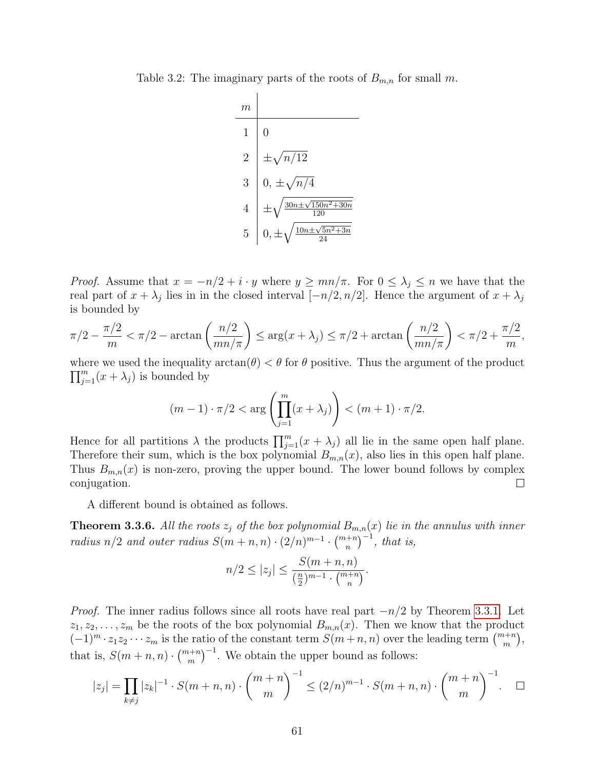Table 3.2: The imaginary parts of the roots of $B_{m,n}$ for small $m$.

| $m$ | |
|---|---|
| 1 | 0 |
| 2 | $\pm\sqrt{n/12}$ |
| 3 | $0, \pm\sqrt{n/4}$ |
| 4 | $\pm\sqrt{\frac{30n\pm\sqrt{150n^2+30n}}{120}}$ |
| 5 | $0, \pm\sqrt{\frac{10n\pm\sqrt{5n^2+3n}}{24}}$ |

*Proof.* Assume that $x = -n/2 + i \cdot y$ where $y \geq mn/\pi$. For $0 \leq \lambda_j \leq n$ we have that the real part of $x + \lambda_j$ lies in in the closed interval $[-n/2, n/2]$. Hence the argument of $x + \lambda_j$ is bounded by

$$\pi/2 - \frac{\pi/2}{m} < \pi/2 - \arctan\left(\frac{n/2}{mn/\pi}\right) \leq \arg(x + \lambda_j) \leq \pi/2 + \arctan\left(\frac{n/2}{mn/\pi}\right) < \pi/2 + \frac{\pi/2}{m},$$

where we used the inequality $\arctan(\theta) < \theta$ for $\theta$ positive. Thus the argument of the product $\prod_{j=1}^{m}(x + \lambda_j)$ is bounded by

$$(m-1) \cdot \pi/2 < \arg\left(\prod_{j=1}^{m}(x + \lambda_j)\right) < (m+1) \cdot \pi/2.$$

Hence for all partitions $\lambda$ the products $\prod_{j=1}^{m}(x + \lambda_j)$ all lie in the same open half plane. Therefore their sum, which is the box polynomial $B_{m,n}(x)$, also lies in this open half plane. Thus $B_{m,n}(x)$ is non-zero, proving the upper bound. The lower bound follows by complex conjugation. ◻

A different bound is obtained as follows.

**Theorem 3.3.6.** *All the roots $z_j$ of the box polynomial $B_{m,n}(x)$ lie in the annulus with inner radius $n/2$ and outer radius $S(m+n, n) \cdot (2/n)^{m-1} \cdot \binom{m+n}{n}^{-1}$, that is,*

$$n/2 \leq |z_j| \leq \frac{S(m+n, n)}{(\frac{n}{2})^{m-1} \cdot \binom{m+n}{n}}.$$

*Proof.* The inner radius follows since all roots have real part $-n/2$ by Theorem 3.3.1. Let $z_1, z_2, \ldots, z_m$ be the roots of the box polynomial $B_{m,n}(x)$. Then we know that the product $(-1)^m \cdot z_1 z_2 \cdots z_m$ is the ratio of the constant term $S(m+n, n)$ over the leading term $\binom{m+n}{m}$, that is, $S(m+n, n) \cdot \binom{m+n}{m}^{-1}$. We obtain the upper bound as follows:

$$|z_j| = \prod_{k \neq j} |z_k|^{-1} \cdot S(m+n, n) \cdot \binom{m+n}{m}^{-1} \leq (2/n)^{m-1} \cdot S(m+n, n) \cdot \binom{m+n}{m}^{-1}. \quad ◻$$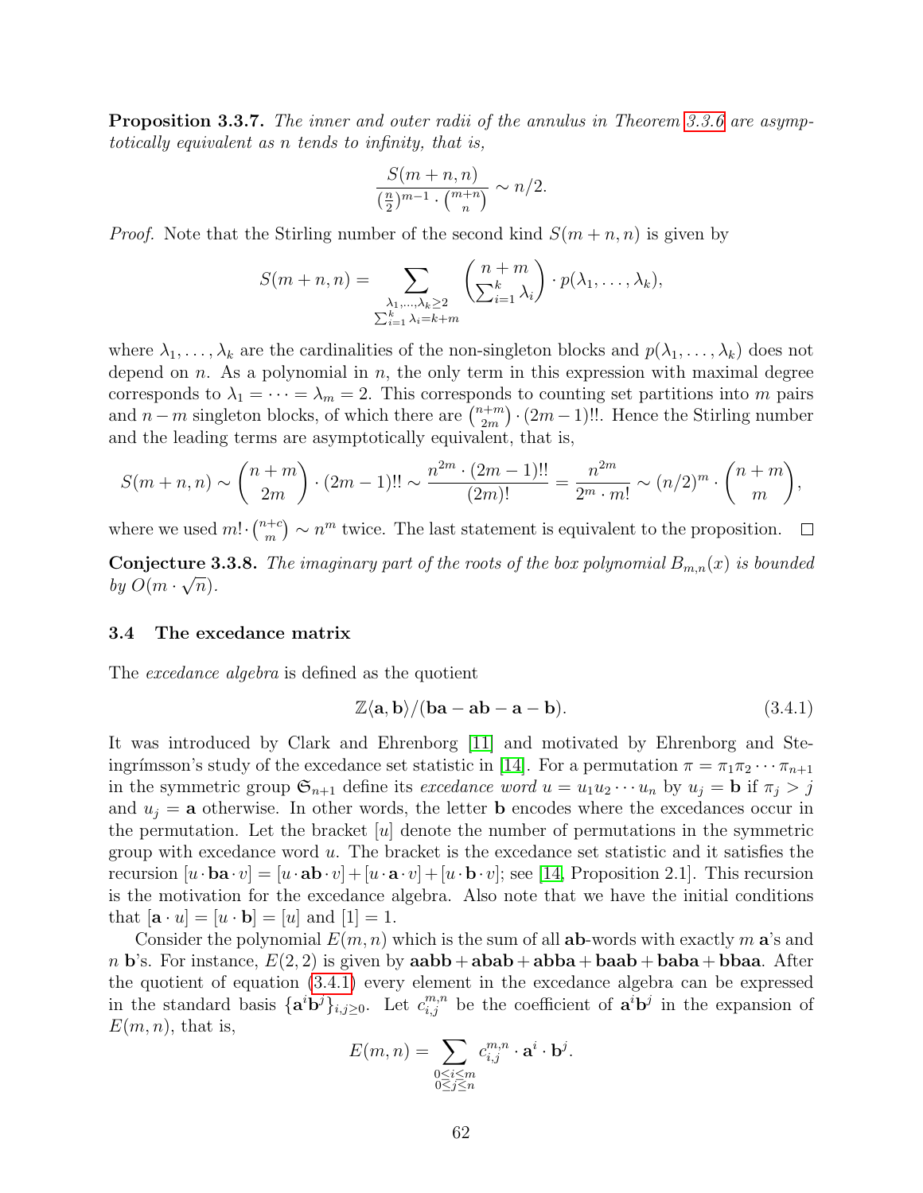**Proposition 3.3.7.** *The inner and outer radii of the annulus in Theorem 3.3.6 are asymptotically equivalent as $n$ tends to infinity, that is,*

$$\frac{S(m+n,n)}{(\frac{n}{2})^{m-1} \cdot \binom{m+n}{n}} \sim n/2.$$

*Proof.* Note that the Stirling number of the second kind $S(m+n,n)$ is given by

$$S(m+n,n) = \sum_{\substack{\lambda_1,\ldots,\lambda_k \geq 2 \\ \sum_{i=1}^k \lambda_i = k+m}} \binom{n+m}{\sum_{i=1}^k \lambda_i} \cdot p(\lambda_1,\ldots,\lambda_k),$$

where $\lambda_1,\ldots,\lambda_k$ are the cardinalities of the non-singleton blocks and $p(\lambda_1,\ldots,\lambda_k)$ does not depend on $n$. As a polynomial in $n$, the only term in this expression with maximal degree corresponds to $\lambda_1 = \cdots = \lambda_m = 2$. This corresponds to counting set partitions into $m$ pairs and $n-m$ singleton blocks, of which there are $\binom{n+m}{2m} \cdot (2m-1)!!$. Hence the Stirling number and the leading terms are asymptotically equivalent, that is,

$$S(m+n,n) \sim \binom{n+m}{2m} \cdot (2m-1)!! \sim \frac{n^{2m} \cdot (2m-1)!!}{(2m)!} = \frac{n^{2m}}{2^m \cdot m!} \sim (n/2)^m \cdot \binom{n+m}{m},$$

where we used $m! \cdot \binom{n+c}{m} \sim n^m$ twice. The last statement is equivalent to the proposition. $\square$

**Conjecture 3.3.8.** *The imaginary part of the roots of the box polynomial $B_{m,n}(x)$ is bounded by $O(m \cdot \sqrt{n})$.*

### 3.4 The excedance matrix

The *excedance algebra* is defined as the quotient

$$\mathbb{Z}\langle \mathbf{a}, \mathbf{b} \rangle / (\mathbf{ba} - \mathbf{ab} - \mathbf{a} - \mathbf{b}). \tag{3.4.1}$$

It was introduced by Clark and Ehrenborg [11] and motivated by Ehrenborg and Steingrímsson's study of the excedance set statistic in [14]. For a permutation $\pi = \pi_1\pi_2\cdots\pi_{n+1}$ in the symmetric group $\mathfrak{S}_{n+1}$ define its *excedance word* $u = u_1u_2\cdots u_n$ by $u_j = \mathbf{b}$ if $\pi_j > j$ and $u_j = \mathbf{a}$ otherwise. In other words, the letter $\mathbf{b}$ encodes where the excedances occur in the permutation. Let the bracket $[u]$ denote the number of permutations in the symmetric group with excedance word $u$. The bracket is the excedance set statistic and it satisfies the recursion $[u \cdot \mathbf{ba} \cdot v] = [u \cdot \mathbf{ab} \cdot v] + [u \cdot \mathbf{a} \cdot v] + [u \cdot \mathbf{b} \cdot v]$; see [14, Proposition 2.1]. This recursion is the motivation for the excedance algebra. Also note that we have the initial conditions that $[\mathbf{a} \cdot u] = [u \cdot \mathbf{b}] = [u]$ and $[1] = 1$.

Consider the polynomial $E(m,n)$ which is the sum of all $\mathbf{ab}$-words with exactly $m$ $\mathbf{a}$'s and $n$ $\mathbf{b}$'s. For instance, $E(2,2)$ is given by $\mathbf{aabb} + \mathbf{abab} + \mathbf{abba} + \mathbf{baab} + \mathbf{baba} + \mathbf{bbaa}$. After the quotient of equation (3.4.1) every element in the excedance algebra can be expressed in the standard basis $\{\mathbf{a}^i\mathbf{b}^j\}_{i,j\geq 0}$. Let $c_{i,j}^{m,n}$ be the coefficient of $\mathbf{a}^i\mathbf{b}^j$ in the expansion of $E(m,n)$, that is,

$$E(m,n) = \sum_{\substack{0 \leq i \leq m \\ 0 \leq j \leq n}} c_{i,j}^{m,n} \cdot \mathbf{a}^i \cdot \mathbf{b}^j.$$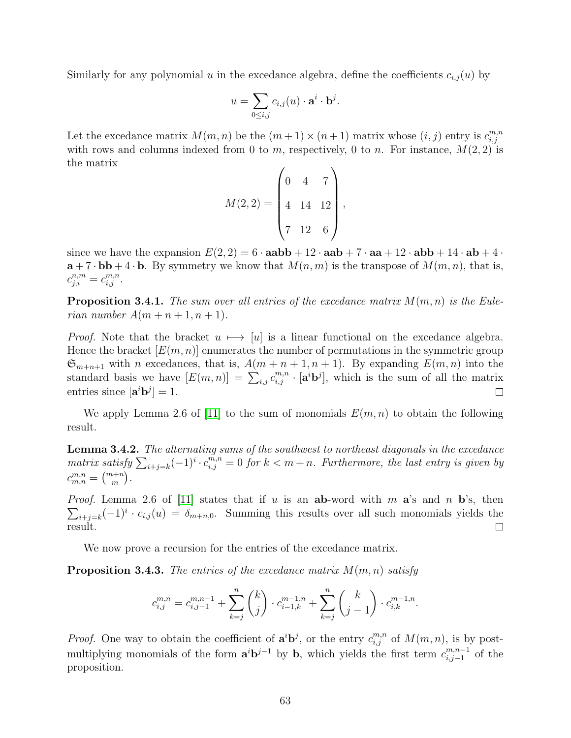Similarly for any polynomial $u$ in the excedance algebra, define the coefficients $c_{i,j}(u)$ by

$$u = \sum_{0 \leq i,j} c_{i,j}(u) \cdot \mathbf{a}^i \cdot \mathbf{b}^j.$$

Let the excedance matrix $M(m,n)$ be the $(m+1) \times (n+1)$ matrix whose $(i,j)$ entry is $c_{i,j}^{m,n}$ with rows and columns indexed from 0 to $m$, respectively, 0 to $n$. For instance, $M(2,2)$ is the matrix

$$M(2,2) = \begin{pmatrix} 0 & 4 & 7 \\ 4 & 14 & 12 \\ 7 & 12 & 6 \end{pmatrix},$$

since we have the expansion $E(2,2) = 6 \cdot \mathbf{aabb} + 12 \cdot \mathbf{aab} + 7 \cdot \mathbf{aa} + 12 \cdot \mathbf{abb} + 14 \cdot \mathbf{ab} + 4 \cdot \mathbf{a} + 7 \cdot \mathbf{bb} + 4 \cdot \mathbf{b}$. By symmetry we know that $M(n,m)$ is the transpose of $M(m,n)$, that is, $c_{j,i}^{n,m} = c_{i,j}^{m,n}$.

**Proposition 3.4.1.** *The sum over all entries of the excedance matrix $M(m,n)$ is the Eulerian number $A(m+n+1, n+1)$.*

*Proof.* Note that the bracket $u \longmapsto [u]$ is a linear functional on the excedance algebra. Hence the bracket $[E(m,n)]$ enumerates the number of permutations in the symmetric group $\mathfrak{S}_{m+n+1}$ with $n$ excedances, that is, $A(m+n+1, n+1)$. By expanding $E(m,n)$ into the standard basis we have $[E(m,n)] = \sum_{i,j} c_{i,j}^{m,n} \cdot [\mathbf{a}^i \mathbf{b}^j]$, which is the sum of all the matrix entries since $[\mathbf{a}^i \mathbf{b}^j] = 1$. □

We apply Lemma 2.6 of [11] to the sum of monomials $E(m,n)$ to obtain the following result.

**Lemma 3.4.2.** *The alternating sums of the southwest to northeast diagonals in the excedance matrix satisfy $\sum_{i+j=k} (-1)^i \cdot c_{i,j}^{m,n} = 0$ for $k < m+n$. Furthermore, the last entry is given by $c_{m,n}^{m,n} = \binom{m+n}{m}$.*

*Proof.* Lemma 2.6 of [11] states that if $u$ is an **ab**-word with $m$ **a**'s and $n$ **b**'s, then $\sum_{i+j=k} (-1)^i \cdot c_{i,j}(u) = \delta_{m+n,0}$. Summing this results over all such monomials yields the result. □

We now prove a recursion for the entries of the excedance matrix.

**Proposition 3.4.3.** *The entries of the excedance matrix $M(m,n)$ satisfy*

$$c_{i,j}^{m,n} = c_{i,j-1}^{m,n-1} + \sum_{k=j}^{n} \binom{k}{j} \cdot c_{i-1,k}^{m-1,n} + \sum_{k=j}^{n} \binom{k}{j-1} \cdot c_{i,k}^{m-1,n}.$$

*Proof.* One way to obtain the coefficient of $\mathbf{a}^i \mathbf{b}^j$, or the entry $c_{i,j}^{m,n}$ of $M(m,n)$, is by post-multiplying monomials of the form $\mathbf{a}^i \mathbf{b}^{j-1}$ by $\mathbf{b}$, which yields the first term $c_{i,j-1}^{m,n-1}$ of the proposition.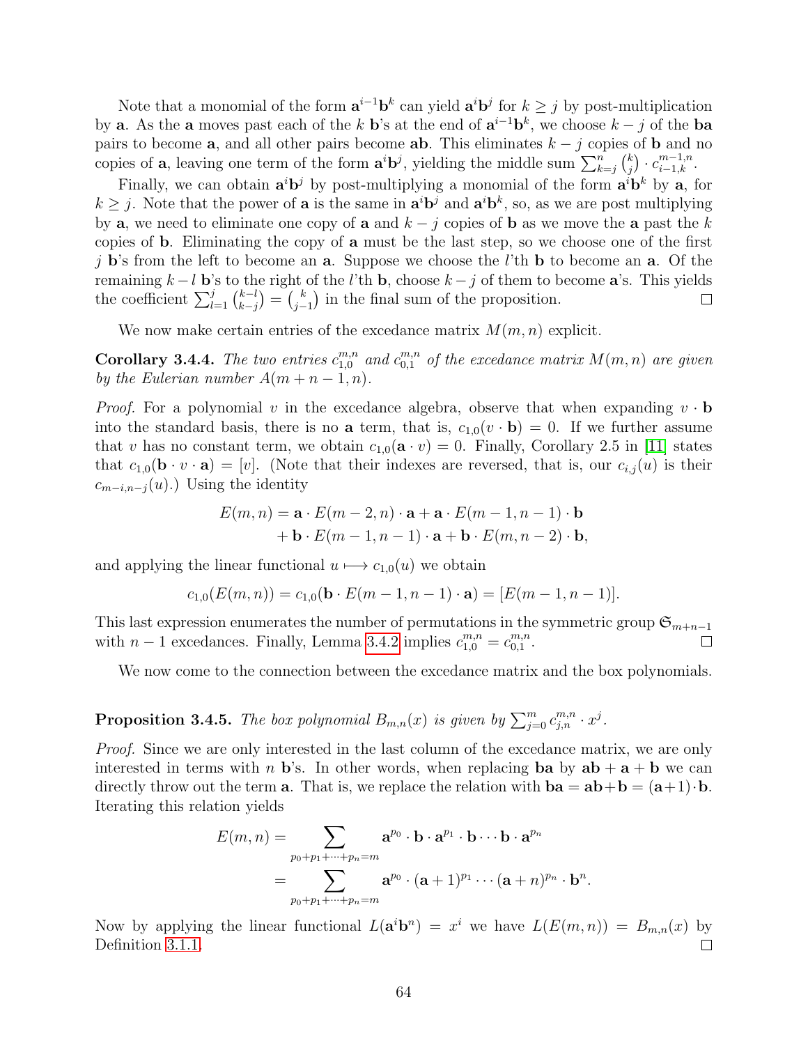Note that a monomial of the form $\mathbf{a}^{i-1}\mathbf{b}^k$ can yield $\mathbf{a}^i\mathbf{b}^j$ for $k \geq j$ by post-multiplication by $\mathbf{a}$. As the $\mathbf{a}$ moves past each of the $k$ $\mathbf{b}$'s at the end of $\mathbf{a}^{i-1}\mathbf{b}^k$, we choose $k-j$ of the $\mathbf{ba}$ pairs to become $\mathbf{a}$, and all other pairs become $\mathbf{ab}$. This eliminates $k-j$ copies of $\mathbf{b}$ and no copies of $\mathbf{a}$, leaving one term of the form $\mathbf{a}^i\mathbf{b}^j$, yielding the middle sum $\sum_{k=j}^{n} \binom{k}{j} \cdot c_{i-1,k}^{m-1,n}$.

Finally, we can obtain $\mathbf{a}^i\mathbf{b}^j$ by post-multiplying a monomial of the form $\mathbf{a}^i\mathbf{b}^k$ by $\mathbf{a}$, for $k \geq j$. Note that the power of $\mathbf{a}$ is the same in $\mathbf{a}^i\mathbf{b}^j$ and $\mathbf{a}^i\mathbf{b}^k$, so, as we are post multiplying by $\mathbf{a}$, we need to eliminate one copy of $\mathbf{a}$ and $k-j$ copies of $\mathbf{b}$ as we move the $\mathbf{a}$ past the $k$ copies of $\mathbf{b}$. Eliminating the copy of $\mathbf{a}$ must be the last step, so we choose one of the first $j$ $\mathbf{b}$'s from the left to become an $\mathbf{a}$. Suppose we choose the $l$'th $\mathbf{b}$ to become an $\mathbf{a}$. Of the remaining $k-l$ $\mathbf{b}$'s to the right of the $l$'th $\mathbf{b}$, choose $k-j$ of them to become $\mathbf{a}$'s. This yields the coefficient $\sum_{l=1}^{j} \binom{k-l}{k-j} = \binom{k}{j-1}$ in the final sum of the proposition. □

We now make certain entries of the excedance matrix $M(m,n)$ explicit.

**Corollary 3.4.4.** *The two entries $c_{1,0}^{m,n}$ and $c_{0,1}^{m,n}$ of the excedance matrix $M(m,n)$ are given by the Eulerian number $A(m+n-1,n)$.*

*Proof.* For a polynomial $v$ in the excedance algebra, observe that when expanding $v \cdot \mathbf{b}$ into the standard basis, there is no $\mathbf{a}$ term, that is, $c_{1,0}(v \cdot \mathbf{b}) = 0$. If we further assume that $v$ has no constant term, we obtain $c_{1,0}(\mathbf{a} \cdot v) = 0$. Finally, Corollary 2.5 in [11] states that $c_{1,0}(\mathbf{b} \cdot v \cdot \mathbf{a}) = [v]$. (Note that their indexes are reversed, that is, our $c_{i,j}(u)$ is their $c_{m-i,n-j}(u)$.) Using the identity

$$\begin{aligned} E(m,n) = {} & \mathbf{a} \cdot E(m-2,n) \cdot \mathbf{a} + \mathbf{a} \cdot E(m-1,n-1) \cdot \mathbf{b} \\ & + \mathbf{b} \cdot E(m-1,n-1) \cdot \mathbf{a} + \mathbf{b} \cdot E(m,n-2) \cdot \mathbf{b}, \end{aligned}$$

and applying the linear functional $u \longmapsto c_{1,0}(u)$ we obtain

$$c_{1,0}(E(m,n)) = c_{1,0}(\mathbf{b} \cdot E(m-1,n-1) \cdot \mathbf{a}) = [E(m-1,n-1)].$$

This last expression enumerates the number of permutations in the symmetric group $\mathfrak{S}_{m+n-1}$ with $n-1$ excedances. Finally, Lemma 3.4.2 implies $c_{1,0}^{m,n} = c_{0,1}^{m,n}$. □

We now come to the connection between the excedance matrix and the box polynomials.

**Proposition 3.4.5.** *The box polynomial $B_{m,n}(x)$ is given by $\sum_{j=0}^{m} c_{j,n}^{m,n} \cdot x^j$.*

*Proof.* Since we are only interested in the last column of the excedance matrix, we are only interested in terms with $n$ $\mathbf{b}$'s. In other words, when replacing $\mathbf{ba}$ by $\mathbf{ab} + \mathbf{a} + \mathbf{b}$ we can directly throw out the term $\mathbf{a}$. That is, we replace the relation with $\mathbf{ba} = \mathbf{ab} + \mathbf{b} = (\mathbf{a}+1) \cdot \mathbf{b}$. Iterating this relation yields

$$\begin{aligned} E(m,n) &= \sum_{p_0+p_1+\cdots+p_n=m} \mathbf{a}^{p_0} \cdot \mathbf{b} \cdot \mathbf{a}^{p_1} \cdot \mathbf{b} \cdots \mathbf{b} \cdot \mathbf{a}^{p_n} \\ &= \sum_{p_0+p_1+\cdots+p_n=m} \mathbf{a}^{p_0} \cdot (\mathbf{a}+1)^{p_1} \cdots (\mathbf{a}+n)^{p_n} \cdot \mathbf{b}^n. \end{aligned}$$

Now by applying the linear functional $L(\mathbf{a}^i\mathbf{b}^n) = x^i$ we have $L(E(m,n)) = B_{m,n}(x)$ by Definition 3.1.1. □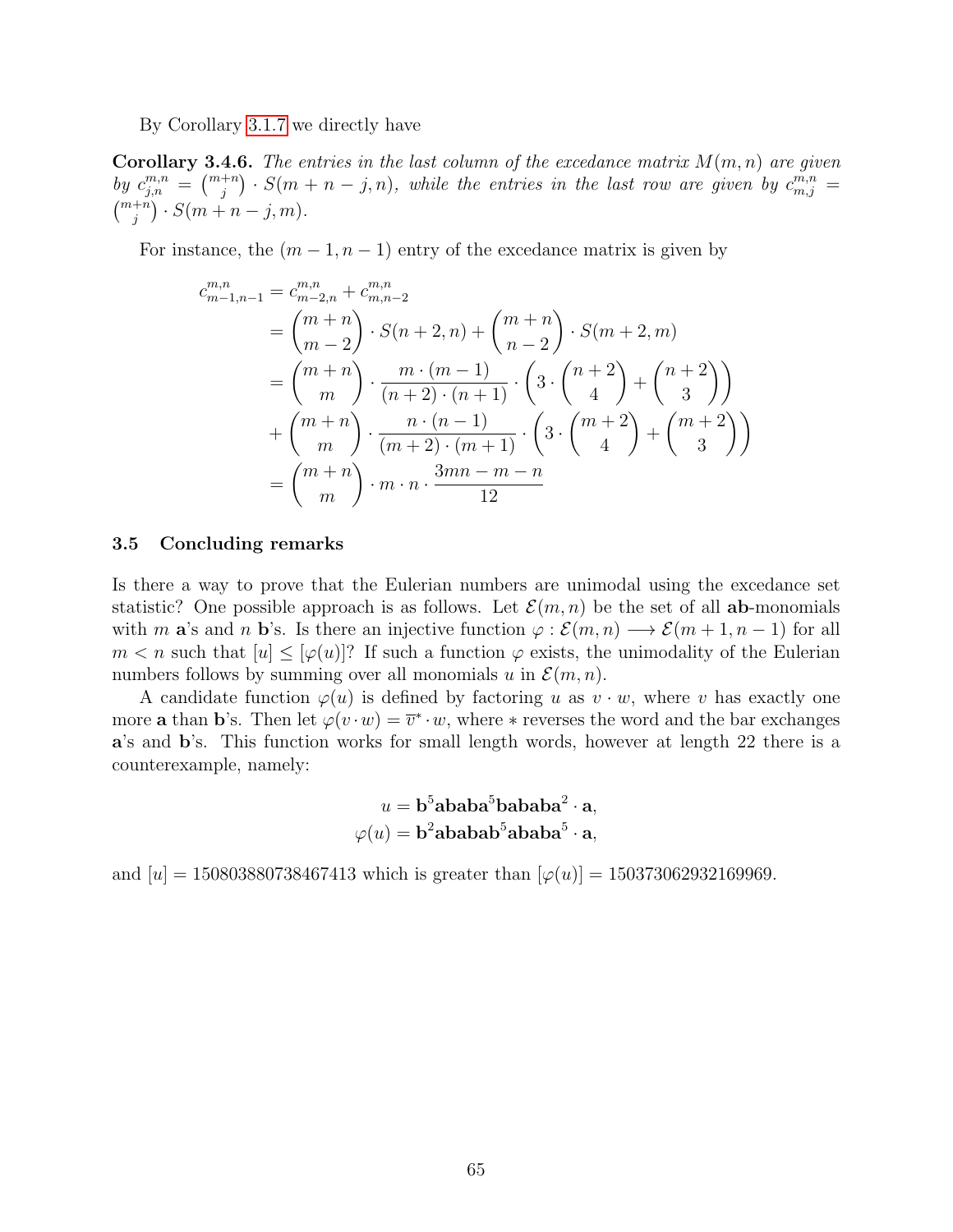By Corollary 3.1.7 we directly have

**Corollary 3.4.6.** *The entries in the last column of the excedance matrix $M(m,n)$ are given by $c^{m,n}_{j,n} = \binom{m+n}{j} \cdot S(m+n-j, n)$, while the entries in the last row are given by $c^{m,n}_{m,j} = \binom{m+n}{j} \cdot S(m+n-j, m)$.*

For instance, the $(m-1, n-1)$ entry of the excedance matrix is given by

$$\begin{aligned}
c^{m,n}_{m-1,n-1} &= c^{m,n}_{m-2,n} + c^{m,n}_{m,n-2} \\
&= \binom{m+n}{m-2} \cdot S(n+2,n) + \binom{m+n}{n-2} \cdot S(m+2,m) \\
&= \binom{m+n}{m} \cdot \frac{m \cdot (m-1)}{(n+2)\cdot(n+1)} \cdot \left( 3 \cdot \binom{n+2}{4} + \binom{n+2}{3} \right) \\
&\quad + \binom{m+n}{m} \cdot \frac{n \cdot (n-1)}{(m+2)\cdot(m+1)} \cdot \left( 3 \cdot \binom{m+2}{4} + \binom{m+2}{3} \right) \\
&= \binom{m+n}{m} \cdot m \cdot n \cdot \frac{3mn - m - n}{12}
\end{aligned}$$

### 3.5 Concluding remarks

Is there a way to prove that the Eulerian numbers are unimodal using the excedance set statistic? One possible approach is as follows. Let $\mathcal{E}(m,n)$ be the set of all **ab**-monomials with $m$ **a**'s and $n$ **b**'s. Is there an injective function $\varphi : \mathcal{E}(m,n) \longrightarrow \mathcal{E}(m+1, n-1)$ for all $m < n$ such that $[u] \leq [\varphi(u)]$? If such a function $\varphi$ exists, the unimodality of the Eulerian numbers follows by summing over all monomials $u$ in $\mathcal{E}(m,n)$.

A candidate function $\varphi(u)$ is defined by factoring $u$ as $v \cdot w$, where $v$ has exactly one more **a** than **b**'s. Then let $\varphi(v \cdot w) = \overline{v}^* \cdot w$, where $*$ reverses the word and the bar exchanges **a**'s and **b**'s. This function works for small length words, however at length 22 there is a counterexample, namely:

$$u = \mathbf{b}^5\mathbf{ababa}^5\mathbf{bababa}^2 \cdot \mathbf{a},$$
$$\varphi(u) = \mathbf{b}^2\mathbf{ababab}^5\mathbf{ababa}^5 \cdot \mathbf{a},$$

and $[u] = 150803880738467413$ which is greater than $[\varphi(u)] = 150373062932169969$.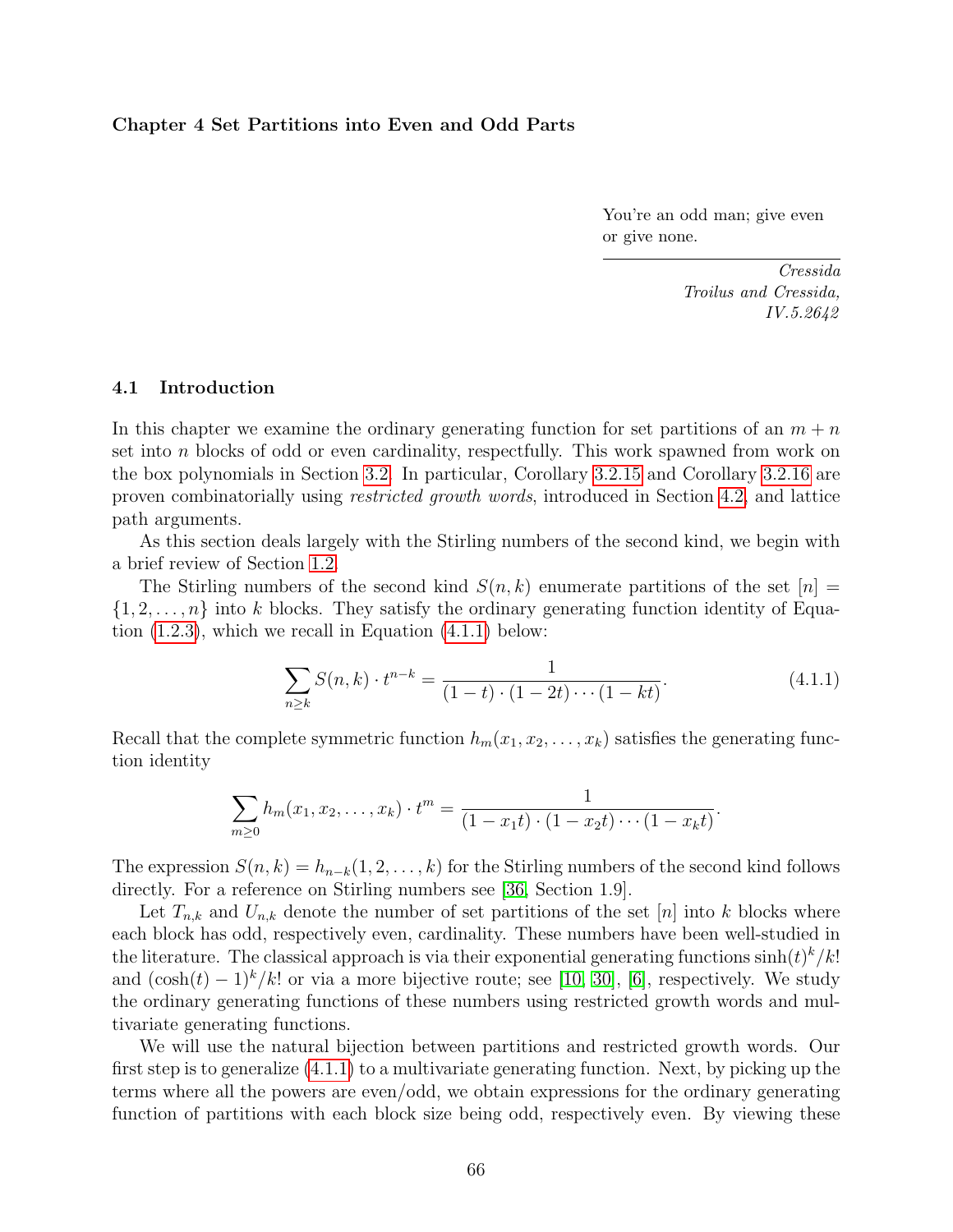**Chapter 4 Set Partitions into Even and Odd Parts**

> You're an odd man; give even or give none.
>
> *Cressida*
> *Troilus and Cressida,*
> *IV.5.2642*

### 4.1 Introduction

In this chapter we examine the ordinary generating function for set partitions of an $m+n$ set into $n$ blocks of odd or even cardinality, respectfully. This work spawned from work on the box polynomials in Section 3.2. In particular, Corollary 3.2.15 and Corollary 3.2.16 are proven combinatorially using *restricted growth words*, introduced in Section 4.2, and lattice path arguments.

As this section deals largely with the Stirling numbers of the second kind, we begin with a brief review of Section 1.2.

The Stirling numbers of the second kind $S(n,k)$ enumerate partitions of the set $[n] = \{1, 2, \ldots, n\}$ into $k$ blocks. They satisfy the ordinary generating function identity of Equation (1.2.3), which we recall in Equation (4.1.1) below:

$$\sum_{n \geq k} S(n,k) \cdot t^{n-k} = \frac{1}{(1-t) \cdot (1-2t) \cdots (1-kt)}. \tag{4.1.1}$$

Recall that the complete symmetric function $h_m(x_1, x_2, \ldots, x_k)$ satisfies the generating function identity

$$\sum_{m \geq 0} h_m(x_1, x_2, \ldots, x_k) \cdot t^m = \frac{1}{(1-x_1 t) \cdot (1-x_2 t) \cdots (1-x_k t)}.$$

The expression $S(n,k) = h_{n-k}(1, 2, \ldots, k)$ for the Stirling numbers of the second kind follows directly. For a reference on Stirling numbers see [36, Section 1.9].

Let $T_{n,k}$ and $U_{n,k}$ denote the number of set partitions of the set $[n]$ into $k$ blocks where each block has odd, respectively even, cardinality. These numbers have been well-studied in the literature. The classical approach is via their exponential generating functions $\sinh(t)^k/k!$ and $(\cosh(t)-1)^k/k!$ or via a more bijective route; see [10, 30], [6], respectively. We study the ordinary generating functions of these numbers using restricted growth words and multivariate generating functions.

We will use the natural bijection between partitions and restricted growth words. Our first step is to generalize (4.1.1) to a multivariate generating function. Next, by picking up the terms where all the powers are even/odd, we obtain expressions for the ordinary generating function of partitions with each block size being odd, respectively even. By viewing these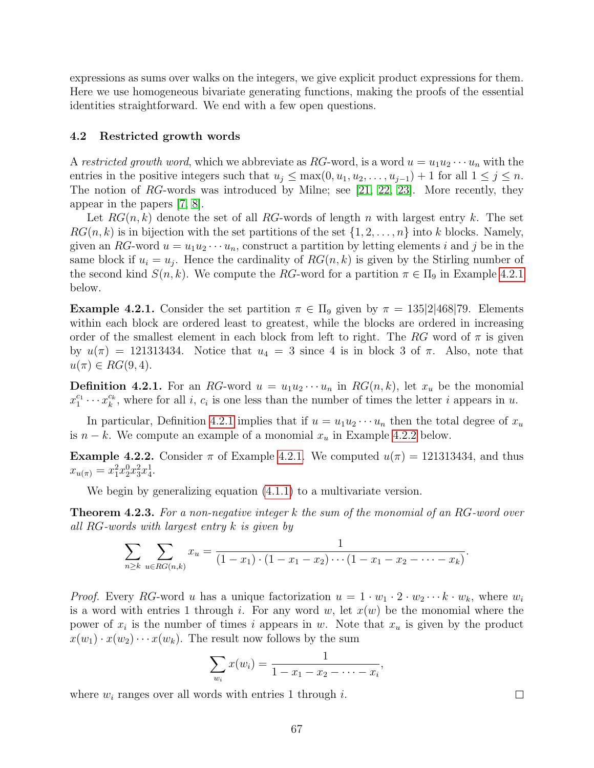expressions as sums over walks on the integers, we give explicit product expressions for them. Here we use homogeneous bivariate generating functions, making the proofs of the essential identities straightforward. We end with a few open questions.

### 4.2 Restricted growth words

A *restricted growth word*, which we abbreviate as $RG$-word, is a word $u = u_1 u_2 \cdots u_n$ with the entries in the positive integers such that $u_j \leq \max(0, u_1, u_2, \ldots, u_{j-1}) + 1$ for all $1 \leq j \leq n$. The notion of $RG$-words was introduced by Milne; see [21, 22, 23]. More recently, they appear in the papers [7, 8].

Let $RG(n, k)$ denote the set of all $RG$-words of length $n$ with largest entry $k$. The set $RG(n, k)$ is in bijection with the set partitions of the set $\{1, 2, \ldots, n\}$ into $k$ blocks. Namely, given an $RG$-word $u = u_1 u_2 \cdots u_n$, construct a partition by letting elements $i$ and $j$ be in the same block if $u_i = u_j$. Hence the cardinality of $RG(n, k)$ is given by the Stirling number of the second kind $S(n, k)$. We compute the $RG$-word for a partition $\pi \in \Pi_9$ in Example 4.2.1 below.

**Example 4.2.1.** Consider the set partition $\pi \in \Pi_9$ given by $\pi = 135|2|468|79$. Elements within each block are ordered least to greatest, while the blocks are ordered in increasing order of the smallest element in each block from left to right. The $RG$ word of $\pi$ is given by $u(\pi) = 121313434$. Notice that $u_4 = 3$ since 4 is in block 3 of $\pi$. Also, note that $u(\pi) \in RG(9, 4)$.

**Definition 4.2.1.** For an $RG$-word $u = u_1 u_2 \cdots u_n$ in $RG(n, k)$, let $x_u$ be the monomial $x_1^{c_1} \cdots x_k^{c_k}$, where for all $i$, $c_i$ is one less than the number of times the letter $i$ appears in $u$.

In particular, Definition 4.2.1 implies that if $u = u_1 u_2 \cdots u_n$ then the total degree of $x_u$ is $n - k$. We compute an example of a monomial $x_u$ in Example 4.2.2 below.

**Example 4.2.2.** Consider $\pi$ of Example 4.2.1. We computed $u(\pi) = 121313434$, and thus $x_{u(\pi)} = x_1^2 x_2^0 x_3^2 x_4^1$.

We begin by generalizing equation (4.1.1) to a multivariate version.

**Theorem 4.2.3.** *For a non-negative integer $k$ the sum of the monomial of an RG-word over all RG-words with largest entry $k$ is given by*

$$\sum_{n \geq k} \sum_{u \in RG(n,k)} x_u = \frac{1}{(1 - x_1) \cdot (1 - x_1 - x_2) \cdots (1 - x_1 - x_2 - \cdots - x_k)}.$$

*Proof.* Every $RG$-word $u$ has a unique factorization $u = 1 \cdot w_1 \cdot 2 \cdot w_2 \cdots k \cdot w_k$, where $w_i$ is a word with entries 1 through $i$. For any word $w$, let $x(w)$ be the monomial where the power of $x_i$ is the number of times $i$ appears in $w$. Note that $x_u$ is given by the product $x(w_1) \cdot x(w_2) \cdots x(w_k)$. The result now follows by the sum

$$\sum_{w_i} x(w_i) = \frac{1}{1 - x_1 - x_2 - \cdots - x_i},$$

where $w_i$ ranges over all words with entries 1 through $i$. $\square$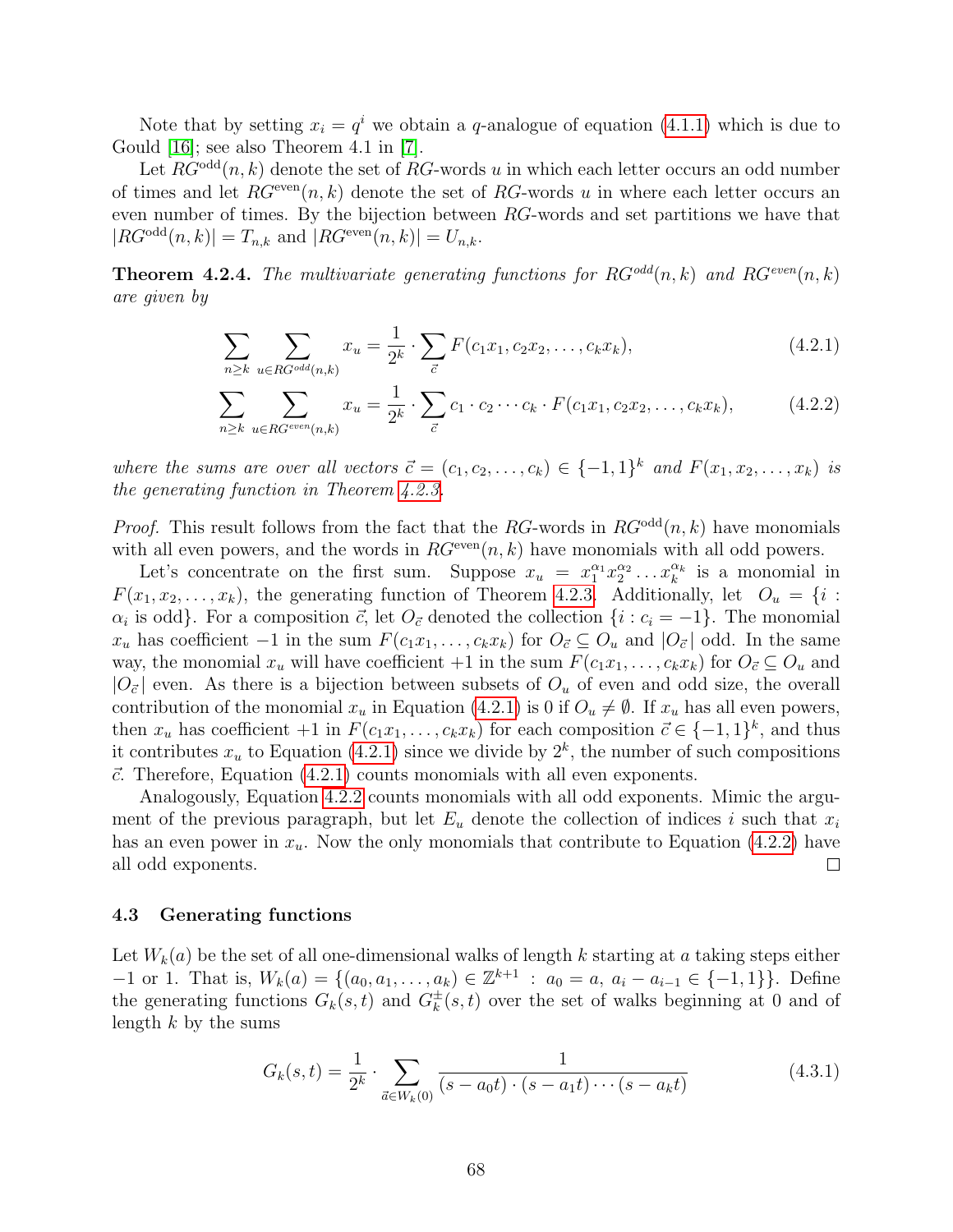Note that by setting $x_i = q^i$ we obtain a $q$-analogue of equation (4.1.1) which is due to Gould [16]; see also Theorem 4.1 in [7].

Let $RG^{\text{odd}}(n,k)$ denote the set of $RG$-words $u$ in which each letter occurs an odd number of times and let $RG^{\text{even}}(n,k)$ denote the set of $RG$-words $u$ in where each letter occurs an even number of times. By the bijection between $RG$-words and set partitions we have that $|RG^{\text{odd}}(n,k)| = T_{n,k}$ and $|RG^{\text{even}}(n,k)| = U_{n,k}$.

**Theorem 4.2.4.** *The multivariate generating functions for $RG^{odd}(n,k)$ and $RG^{even}(n,k)$ are given by*

$$\sum_{n \geq k} \sum_{u \in RG^{odd}(n,k)} x_u = \frac{1}{2^k} \cdot \sum_{\vec{c}} F(c_1 x_1, c_2 x_2, \ldots, c_k x_k), \tag{4.2.1}$$

$$\sum_{n \geq k} \sum_{u \in RG^{even}(n,k)} x_u = \frac{1}{2^k} \cdot \sum_{\vec{c}} c_1 \cdot c_2 \cdots c_k \cdot F(c_1 x_1, c_2 x_2, \ldots, c_k x_k), \tag{4.2.2}$$

*where the sums are over all vectors $\vec{c} = (c_1, c_2, \ldots, c_k) \in \{-1, 1\}^k$ and $F(x_1, x_2, \ldots, x_k)$ is the generating function in Theorem 4.2.3.*

*Proof.* This result follows from the fact that the $RG$-words in $RG^{\text{odd}}(n,k)$ have monomials with all even powers, and the words in $RG^{\text{even}}(n,k)$ have monomials with all odd powers.

Let's concentrate on the first sum. Suppose $x_u = x_1^{\alpha_1} x_2^{\alpha_2} \ldots x_k^{\alpha_k}$ is a monomial in $F(x_1, x_2, \ldots, x_k)$, the generating function of Theorem 4.2.3. Additionally, let $O_u = \{i : \alpha_i \text{ is odd}\}$. For a composition $\vec{c}$, let $O_{\vec{c}}$ denoted the collection $\{i : c_i = -1\}$. The monomial $x_u$ has coefficient $-1$ in the sum $F(c_1 x_1, \ldots, c_k x_k)$ for $O_{\vec{c}} \subseteq O_u$ and $|O_{\vec{c}}|$ odd. In the same way, the monomial $x_u$ will have coefficient $+1$ in the sum $F(c_1 x_1, \ldots, c_k x_k)$ for $O_{\vec{c}} \subseteq O_u$ and $|O_{\vec{c}}|$ even. As there is a bijection between subsets of $O_u$ of even and odd size, the overall contribution of the monomial $x_u$ in Equation (4.2.1) is 0 if $O_u \neq \emptyset$. If $x_u$ has all even powers, then $x_u$ has coefficient $+1$ in $F(c_1 x_1, \ldots, c_k x_k)$ for each composition $\vec{c} \in \{-1, 1\}^k$, and thus it contributes $x_u$ to Equation (4.2.1) since we divide by $2^k$, the number of such compositions $\vec{c}$. Therefore, Equation (4.2.1) counts monomials with all even exponents.

Analogously, Equation 4.2.2 counts monomials with all odd exponents. Mimic the argument of the previous paragraph, but let $E_u$ denote the collection of indices $i$ such that $x_i$ has an even power in $x_u$. Now the only monomials that contribute to Equation (4.2.2) have all odd exponents. ◻

### 4.3 Generating functions

Let $W_k(a)$ be the set of all one-dimensional walks of length $k$ starting at $a$ taking steps either $-1$ or 1. That is, $W_k(a) = \{(a_0, a_1, \ldots, a_k) \in \mathbb{Z}^{k+1} : a_0 = a, \ a_i - a_{i-1} \in \{-1, 1\}\}$. Define the generating functions $G_k(s,t)$ and $G_k^{\pm}(s,t)$ over the set of walks beginning at 0 and of length $k$ by the sums

$$G_k(s,t) = \frac{1}{2^k} \cdot \sum_{\vec{a} \in W_k(0)} \frac{1}{(s - a_0 t) \cdot (s - a_1 t) \cdots (s - a_k t)} \tag{4.3.1}$$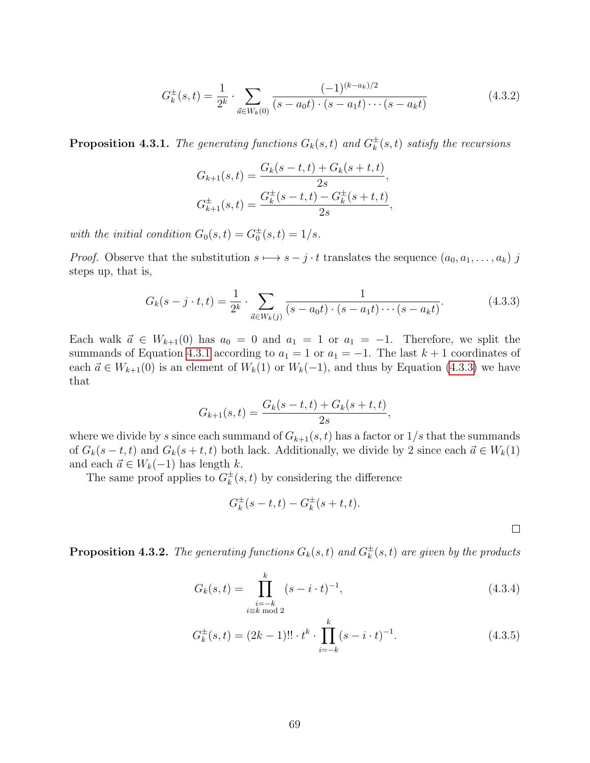$$G_k^{\pm}(s,t) = \frac{1}{2^k} \cdot \sum_{\vec{a} \in W_k(0)} \frac{(-1)^{(k-a_k)/2}}{(s - a_0 t) \cdot (s - a_1 t) \cdots (s - a_k t)} \tag{4.3.2}$$

**Proposition 4.3.1.** *The generating functions $G_k(s,t)$ and $G_k^{\pm}(s,t)$ satisfy the recursions*

$$G_{k+1}(s,t) = \frac{G_k(s-t,t) + G_k(s+t,t)}{2s},$$

$$G_{k+1}^{\pm}(s,t) = \frac{G_k^{\pm}(s-t,t) - G_k^{\pm}(s+t,t)}{2s},$$

*with the initial condition $G_0(s,t) = G_0^{\pm}(s,t) = 1/s$.*

*Proof.* Observe that the substitution $s \longmapsto s - j \cdot t$ translates the sequence $(a_0, a_1, \dots, a_k)$ $j$ steps up, that is,

$$G_k(s - j \cdot t, t) = \frac{1}{2^k} \cdot \sum_{\vec{a} \in W_k(j)} \frac{1}{(s - a_0 t) \cdot (s - a_1 t) \cdots (s - a_k t)}. \tag{4.3.3}$$

Each walk $\vec{a} \in W_{k+1}(0)$ has $a_0 = 0$ and $a_1 = 1$ or $a_1 = -1$. Therefore, we split the summands of Equation 4.3.1 according to $a_1 = 1$ or $a_1 = -1$. The last $k+1$ coordinates of each $\vec{a} \in W_{k+1}(0)$ is an element of $W_k(1)$ or $W_k(-1)$, and thus by Equation (4.3.3) we have that

$$G_{k+1}(s,t) = \frac{G_k(s-t,t) + G_k(s+t,t)}{2s},$$

where we divide by $s$ since each summand of $G_{k+1}(s,t)$ has a factor or $1/s$ that the summands of $G_k(s-t,t)$ and $G_k(s+t,t)$ both lack. Additionally, we divide by 2 since each $\vec{a} \in W_k(1)$ and each $\vec{a} \in W_k(-1)$ has length $k$.

The same proof applies to $G_k^{\pm}(s,t)$ by considering the difference

$$G_k^{\pm}(s-t,t) - G_k^{\pm}(s+t,t).$$

□

**Proposition 4.3.2.** *The generating functions $G_k(s,t)$ and $G_k^{\pm}(s,t)$ are given by the products*

$$G_k(s,t) = \prod_{\substack{i=-k \\ i \equiv k \bmod 2}}^{k} (s - i \cdot t)^{-1}, \tag{4.3.4}$$

$$G_k^{\pm}(s,t) = (2k-1)!! \cdot t^k \cdot \prod_{i=-k}^{k} (s - i \cdot t)^{-1}. \tag{4.3.5}$$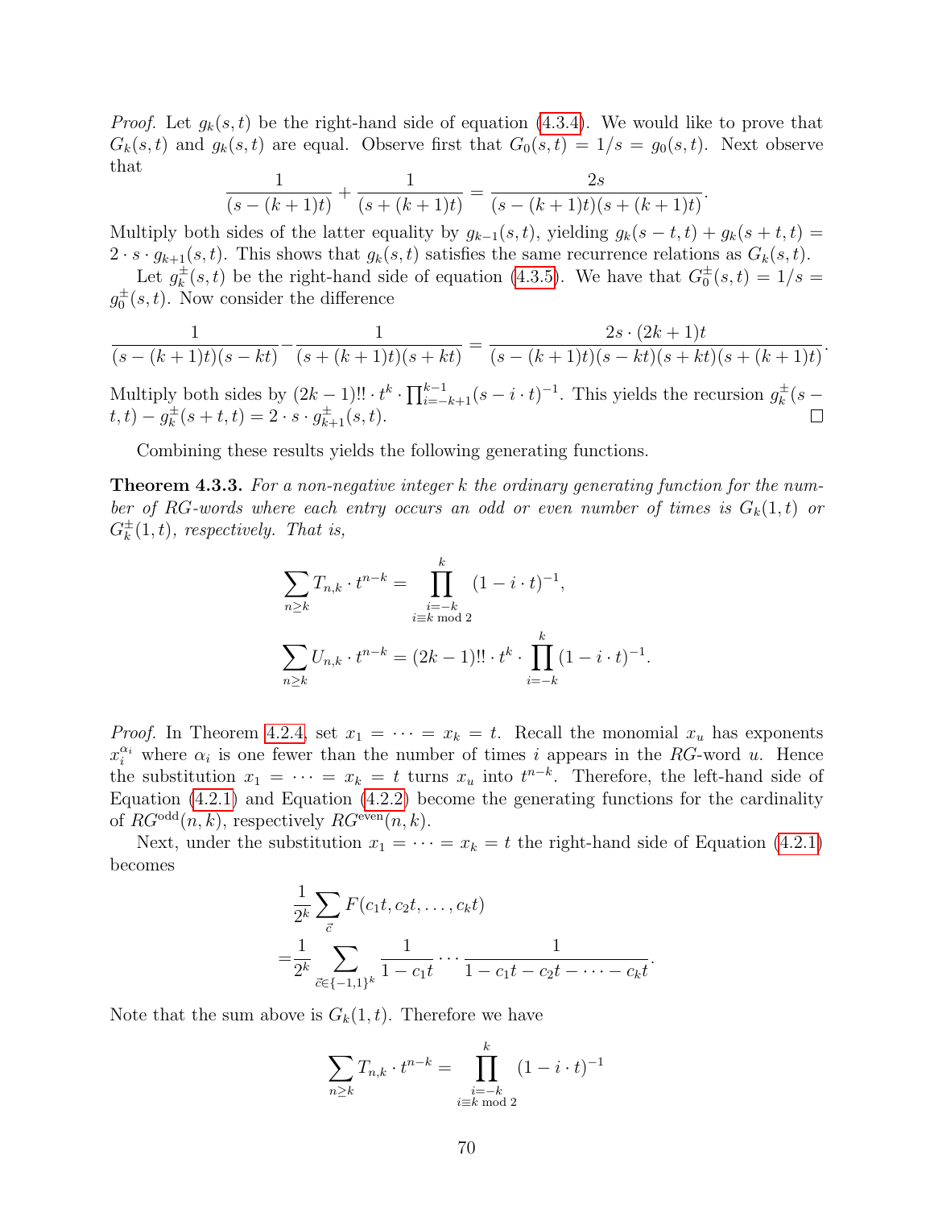*Proof.* Let $g_k(s,t)$ be the right-hand side of equation (4.3.4). We would like to prove that $G_k(s,t)$ and $g_k(s,t)$ are equal. Observe first that $G_0(s,t) = 1/s = g_0(s,t)$. Next observe that

$$\frac{1}{(s-(k+1)t)} + \frac{1}{(s+(k+1)t)} = \frac{2s}{(s-(k+1)t)(s+(k+1)t)}.$$

Multiply both sides of the latter equality by $g_{k-1}(s,t)$, yielding $g_k(s-t,t) + g_k(s+t,t) = 2 \cdot s \cdot g_{k+1}(s,t)$. This shows that $g_k(s,t)$ satisfies the same recurrence relations as $G_k(s,t)$.

Let $g_k^{\pm}(s,t)$ be the right-hand side of equation (4.3.5). We have that $G_0^{\pm}(s,t) = 1/s = g_0^{\pm}(s,t)$. Now consider the difference

$$\frac{1}{(s-(k+1)t)(s-kt)} - \frac{1}{(s+(k+1)t)(s+kt)} = \frac{2s \cdot (2k+1)t}{(s-(k+1)t)(s-kt)(s+kt)(s+(k+1)t)}.$$

Multiply both sides by $(2k-1)!! \cdot t^k \cdot \prod_{i=-k+1}^{k-1} (s - i \cdot t)^{-1}$. This yields the recursion $g_k^{\pm}(s-t,t) - g_k^{\pm}(s+t,t) = 2 \cdot s \cdot g_{k+1}^{\pm}(s,t)$. □

Combining these results yields the following generating functions.

**Theorem 4.3.3.** *For a non-negative integer $k$ the ordinary generating function for the number of RG-words where each entry occurs an odd or even number of times is $G_k(1,t)$ or $G_k^{\pm}(1,t)$, respectively. That is,*

$$\sum_{n \geq k} T_{n,k} \cdot t^{n-k} = \prod_{\substack{i=-k \\ i \equiv k \bmod 2}}^{k} (1 - i \cdot t)^{-1},$$

$$\sum_{n \geq k} U_{n,k} \cdot t^{n-k} = (2k-1)!! \cdot t^k \cdot \prod_{i=-k}^{k} (1 - i \cdot t)^{-1}.$$

*Proof.* In Theorem 4.2.4, set $x_1 = \cdots = x_k = t$. Recall the monomial $x_u$ has exponents $x_i^{\alpha_i}$ where $\alpha_i$ is one fewer than the number of times $i$ appears in the *RG*-word $u$. Hence the substitution $x_1 = \cdots = x_k = t$ turns $x_u$ into $t^{n-k}$. Therefore, the left-hand side of Equation (4.2.1) and Equation (4.2.2) become the generating functions for the cardinality of $RG^{\text{odd}}(n,k)$, respectively $RG^{\text{even}}(n,k)$.

Next, under the substitution $x_1 = \cdots = x_k = t$ the right-hand side of Equation (4.2.1) becomes

$$\begin{aligned}
&\frac{1}{2^k} \sum_{\vec{c}} F(c_1 t, c_2 t, \ldots, c_k t) \\
=&\frac{1}{2^k} \sum_{\vec{c} \in \{-1,1\}^k} \frac{1}{1 - c_1 t} \cdots \frac{1}{1 - c_1 t - c_2 t - \cdots - c_k t}.
\end{aligned}$$

Note that the sum above is $G_k(1,t)$. Therefore we have

$$\sum_{n \geq k} T_{n,k} \cdot t^{n-k} = \prod_{\substack{i=-k \\ i \equiv k \bmod 2}}^{k} (1 - i \cdot t)^{-1}$$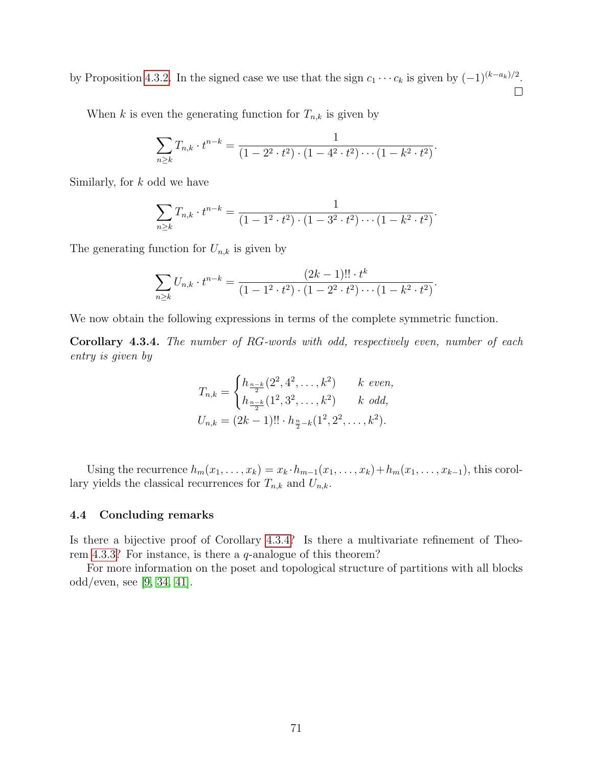by Proposition 4.3.2. In the signed case we use that the sign $c_1 \cdots c_k$ is given by $(-1)^{(k-a_k)/2}$. □

When $k$ is even the generating function for $T_{n,k}$ is given by

$$\sum_{n \geq k} T_{n,k} \cdot t^{n-k} = \frac{1}{(1 - 2^2 \cdot t^2) \cdot (1 - 4^2 \cdot t^2) \cdots (1 - k^2 \cdot t^2)}.$$

Similarly, for $k$ odd we have

$$\sum_{n \geq k} T_{n,k} \cdot t^{n-k} = \frac{1}{(1 - 1^2 \cdot t^2) \cdot (1 - 3^2 \cdot t^2) \cdots (1 - k^2 \cdot t^2)}.$$

The generating function for $U_{n,k}$ is given by

$$\sum_{n \geq k} U_{n,k} \cdot t^{n-k} = \frac{(2k-1)!! \cdot t^k}{(1 - 1^2 \cdot t^2) \cdot (1 - 2^2 \cdot t^2) \cdots (1 - k^2 \cdot t^2)}.$$

We now obtain the following expressions in terms of the complete symmetric function.

**Corollary 4.3.4.** *The number of RG-words with odd, respectively even, number of each entry is given by*

$$T_{n,k} = \begin{cases} h_{\frac{n-k}{2}}(2^2, 4^2, \ldots, k^2) & k \text{ even}, \\ h_{\frac{n-k}{2}}(1^2, 3^2, \ldots, k^2) & k \text{ odd}, \end{cases}$$
$$U_{n,k} = (2k-1)!! \cdot h_{\frac{n}{2}-k}(1^2, 2^2, \ldots, k^2).$$

Using the recurrence $h_m(x_1, \ldots, x_k) = x_k \cdot h_{m-1}(x_1, \ldots, x_k) + h_m(x_1, \ldots, x_{k-1})$, this corollary yields the classical recurrences for $T_{n,k}$ and $U_{n,k}$.

### 4.4 Concluding remarks

Is there a bijective proof of Corollary 4.3.4? Is there a multivariate refinement of Theorem 4.3.3? For instance, is there a $q$-analogue of this theorem?

For more information on the poset and topological structure of partitions with all blocks odd/even, see [9, 34, 41].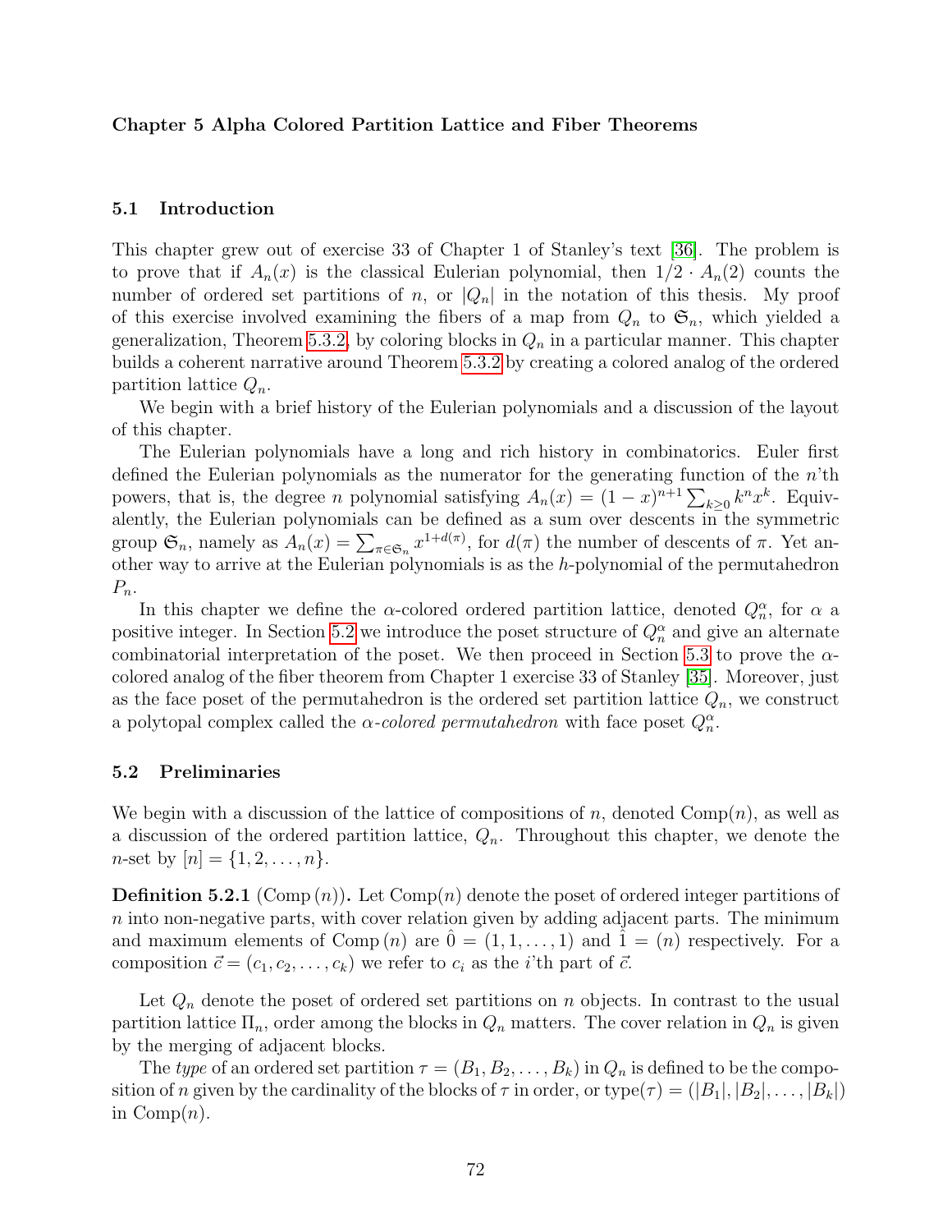# Chapter 5 Alpha Colored Partition Lattice and Fiber Theorems

## 5.1 Introduction

This chapter grew out of exercise 33 of Chapter 1 of Stanley's text [36]. The problem is to prove that if $A_n(x)$ is the classical Eulerian polynomial, then $1/2 \cdot A_n(2)$ counts the number of ordered set partitions of $n$, or $|Q_n|$ in the notation of this thesis. My proof of this exercise involved examining the fibers of a map from $Q_n$ to $\mathfrak{S}_n$, which yielded a generalization, Theorem 5.3.2, by coloring blocks in $Q_n$ in a particular manner. This chapter builds a coherent narrative around Theorem 5.3.2 by creating a colored analog of the ordered partition lattice $Q_n$.

We begin with a brief history of the Eulerian polynomials and a discussion of the layout of this chapter.

The Eulerian polynomials have a long and rich history in combinatorics. Euler first defined the Eulerian polynomials as the numerator for the generating function of the $n$'th powers, that is, the degree $n$ polynomial satisfying $A_n(x) = (1-x)^{n+1} \sum_{k \geq 0} k^n x^k$. Equivalently, the Eulerian polynomials can be defined as a sum over descents in the symmetric group $\mathfrak{S}_n$, namely as $A_n(x) = \sum_{\pi \in \mathfrak{S}_n} x^{1+d(\pi)}$, for $d(\pi)$ the number of descents of $\pi$. Yet another way to arrive at the Eulerian polynomials is as the $h$-polynomial of the permutahedron $P_n$.

In this chapter we define the $\alpha$-colored ordered partition lattice, denoted $Q_n^\alpha$, for $\alpha$ a positive integer. In Section 5.2 we introduce the poset structure of $Q_n^\alpha$ and give an alternate combinatorial interpretation of the poset. We then proceed in Section 5.3 to prove the $\alpha$-colored analog of the fiber theorem from Chapter 1 exercise 33 of Stanley [35]. Moreover, just as the face poset of the permutahedron is the ordered set partition lattice $Q_n$, we construct a polytopal complex called the *$\alpha$-colored permutahedron* with face poset $Q_n^\alpha$.

## 5.2 Preliminaries

We begin with a discussion of the lattice of compositions of $n$, denoted $\text{Comp}(n)$, as well as a discussion of the ordered partition lattice, $Q_n$. Throughout this chapter, we denote the $n$-set by $[n] = \{1, 2, \ldots, n\}$.

**Definition 5.2.1** ($\text{Comp}\,(n)$)**.** Let $\text{Comp}(n)$ denote the poset of ordered integer partitions of $n$ into non-negative parts, with cover relation given by adding adjacent parts. The minimum and maximum elements of $\text{Comp}\,(n)$ are $\hat{0} = (1, 1, \ldots, 1)$ and $\hat{1} = (n)$ respectively. For a composition $\vec{c} = (c_1, c_2, \ldots, c_k)$ we refer to $c_i$ as the $i$'th part of $\vec{c}$.

Let $Q_n$ denote the poset of ordered set partitions on $n$ objects. In contrast to the usual partition lattice $\Pi_n$, order among the blocks in $Q_n$ matters. The cover relation in $Q_n$ is given by the merging of adjacent blocks.

The *type* of an ordered set partition $\tau = (B_1, B_2, \ldots, B_k)$ in $Q_n$ is defined to be the composition of $n$ given by the cardinality of the blocks of $\tau$ in order, or $\text{type}(\tau) = (|B_1|, |B_2|, \ldots, |B_k|)$ in $\text{Comp}(n)$.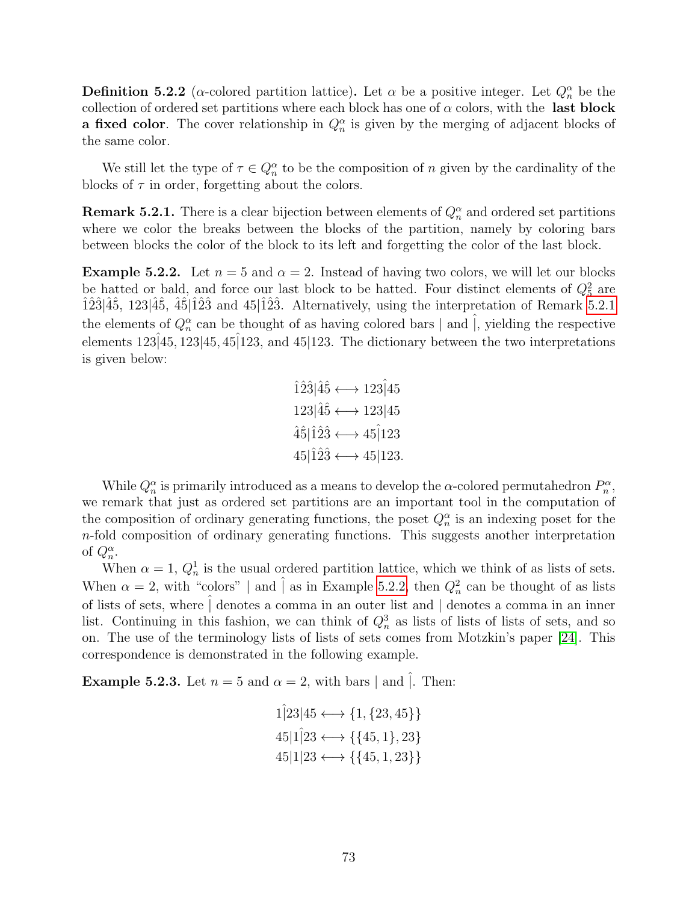**Definition 5.2.2** ($\alpha$-colored partition lattice)**.** Let $\alpha$ be a positive integer. Let $Q_n^\alpha$ be the collection of ordered set partitions where each block has one of $\alpha$ colors, with the **last block a fixed color**. The cover relationship in $Q_n^\alpha$ is given by the merging of adjacent blocks of the same color.

We still let the type of $\tau \in Q_n^\alpha$ to be the composition of $n$ given by the cardinality of the blocks of $\tau$ in order, forgetting about the colors.

**Remark 5.2.1.** There is a clear bijection between elements of $Q_n^\alpha$ and ordered set partitions where we color the breaks between the blocks of the partition, namely by coloring bars between blocks the color of the block to its left and forgetting the color of the last block.

**Example 5.2.2.** Let $n = 5$ and $\alpha = 2$. Instead of having two colors, we will let our blocks be hatted or bald, and force our last block to be hatted. Four distinct elements of $Q_5^2$ are $\hat{1}\hat{2}\hat{3}|\hat{4}\hat{5}$, $123|\hat{4}\hat{5}$, $\hat{4}\hat{5}|\hat{1}\hat{2}\hat{3}$ and $45|\hat{1}\hat{2}\hat{3}$. Alternatively, using the interpretation of Remark 5.2.1 the elements of $Q_n^\alpha$ can be thought of as having colored bars $|$ and $\hat{|}$, yielding the respective elements $123\hat{|}45, 123|45, 45\hat{|}123$, and $45|123$. The dictionary between the two interpretations is given below:

$$\hat{1}\hat{2}\hat{3}|\hat{4}\hat{5} \longleftrightarrow 123\hat{|}45$$
$$123|\hat{4}\hat{5} \longleftrightarrow 123|45$$
$$\hat{4}\hat{5}|\hat{1}\hat{2}\hat{3} \longleftrightarrow 45\hat{|}123$$
$$45|\hat{1}\hat{2}\hat{3} \longleftrightarrow 45|123.$$

While $Q_n^\alpha$ is primarily introduced as a means to develop the $\alpha$-colored permutahedron $P_n^\alpha$, we remark that just as ordered set partitions are an important tool in the computation of the composition of ordinary generating functions, the poset $Q_n^\alpha$ is an indexing poset for the $n$-fold composition of ordinary generating functions. This suggests another interpretation of $Q_n^\alpha$.

When $\alpha = 1$, $Q_n^1$ is the usual ordered partition lattice, which we think of as lists of sets. When $\alpha = 2$, with "colors" $|$ and $\hat{|}$ as in Example 5.2.2, then $Q_n^2$ can be thought of as lists of lists of sets, where $\hat{|}$ denotes a comma in an outer list and $|$ denotes a comma in an inner list. Continuing in this fashion, we can think of $Q_n^3$ as lists of lists of lists of sets, and so on. The use of the terminology lists of lists of sets comes from Motzkin's paper [24]. This correspondence is demonstrated in the following example.

**Example 5.2.3.** Let $n = 5$ and $\alpha = 2$, with bars $|$ and $\hat{|}$. Then:

$$1\hat{|}23|45 \longleftrightarrow \{1, \{23, 45\}\}$$
$$45|1\hat{|}23 \longleftrightarrow \{\{45, 1\}, 23\}$$
$$45|1|23 \longleftrightarrow \{\{45, 1, 23\}\}$$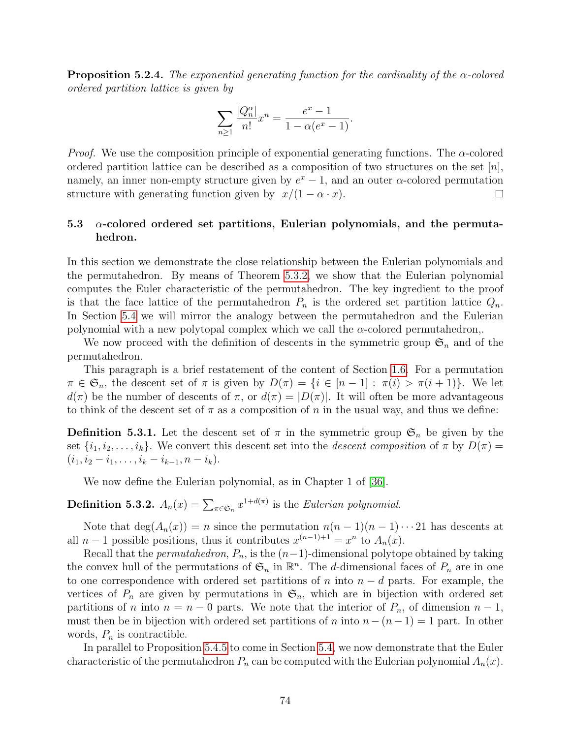**Proposition 5.2.4.** *The exponential generating function for the cardinality of the $\alpha$-colored ordered partition lattice is given by*

$$\sum_{n\geq 1} \frac{|Q_n^\alpha|}{n!} x^n = \frac{e^x - 1}{1 - \alpha(e^x - 1)}.$$

*Proof.* We use the composition principle of exponential generating functions. The $\alpha$-colored ordered partition lattice can be described as a composition of two structures on the set $[n]$, namely, an inner non-empty structure given by $e^x - 1$, and an outer $\alpha$-colored permutation structure with generating function given by $x/(1 - \alpha \cdot x)$. □

## 5.3 $\alpha$-colored ordered set partitions, Eulerian polynomials, and the permutahedron.

In this section we demonstrate the close relationship between the Eulerian polynomials and the permutahedron. By means of Theorem 5.3.2, we show that the Eulerian polynomial computes the Euler characteristic of the permutahedron. The key ingredient to the proof is that the face lattice of the permutahedron $P_n$ is the ordered set partition lattice $Q_n$. In Section 5.4 we will mirror the analogy between the permutahedron and the Eulerian polynomial with a new polytopal complex which we call the $\alpha$-colored permutahedron,.

We now proceed with the definition of descents in the symmetric group $\mathfrak{S}_n$ and of the permutahedron.

This paragraph is a brief restatement of the content of Section 1.6. For a permutation $\pi \in \mathfrak{S}_n$, the descent set of $\pi$ is given by $D(\pi) = \{i \in [n-1] : \pi(i) > \pi(i+1)\}$. We let $d(\pi)$ be the number of descents of $\pi$, or $d(\pi) = |D(\pi)|$. It will often be more advantageous to think of the descent set of $\pi$ as a composition of $n$ in the usual way, and thus we define:

**Definition 5.3.1.** Let the descent set of $\pi$ in the symmetric group $\mathfrak{S}_n$ be given by the set $\{i_1, i_2, \ldots, i_k\}$. We convert this descent set into the *descent composition* of $\pi$ by $D(\pi) = (i_1, i_2 - i_1, \ldots, i_k - i_{k-1}, n - i_k)$.

We now define the Eulerian polynomial, as in Chapter 1 of [36].

**Definition 5.3.2.** $A_n(x) = \sum_{\pi \in \mathfrak{S}_n} x^{1+d(\pi)}$ is the *Eulerian polynomial*.

Note that $\deg(A_n(x)) = n$ since the permutation $n(n-1)(n-1)\cdots 21$ has descents at all $n-1$ possible positions, thus it contributes $x^{(n-1)+1} = x^n$ to $A_n(x)$.

Recall that the *permutahedron*, $P_n$, is the $(n-1)$-dimensional polytope obtained by taking the convex hull of the permutations of $\mathfrak{S}_n$ in $\mathbb{R}^n$. The $d$-dimensional faces of $P_n$ are in one to one correspondence with ordered set partitions of $n$ into $n-d$ parts. For example, the vertices of $P_n$ are given by permutations in $\mathfrak{S}_n$, which are in bijection with ordered set partitions of $n$ into $n = n - 0$ parts. We note that the interior of $P_n$, of dimension $n-1$, must then be in bijection with ordered set partitions of $n$ into $n - (n-1) = 1$ part. In other words, $P_n$ is contractible.

In parallel to Proposition 5.4.5 to come in Section 5.4, we now demonstrate that the Euler characteristic of the permutahedron $P_n$ can be computed with the Eulerian polynomial $A_n(x)$.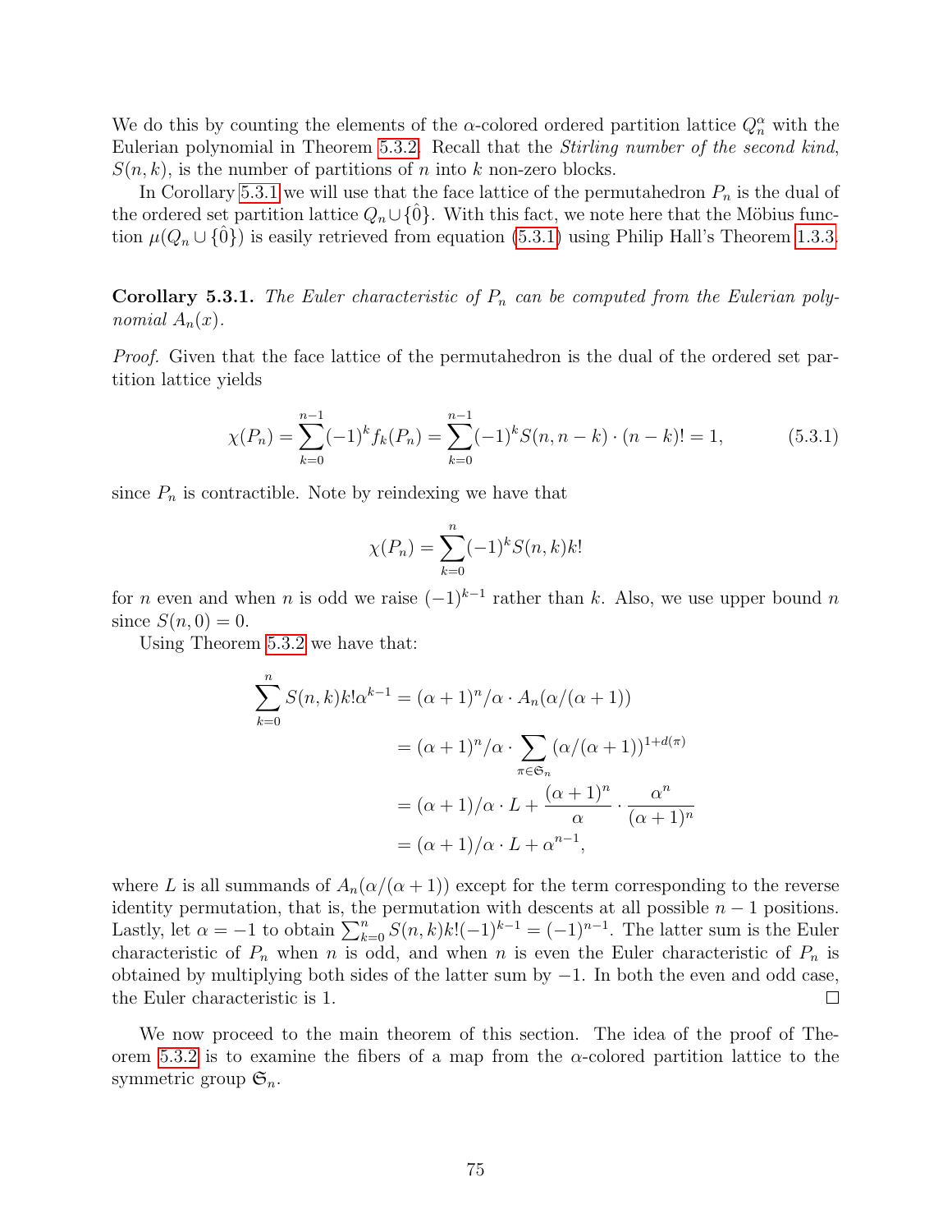We do this by counting the elements of the $\alpha$-colored ordered partition lattice $Q_n^\alpha$ with the Eulerian polynomial in Theorem 5.3.2. Recall that the *Stirling number of the second kind*, $S(n,k)$, is the number of partitions of $n$ into $k$ non-zero blocks.

In Corollary 5.3.1 we will use that the face lattice of the permutahedron $P_n$ is the dual of the ordered set partition lattice $Q_n \cup \{\hat{0}\}$. With this fact, we note here that the Möbius function $\mu(Q_n \cup \{\hat{0}\})$ is easily retrieved from equation (5.3.1) using Philip Hall's Theorem 1.3.3.

**Corollary 5.3.1.** *The Euler characteristic of $P_n$ can be computed from the Eulerian polynomial $A_n(x)$.*

*Proof.* Given that the face lattice of the permutahedron is the dual of the ordered set partition lattice yields

$$\chi(P_n) = \sum_{k=0}^{n-1} (-1)^k f_k(P_n) = \sum_{k=0}^{n-1} (-1)^k S(n, n-k) \cdot (n-k)! = 1, \tag{5.3.1}$$

since $P_n$ is contractible. Note by reindexing we have that

$$\chi(P_n) = \sum_{k=0}^{n} (-1)^k S(n,k) k!$$

for $n$ even and when $n$ is odd we raise $(-1)^{k-1}$ rather than $k$. Also, we use upper bound $n$ since $S(n, 0) = 0$.

Using Theorem 5.3.2 we have that:

$$\begin{aligned}
\sum_{k=0}^{n} S(n,k) k! \alpha^{k-1} &= (\alpha+1)^n/\alpha \cdot A_n(\alpha/(\alpha+1)) \\
&= (\alpha+1)^n/\alpha \cdot \sum_{\pi \in \mathfrak{S}_n} (\alpha/(\alpha+1))^{1+d(\pi)} \\
&= (\alpha+1)/\alpha \cdot L + \frac{(\alpha+1)^n}{\alpha} \cdot \frac{\alpha^n}{(\alpha+1)^n} \\
&= (\alpha+1)/\alpha \cdot L + \alpha^{n-1},
\end{aligned}$$

where $L$ is all summands of $A_n(\alpha/(\alpha+1))$ except for the term corresponding to the reverse identity permutation, that is, the permutation with descents at all possible $n-1$ positions. Lastly, let $\alpha = -1$ to obtain $\sum_{k=0}^{n} S(n,k)k!(-1)^{k-1} = (-1)^{n-1}$. The latter sum is the Euler characteristic of $P_n$ when $n$ is odd, and when $n$ is even the Euler characteristic of $P_n$ is obtained by multiplying both sides of the latter sum by $-1$. In both the even and odd case, the Euler characteristic is 1. □

We now proceed to the main theorem of this section. The idea of the proof of Theorem 5.3.2 is to examine the fibers of a map from the $\alpha$-colored partition lattice to the symmetric group $\mathfrak{S}_n$.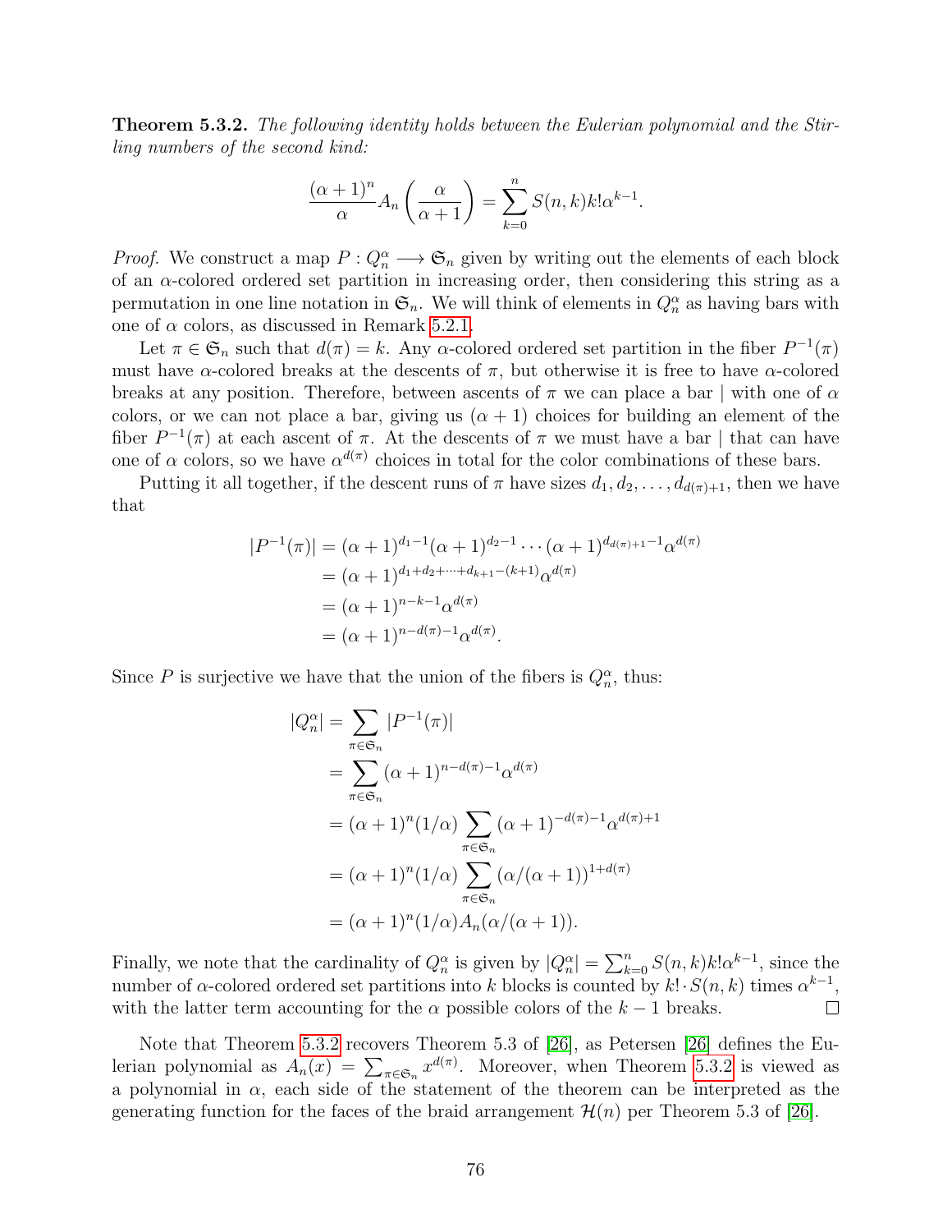**Theorem 5.3.2.** *The following identity holds between the Eulerian polynomial and the Stirling numbers of the second kind:*

$$\frac{(\alpha+1)^n}{\alpha} A_n\left(\frac{\alpha}{\alpha+1}\right) = \sum_{k=0}^{n} S(n,k) k! \alpha^{k-1}.$$

*Proof.* We construct a map $P : Q_n^\alpha \longrightarrow \mathfrak{S}_n$ given by writing out the elements of each block of an $\alpha$-colored ordered set partition in increasing order, then considering this string as a permutation in one line notation in $\mathfrak{S}_n$. We will think of elements in $Q_n^\alpha$ as having bars with one of $\alpha$ colors, as discussed in Remark 5.2.1.

Let $\pi \in \mathfrak{S}_n$ such that $d(\pi) = k$. Any $\alpha$-colored ordered set partition in the fiber $P^{-1}(\pi)$ must have $\alpha$-colored breaks at the descents of $\pi$, but otherwise it is free to have $\alpha$-colored breaks at any position. Therefore, between ascents of $\pi$ we can place a bar $|$ with one of $\alpha$ colors, or we can not place a bar, giving us $(\alpha+1)$ choices for building an element of the fiber $P^{-1}(\pi)$ at each ascent of $\pi$. At the descents of $\pi$ we must have a bar $|$ that can have one of $\alpha$ colors, so we have $\alpha^{d(\pi)}$ choices in total for the color combinations of these bars.

Putting it all together, if the descent runs of $\pi$ have sizes $d_1, d_2, \ldots, d_{d(\pi)+1}$, then we have that

$$\begin{aligned}
|P^{-1}(\pi)| &= (\alpha+1)^{d_1-1}(\alpha+1)^{d_2-1} \cdots (\alpha+1)^{d_{d(\pi)+1}-1}\alpha^{d(\pi)} \\
&= (\alpha+1)^{d_1+d_2+\cdots+d_{k+1}-(k+1)}\alpha^{d(\pi)} \\
&= (\alpha+1)^{n-k-1}\alpha^{d(\pi)} \\
&= (\alpha+1)^{n-d(\pi)-1}\alpha^{d(\pi)}.
\end{aligned}$$

Since $P$ is surjective we have that the union of the fibers is $Q_n^\alpha$, thus:

$$\begin{aligned}
|Q_n^\alpha| &= \sum_{\pi \in \mathfrak{S}_n} |P^{-1}(\pi)| \\
&= \sum_{\pi \in \mathfrak{S}_n} (\alpha+1)^{n-d(\pi)-1}\alpha^{d(\pi)} \\
&= (\alpha+1)^n (1/\alpha) \sum_{\pi \in \mathfrak{S}_n} (\alpha+1)^{-d(\pi)-1}\alpha^{d(\pi)+1} \\
&= (\alpha+1)^n (1/\alpha) \sum_{\pi \in \mathfrak{S}_n} (\alpha/(\alpha+1))^{1+d(\pi)} \\
&= (\alpha+1)^n (1/\alpha) A_n(\alpha/(\alpha+1)).
\end{aligned}$$

Finally, we note that the cardinality of $Q_n^\alpha$ is given by $|Q_n^\alpha| = \sum_{k=0}^{n} S(n,k)k!\alpha^{k-1}$, since the number of $\alpha$-colored ordered set partitions into $k$ blocks is counted by $k! \cdot S(n,k)$ times $\alpha^{k-1}$, with the latter term accounting for the $\alpha$ possible colors of the $k-1$ breaks. $\square$

Note that Theorem 5.3.2 recovers Theorem 5.3 of [26], as Petersen [26] defines the Eulerian polynomial as $A_n(x) = \sum_{\pi \in \mathfrak{S}_n} x^{d(\pi)}$. Moreover, when Theorem 5.3.2 is viewed as a polynomial in $\alpha$, each side of the statement of the theorem can be interpreted as the generating function for the faces of the braid arrangement $\mathcal{H}(n)$ per Theorem 5.3 of [26].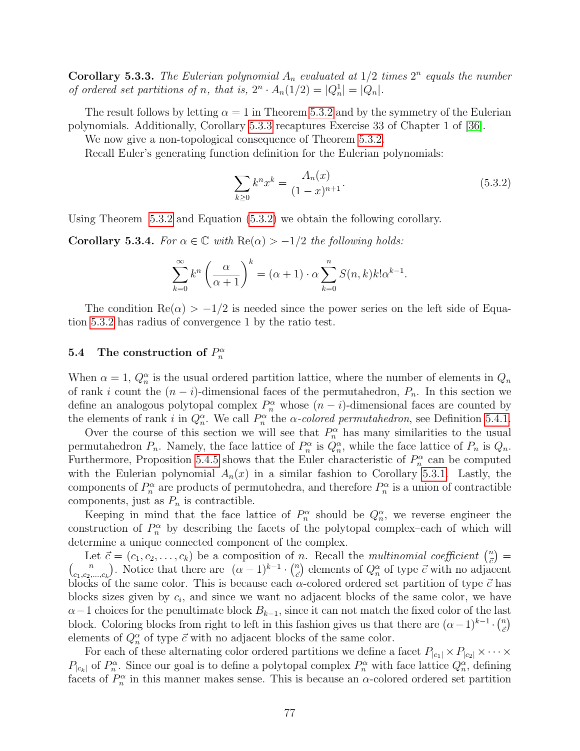**Corollary 5.3.3.** *The Eulerian polynomial $A_n$ evaluated at $1/2$ times $2^n$ equals the number of ordered set partitions of $n$, that is, $2^n \cdot A_n(1/2) = |Q_n^1| = |Q_n|$.*

The result follows by letting $\alpha = 1$ in Theorem 5.3.2 and by the symmetry of the Eulerian polynomials. Additionally, Corollary 5.3.3 recaptures Exercise 33 of Chapter 1 of [36].

We now give a non-topological consequence of Theorem 5.3.2.

Recall Euler's generating function definition for the Eulerian polynomials:

$$\sum_{k \geq 0} k^n x^k = \frac{A_n(x)}{(1-x)^{n+1}}. \tag{5.3.2}$$

Using Theorem 5.3.2 and Equation (5.3.2) we obtain the following corollary.

**Corollary 5.3.4.** *For $\alpha \in \mathbb{C}$ with $\mathrm{Re}(\alpha) > -1/2$ the following holds:*

$$\sum_{k=0}^{\infty} k^n \left(\frac{\alpha}{\alpha+1}\right)^k = (\alpha+1) \cdot \alpha \sum_{k=0}^{n} S(n,k) k! \alpha^{k-1}.$$

The condition $\mathrm{Re}(\alpha) > -1/2$ is needed since the power series on the left side of Equation 5.3.2 has radius of convergence 1 by the ratio test.

## 5.4 The construction of $P_n^\alpha$

When $\alpha = 1$, $Q_n^\alpha$ is the usual ordered partition lattice, where the number of elements in $Q_n$ of rank $i$ count the $(n-i)$-dimensional faces of the permutahedron, $P_n$. In this section we define an analogous polytopal complex $P_n^\alpha$ whose $(n-i)$-dimensional faces are counted by the elements of rank $i$ in $Q_n^\alpha$. We call $P_n^\alpha$ the *$\alpha$-colored permutahedron*, see Definition 5.4.1.

Over the course of this section we will see that $P_n^\alpha$ has many similarities to the usual permutahedron $P_n$. Namely, the face lattice of $P_n^\alpha$ is $Q_n^\alpha$, while the face lattice of $P_n$ is $Q_n$. Furthermore, Proposition 5.4.5 shows that the Euler characteristic of $P_n^\alpha$ can be computed with the Eulerian polynomial $A_n(x)$ in a similar fashion to Corollary 5.3.1. Lastly, the components of $P_n^\alpha$ are products of permutohedra, and therefore $P_n^\alpha$ is a union of contractible components, just as $P_n$ is contractible.

Keeping in mind that the face lattice of $P_n^\alpha$ should be $Q_n^\alpha$, we reverse engineer the construction of $P_n^\alpha$ by describing the facets of the polytopal complex–each of which will determine a unique connected component of the complex.

Let $\vec{c} = (c_1, c_2, \ldots, c_k)$ be a composition of $n$. Recall the *multinomial coefficient* $\binom{n}{\vec{c}} = \binom{n}{c_1, c_2, \ldots, c_k}$. Notice that there are $(\alpha-1)^{k-1} \cdot \binom{n}{\vec{c}}$ elements of $Q_n^\alpha$ of type $\vec{c}$ with no adjacent blocks of the same color. This is because each $\alpha$-colored ordered set partition of type $\vec{c}$ has blocks sizes given by $c_i$, and since we want no adjacent blocks of the same color, we have $\alpha - 1$ choices for the penultimate block $B_{k-1}$, since it can not match the fixed color of the last block. Coloring blocks from right to left in this fashion gives us that there are $(\alpha-1)^{k-1} \cdot \binom{n}{\vec{c}}$ elements of $Q_n^\alpha$ of type $\vec{c}$ with no adjacent blocks of the same color.

For each of these alternating color ordered partitions we define a facet $P_{|c_1|} \times P_{|c_2|} \times \cdots \times P_{|c_k|}$ of $P_n^\alpha$. Since our goal is to define a polytopal complex $P_n^\alpha$ with face lattice $Q_n^\alpha$, defining facets of $P_n^\alpha$ in this manner makes sense. This is because an $\alpha$-colored ordered set partition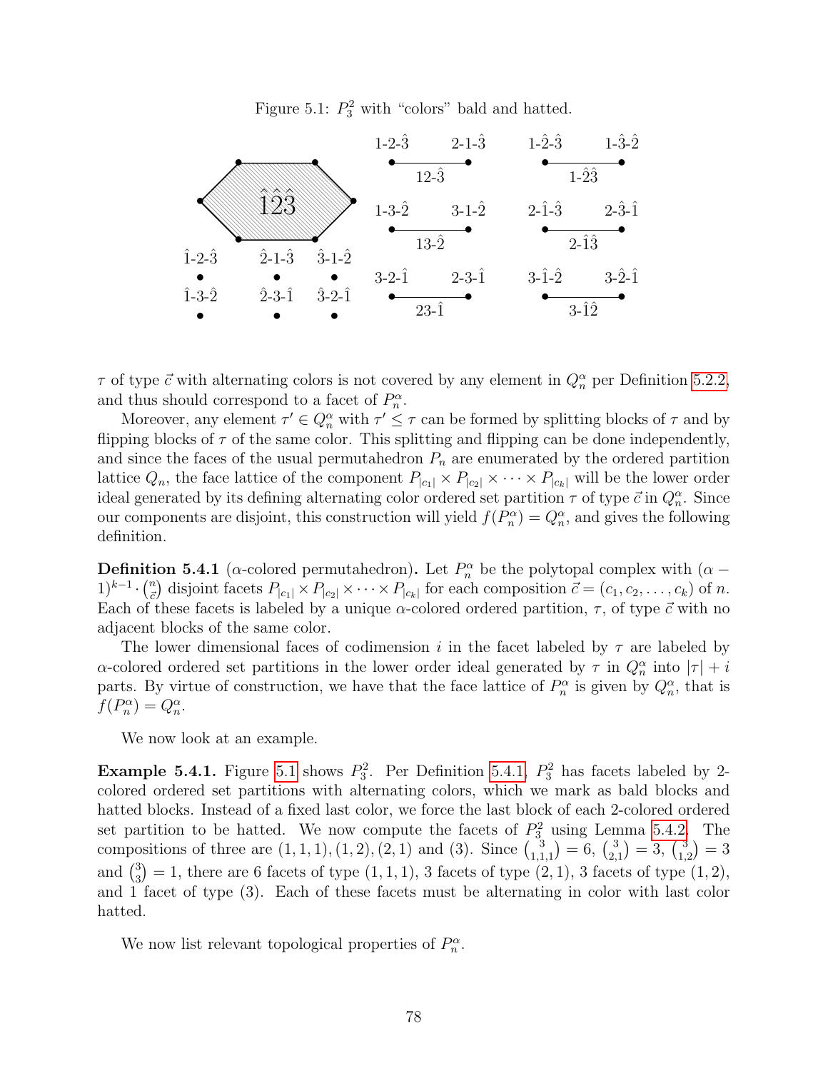Figure 5.1: $P_3^2$ with "colors" bald and hatted.

$\tau$ of type $\vec{c}$ with alternating colors is not covered by any element in $Q_n^\alpha$ per Definition 5.2.2, and thus should correspond to a facet of $P_n^\alpha$.

Moreover, any element $\tau' \in Q_n^\alpha$ with $\tau' \leq \tau$ can be formed by splitting blocks of $\tau$ and by flipping blocks of $\tau$ of the same color. This splitting and flipping can be done independently, and since the faces of the usual permutahedron $P_n$ are enumerated by the ordered partition lattice $Q_n$, the face lattice of the component $P_{|c_1|} \times P_{|c_2|} \times \cdots \times P_{|c_k|}$ will be the lower order ideal generated by its defining alternating color ordered set partition $\tau$ of type $\vec{c}$ in $Q_n^\alpha$. Since our components are disjoint, this construction will yield $f(P_n^\alpha) = Q_n^\alpha$, and gives the following definition.

**Definition 5.4.1** ($\alpha$-colored permutahedron)**.** Let $P_n^\alpha$ be the polytopal complex with $(\alpha - 1)^{k-1} \cdot \binom{n}{\vec{c}}$ disjoint facets $P_{|c_1|} \times P_{|c_2|} \times \cdots \times P_{|c_k|}$ for each composition $\vec{c} = (c_1, c_2, \ldots, c_k)$ of $n$. Each of these facets is labeled by a unique $\alpha$-colored ordered partition, $\tau$, of type $\vec{c}$ with no adjacent blocks of the same color.

The lower dimensional faces of codimension $i$ in the facet labeled by $\tau$ are labeled by $\alpha$-colored ordered set partitions in the lower order ideal generated by $\tau$ in $Q_n^\alpha$ into $|\tau| + i$ parts. By virtue of construction, we have that the face lattice of $P_n^\alpha$ is given by $Q_n^\alpha$, that is $f(P_n^\alpha) = Q_n^\alpha$.

We now look at an example.

**Example 5.4.1.** Figure 5.1 shows $P_3^2$. Per Definition 5.4.1, $P_3^2$ has facets labeled by 2-colored ordered set partitions with alternating colors, which we mark as bald blocks and hatted blocks. Instead of a fixed last color, we force the last block of each 2-colored ordered set partition to be hatted. We now compute the facets of $P_3^2$ using Lemma 5.4.2. The compositions of three are $(1,1,1), (1,2), (2,1)$ and $(3)$. Since $\binom{3}{1,1,1} = 6$, $\binom{3}{2,1} = 3$, $\binom{3}{1,2} = 3$ and $\binom{3}{3} = 1$, there are 6 facets of type $(1,1,1)$, 3 facets of type $(2,1)$, 3 facets of type $(1,2)$, and 1 facet of type $(3)$. Each of these facets must be alternating in color with last color hatted.

We now list relevant topological properties of $P_n^\alpha$.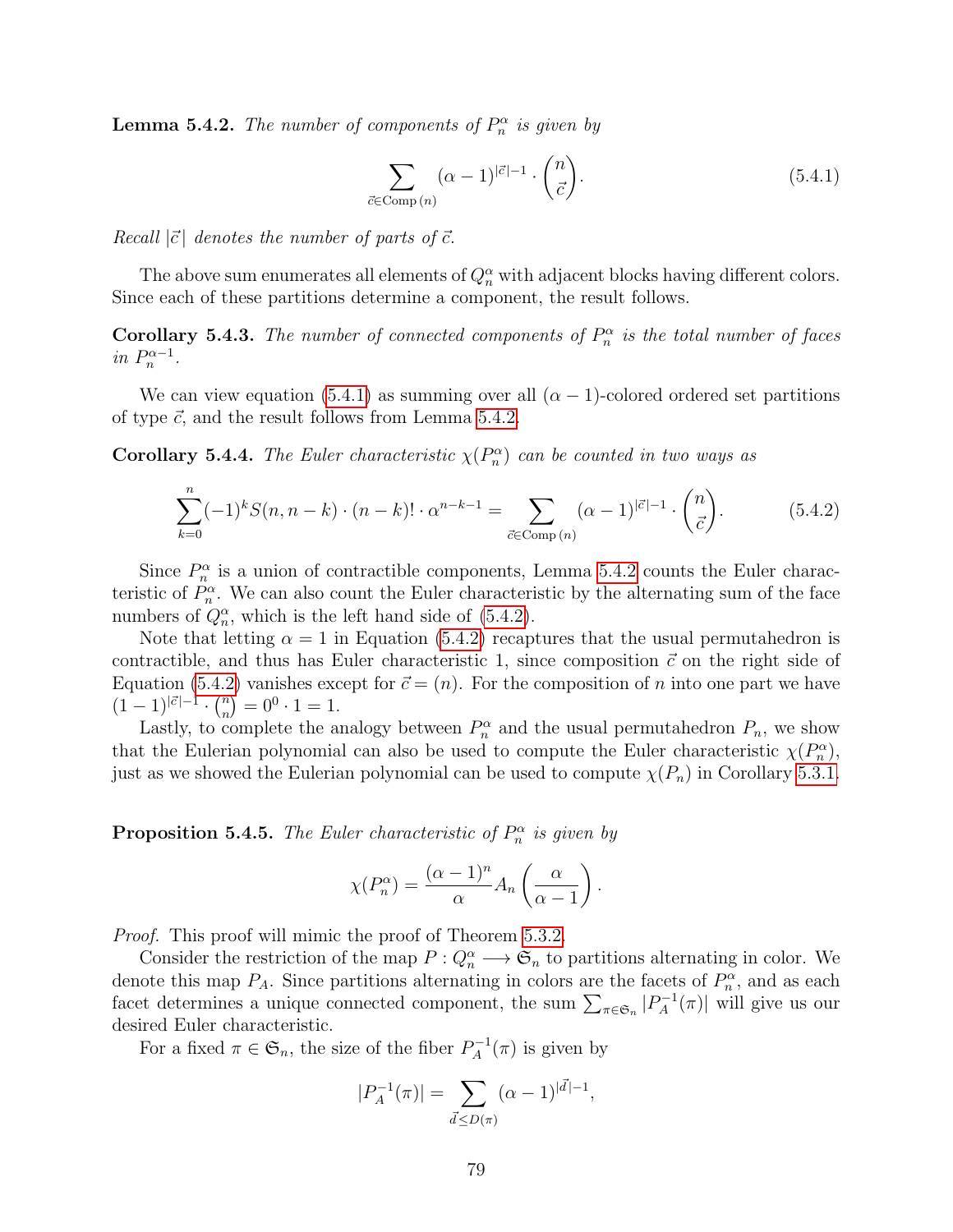**Lemma 5.4.2.** *The number of components of $P_n^\alpha$ is given by*

$$\sum_{\vec{c}\in \mathrm{Comp}\,(n)} (\alpha-1)^{|\vec{c}|-1} \cdot \binom{n}{\vec{c}}. \tag{5.4.1}$$

*Recall $|\vec{c}|$ denotes the number of parts of $\vec{c}$.*

The above sum enumerates all elements of $Q_n^\alpha$ with adjacent blocks having different colors. Since each of these partitions determine a component, the result follows.

**Corollary 5.4.3.** *The number of connected components of $P_n^\alpha$ is the total number of faces in $P_n^{\alpha-1}$.*

We can view equation (5.4.1) as summing over all $(\alpha-1)$-colored ordered set partitions of type $\vec{c}$, and the result follows from Lemma 5.4.2.

**Corollary 5.4.4.** *The Euler characteristic $\chi(P_n^\alpha)$ can be counted in two ways as*

$$\sum_{k=0}^{n} (-1)^k S(n,n-k)\cdot (n-k)!\cdot \alpha^{n-k-1} = \sum_{\vec{c}\in \mathrm{Comp}\,(n)} (\alpha-1)^{|\vec{c}|-1} \cdot \binom{n}{\vec{c}}. \tag{5.4.2}$$

Since $P_n^\alpha$ is a union of contractible components, Lemma 5.4.2 counts the Euler characteristic of $P_n^\alpha$. We can also count the Euler characteristic by the alternating sum of the face numbers of $Q_n^\alpha$, which is the left hand side of (5.4.2).

Note that letting $\alpha = 1$ in Equation (5.4.2) recaptures that the usual permutahedron is contractible, and thus has Euler characteristic 1, since composition $\vec{c}$ on the right side of Equation (5.4.2) vanishes except for $\vec{c} = (n)$. For the composition of $n$ into one part we have $(1-1)^{|\vec{c}|-1}\cdot \binom{n}{n} = 0^0 \cdot 1 = 1$.

Lastly, to complete the analogy between $P_n^\alpha$ and the usual permutahedron $P_n$, we show that the Eulerian polynomial can also be used to compute the Euler characteristic $\chi(P_n^\alpha)$, just as we showed the Eulerian polynomial can be used to compute $\chi(P_n)$ in Corollary 5.3.1.

**Proposition 5.4.5.** *The Euler characteristic of $P_n^\alpha$ is given by*

$$\chi(P_n^\alpha) = \frac{(\alpha-1)^n}{\alpha} A_n\left(\frac{\alpha}{\alpha-1}\right).$$

*Proof.* This proof will mimic the proof of Theorem 5.3.2.

Consider the restriction of the map $P : Q_n^\alpha \longrightarrow \mathfrak{S}_n$ to partitions alternating in color. We denote this map $P_A$. Since partitions alternating in colors are the facets of $P_n^\alpha$, and as each facet determines a unique connected component, the sum $\sum_{\pi\in\mathfrak{S}_n} |P_A^{-1}(\pi)|$ will give us our desired Euler characteristic.

For a fixed $\pi \in \mathfrak{S}_n$, the size of the fiber $P_A^{-1}(\pi)$ is given by

$$|P_A^{-1}(\pi)| = \sum_{\vec{d}\leq D(\pi)} (\alpha-1)^{|\vec{d}|-1},$$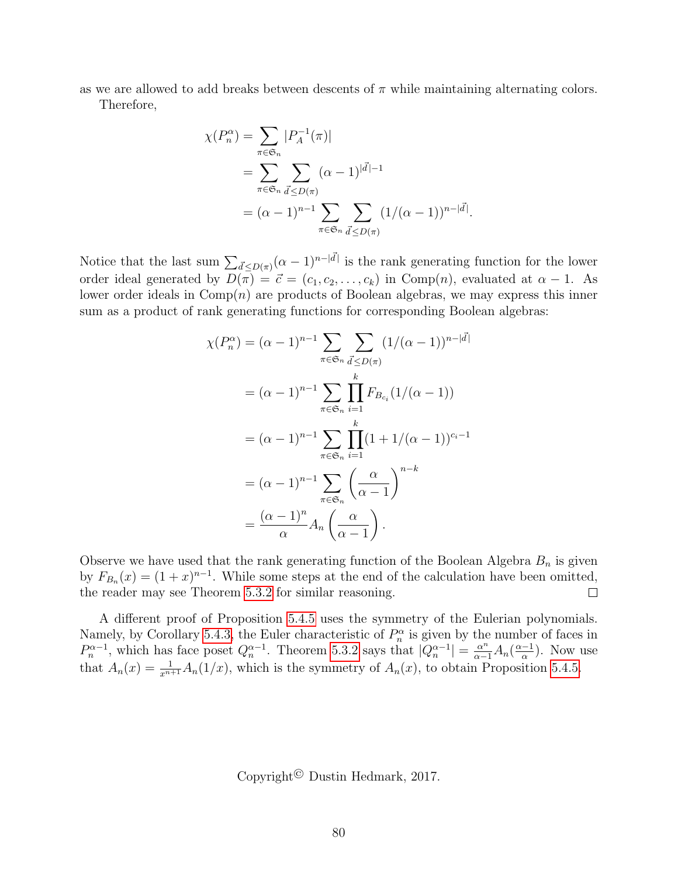as we are allowed to add breaks between descents of $\pi$ while maintaining alternating colors.

Therefore,

$$\begin{aligned}
\chi(P_n^\alpha) &= \sum_{\pi \in \mathfrak{S}_n} |P_A^{-1}(\pi)| \\
&= \sum_{\pi \in \mathfrak{S}_n} \sum_{\vec{d} \leq D(\pi)} (\alpha - 1)^{|\vec{d}|-1} \\
&= (\alpha - 1)^{n-1} \sum_{\pi \in \mathfrak{S}_n} \sum_{\vec{d} \leq D(\pi)} (1/(\alpha - 1))^{n-|\vec{d}|}.
\end{aligned}$$

Notice that the last sum $\sum_{\vec{d} \leq D(\pi)} (\alpha - 1)^{n-|\vec{d}|}$ is the rank generating function for the lower order ideal generated by $D(\pi) = \vec{c} = (c_1, c_2, \ldots, c_k)$ in $\text{Comp}(n)$, evaluated at $\alpha - 1$. As lower order ideals in $\text{Comp}(n)$ are products of Boolean algebras, we may express this inner sum as a product of rank generating functions for corresponding Boolean algebras:

$$\begin{aligned}
\chi(P_n^\alpha) &= (\alpha - 1)^{n-1} \sum_{\pi \in \mathfrak{S}_n} \sum_{\vec{d} \leq D(\pi)} (1/(\alpha - 1))^{n-|\vec{d}|} \\
&= (\alpha - 1)^{n-1} \sum_{\pi \in \mathfrak{S}_n} \prod_{i=1}^{k} F_{B_{c_i}}(1/(\alpha - 1)) \\
&= (\alpha - 1)^{n-1} \sum_{\pi \in \mathfrak{S}_n} \prod_{i=1}^{k} (1 + 1/(\alpha - 1))^{c_i - 1} \\
&= (\alpha - 1)^{n-1} \sum_{\pi \in \mathfrak{S}_n} \left( \frac{\alpha}{\alpha - 1} \right)^{n-k} \\
&= \frac{(\alpha - 1)^n}{\alpha} A_n\left( \frac{\alpha}{\alpha - 1} \right).
\end{aligned}$$

Observe we have used that the rank generating function of the Boolean Algebra $B_n$ is given by $F_{B_n}(x) = (1 + x)^{n-1}$. While some steps at the end of the calculation have been omitted, the reader may see Theorem 5.3.2 for similar reasoning. ◻

A different proof of Proposition 5.4.5 uses the symmetry of the Eulerian polynomials. Namely, by Corollary 5.4.3, the Euler characteristic of $P_n^\alpha$ is given by the number of faces in $P_n^{\alpha-1}$, which has face poset $Q_n^{\alpha-1}$. Theorem 5.3.2 says that $|Q_n^{\alpha-1}| = \frac{\alpha^n}{\alpha-1} A_n(\frac{\alpha-1}{\alpha})$. Now use that $A_n(x) = \frac{1}{x^{n+1}} A_n(1/x)$, which is the symmetry of $A_n(x)$, to obtain Proposition 5.4.5.

Copyright© Dustin Hedmark, 2017.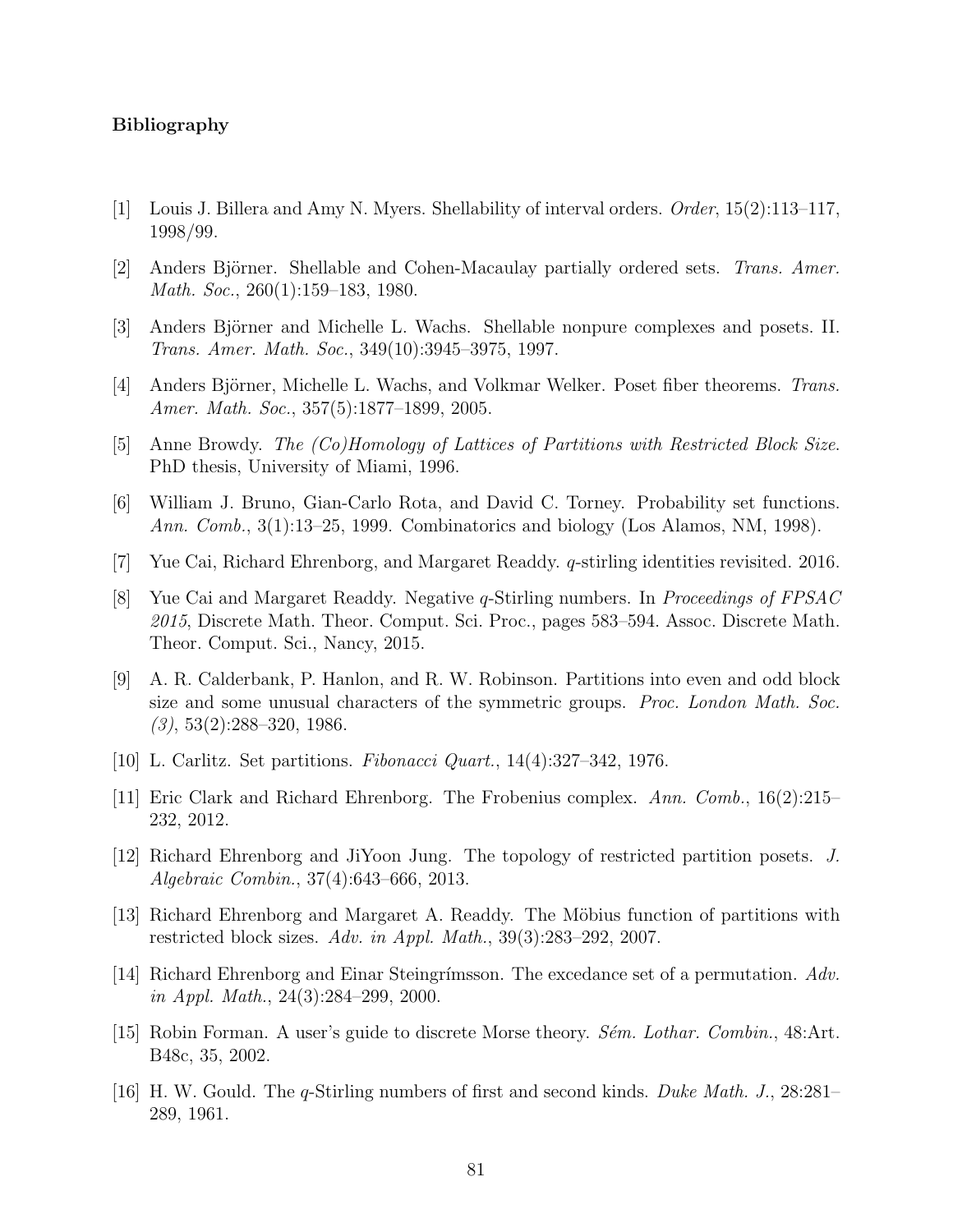**Bibliography**

[1] Louis J. Billera and Amy N. Myers. Shellability of interval orders. *Order*, 15(2):113–117, 1998/99.

[2] Anders Björner. Shellable and Cohen-Macaulay partially ordered sets. *Trans. Amer. Math. Soc.*, 260(1):159–183, 1980.

[3] Anders Björner and Michelle L. Wachs. Shellable nonpure complexes and posets. II. *Trans. Amer. Math. Soc.*, 349(10):3945–3975, 1997.

[4] Anders Björner, Michelle L. Wachs, and Volkmar Welker. Poset fiber theorems. *Trans. Amer. Math. Soc.*, 357(5):1877–1899, 2005.

[5] Anne Browdy. *The (Co)Homology of Lattices of Partitions with Restricted Block Size*. PhD thesis, University of Miami, 1996.

[6] William J. Bruno, Gian-Carlo Rota, and David C. Torney. Probability set functions. *Ann. Comb.*, 3(1):13–25, 1999. Combinatorics and biology (Los Alamos, NM, 1998).

[7] Yue Cai, Richard Ehrenborg, and Margaret Readdy. $q$-stirling identities revisited. 2016.

[8] Yue Cai and Margaret Readdy. Negative $q$-Stirling numbers. In *Proceedings of FPSAC 2015*, Discrete Math. Theor. Comput. Sci. Proc., pages 583–594. Assoc. Discrete Math. Theor. Comput. Sci., Nancy, 2015.

[9] A. R. Calderbank, P. Hanlon, and R. W. Robinson. Partitions into even and odd block size and some unusual characters of the symmetric groups. *Proc. London Math. Soc. (3)*, 53(2):288–320, 1986.

[10] L. Carlitz. Set partitions. *Fibonacci Quart.*, 14(4):327–342, 1976.

[11] Eric Clark and Richard Ehrenborg. The Frobenius complex. *Ann. Comb.*, 16(2):215–232, 2012.

[12] Richard Ehrenborg and JiYoon Jung. The topology of restricted partition posets. *J. Algebraic Combin.*, 37(4):643–666, 2013.

[13] Richard Ehrenborg and Margaret A. Readdy. The Möbius function of partitions with restricted block sizes. *Adv. in Appl. Math.*, 39(3):283–292, 2007.

[14] Richard Ehrenborg and Einar Steingrímsson. The excedance set of a permutation. *Adv. in Appl. Math.*, 24(3):284–299, 2000.

[15] Robin Forman. A user's guide to discrete Morse theory. *Sém. Lothar. Combin.*, 48:Art. B48c, 35, 2002.

[16] H. W. Gould. The $q$-Stirling numbers of first and second kinds. *Duke Math. J.*, 28:281–289, 1961.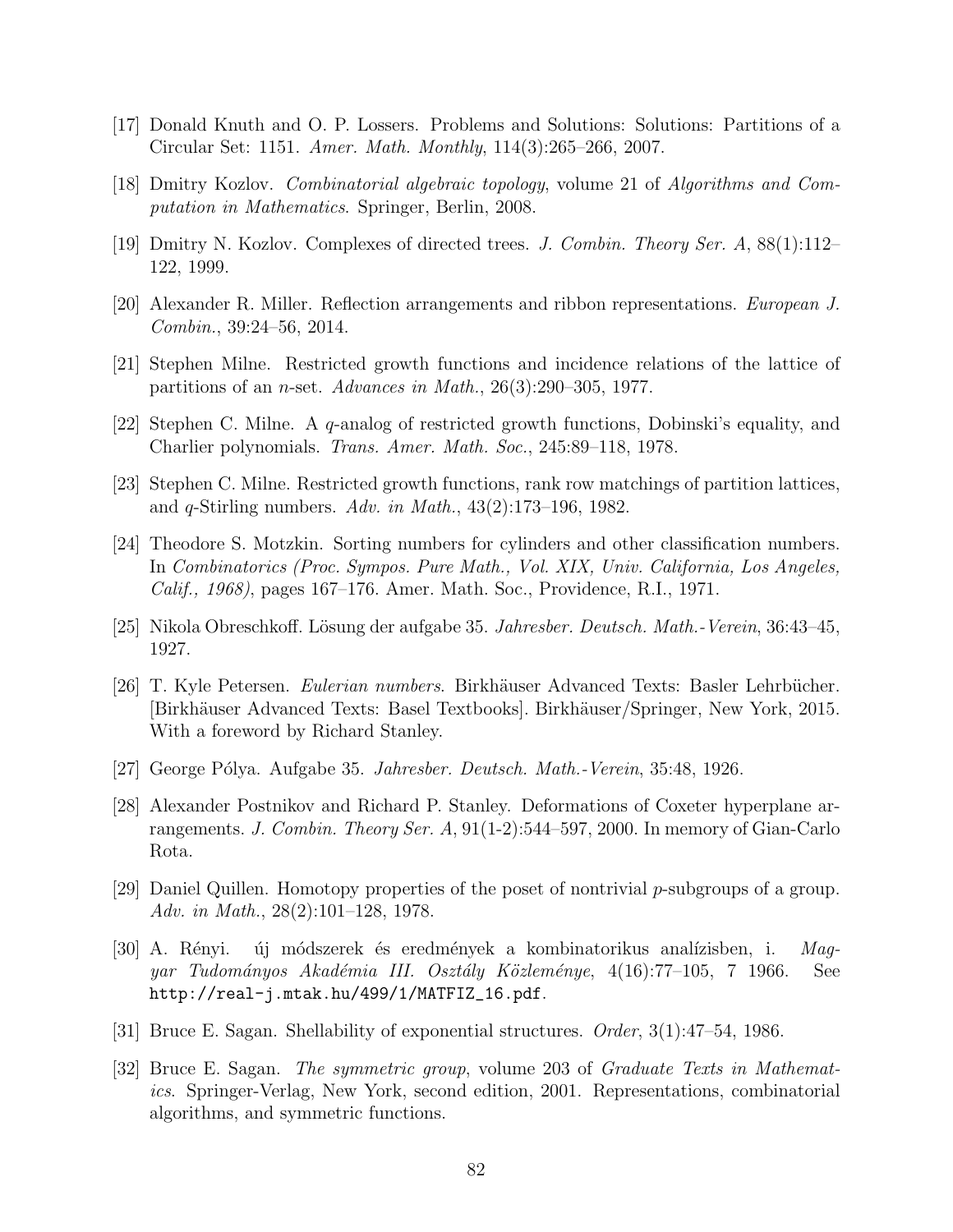[17] Donald Knuth and O. P. Lossers. Problems and Solutions: Solutions: Partitions of a Circular Set: 1151. *Amer. Math. Monthly*, 114(3):265–266, 2007.

[18] Dmitry Kozlov. *Combinatorial algebraic topology*, volume 21 of *Algorithms and Computation in Mathematics*. Springer, Berlin, 2008.

[19] Dmitry N. Kozlov. Complexes of directed trees. *J. Combin. Theory Ser. A*, 88(1):112–122, 1999.

[20] Alexander R. Miller. Reflection arrangements and ribbon representations. *European J. Combin.*, 39:24–56, 2014.

[21] Stephen Milne. Restricted growth functions and incidence relations of the lattice of partitions of an $n$-set. *Advances in Math.*, 26(3):290–305, 1977.

[22] Stephen C. Milne. A $q$-analog of restricted growth functions, Dobinski's equality, and Charlier polynomials. *Trans. Amer. Math. Soc.*, 245:89–118, 1978.

[23] Stephen C. Milne. Restricted growth functions, rank row matchings of partition lattices, and $q$-Stirling numbers. *Adv. in Math.*, 43(2):173–196, 1982.

[24] Theodore S. Motzkin. Sorting numbers for cylinders and other classification numbers. In *Combinatorics (Proc. Sympos. Pure Math., Vol. XIX, Univ. California, Los Angeles, Calif., 1968)*, pages 167–176. Amer. Math. Soc., Providence, R.I., 1971.

[25] Nikola Obreschkoff. Lösung der aufgabe 35. *Jahresber. Deutsch. Math.-Verein*, 36:43–45, 1927.

[26] T. Kyle Petersen. *Eulerian numbers*. Birkhäuser Advanced Texts: Basler Lehrbücher. [Birkhäuser Advanced Texts: Basel Textbooks]. Birkhäuser/Springer, New York, 2015. With a foreword by Richard Stanley.

[27] George Pólya. Aufgabe 35. *Jahresber. Deutsch. Math.-Verein*, 35:48, 1926.

[28] Alexander Postnikov and Richard P. Stanley. Deformations of Coxeter hyperplane arrangements. *J. Combin. Theory Ser. A*, 91(1-2):544–597, 2000. In memory of Gian-Carlo Rota.

[29] Daniel Quillen. Homotopy properties of the poset of nontrivial $p$-subgroups of a group. *Adv. in Math.*, 28(2):101–128, 1978.

[30] A. Rényi. új módszerek és eredmények a kombinatorikus analízisben, i. *Magyar Tudományos Akadémia III. Osztály Közleménye*, 4(16):77–105, 7 1966. See http://real-j.mtak.hu/499/1/MATFIZ_16.pdf.

[31] Bruce E. Sagan. Shellability of exponential structures. *Order*, 3(1):47–54, 1986.

[32] Bruce E. Sagan. *The symmetric group*, volume 203 of *Graduate Texts in Mathematics*. Springer-Verlag, New York, second edition, 2001. Representations, combinatorial algorithms, and symmetric functions.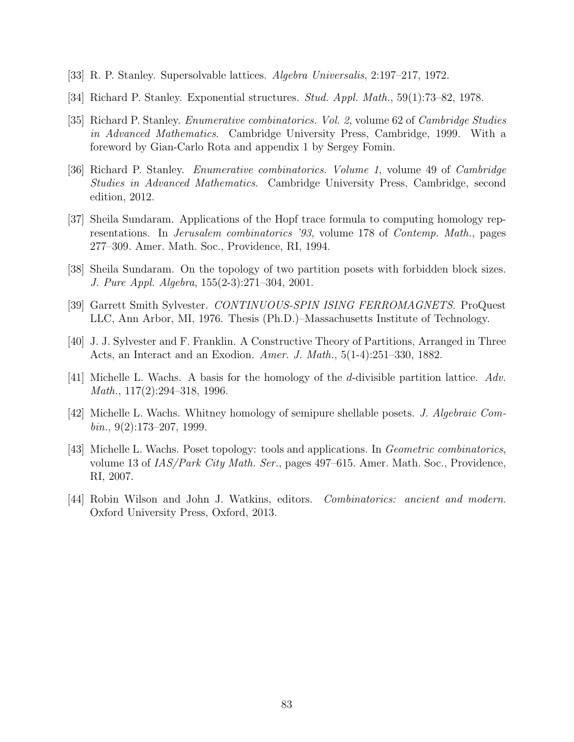[33] R. P. Stanley. Supersolvable lattices. *Algebra Universalis*, 2:197–217, 1972.

[34] Richard P. Stanley. Exponential structures. *Stud. Appl. Math.*, 59(1):73–82, 1978.

[35] Richard P. Stanley. *Enumerative combinatorics. Vol. 2*, volume 62 of *Cambridge Studies in Advanced Mathematics*. Cambridge University Press, Cambridge, 1999. With a foreword by Gian-Carlo Rota and appendix 1 by Sergey Fomin.

[36] Richard P. Stanley. *Enumerative combinatorics. Volume 1*, volume 49 of *Cambridge Studies in Advanced Mathematics*. Cambridge University Press, Cambridge, second edition, 2012.

[37] Sheila Sundaram. Applications of the Hopf trace formula to computing homology representations. In *Jerusalem combinatorics '93*, volume 178 of *Contemp. Math.*, pages 277–309. Amer. Math. Soc., Providence, RI, 1994.

[38] Sheila Sundaram. On the topology of two partition posets with forbidden block sizes. *J. Pure Appl. Algebra*, 155(2-3):271–304, 2001.

[39] Garrett Smith Sylvester. *CONTINUOUS-SPIN ISING FERROMAGNETS*. ProQuest LLC, Ann Arbor, MI, 1976. Thesis (Ph.D.)–Massachusetts Institute of Technology.

[40] J. J. Sylvester and F. Franklin. A Constructive Theory of Partitions, Arranged in Three Acts, an Interact and an Exodion. *Amer. J. Math.*, 5(1-4):251–330, 1882.

[41] Michelle L. Wachs. A basis for the homology of the $d$-divisible partition lattice. *Adv. Math.*, 117(2):294–318, 1996.

[42] Michelle L. Wachs. Whitney homology of semipure shellable posets. *J. Algebraic Combin.*, 9(2):173–207, 1999.

[43] Michelle L. Wachs. Poset topology: tools and applications. In *Geometric combinatorics*, volume 13 of *IAS/Park City Math. Ser.*, pages 497–615. Amer. Math. Soc., Providence, RI, 2007.

[44] Robin Wilson and John J. Watkins, editors. *Combinatorics: ancient and modern*. Oxford University Press, Oxford, 2013.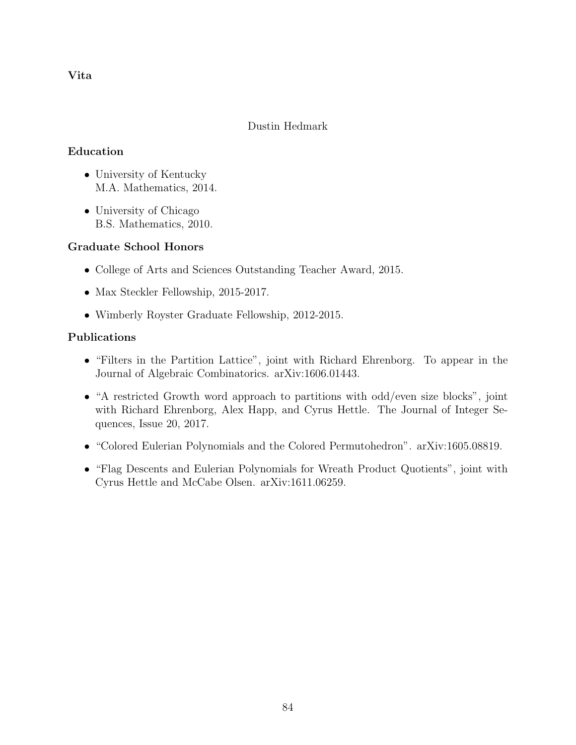# Vita

Dustin Hedmark

## Education

- University of Kentucky
  M.A. Mathematics, 2014.
- University of Chicago
  B.S. Mathematics, 2010.

## Graduate School Honors

- College of Arts and Sciences Outstanding Teacher Award, 2015.
- Max Steckler Fellowship, 2015-2017.
- Wimberly Royster Graduate Fellowship, 2012-2015.

## Publications

- "Filters in the Partition Lattice", joint with Richard Ehrenborg. To appear in the Journal of Algebraic Combinatorics. arXiv:1606.01443.
- "A restricted Growth word approach to partitions with odd/even size blocks", joint with Richard Ehrenborg, Alex Happ, and Cyrus Hettle. The Journal of Integer Sequences, Issue 20, 2017.
- "Colored Eulerian Polynomials and the Colored Permutohedron". arXiv:1605.08819.
- "Flag Descents and Eulerian Polynomials for Wreath Product Quotients", joint with Cyrus Hettle and McCabe Olsen. arXiv:1611.06259.